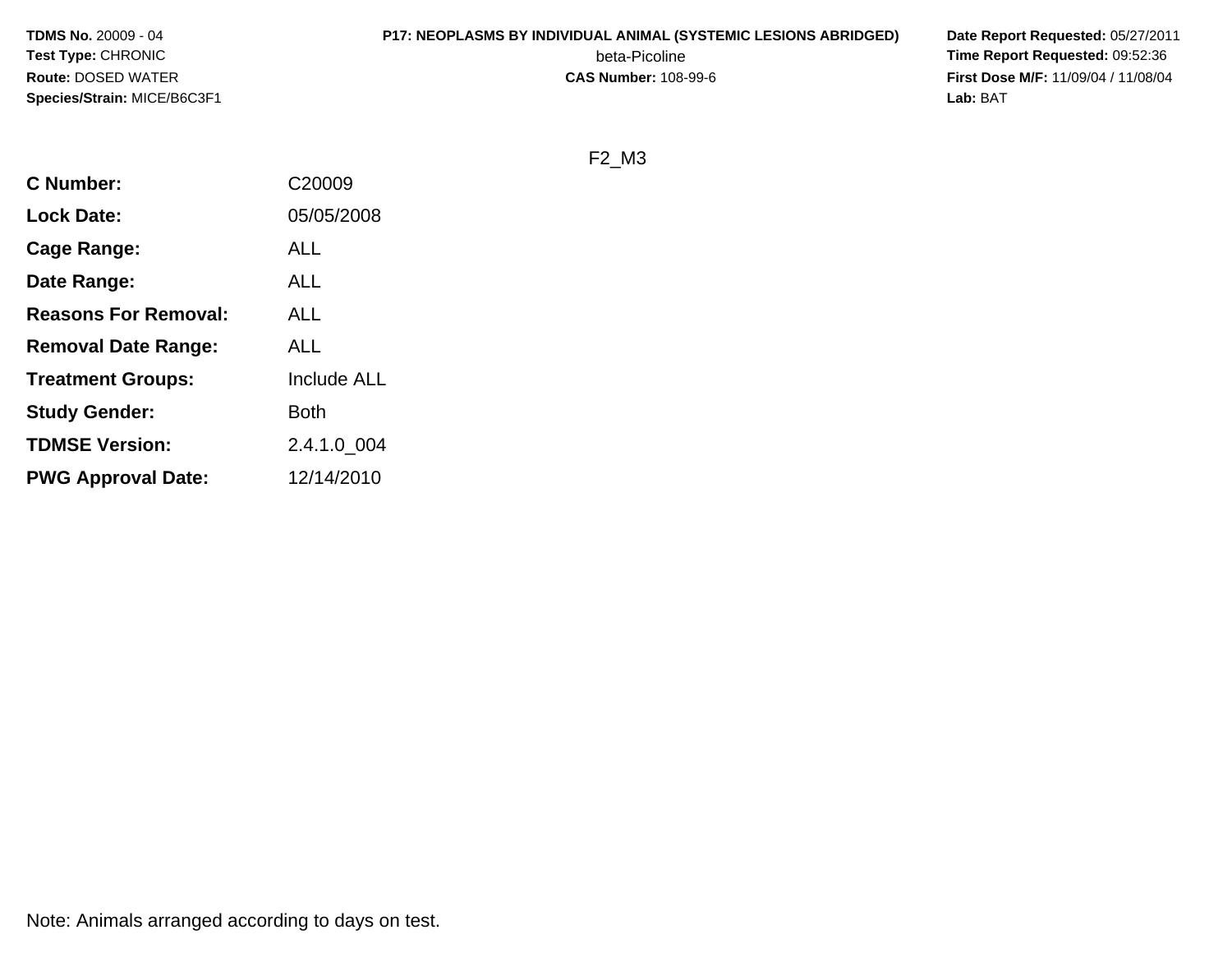**TDMS No.** 20009 - 04
**Test Type:** CHRONIC
**Route:** DOSED WATER
**Species/Strain:** MICE/B6C3F1

**P17: NEOPLASMS BY INDIVIDUAL ANIMAL (SYSTEMIC LESIONS ABRIDGED)**
beta-Picoline
**CAS Number:** 108-99-6

**Date Report Requested:** 05/27/2011
**Time Report Requested:** 09:52:36
**First Dose M/F:** 11/09/04 / 11/08/04
**Lab:** BAT

F2_M3

| | |
|---|---|
| **C Number:** | C20009 |
| **Lock Date:** | 05/05/2008 |
| **Cage Range:** | ALL |
| **Date Range:** | ALL |
| **Reasons For Removal:** | ALL |
| **Removal Date Range:** | ALL |
| **Treatment Groups:** | Include ALL |
| **Study Gender:** | Both |
| **TDMSE Version:** | 2.4.1.0_004 |
| **PWG Approval Date:** | 12/14/2010 |

Note: Animals arranged according to days on test.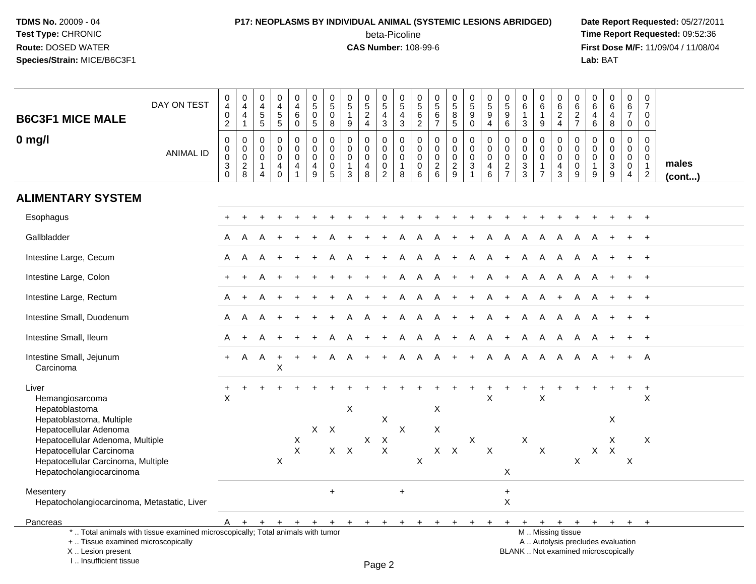**TDMS No.** 20009 - 04
**Test Type:** CHRONIC
**Route:** DOSED WATER
**Species/Strain:** MICE/B6C3F1

**P17: NEOPLASMS BY INDIVIDUAL ANIMAL (SYSTEMIC LESIONS ABRIDGED)**
beta-Picoline
**CAS Number:** 108-99-6

**Date Report Requested:** 05/27/2011
**Time Report Requested:** 09:52:36
**First Dose M/F:** 11/09/04 / 11/08/04
**Lab:** BAT

## B6C3F1 MICE MALE
## 0 mg/l

| DAY ON TEST | 0402 | 0441 | 0455 | 0455 | 0460 | 0505 | 0508 | 0519 | 0524 | 0543 | 0543 | 0562 | 0567 | 0585 | 0590 | 0594 | 0596 | 0613 | 0619 | 0624 | 0627 | 0646 | 0648 | 0670 | 0700 | |
|---|---|---|---|---|---|---|---|---|---|---|---|---|---|---|---|---|---|---|---|---|---|---|---|---|---|---|
| **ANIMAL ID** | 0030 | 0028 | 0014 | 0040 | 0041 | 0049 | 0005 | 0013 | 0048 | 0002 | 0018 | 0006 | 0026 | 0029 | 0031 | 0046 | 0027 | 0033 | 0017 | 0043 | 0009 | 0019 | 0039 | 0004 | 0012 | **males (cont...)** |
| **ALIMENTARY SYSTEM** | | | | | | | | | | | | | | | | | | | | | | | | | | |
| Esophagus | + | + | + | + | + | + | + | + | + | + | + | + | + | + | + | + | + | + | + | + | + | + | + | + | + | |
| Gallbladder | A | A | A | + | + | + | A | + | + | + | A | A | A | + | + | A | A | A | A | A | A | A | + | + | + | |
| Intestine Large, Cecum | A | A | A | + | + | + | A | A | + | + | A | A | A | + | A | A | + | A | A | A | A | A | + | + | + | |
| Intestine Large, Colon | + | + | A | + | + | + | + | + | + | + | A | A | A | + | + | A | + | A | A | A | A | A | + | + | + | |
| Intestine Large, Rectum | A | + | A | + | + | + | + | A | + | + | A | A | A | + | + | A | + | A | A | + | A | A | + | + | + | |
| Intestine Small, Duodenum | A | A | A | + | + | + | + | A | A | + | A | A | A | + | + | A | + | A | A | A | A | A | + | + | + | |
| Intestine Small, Ileum | A | + | A | + | + | + | A | A | + | + | A | A | A | + | A | A | + | A | A | A | A | A | + | + | + | |
| Intestine Small, Jejunum | + | A | A | + | + | + | A | A | + | + | A | A | A | + | + | A | A | A | A | A | A | A | + | + | A | |
| Carcinoma | | | | X | | | | | | | | | | | | | | | | | | | | | | |
| Liver | + | + | + | + | + | + | + | + | + | + | + | + | + | + | + | + | + | + | + | + | + | + | + | + | + | |
| Hemangiosarcoma | X | | | | | | | | | | | | | | | X | | | X | | | | | | X | |
| Hepatoblastoma | | | | | | | | X | | | | | X | | | | | | | | | | | | | |
| Hepatoblastoma, Multiple | | | | | | | | | | X | | | | | | | | | | | | | X | | | |
| Hepatocellular Adenoma | | | | | | X | X | | | | X | | X | | | | | | | | | | | | | |
| Hepatocellular Adenoma, Multiple | | | | | X | | | | X | X | | | | | X | | | X | | | | | X | | X | |
| Hepatocellular Carcinoma | | | | | X | | X | X | | X | | | X | X | | X | | | X | | | X | X | | | |
| Hepatocellular Carcinoma, Multiple | | | | X | | | | | | | | X | | | | | | | | | X | | | X | | |
| Hepatocholangiocarcinoma | | | | | | | | | | | | | | | | | X | | | | | | | | | |
| Mesentery | | | | | | | + | | | | + | | | | | | + | | | | | | | | | |
| Hepatocholangiocarcinoma, Metastatic, Liver | | | | | | | | | | | | | | | | | X | | | | | | | | | |
| Pancreas | A | + | + | + | + | + | + | + | + | + | + | + | + | + | + | + | + | + | + | + | + | + | + | + | + | |

\* .. Total animals with tissue examined microscopically; Total animals with tumor
+ .. Tissue examined microscopically
X .. Lesion present
I .. Insufficient tissue

M .. Missing tissue
A .. Autolysis precludes evaluation
BLANK .. Not examined microscopically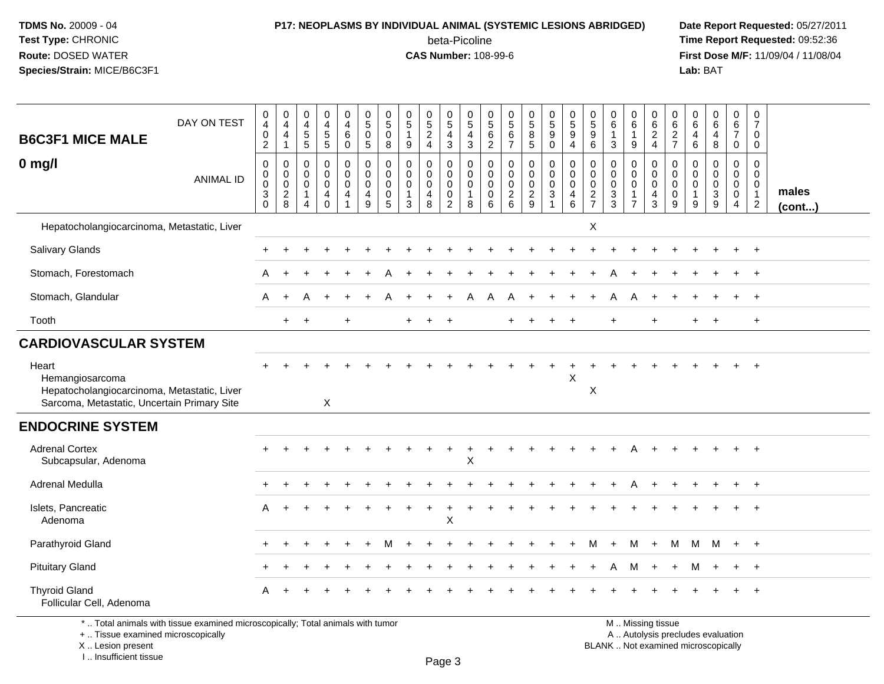**TDMS No.** 20009 - 04
**Test Type:** CHRONIC
**Route:** DOSED WATER
**Species/Strain:** MICE/B6C3F1

**P17: NEOPLASMS BY INDIVIDUAL ANIMAL (SYSTEMIC LESIONS ABRIDGED)**
beta-Picoline
**CAS Number:** 108-99-6

**Date Report Requested:** 05/27/2011
**Time Report Requested:** 09:52:36
**First Dose M/F:** 11/09/04 / 11/08/04
**Lab:** BAT

| B6C3F1 MICE MALE 0 mg/l | | | | | | | | | | | | | | | | | | | | | | | | | | |
|---|---|---|---|---|---|---|---|---|---|---|---|---|---|---|---|---|---|---|---|---|---|---|---|---|---|---|
| DAY ON TEST | 0402 | 0441 | 0455 | 0455 | 0460 | 0505 | 0508 | 0519 | 0524 | 0543 | 0543 | 0562 | 0567 | 0585 | 0590 | 0594 | 0596 | 0613 | 0619 | 0624 | 0627 | 0646 | 0648 | 0670 | 0700 | |
| ANIMAL ID | 00030 | 00028 | 00014 | 00040 | 00041 | 00049 | 00005 | 00013 | 00048 | 00002 | 00018 | 00006 | 00026 | 00029 | 00031 | 00046 | 00027 | 00033 | 00017 | 00043 | 00009 | 00019 | 00039 | 00004 | 00012 | males (cont...) |
| Hepatocholangiocarcinoma, Metastatic, Liver | | | | | | | | | | | | | | | | | X | | | | | | | | | |
| Salivary Glands | + | + | + | + | + | + | + | + | + | + | + | + | + | + | + | + | + | + | + | + | + | + | + | + | + | |
| Stomach, Forestomach | A | + | + | + | + | + | A | + | + | + | + | + | + | + | + | + | + | A | + | + | + | + | + | + | + | |
| Stomach, Glandular | A | + | A | + | + | + | A | + | + | + | A | A | A | + | + | + | + | A | A | + | + | + | + | + | + | |
| Tooth | | + | + | | + | | | + | + | + | | | + | + | + | + | | + | | + | | + | + | | + | |
| **CARDIOVASCULAR SYSTEM** | | | | | | | | | | | | | | | | | | | | | | | | | | |
| Heart | + | + | + | + | + | + | + | + | + | + | + | + | + | + | + | + | + | + | + | + | + | + | + | + | + | |
| Hemangiosarcoma | | | | | | | | | | | | | | | | X | | | | | | | | | | |
| Hepatocholangiocarcinoma, Metastatic, Liver | | | | | | | | | | | | | | | | | X | | | | | | | | | |
| Sarcoma, Metastatic, Uncertain Primary Site | | | | X | | | | | | | | | | | | | | | | | | | | | | |
| **ENDOCRINE SYSTEM** | | | | | | | | | | | | | | | | | | | | | | | | | | |
| Adrenal Cortex | + | + | + | + | + | + | + | + | + | + | + | + | + | + | + | + | + | + | A | + | + | + | + | + | + | |
| Subcapsular, Adenoma | | | | | | | | | | | X | | | | | | | | | | | | | | | |
| Adrenal Medulla | + | + | + | + | + | + | + | + | + | + | + | + | + | + | + | + | + | + | A | + | + | + | + | + | + | |
| Islets, Pancreatic | A | + | + | + | + | + | + | + | + | + | + | + | + | + | + | + | + | + | + | + | + | + | + | + | + | |
| Adenoma | | | | | | | | | | X | | | | | | | | | | | | | | | | |
| Parathyroid Gland | + | + | + | + | + | + | M | + | + | + | + | + | + | + | + | + | M | + | M | + | M | M | M | + | + | |
| Pituitary Gland | + | + | + | + | + | + | + | + | + | + | + | + | + | + | + | + | + | A | M | + | + | M | + | + | + | |
| Thyroid Gland | A | + | + | + | + | + | + | + | + | + | + | + | + | + | + | + | + | + | + | + | + | + | + | + | + | |
| Follicular Cell, Adenoma | | | | | | | | | | | | | | | | | | | | | | | | | | |

* .. Total animals with tissue examined microscopically; Total animals with tumor
+ .. Tissue examined microscopically
X .. Lesion present
I .. Insufficient tissue

M .. Missing tissue
A .. Autolysis precludes evaluation
BLANK .. Not examined microscopically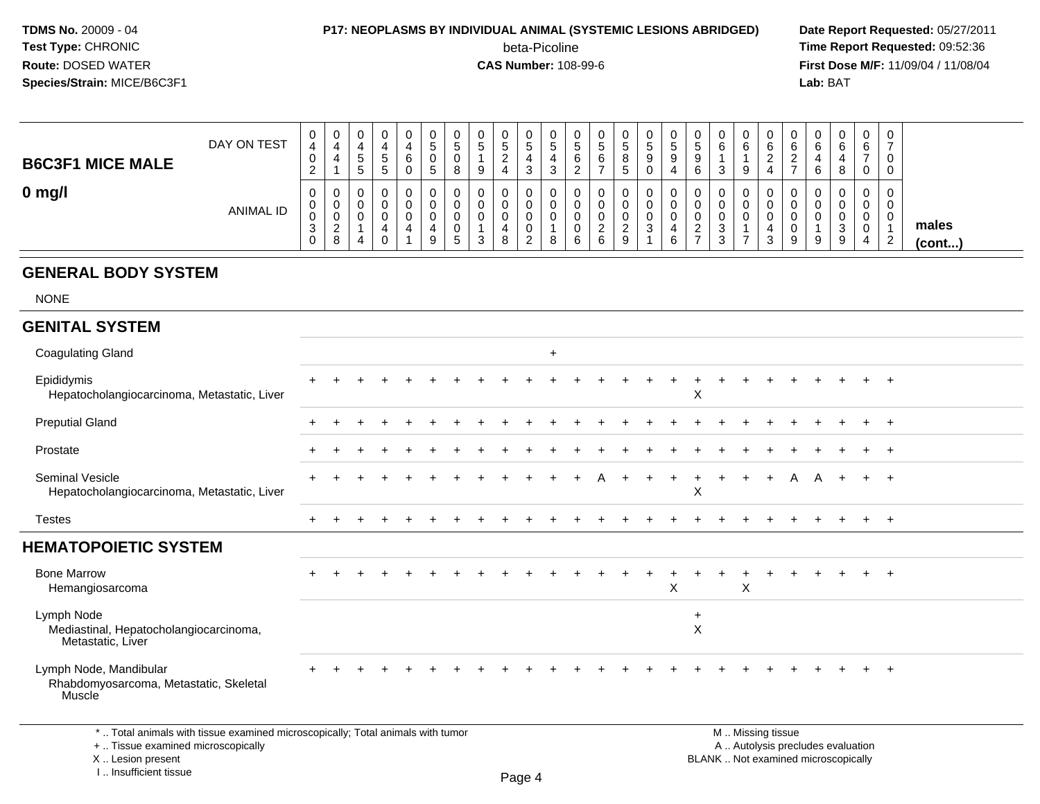**TDMS No.** 20009 - 04
**Test Type:** CHRONIC
**Route:** DOSED WATER
**Species/Strain:** MICE/B6C3F1

**P17: NEOPLASMS BY INDIVIDUAL ANIMAL (SYSTEMIC LESIONS ABRIDGED)**
beta-Picoline
**CAS Number:** 108-99-6

**Date Report Requested:** 05/27/2011
**Time Report Requested:** 09:52:36
**First Dose M/F:** 11/09/04 / 11/08/04
**Lab:** BAT

| B6C3F1 MICE MALE 0 mg/l | | | | | | | | | | | | | | | | | | | | | | | | | | |
|---|---|---|---|---|---|---|---|---|---|---|---|---|---|---|---|---|---|---|---|---|---|---|---|---|---|---|
| DAY ON TEST | 0402 | 0441 | 0455 | 0455 | 0460 | 0505 | 0508 | 0519 | 0524 | 0543 | 0543 | 0562 | 0567 | 0585 | 0590 | 0594 | 0596 | 0613 | 0619 | 0624 | 0627 | 0646 | 0648 | 0670 | 0700 | |
| ANIMAL ID | 00030 | 00028 | 00014 | 00040 | 00041 | 00049 | 00005 | 00013 | 00048 | 00002 | 00018 | 00006 | 00026 | 00029 | 00031 | 00046 | 00027 | 00033 | 00017 | 00043 | 00009 | 00019 | 00039 | 00004 | 00012 | males (cont...) |
| **GENERAL BODY SYSTEM** | | | | | | | | | | | | | | | | | | | | | | | | | | |
| NONE | | | | | | | | | | | | | | | | | | | | | | | | | | |
| **GENITAL SYSTEM** | | | | | | | | | | | | | | | | | | | | | | | | | | |
| Coagulating Gland | | | | | | | | | | | + | | | | | | | | | | | | | | | |
| Epididymis | + | + | + | + | + | + | + | + | + | + | + | + | + | + | + | + | + | + | + | + | + | + | + | + | + | |
| Hepatocholangiocarcinoma, Metastatic, Liver | | | | | | | | | | | | | | | | | X | | | | | | | | | |
| Preputial Gland | + | + | + | + | + | + | + | + | + | + | + | + | + | + | + | + | + | + | + | + | + | + | + | + | + | |
| Prostate | + | + | + | + | + | + | + | + | + | + | + | + | + | + | + | + | + | + | + | + | + | + | + | + | + | |
| Seminal Vesicle | + | + | + | + | + | + | + | + | + | + | + | + | A | + | + | + | + | + | + | + | A | A | + | + | + | |
| Hepatocholangiocarcinoma, Metastatic, Liver | | | | | | | | | | | | | | | | | X | | | | | | | | | |
| Testes | + | + | + | + | + | + | + | + | + | + | + | + | + | + | + | + | + | + | + | + | + | + | + | + | + | |
| **HEMATOPOIETIC SYSTEM** | | | | | | | | | | | | | | | | | | | | | | | | | | |
| Bone Marrow | + | + | + | + | + | + | + | + | + | + | + | + | + | + | + | + | + | + | + | + | + | + | + | + | + | |
| Hemangiosarcoma | | | | | | | | | | | | | | | | X | | | X | | | | | | | |
| Lymph Node | | | | | | | | | | | | | | | | | + | | | | | | | | | |
| Mediastinal, Hepatocholangiocarcinoma, Metastatic, Liver | | | | | | | | | | | | | | | | | X | | | | | | | | | |
| Lymph Node, Mandibular | + | + | + | + | + | + | + | + | + | + | + | + | + | + | + | + | + | + | + | + | + | + | + | + | + | |
| Rhabdomyosarcoma, Metastatic, Skeletal Muscle | | | | | | | | | | | | | | | | | | | | | | | | | | |

\* .. Total animals with tissue examined microscopically; Total animals with tumor
\+ .. Tissue examined microscopically
X .. Lesion present
I .. Insufficient tissue

M .. Missing tissue
A .. Autolysis precludes evaluation
BLANK .. Not examined microscopically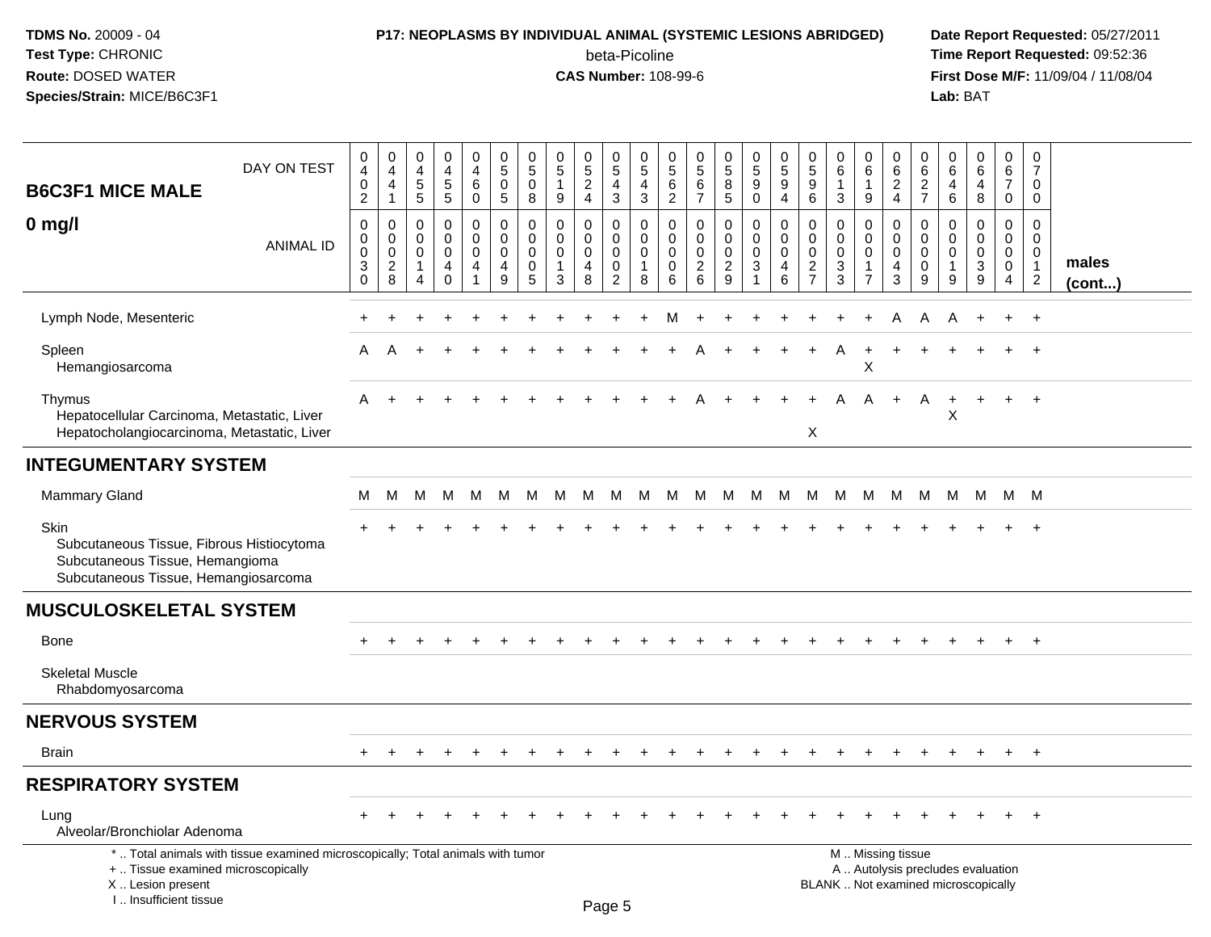**TDMS No.** 20009 - 04
**Test Type:** CHRONIC
**Route:** DOSED WATER
**Species/Strain:** MICE/B6C3F1

**P17: NEOPLASMS BY INDIVIDUAL ANIMAL (SYSTEMIC LESIONS ABRIDGED)**
beta-Picoline
**CAS Number:** 108-99-6

**Date Report Requested:** 05/27/2011
**Time Report Requested:** 09:52:36
**First Dose M/F:** 11/09/04 / 11/08/04
**Lab:** BAT

| B6C3F1 MICE MALE 0 mg/l | | | | | | | | | | | | | | | | | | | | | | | | | | |
|---|---|---|---|---|---|---|---|---|---|---|---|---|---|---|---|---|---|---|---|---|---|---|---|---|---|---|
| DAY ON TEST | 0402 | 0441 | 0455 | 0455 | 0460 | 0505 | 0508 | 0519 | 0524 | 0543 | 0543 | 0562 | 0567 | 0585 | 0590 | 0594 | 0596 | 0613 | 0619 | 0624 | 0627 | 0646 | 0648 | 0670 | 0700 | |
| ANIMAL ID | 0030 | 0028 | 0014 | 0040 | 0041 | 0049 | 0005 | 0013 | 0048 | 0002 | 0018 | 0006 | 0026 | 0029 | 0031 | 0046 | 0027 | 0033 | 0017 | 0043 | 0009 | 0019 | 0039 | 0004 | 0012 | males (cont...) |
| Lymph Node, Mesenteric | + | + | + | + | + | + | + | + | + | + | + | M | + | + | + | + | + | + | + | A | A | A | + | + | + | |
| Spleen | A | A | + | + | + | + | + | + | + | + | + | + | A | + | + | + | + | A | + | + | + | + | + | + | + | |
| Hemangiosarcoma | | | | | | | | | | | | | | | | | | | X | | | | | | | |
| Thymus | A | + | + | + | + | + | + | + | + | + | + | + | A | + | + | + | + | A | A | + | A | + | + | + | + | |
| Hepatocellular Carcinoma, Metastatic, Liver | | | | | | | | | | | | | | | | | | | | | | X | | | | |
| Hepatocholangiocarcinoma, Metastatic, Liver | | | | | | | | | | | | | | | | | X | | | | | | | | | |
| **INTEGUMENTARY SYSTEM** | | | | | | | | | | | | | | | | | | | | | | | | | | |
| Mammary Gland | M | M | M | M | M | M | M | M | M | M | M | M | M | M | M | M | M | M | M | M | M | M | M | M | M | |
| Skin | + | + | + | + | + | + | + | + | + | + | + | + | + | + | + | + | + | + | + | + | + | + | + | + | + | |
| Subcutaneous Tissue, Fibrous Histiocytoma | | | | | | | | | | | | | | | | | | | | | | | | | | |
| Subcutaneous Tissue, Hemangioma | | | | | | | | | | | | | | | | | | | | | | | | | | |
| Subcutaneous Tissue, Hemangiosarcoma | | | | | | | | | | | | | | | | | | | | | | | | | | |
| **MUSCULOSKELETAL SYSTEM** | | | | | | | | | | | | | | | | | | | | | | | | | | |
| Bone | + | + | + | + | + | + | + | + | + | + | + | + | + | + | + | + | + | + | + | + | + | + | + | + | + | |
| Skeletal Muscle | | | | | | | | | | | | | | | | | | | | | | | | | | |
| Rhabdomyosarcoma | | | | | | | | | | | | | | | | | | | | | | | | | | |
| **NERVOUS SYSTEM** | | | | | | | | | | | | | | | | | | | | | | | | | | |
| Brain | + | + | + | + | + | + | + | + | + | + | + | + | + | + | + | + | + | + | + | + | + | + | + | + | + | |
| **RESPIRATORY SYSTEM** | | | | | | | | | | | | | | | | | | | | | | | | | | |
| Lung | + | + | + | + | + | + | + | + | + | + | + | + | + | + | + | + | + | + | + | + | + | + | + | + | + | |
| Alveolar/Bronchiolar Adenoma | | | | | | | | | | | | | | | | | | | | | | | | | | |

\* .. Total animals with tissue examined microscopically; Total animals with tumor
\+ .. Tissue examined microscopically
X .. Lesion present
I .. Insufficient tissue

M .. Missing tissue
A .. Autolysis precludes evaluation
BLANK .. Not examined microscopically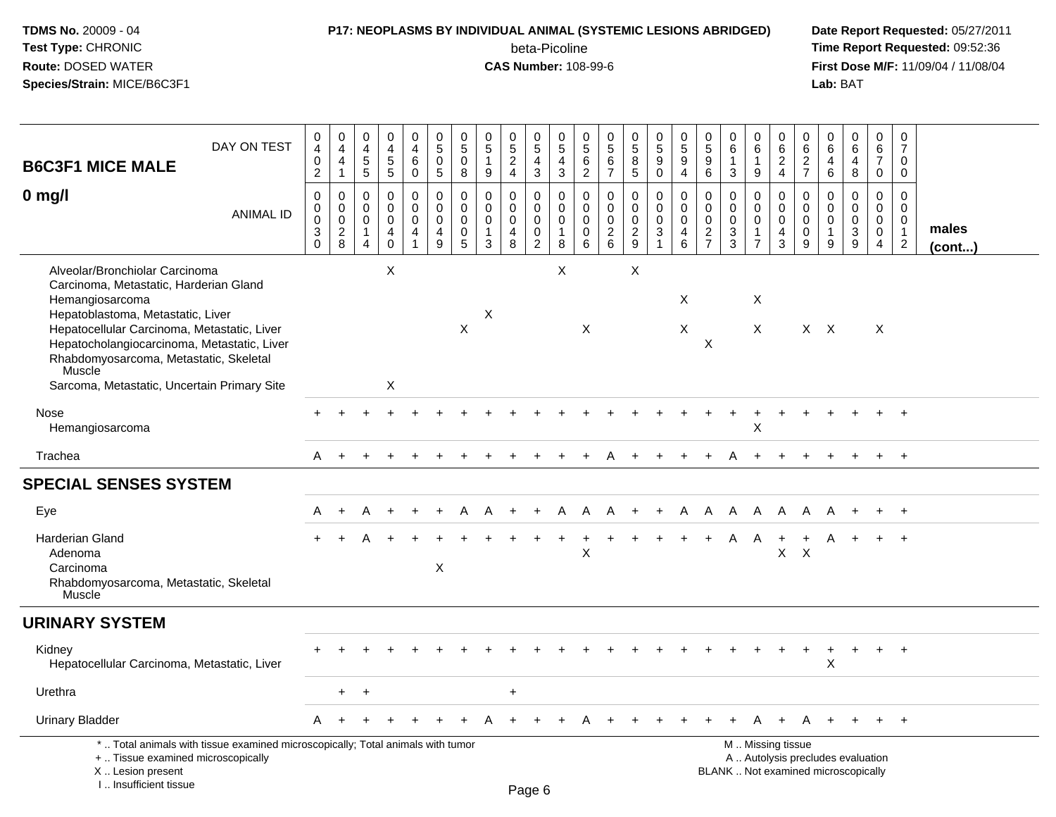**TDMS No.** 20009 - 04
**Test Type:** CHRONIC
**Route:** DOSED WATER
**Species/Strain:** MICE/B6C3F1

**P17: NEOPLASMS BY INDIVIDUAL ANIMAL (SYSTEMIC LESIONS ABRIDGED)**
beta-Picoline
**CAS Number:** 108-99-6

**Date Report Requested:** 05/27/2011
**Time Report Requested:** 09:52:36
**First Dose M/F:** 11/09/04 / 11/08/04
**Lab:** BAT

## B6C3F1 MICE MALE

## 0 mg/l

| DAY ON TEST | 0402 | 0441 | 0455 | 0455 | 0460 | 0505 | 0508 | 0519 | 0524 | 0543 | 0543 | 0562 | 0567 | 0585 | 0590 | 0594 | 0596 | 0613 | 0619 | 0624 | 0627 | 0646 | 0648 | 0670 | 0700 | |
|---|---|---|---|---|---|---|---|---|---|---|---|---|---|---|---|---|---|---|---|---|---|---|---|---|---|---|
| **ANIMAL ID** | 0030 | 0028 | 0014 | 0040 | 0041 | 0049 | 0005 | 0013 | 0048 | 0002 | 0018 | 0006 | 0026 | 0029 | 0031 | 0046 | 0027 | 0033 | 0017 | 0043 | 0009 | 0019 | 0039 | 0004 | 0012 | **males (cont...)** |
| Alveolar/Bronchiolar Carcinoma | | | | X | | | | | | | X | | | X | | | | | | | | | | | | |
| Carcinoma, Metastatic, Harderian Gland | | | | | | | | | | | | | | | | | | | | | | | | | | |
| Hemangiosarcoma | | | | | | | | | | | | | | | | X | | | X | | | | | | | |
| Hepatoblastoma, Metastatic, Liver | | | | | | | | X | | | | | | | | | | | | | | | | | | |
| Hepatocellular Carcinoma, Metastatic, Liver | | | | | | | X | | | | | X | | | | X | | | X | | X | X | | X | | |
| Hepatocholangiocarcinoma, Metastatic, Liver | | | | | | | | | | | | | | | | | X | | | | | | | | | |
| Rhabdomyosarcoma, Metastatic, Skeletal Muscle | | | | | | | | | | | | | | | | | | | | | | | | | | |
| Sarcoma, Metastatic, Uncertain Primary Site | | | | X | | | | | | | | | | | | | | | | | | | | | | |
| Nose | + | + | + | + | + | + | + | + | + | + | + | + | + | + | + | + | + | + | + | + | + | + | + | + | + | |
| Hemangiosarcoma | | | | | | | | | | | | | | | | | | | X | | | | | | | |
| Trachea | A | + | + | + | + | + | + | + | + | + | + | + | A | + | + | + | + | A | + | + | + | + | + | + | + | |
| **SPECIAL SENSES SYSTEM** | | | | | | | | | | | | | | | | | | | | | | | | | | |
| Eye | A | + | A | + | + | + | A | A | + | + | A | A | A | + | + | A | A | A | A | A | A | A | + | + | + | |
| Harderian Gland | + | + | A | + | + | + | + | + | + | + | + | + | + | + | + | + | + | A | A | + | + | A | + | + | + | |
| Adenoma | | | | | | | | | | | | X | | | | | | | | X | X | | | | | |
| Carcinoma | | | | | | X | | | | | | | | | | | | | | | | | | | | |
| Rhabdomyosarcoma, Metastatic, Skeletal Muscle | | | | | | | | | | | | | | | | | | | | | | | | | | |
| **URINARY SYSTEM** | | | | | | | | | | | | | | | | | | | | | | | | | | |
| Kidney | + | + | + | + | + | + | + | + | + | + | + | + | + | + | + | + | + | + | + | + | + | + | + | + | + | |
| Hepatocellular Carcinoma, Metastatic, Liver | | | | | | | | | | | | | | | | | | | | | | X | | | | |
| Urethra | | + | + | | | | | | + | | | | | | | | | | | | | | | | | |
| Urinary Bladder | A | + | + | + | + | + | + | A | + | + | + | A | + | + | + | + | + | + | A | + | A | + | + | + | + | |

\* .. Total animals with tissue examined microscopically; Total animals with tumor
+ .. Tissue examined microscopically
X .. Lesion present
I .. Insufficient tissue

M .. Missing tissue
A .. Autolysis precludes evaluation
BLANK .. Not examined microscopically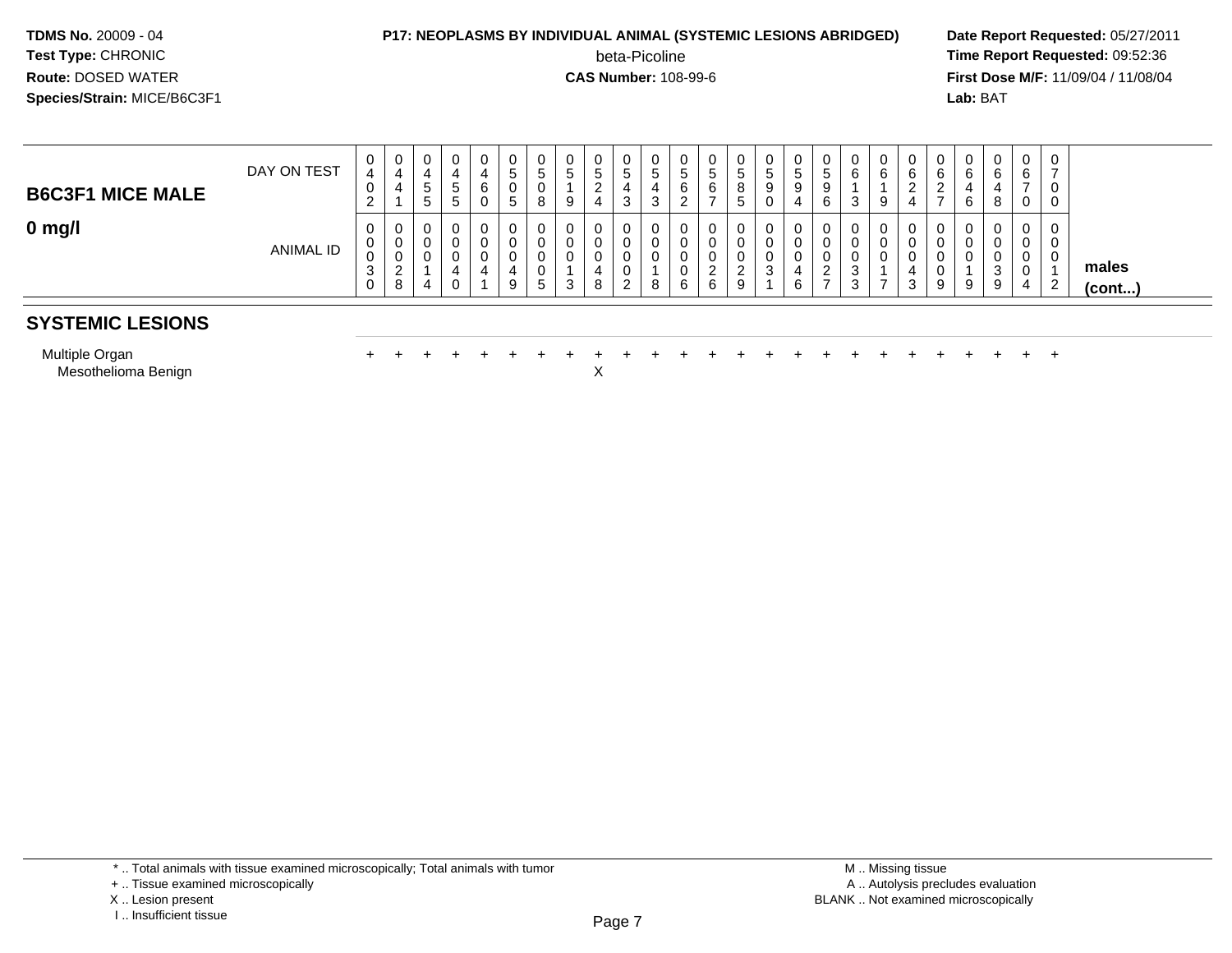**TDMS No.** 20009 - 04
**Test Type:** CHRONIC
**Route:** DOSED WATER
**Species/Strain:** MICE/B6C3F1

**P17: NEOPLASMS BY INDIVIDUAL ANIMAL (SYSTEMIC LESIONS ABRIDGED)**
beta-Picoline
**CAS Number:** 108-99-6

**Date Report Requested:** 05/27/2011
**Time Report Requested:** 09:52:36
**First Dose M/F:** 11/09/04 / 11/08/04
**Lab:** BAT

| B6C3F1 MICE MALE 0 mg/l | | | | | | | | | | | | | | | | | | | | | | | | | | |
|---|---|---|---|---|---|---|---|---|---|---|---|---|---|---|---|---|---|---|---|---|---|---|---|---|---|---|
| DAY ON TEST | 0402 | 0441 | 0455 | 0455 | 0460 | 0505 | 0508 | 0519 | 0524 | 0543 | 0543 | 0562 | 0567 | 0585 | 0590 | 0594 | 0596 | 0613 | 0619 | 0624 | 0627 | 0646 | 0648 | 0670 | 0700 | |
| ANIMAL ID | 0030 | 0028 | 0014 | 0040 | 0041 | 0049 | 0005 | 0013 | 0048 | 0002 | 0018 | 0006 | 0026 | 0029 | 0031 | 0046 | 0027 | 0033 | 0017 | 0043 | 0009 | 0019 | 0039 | 0004 | 0012 | males (cont...) |
| **SYSTEMIC LESIONS** | | | | | | | | | | | | | | | | | | | | | | | | | | |
| Multiple Organ | + | + | + | + | + | + | + | + | + | + | + | + | + | + | + | + | + | + | + | + | + | + | + | + | + | |
| Mesothelioma Benign | | | | | | | | | X | | | | | | | | | | | | | | | | | |

\* .. Total animals with tissue examined microscopically; Total animals with tumor
\+ .. Tissue examined microscopically
X .. Lesion present
I .. Insufficient tissue

M .. Missing tissue
A .. Autolysis precludes evaluation
BLANK .. Not examined microscopically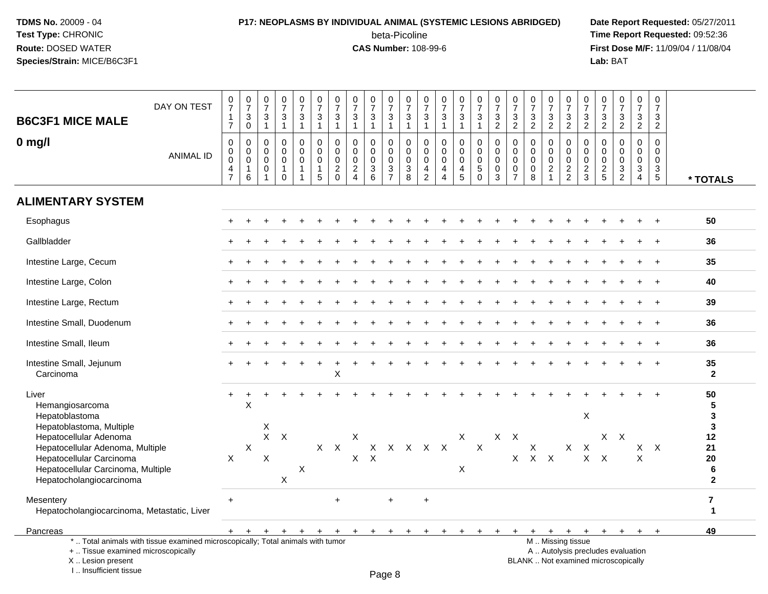**TDMS No.** 20009 - 04
**Test Type:** CHRONIC
**Route:** DOSED WATER
**Species/Strain:** MICE/B6C3F1

**P17: NEOPLASMS BY INDIVIDUAL ANIMAL (SYSTEMIC LESIONS ABRIDGED)**
beta-Picoline
**CAS Number:** 108-99-6

**Date Report Requested:** 05/27/2011
**Time Report Requested:** 09:52:36
**First Dose M/F:** 11/09/04 / 11/08/04
**Lab:** BAT

## B6C3F1 MICE MALE
## 0 mg/l

| DAY ON TEST | 0717 | 0730 | 0731 | 0731 | 0731 | 0731 | 0731 | 0731 | 0731 | 0731 | 0731 | 0731 | 0731 | 0731 | 0731 | 0732 | 0732 | 0732 | 0732 | 0732 | 0732 | 0732 | 0732 | 0732 | 0732 | |
|---|---|---|---|---|---|---|---|---|---|---|---|---|---|---|---|---|---|---|---|---|---|---|---|---|---|---|
| **ANIMAL ID** | 00047 | 00016 | 00001 | 00010 | 00011 | 00015 | 00020 | 00024 | 00036 | 00037 | 00038 | 00042 | 00044 | 00045 | 00050 | 00003 | 00007 | 00008 | 00021 | 00022 | 00023 | 00025 | 00032 | 00034 | 00035 | *** TOTALS** |
| **ALIMENTARY SYSTEM** | | | | | | | | | | | | | | | | | | | | | | | | | | |
| Esophagus | + | + | + | + | + | + | + | + | + | + | + | + | + | + | + | + | + | + | + | + | + | + | + | + | + | **50** |
| Gallbladder | + | + | + | + | + | + | + | + | + | + | + | + | + | + | + | + | + | + | + | + | + | + | + | + | + | **36** |
| Intestine Large, Cecum | + | + | + | + | + | + | + | + | + | + | + | + | + | + | + | + | + | + | + | + | + | + | + | + | + | **35** |
| Intestine Large, Colon | + | + | + | + | + | + | + | + | + | + | + | + | + | + | + | + | + | + | + | + | + | + | + | + | + | **40** |
| Intestine Large, Rectum | + | + | + | + | + | + | + | + | + | + | + | + | + | + | + | + | + | + | + | + | + | + | + | + | + | **39** |
| Intestine Small, Duodenum | + | + | + | + | + | + | + | + | + | + | + | + | + | + | + | + | + | + | + | + | + | + | + | + | + | **36** |
| Intestine Small, Ileum | + | + | + | + | + | + | + | + | + | + | + | + | + | + | + | + | + | + | + | + | + | + | + | + | + | **36** |
| Intestine Small, Jejunum | + | + | + | + | + | + | + | + | + | + | + | + | + | + | + | + | + | + | + | + | + | + | + | + | + | **35** |
| Carcinoma | | | | | | | X | | | | | | | | | | | | | | | | | | | **2** |
| Liver | + | + | + | + | + | + | + | + | + | + | + | + | + | + | + | + | + | + | + | + | + | + | + | + | + | **50** |
| Hemangiosarcoma | | X | | | | | | | | | | | | | | | | | | | | | | | | **5** |
| Hepatoblastoma | | | | | | | | | | | | | | | | | | | | | X | | | | | **3** |
| Hepatoblastoma, Multiple | | | X | | | | | | | | | | | | | | | | | | | | | | | **3** |
| Hepatocellular Adenoma | | | X | X | | | | X | | | | | | X | | X | X | | | | | X | X | | | **12** |
| Hepatocellular Adenoma, Multiple | | X | | | | X | X | | X | X | X | X | X | | X | | | X | | X | X | | | X | X | **21** |
| Hepatocellular Carcinoma | X | | X | | | | | X | X | | | | | | | | X | X | X | | X | X | | X | | **20** |
| Hepatocellular Carcinoma, Multiple | | | | | X | | | | | | | | | X | | | | | | | | | | | | **6** |
| Hepatocholangiocarcinoma | | | | X | | | | | | | | | | | | | | | | | | | | | | **2** |
| Mesentery | + | | | | | | + | | | + | | + | | | | | | | | | | | | | | **7** |
| Hepatocholangiocarcinoma, Metastatic, Liver | | | | | | | | | | | | | | | | | | | | | | | | | | **1** |
| Pancreas | + | + | + | + | + | + | + | + | + | + | + | + | + | + | + | + | + | + | + | + | + | + | + | + | + | **49** |

\* .. Total animals with tissue examined microscopically; Total animals with tumor
\+ .. Tissue examined microscopically
X .. Lesion present
I .. Insufficient tissue

M .. Missing tissue
A .. Autolysis precludes evaluation
BLANK .. Not examined microscopically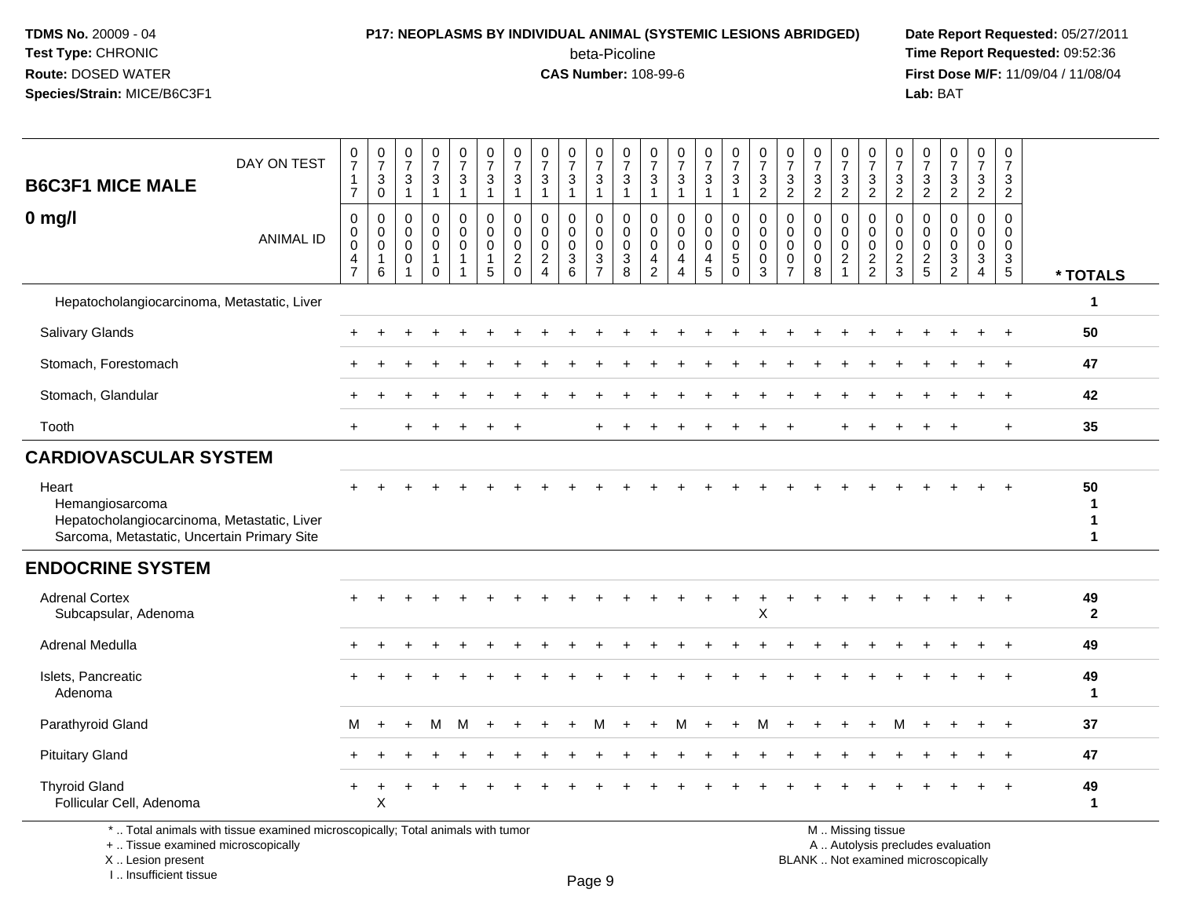**TDMS No.** 20009 - 04
**Test Type:** CHRONIC
**Route:** DOSED WATER
**Species/Strain:** MICE/B6C3F1

**P17: NEOPLASMS BY INDIVIDUAL ANIMAL (SYSTEMIC LESIONS ABRIDGED)**
beta-Picoline
**CAS Number:** 108-99-6

**Date Report Requested:** 05/27/2011
**Time Report Requested:** 09:52:36
**First Dose M/F:** 11/09/04 / 11/08/04
**Lab:** BAT

## B6C3F1 MICE MALE
## 0 mg/l

| DAY ON TEST | 0717 | 0730 | 0731 | 0731 | 0731 | 0731 | 0731 | 0731 | 0731 | 0731 | 0731 | 0731 | 0731 | 0731 | 0731 | 0732 | 0732 | 0732 | 0732 | 0732 | 0732 | 0732 | 0732 | 0732 | 0732 | |
|---|---|---|---|---|---|---|---|---|---|---|---|---|---|---|---|---|---|---|---|---|---|---|---|---|---|---|
| **ANIMAL ID** | 00047 | 00016 | 00001 | 00010 | 00011 | 00015 | 00020 | 00024 | 00036 | 00037 | 00038 | 00042 | 00044 | 00045 | 00050 | 00003 | 00007 | 00008 | 00021 | 00022 | 00023 | 00025 | 00032 | 00034 | 00035 | *** TOTALS** |
| Hepatocholangiocarcinoma, Metastatic, Liver | | | | | | | | | | | | | | | | | | | | | | | | | | 1 |
| Salivary Glands | + | + | + | + | + | + | + | + | + | + | + | + | + | + | + | + | + | + | + | + | + | + | + | + | + | 50 |
| Stomach, Forestomach | + | + | + | + | + | + | + | + | + | + | + | + | + | + | + | + | + | + | + | + | + | + | + | + | + | 47 |
| Stomach, Glandular | + | + | + | + | + | + | + | + | + | + | + | + | + | + | + | + | + | + | + | + | + | + | + | + | + | 42 |
| Tooth | + | | + | + | + | + | + | | | + | + | + | + | + | + | + | + | | + | + | + | + | + | | + | 35 |
| **CARDIOVASCULAR SYSTEM** | | | | | | | | | | | | | | | | | | | | | | | | | | |
| Heart | + | + | + | + | + | + | + | + | + | + | + | + | + | + | + | + | + | + | + | + | + | + | + | + | + | 50 |
| Hemangiosarcoma | | | | | | | | | | | | | | | | | | | | | | | | | | 1 |
| Hepatocholangiocarcinoma, Metastatic, Liver | | | | | | | | | | | | | | | | | | | | | | | | | | 1 |
| Sarcoma, Metastatic, Uncertain Primary Site | | | | | | | | | | | | | | | | | | | | | | | | | | 1 |
| **ENDOCRINE SYSTEM** | | | | | | | | | | | | | | | | | | | | | | | | | | |
| Adrenal Cortex | + | + | + | + | + | + | + | + | + | + | + | + | + | + | + | + | + | + | + | + | + | + | + | + | + | 49 |
| Subcapsular, Adenoma | | | | | | | | | | | | | | | | X | | | | | | | | | | 2 |
| Adrenal Medulla | + | + | + | + | + | + | + | + | + | + | + | + | + | + | + | + | + | + | + | + | + | + | + | + | + | 49 |
| Islets, Pancreatic | + | + | + | + | + | + | + | + | + | + | + | + | + | + | + | + | + | + | + | + | + | + | + | + | + | 49 |
| Adenoma | | | | | | | | | | | | | | | | | | | | | | | | | | 1 |
| Parathyroid Gland | M | + | + | M | M | + | + | + | + | M | + | + | M | + | + | M | + | + | + | + | M | + | + | + | + | 37 |
| Pituitary Gland | + | + | + | + | + | + | + | + | + | + | + | + | + | + | + | + | + | + | + | + | + | + | + | + | + | 47 |
| Thyroid Gland | + | + | + | + | + | + | + | + | + | + | + | + | + | + | + | + | + | + | + | + | + | + | + | + | + | 49 |
| Follicular Cell, Adenoma | | X | | | | | | | | | | | | | | | | | | | | | | | | 1 |

\* .. Total animals with tissue examined microscopically; Total animals with tumor
\+ .. Tissue examined microscopically
X .. Lesion present
I .. Insufficient tissue

M .. Missing tissue
A .. Autolysis precludes evaluation
BLANK .. Not examined microscopically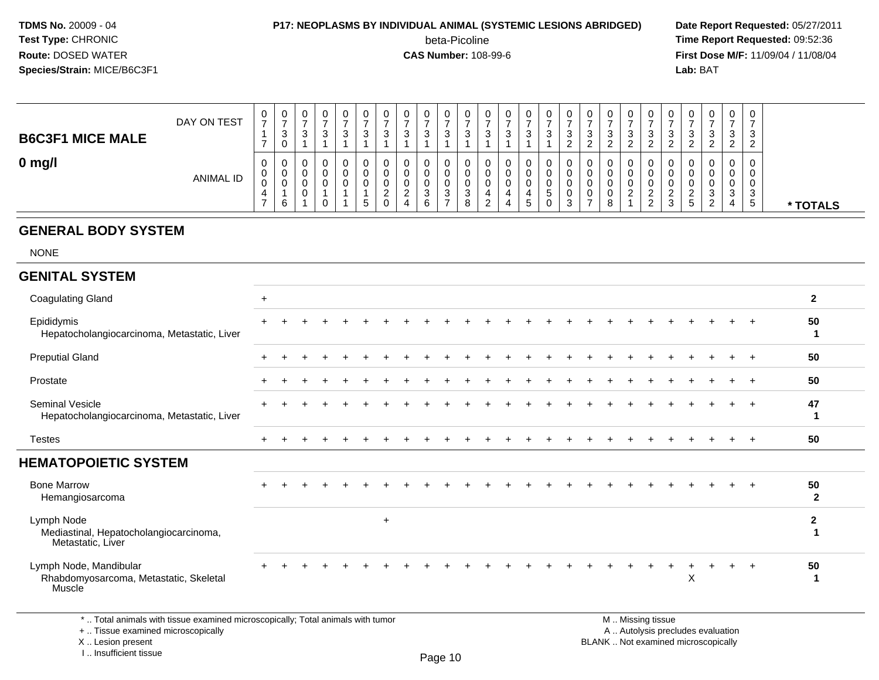**TDMS No.** 20009 - 04
**Test Type:** CHRONIC
**Route:** DOSED WATER
**Species/Strain:** MICE/B6C3F1

**P17: NEOPLASMS BY INDIVIDUAL ANIMAL (SYSTEMIC LESIONS ABRIDGED)**
beta-Picoline
**CAS Number:** 108-99-6

**Date Report Requested:** 05/27/2011
**Time Report Requested:** 09:52:36
**First Dose M/F:** 11/09/04 / 11/08/04
**Lab:** BAT

## B6C3F1 MICE MALE
## 0 mg/l

| DAY ON TEST | 0717 | 0730 | 0731 | 0731 | 0731 | 0731 | 0731 | 0731 | 0731 | 0731 | 0731 | 0731 | 0731 | 0731 | 0731 | 0732 | 0732 | 0732 | 0732 | 0732 | 0732 | 0732 | 0732 | 0732 | 0732 | |
|---|---|---|---|---|---|---|---|---|---|---|---|---|---|---|---|---|---|---|---|---|---|---|---|---|---|---|
| **ANIMAL ID** | 00047 | 00016 | 00001 | 00010 | 00011 | 00015 | 00020 | 00024 | 00036 | 00037 | 00038 | 00042 | 00044 | 00045 | 00050 | 00003 | 00007 | 00008 | 00021 | 00022 | 00023 | 00025 | 00032 | 00034 | 00035 | *** TOTALS** |
| **GENERAL BODY SYSTEM** | | | | | | | | | | | | | | | | | | | | | | | | | | |
| NONE | | | | | | | | | | | | | | | | | | | | | | | | | | |
| **GENITAL SYSTEM** | | | | | | | | | | | | | | | | | | | | | | | | | | |
| Coagulating Gland | + | | | | | | | | | | | | | | | | | | | | | | | | | 2 |
| Epididymis | + | + | + | + | + | + | + | + | + | + | + | + | + | + | + | + | + | + | + | + | + | + | + | + | + | 50 |
| Hepatocholangiocarcinoma, Metastatic, Liver | | | | | | | | | | | | | | | | | | | | | | | | | | 1 |
| Preputial Gland | + | + | + | + | + | + | + | + | + | + | + | + | + | + | + | + | + | + | + | + | + | + | + | + | + | 50 |
| Prostate | + | + | + | + | + | + | + | + | + | + | + | + | + | + | + | + | + | + | + | + | + | + | + | + | + | 50 |
| Seminal Vesicle | + | + | + | + | + | + | + | + | + | + | + | + | + | + | + | + | + | + | + | + | + | + | + | + | + | 47 |
| Hepatocholangiocarcinoma, Metastatic, Liver | | | | | | | | | | | | | | | | | | | | | | | | | | 1 |
| Testes | + | + | + | + | + | + | + | + | + | + | + | + | + | + | + | + | + | + | + | + | + | + | + | + | + | 50 |
| **HEMATOPOIETIC SYSTEM** | | | | | | | | | | | | | | | | | | | | | | | | | | |
| Bone Marrow | + | + | + | + | + | + | + | + | + | + | + | + | + | + | + | + | + | + | + | + | + | + | + | + | + | 50 |
| Hemangiosarcoma | | | | | | | | | | | | | | | | | | | | | | | | | | 2 |
| Lymph Node | | | | | | | + | | | | | | | | | | | | | | | | | | | 2 |
| Mediastinal, Hepatocholangiocarcinoma, Metastatic, Liver | | | | | | | | | | | | | | | | | | | | | | | | | | 1 |
| Lymph Node, Mandibular | + | + | + | + | + | + | + | + | + | + | + | + | + | + | + | + | + | + | + | + | + | + | + | + | + | 50 |
| Rhabdomyosarcoma, Metastatic, Skeletal Muscle | | | | | | | | | | | | | | | | | | | | | | X | | | | 1 |

\* .. Total animals with tissue examined microscopically; Total animals with tumor
\+ .. Tissue examined microscopically
X .. Lesion present
I .. Insufficient tissue

M .. Missing tissue
A .. Autolysis precludes evaluation
BLANK .. Not examined microscopically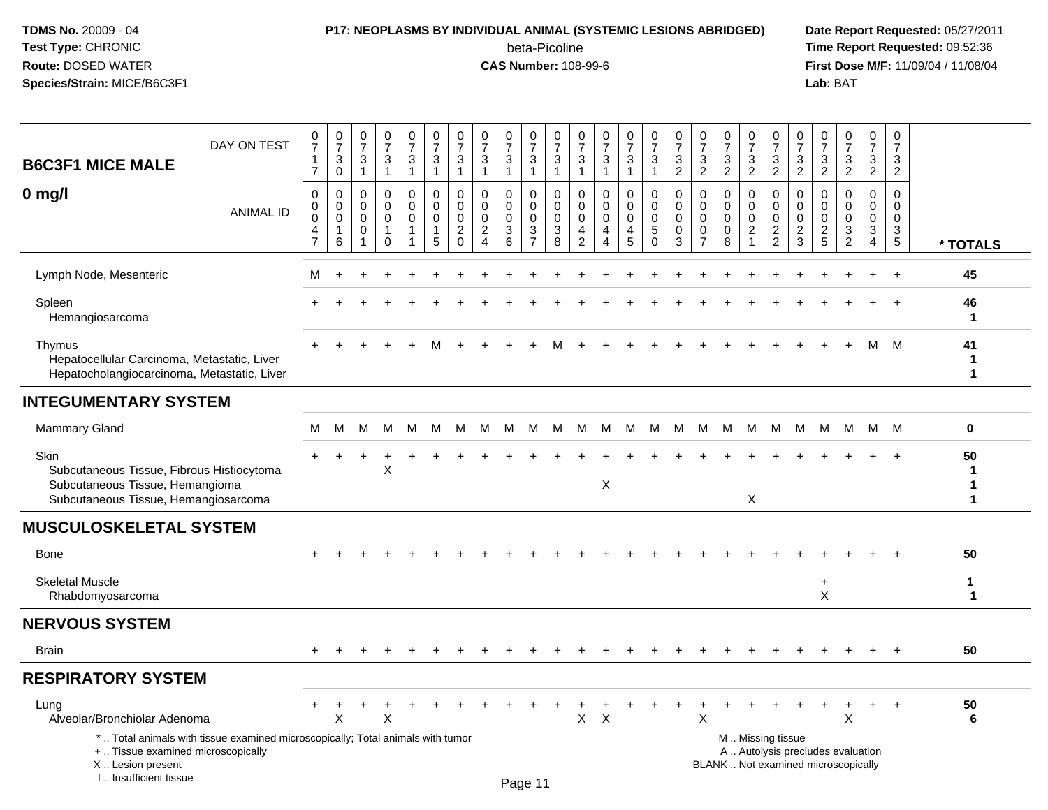**TDMS No.** 20009 - 04
**Test Type:** CHRONIC
**Route:** DOSED WATER
**Species/Strain:** MICE/B6C3F1

**P17: NEOPLASMS BY INDIVIDUAL ANIMAL (SYSTEMIC LESIONS ABRIDGED)**
beta-Picoline
**CAS Number:** 108-99-6

**Date Report Requested:** 05/27/2011
**Time Report Requested:** 09:52:36
**First Dose M/F:** 11/09/04 / 11/08/04
**Lab:** BAT

## B6C3F1 MICE MALE

## 0 mg/l

| DAY ON TEST | 0717 | 0730 | 0731 | 0731 | 0731 | 0731 | 0731 | 0731 | 0731 | 0731 | 0731 | 0731 | 0731 | 0731 | 0731 | 0732 | 0732 | 0732 | 0732 | 0732 | 0732 | 0732 | 0732 | 0732 | 0732 | |
|---|---|---|---|---|---|---|---|---|---|---|---|---|---|---|---|---|---|---|---|---|---|---|---|---|---|---|
| **ANIMAL ID** | 0047 | 0016 | 0001 | 0010 | 0011 | 0015 | 0020 | 0024 | 0036 | 0037 | 0038 | 0042 | 0044 | 0045 | 0050 | 0003 | 0007 | 0008 | 0021 | 0022 | 0023 | 0025 | 0032 | 0034 | 0035 | *** TOTALS** |
| Lymph Node, Mesenteric | M | + | + | + | + | + | + | + | + | + | + | + | + | + | + | + | + | + | + | + | + | + | + | + | + | **45** |
| Spleen | + | + | + | + | + | + | + | + | + | + | + | + | + | + | + | + | + | + | + | + | + | + | + | + | + | **46** |
| Hemangiosarcoma | | | | | | | | | | | | | | | | | | | | | | | | | | **1** |
| Thymus | + | + | + | + | + | M | + | + | + | + | M | + | + | + | + | + | + | + | + | + | + | + | + | M | M | **41** |
| Hepatocellular Carcinoma, Metastatic, Liver | | | | | | | | | | | | | | | | | | | | | | | | | | **1** |
| Hepatocholangiocarcinoma, Metastatic, Liver | | | | | | | | | | | | | | | | | | | | | | | | | | **1** |
| **INTEGUMENTARY SYSTEM** | | | | | | | | | | | | | | | | | | | | | | | | | | |
| Mammary Gland | M | M | M | M | M | M | M | M | M | M | M | M | M | M | M | M | M | M | M | M | M | M | M | M | M | **0** |
| Skin | + | + | + | + | + | + | + | + | + | + | + | + | + | + | + | + | + | + | + | + | + | + | + | + | + | **50** |
| Subcutaneous Tissue, Fibrous Histiocytoma | | | | X | | | | | | | | | | | | | | | | | | | | | | **1** |
| Subcutaneous Tissue, Hemangioma | | | | | | | | | | | | | X | | | | | | | | | | | | | **1** |
| Subcutaneous Tissue, Hemangiosarcoma | | | | | | | | | | | | | | | | | | | X | | | | | | | **1** |
| **MUSCULOSKELETAL SYSTEM** | | | | | | | | | | | | | | | | | | | | | | | | | | |
| Bone | + | + | + | + | + | + | + | + | + | + | + | + | + | + | + | + | + | + | + | + | + | + | + | + | + | **50** |
| Skeletal Muscle | | | | | | | | | | | | | | | | | | | | | | + | | | | **1** |
| Rhabdomyosarcoma | | | | | | | | | | | | | | | | | | | | | | X | | | | **1** |
| **NERVOUS SYSTEM** | | | | | | | | | | | | | | | | | | | | | | | | | | |
| Brain | + | + | + | + | + | + | + | + | + | + | + | + | + | + | + | + | + | + | + | + | + | + | + | + | + | **50** |
| **RESPIRATORY SYSTEM** | | | | | | | | | | | | | | | | | | | | | | | | | | |
| Lung | + | + | + | + | + | + | + | + | + | + | + | + | + | + | + | + | + | + | + | + | + | + | + | + | + | **50** |
| Alveolar/Bronchiolar Adenoma | | X | | X | | | | | | | | X | X | | | | X | | | | | | X | | | **6** |

\* .. Total animals with tissue examined microscopically; Total animals with tumor
\+ .. Tissue examined microscopically
X .. Lesion present
I .. Insufficient tissue

M .. Missing tissue
A .. Autolysis precludes evaluation
BLANK .. Not examined microscopically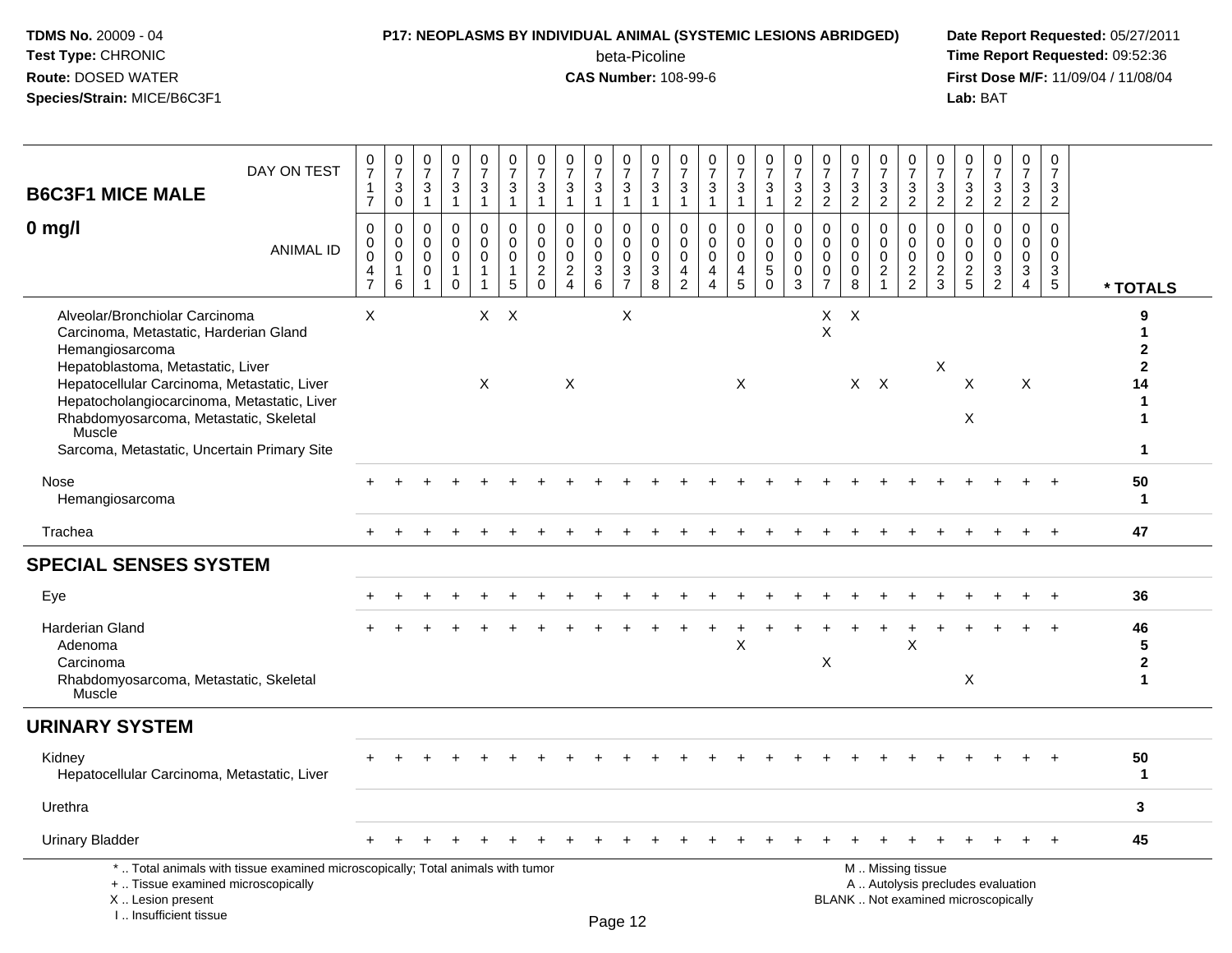**TDMS No.** 20009 - 04
**Test Type:** CHRONIC
**Route:** DOSED WATER
**Species/Strain:** MICE/B6C3F1

**P17: NEOPLASMS BY INDIVIDUAL ANIMAL (SYSTEMIC LESIONS ABRIDGED)**
beta-Picoline
**CAS Number:** 108-99-6

**Date Report Requested:** 05/27/2011
**Time Report Requested:** 09:52:36
**First Dose M/F:** 11/09/04 / 11/08/04
**Lab:** BAT

| B6C3F1 MICE MALE 0 mg/l | | | | | | | | | | | | | | | | | | | | | | | | | | |
|---|---|---|---|---|---|---|---|---|---|---|---|---|---|---|---|---|---|---|---|---|---|---|---|---|---|---|
| DAY ON TEST | 0717 | 0730 | 0731 | 0731 | 0731 | 0731 | 0731 | 0731 | 0731 | 0731 | 0731 | 0731 | 0731 | 0731 | 0731 | 0732 | 0732 | 0732 | 0732 | 0732 | 0732 | 0732 | 0732 | 0732 | 0732 | |
| ANIMAL ID | 0047 | 0016 | 0001 | 0010 | 0011 | 0015 | 0020 | 0024 | 0036 | 0037 | 0038 | 0042 | 0044 | 0045 | 0050 | 0003 | 0007 | 0008 | 0021 | 0022 | 0023 | 0025 | 0032 | 0034 | 0035 | * TOTALS |
| Alveolar/Bronchiolar Carcinoma | X | | | | X | X | | | | X | | | | | | | X | X | | | | | | | | 9 |
| Carcinoma, Metastatic, Harderian Gland | | | | | | | | | | | | | | | | | X | | | | | | | | | 1 |
| Hemangiosarcoma | | | | | | | | | | | | | | | | | | | | | | | | | | 2 |
| Hepatoblastoma, Metastatic, Liver | | | | | | | | | | | | | | | | | | | | | X | | | | | 2 |
| Hepatocellular Carcinoma, Metastatic, Liver | | | | | X | | | X | | | | | | X | | | | X | X | | | X | | X | | 14 |
| Hepatocholangiocarcinoma, Metastatic, Liver | | | | | | | | | | | | | | | | | | | | | | | | | | 1 |
| Rhabdomyosarcoma, Metastatic, Skeletal Muscle | | | | | | | | | | | | | | | | | | | | | | X | | | | 1 |
| Sarcoma, Metastatic, Uncertain Primary Site | | | | | | | | | | | | | | | | | | | | | | | | | | 1 |
| Nose | + | + | + | + | + | + | + | + | + | + | + | + | + | + | + | + | + | + | + | + | + | + | + | + | + | 50 |
| Hemangiosarcoma | | | | | | | | | | | | | | | | | | | | | | | | | | 1 |
| Trachea | + | + | + | + | + | + | + | + | + | + | + | + | + | + | + | + | + | + | + | + | + | + | + | + | + | 47 |
| **SPECIAL SENSES SYSTEM** | | | | | | | | | | | | | | | | | | | | | | | | | | |
| Eye | + | + | + | + | + | + | + | + | + | + | + | + | + | + | + | + | + | + | + | + | + | + | + | + | + | 36 |
| Harderian Gland | + | + | + | + | + | + | + | + | + | + | + | + | + | + | + | + | + | + | + | + | + | + | + | + | + | 46 |
| Adenoma | | | | | | | | | | | | | | X | | | | | | X | | | | | | 5 |
| Carcinoma | | | | | | | | | | | | | | | | | X | | | | | | | | | 2 |
| Rhabdomyosarcoma, Metastatic, Skeletal Muscle | | | | | | | | | | | | | | | | | | | | | | X | | | | 1 |
| **URINARY SYSTEM** | | | | | | | | | | | | | | | | | | | | | | | | | | |
| Kidney | + | + | + | + | + | + | + | + | + | + | + | + | + | + | + | + | + | + | + | + | + | + | + | + | + | 50 |
| Hepatocellular Carcinoma, Metastatic, Liver | | | | | | | | | | | | | | | | | | | | | | | | | | 1 |
| Urethra | | | | | | | | | | | | | | | | | | | | | | | | | | 3 |
| Urinary Bladder | + | + | + | + | + | + | + | + | + | + | + | + | + | + | + | + | + | + | + | + | + | + | + | + | + | 45 |

* .. Total animals with tissue examined microscopically; Total animals with tumor
+ .. Tissue examined microscopically
X .. Lesion present
I .. Insufficient tissue

M .. Missing tissue
A .. Autolysis precludes evaluation
BLANK .. Not examined microscopically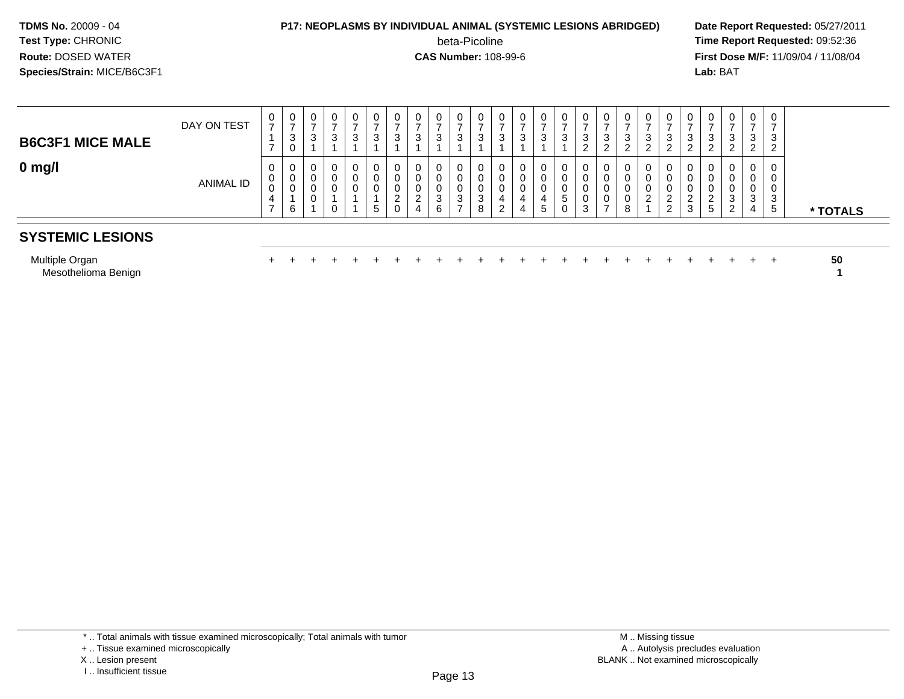**TDMS No.** 20009 - 04
**Test Type:** CHRONIC
**Route:** DOSED WATER
**Species/Strain:** MICE/B6C3F1

**P17: NEOPLASMS BY INDIVIDUAL ANIMAL (SYSTEMIC LESIONS ABRIDGED)**
beta-Picoline
**CAS Number:** 108-99-6

**Date Report Requested:** 05/27/2011
**Time Report Requested:** 09:52:36
**First Dose M/F:** 11/09/04 / 11/08/04
**Lab:** BAT

## B6C3F1 MICE MALE

### 0 mg/l

| DAY ON TEST | 0717 | 0730 | 0731 | 0731 | 0731 | 0731 | 0731 | 0731 | 0731 | 0731 | 0731 | 0731 | 0731 | 0731 | 0731 | 0732 | 0732 | 0732 | 0732 | 0732 | 0732 | 0732 | 0732 | 0732 | 0732 | |
|---|---|---|---|---|---|---|---|---|---|---|---|---|---|---|---|---|---|---|---|---|---|---|---|---|---|---|
| **ANIMAL ID** | 00047 | 00016 | 00001 | 00010 | 00011 | 00015 | 00020 | 00024 | 00036 | 00037 | 00038 | 00042 | 00044 | 00045 | 00050 | 00003 | 00007 | 00008 | 00021 | 00022 | 00023 | 00025 | 00032 | 00034 | 00035 | *** TOTALS** |
| **SYSTEMIC LESIONS** | | | | | | | | | | | | | | | | | | | | | | | | | | |
| Multiple Organ | + | + | + | + | + | + | + | + | + | + | + | + | + | + | + | + | + | + | + | + | + | + | + | + | + | **50** |
| Mesothelioma Benign | | | | | | | | | | | | | | | | | | | | | | | | | | **1** |

\* .. Total animals with tissue examined microscopically; Total animals with tumor
\+ .. Tissue examined microscopically
X .. Lesion present
I .. Insufficient tissue

M .. Missing tissue
A .. Autolysis precludes evaluation
BLANK .. Not examined microscopically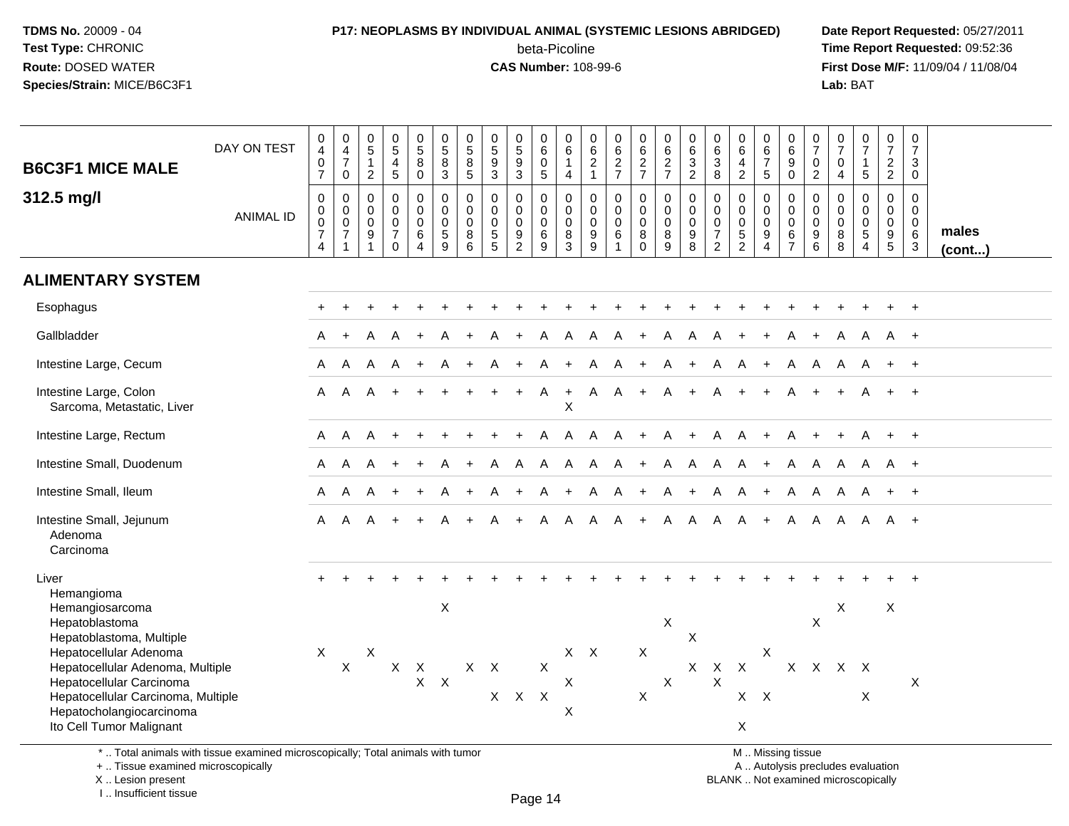**P17: NEOPLASMS BY INDIVIDUAL ANIMAL (SYSTEMIC LESIONS ABRIDGED)**
beta-Picoline
**CAS Number:** 108-99-6

TDMS No. 20009 - 04
Test Type: CHRONIC
Route: DOSED WATER
Species/Strain: MICE/B6C3F1

Date Report Requested: 05/27/2011
Time Report Requested: 09:52:36
First Dose M/F: 11/09/04 / 11/08/04
Lab: BAT

## B6C3F1 MICE MALE 312.5 mg/l

| DAY ON TEST | 0407 | 0470 | 0512 | 0545 | 0580 | 0583 | 0585 | 0593 | 0593 | 0605 | 0614 | 0621 | 0627 | 0627 | 0627 | 0632 | 0638 | 0642 | 0675 | 0690 | 0702 | 0704 | 0715 | 0722 | 0730 | |
|---|---|---|---|---|---|---|---|---|---|---|---|---|---|---|---|---|---|---|---|---|---|---|---|---|---|---|
| **ANIMAL ID** | 0074 | 0071 | 0091 | 0070 | 0064 | 0059 | 0086 | 0055 | 0092 | 0069 | 0083 | 0099 | 0061 | 0080 | 0089 | 0098 | 0072 | 0052 | 0094 | 0067 | 0096 | 0088 | 0054 | 0095 | 0063 | **males (cont...)** |
| **ALIMENTARY SYSTEM** | | | | | | | | | | | | | | | | | | | | | | | | | | |
| Esophagus | + | + | + | + | + | + | + | + | + | + | + | + | + | + | + | + | + | + | + | + | + | + | + | + | + | |
| Gallbladder | A | + | A | A | + | A | + | A | + | A | A | A | A | + | A | A | A | + | + | A | + | A | A | A | + | |
| Intestine Large, Cecum | A | A | A | A | + | A | + | A | + | A | + | A | A | + | A | + | A | A | + | A | A | A | A | + | + | |
| Intestine Large, Colon | A | A | A | + | + | + | + | + | + | A | + | A | A | + | A | + | A | + | + | A | + | + | A | + | + | |
| Sarcoma, Metastatic, Liver | | | | | | | | | | | X | | | | | | | | | | | | | | | |
| Intestine Large, Rectum | A | A | A | + | + | + | + | + | + | A | A | A | A | + | A | + | A | A | + | A | + | + | A | + | + | |
| Intestine Small, Duodenum | A | A | A | + | + | A | + | A | A | A | A | A | A | + | A | A | A | A | + | A | A | A | A | A | + | |
| Intestine Small, Ileum | A | A | A | + | + | A | + | A | + | A | + | A | A | + | A | + | A | A | + | A | A | A | A | + | + | |
| Intestine Small, Jejunum | A | A | A | + | + | A | + | A | + | A | A | A | A | + | A | A | A | A | + | A | A | A | A | A | + | |
| Adenoma | | | | | | | | | | | | | | | | | | | | | | | | | | |
| Carcinoma | | | | | | | | | | | | | | | | | | | | | | | | | | |
| Liver | + | + | + | + | + | + | + | + | + | + | + | + | + | + | + | + | + | + | + | + | + | + | + | + | + | |
| Hemangioma | | | | | | | | | | | | | | | | | | | | | | | | | | |
| Hemangiosarcoma | | | | | | X | | | | | | | | | | | | | | | | X | | X | | |
| Hepatoblastoma | | | | | | | | | | | | | | | X | | | | | | X | | | | | |
| Hepatoblastoma, Multiple | | | | | | | | | | | | | | | | X | | | | | | | | | | |
| Hepatocellular Adenoma | X | | X | | | | | | | | X | X | | X | | | | | X | | | | | | | |
| Hepatocellular Adenoma, Multiple | | X | | X | X | | X | X | | X | | | | | | X | X | X | | X | X | X | X | | | |
| Hepatocellular Carcinoma | | | | | X | X | | | | | X | | | | X | | X | | | | | | | | X | |
| Hepatocellular Carcinoma, Multiple | | | | | | | | X | X | X | | | | X | | | | X | X | | | | X | | | |
| Hepatocholangiocarcinoma | | | | | | | | | | | X | | | | | | | | | | | | | | | |
| Ito Cell Tumor Malignant | | | | | | | | | | | | | | | | | | X | | | | | | | | |

\* .. Total animals with tissue examined microscopically; Total animals with tumor
\+ .. Tissue examined microscopically
X .. Lesion present
I .. Insufficient tissue

M .. Missing tissue
A .. Autolysis precludes evaluation
BLANK .. Not examined microscopically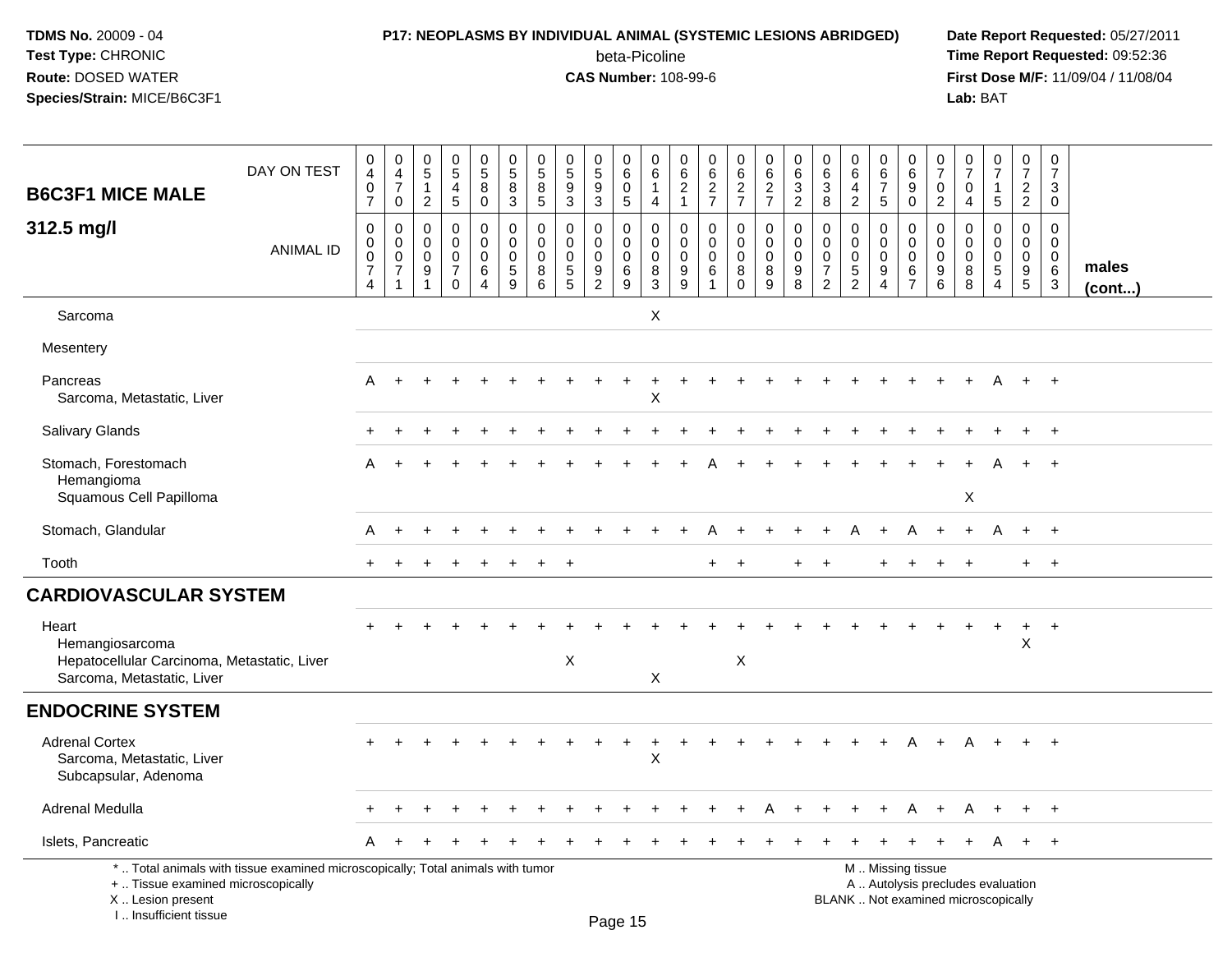**TDMS No.** 20009 - 04
**Test Type:** CHRONIC
**Route:** DOSED WATER
**Species/Strain:** MICE/B6C3F1

**P17: NEOPLASMS BY INDIVIDUAL ANIMAL (SYSTEMIC LESIONS ABRIDGED)**
beta-Picoline
**CAS Number:** 108-99-6

**Date Report Requested:** 05/27/2011
**Time Report Requested:** 09:52:36
**First Dose M/F:** 11/09/04 / 11/08/04
**Lab:** BAT

## B6C3F1 MICE MALE

## 312.5 mg/l

| DAY ON TEST | 0407 | 0470 | 0512 | 0545 | 0580 | 0583 | 0585 | 0593 | 0593 | 0605 | 0614 | 0621 | 0627 | 0627 | 0627 | 0632 | 0638 | 0642 | 0675 | 0690 | 0702 | 0704 | 0715 | 0722 | 0730 | |
|---|---|---|---|---|---|---|---|---|---|---|---|---|---|---|---|---|---|---|---|---|---|---|---|---|---|---|
| **ANIMAL ID** | 0074 | 0071 | 0091 | 0070 | 0064 | 0059 | 0086 | 0055 | 0092 | 0069 | 0083 | 0099 | 0061 | 0080 | 0089 | 0098 | 0072 | 0052 | 0094 | 0067 | 0096 | 0088 | 0054 | 0095 | 0063 | **males (cont...)** |
| Sarcoma | | | | | | | | | | | X | | | | | | | | | | | | | | | |
| Mesentery | | | | | | | | | | | | | | | | | | | | | | | | | | |
| Pancreas | A | + | + | + | + | + | + | + | + | + | + | + | + | + | + | + | + | + | + | + | + | + | A | + | + | |
| Sarcoma, Metastatic, Liver | | | | | | | | | | | X | | | | | | | | | | | | | | | |
| Salivary Glands | + | + | + | + | + | + | + | + | + | + | + | + | + | + | + | + | + | + | + | + | + | + | + | + | + | |
| Stomach, Forestomach | A | + | + | + | + | + | + | + | + | + | + | + | A | + | + | + | + | + | + | + | + | + | A | + | + | |
| Hemangioma | | | | | | | | | | | | | | | | | | | | | | | | | | |
| Squamous Cell Papilloma | | | | | | | | | | | | | | | | | | | | | | X | | | | |
| Stomach, Glandular | A | + | + | + | + | + | + | + | + | + | + | + | A | + | + | + | + | A | + | A | + | + | A | + | + | |
| Tooth | + | + | + | + | + | + | + | + | | | | | + | + | | + | + | | + | + | + | + | | + | + | |

## CARDIOVASCULAR SYSTEM

| | | | | | | | | | | | | | | | | | | | | | | | | | | |
|---|---|---|---|---|---|---|---|---|---|---|---|---|---|---|---|---|---|---|---|---|---|---|---|---|---|---|
| Heart | + | + | + | + | + | + | + | + | + | + | + | + | + | + | + | + | + | + | + | + | + | + | + | + | + | |
| Hemangiosarcoma | | | | | | | | | | | | | | | | | | | | | | | | X | | |
| Hepatocellular Carcinoma, Metastatic, Liver | | | | | | | | X | | | | | | X | | | | | | | | | | | | |
| Sarcoma, Metastatic, Liver | | | | | | | | | | | X | | | | | | | | | | | | | | | |

## ENDOCRINE SYSTEM

| | | | | | | | | | | | | | | | | | | | | | | | | | | |
|---|---|---|---|---|---|---|---|---|---|---|---|---|---|---|---|---|---|---|---|---|---|---|---|---|---|---|
| Adrenal Cortex | + | + | + | + | + | + | + | + | + | + | + | + | + | + | + | + | + | + | + | A | + | A | + | + | + | |
| Sarcoma, Metastatic, Liver | | | | | | | | | | | X | | | | | | | | | | | | | | | |
| Subcapsular, Adenoma | | | | | | | | | | | | | | | | | | | | | | | | | | |
| Adrenal Medulla | + | + | + | + | + | + | + | + | + | + | + | + | + | + | A | + | + | + | + | A | + | A | + | + | + | |
| Islets, Pancreatic | A | + | + | + | + | + | + | + | + | + | + | + | + | + | + | + | + | + | + | + | + | + | A | + | + | |

\* .. Total animals with tissue examined microscopically; Total animals with tumor
+ .. Tissue examined microscopically
X .. Lesion present
I .. Insufficient tissue

M .. Missing tissue
A .. Autolysis precludes evaluation
BLANK .. Not examined microscopically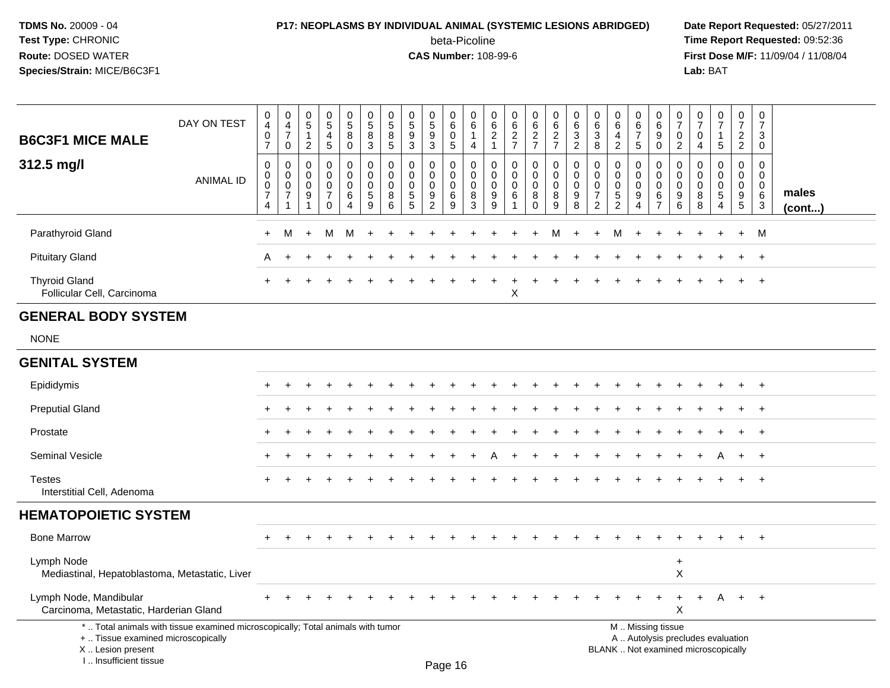**TDMS No.** 20009 - 04
**Test Type:** CHRONIC
**Route:** DOSED WATER
**Species/Strain:** MICE/B6C3F1

**P17: NEOPLASMS BY INDIVIDUAL ANIMAL (SYSTEMIC LESIONS ABRIDGED)**
beta-Picoline
**CAS Number:** 108-99-6

**Date Report Requested:** 05/27/2011
**Time Report Requested:** 09:52:36
**First Dose M/F:** 11/09/04 / 11/08/04
**Lab:** BAT

| B6C3F1 MICE MALE 312.5 mg/l | | | | | | | | | | | | | | | | | | | | | | | | | | |
|---|---|---|---|---|---|---|---|---|---|---|---|---|---|---|---|---|---|---|---|---|---|---|---|---|---|---|
| DAY ON TEST | 0407 | 0470 | 0512 | 0545 | 0580 | 0583 | 0585 | 0593 | 0593 | 0605 | 0614 | 0621 | 0627 | 0627 | 0627 | 0632 | 0638 | 0642 | 0675 | 0690 | 0702 | 0704 | 0715 | 0722 | 0730 | |
| ANIMAL ID | 0074 | 0071 | 0091 | 0070 | 0064 | 0059 | 0086 | 0055 | 0092 | 0069 | 0083 | 0099 | 0061 | 0080 | 0089 | 0098 | 0072 | 0052 | 0094 | 0067 | 0096 | 0088 | 0054 | 0095 | 0063 | males (cont...) |
| Parathyroid Gland | + | M | + | M | M | + | + | + | + | + | + | + | + | + | M | + | + | M | + | + | + | + | + | + | M | |
| Pituitary Gland | A | + | + | + | + | + | + | + | + | + | + | + | + | + | + | + | + | + | + | + | + | + | + | + | + | |
| Thyroid Gland | + | + | + | + | + | + | + | + | + | + | + | + | + | + | + | + | + | + | + | + | + | + | + | + | + | |
| Follicular Cell, Carcinoma | | | | | | | | | | | | | X | | | | | | | | | | | | | |
| **GENERAL BODY SYSTEM** | | | | | | | | | | | | | | | | | | | | | | | | | | |
| NONE | | | | | | | | | | | | | | | | | | | | | | | | | | |
| **GENITAL SYSTEM** | | | | | | | | | | | | | | | | | | | | | | | | | | |
| Epididymis | + | + | + | + | + | + | + | + | + | + | + | + | + | + | + | + | + | + | + | + | + | + | + | + | + | |
| Preputial Gland | + | + | + | + | + | + | + | + | + | + | + | + | + | + | + | + | + | + | + | + | + | + | + | + | + | |
| Prostate | + | + | + | + | + | + | + | + | + | + | + | + | + | + | + | + | + | + | + | + | + | + | + | + | + | |
| Seminal Vesicle | + | + | + | + | + | + | + | + | + | + | + | A | + | + | + | + | + | + | + | + | + | + | A | + | + | |
| Testes | + | + | + | + | + | + | + | + | + | + | + | + | + | + | + | + | + | + | + | + | + | + | + | + | + | |
| Interstitial Cell, Adenoma | | | | | | | | | | | | | | | | | | | | | | | | | | |
| **HEMATOPOIETIC SYSTEM** | | | | | | | | | | | | | | | | | | | | | | | | | | |
| Bone Marrow | + | + | + | + | + | + | + | + | + | + | + | + | + | + | + | + | + | + | + | + | + | + | + | + | + | |
| Lymph Node | | | | | | | | | | | | | | | | | | | | | + | | | | | |
| Mediastinal, Hepatoblastoma, Metastatic, Liver | | | | | | | | | | | | | | | | | | | | | X | | | | | |
| Lymph Node, Mandibular | + | + | + | + | + | + | + | + | + | + | + | + | + | + | + | + | + | + | + | + | + | + | A | + | + | |
| Carcinoma, Metastatic, Harderian Gland | | | | | | | | | | | | | | | | | | | | | X | | | | | |

\* .. Total animals with tissue examined microscopically; Total animals with tumor
\+ .. Tissue examined microscopically
X .. Lesion present
I .. Insufficient tissue

M .. Missing tissue
A .. Autolysis precludes evaluation
BLANK .. Not examined microscopically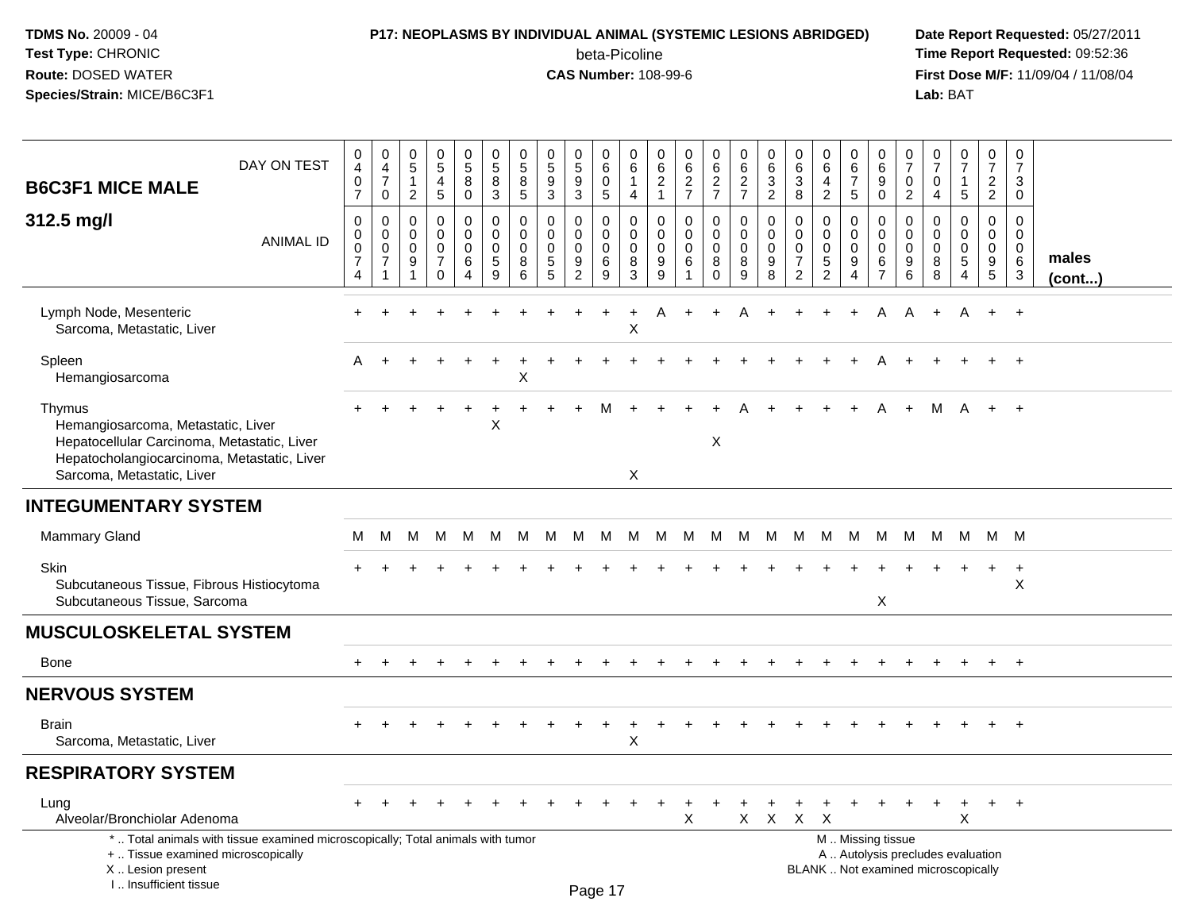**TDMS No.** 20009 - 04
**Test Type:** CHRONIC
**Route:** DOSED WATER
**Species/Strain:** MICE/B6C3F1

**P17: NEOPLASMS BY INDIVIDUAL ANIMAL (SYSTEMIC LESIONS ABRIDGED)**
beta-Picoline
**CAS Number:** 108-99-6

**Date Report Requested:** 05/27/2011
**Time Report Requested:** 09:52:36
**First Dose M/F:** 11/09/04 / 11/08/04
**Lab:** BAT

| B6C3F1 MICE MALE 312.5 mg/l | | | | | | | | | | | | | | | | | | | | | | | | | | |
|---|---|---|---|---|---|---|---|---|---|---|---|---|---|---|---|---|---|---|---|---|---|---|---|---|---|---|
| DAY ON TEST | 0407 | 0470 | 0512 | 0545 | 0580 | 0583 | 0585 | 0593 | 0593 | 0605 | 0614 | 0621 | 0627 | 0627 | 0627 | 0632 | 0638 | 0642 | 0675 | 0690 | 0702 | 0704 | 0715 | 0722 | 0730 | |
| ANIMAL ID | 0074 | 0071 | 0091 | 0070 | 0064 | 0059 | 0086 | 0055 | 0092 | 0069 | 0083 | 0099 | 0061 | 0080 | 0089 | 0098 | 0072 | 0052 | 0094 | 0067 | 0096 | 0088 | 0054 | 0095 | 0063 | males (cont...) |
| Lymph Node, Mesenteric | + | + | + | + | + | + | + | + | + | + | + | A | + | + | A | + | + | + | + | A | A | + | A | + | + | |
| Sarcoma, Metastatic, Liver | | | | | | | | | | | X | | | | | | | | | | | | | | | |
| Spleen | A | + | + | + | + | + | + | + | + | + | + | + | + | + | + | + | + | + | + | A | + | + | + | + | + | |
| Hemangiosarcoma | | | | | | | X | | | | | | | | | | | | | | | | | | | |
| Thymus | + | + | + | + | + | + | + | + | + | M | + | + | + | + | A | + | + | + | + | A | + | M | A | + | + | |
| Hemangiosarcoma, Metastatic, Liver | | | | | | X | | | | | | | | | | | | | | | | | | | | |
| Hepatocellular Carcinoma, Metastatic, Liver | | | | | | | | | | | | | | X | | | | | | | | | | | | |
| Hepatocholangiocarcinoma, Metastatic, Liver | | | | | | | | | | | | | | | | | | | | | | | | | | |
| Sarcoma, Metastatic, Liver | | | | | | | | | | | X | | | | | | | | | | | | | | | |
| **INTEGUMENTARY SYSTEM** | | | | | | | | | | | | | | | | | | | | | | | | | | |
| Mammary Gland | M | M | M | M | M | M | M | M | M | M | M | M | M | M | M | M | M | M | M | M | M | M | M | M | M | |
| Skin | + | + | + | + | + | + | + | + | + | + | + | + | + | + | + | + | + | + | + | + | + | + | + | + | + | |
| Subcutaneous Tissue, Fibrous Histiocytoma | | | | | | | | | | | | | | | | | | | | | | | | | X | |
| Subcutaneous Tissue, Sarcoma | | | | | | | | | | | | | | | | | | | | X | | | | | | |
| **MUSCULOSKELETAL SYSTEM** | | | | | | | | | | | | | | | | | | | | | | | | | | |
| Bone | + | + | + | + | + | + | + | + | + | + | + | + | + | + | + | + | + | + | + | + | + | + | + | + | + | |
| **NERVOUS SYSTEM** | | | | | | | | | | | | | | | | | | | | | | | | | | |
| Brain | + | + | + | + | + | + | + | + | + | + | + | + | + | + | + | + | + | + | + | + | + | + | + | + | + | |
| Sarcoma, Metastatic, Liver | | | | | | | | | | | X | | | | | | | | | | | | | | | |
| **RESPIRATORY SYSTEM** | | | | | | | | | | | | | | | | | | | | | | | | | | |
| Lung | + | + | + | + | + | + | + | + | + | + | + | + | + | + | + | + | + | + | + | + | + | + | + | + | + | |
| Alveolar/Bronchiolar Adenoma | | | | | | | | | | | | | X | | X | X | X | X | | | | | X | | | |

\* .. Total animals with tissue examined microscopically; Total animals with tumor
\+ .. Tissue examined microscopically
X .. Lesion present
I .. Insufficient tissue

M .. Missing tissue
A .. Autolysis precludes evaluation
BLANK .. Not examined microscopically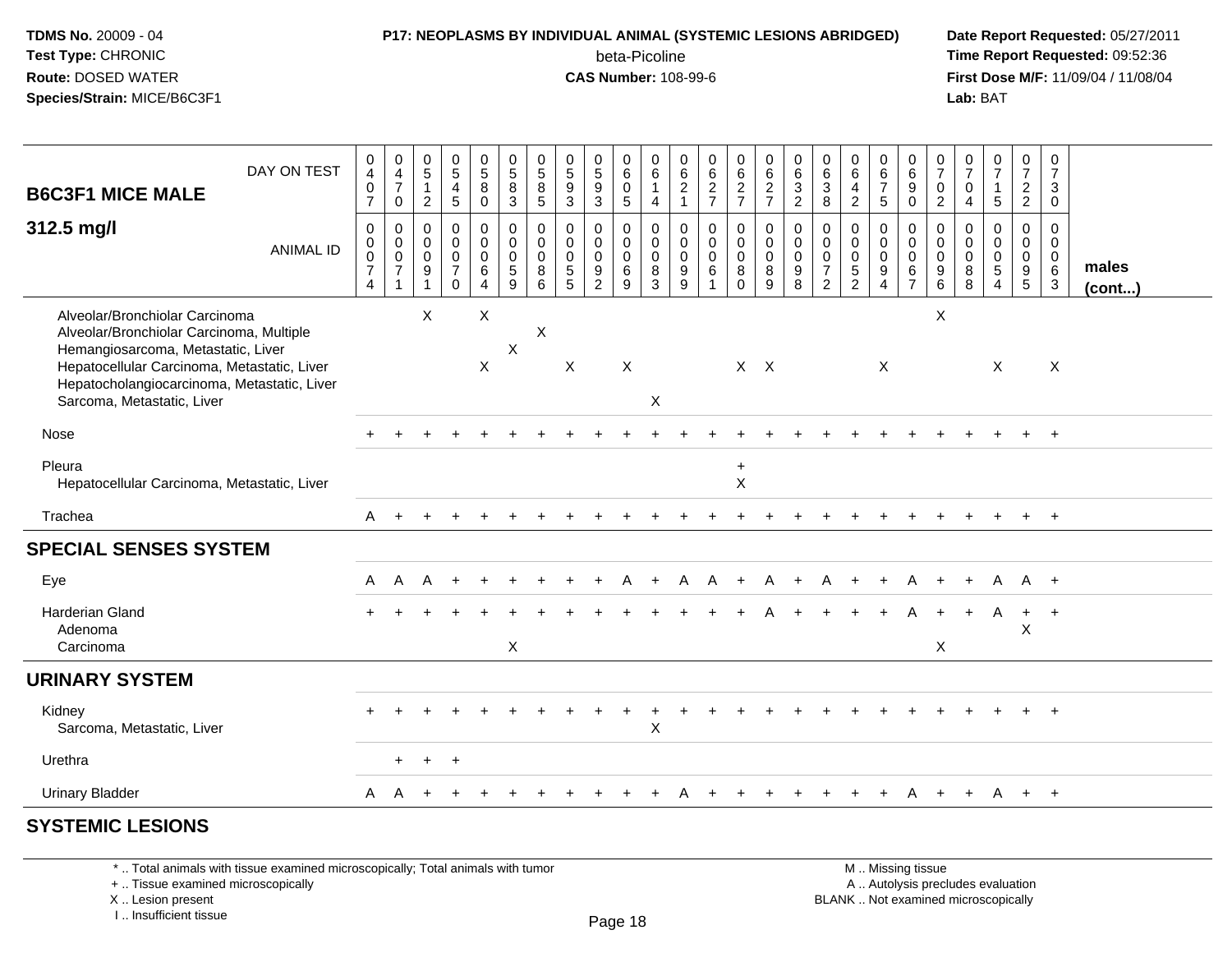# B6C3F1 MICE MALE

## 312.5 mg/l

| DAY ON TEST | 0407 | 0470 | 0512 | 0545 | 0580 | 0583 | 0585 | 0593 | 0593 | 0605 | 0614 | 0621 | 0627 | 0627 | 0627 | 0632 | 0638 | 0642 | 0675 | 0690 | 0702 | 0704 | 0715 | 0722 | 0730 | |
|---|---|---|---|---|---|---|---|---|---|---|---|---|---|---|---|---|---|---|---|---|---|---|---|---|---|---|
| ANIMAL ID | 0074 | 0071 | 0091 | 0070 | 0064 | 0059 | 0086 | 0055 | 0092 | 0069 | 0083 | 0099 | 0061 | 0080 | 0089 | 0098 | 0072 | 0052 | 0094 | 0067 | 0096 | 0088 | 0054 | 0095 | 0063 | males (cont...) |
| Alveolar/Bronchiolar Carcinoma | | | X | | X | | | | | | | | | | | | | | | | X | | | | | |
| Alveolar/Bronchiolar Carcinoma, Multiple | | | | | | | X | | | | | | | | | | | | | | | | | | | |
| Hemangiosarcoma, Metastatic, Liver | | | | | | X | | | | | | | | | | | | | | | | | | | | |
| Hepatocellular Carcinoma, Metastatic, Liver | | | | | X | | | X | | X | | | | X | X | | | | X | | | | X | | X | |
| Hepatocholangiocarcinoma, Metastatic, Liver | | | | | | | | | | | | | | | | | | | | | | | | | | |
| Sarcoma, Metastatic, Liver | | | | | | | | | | | X | | | | | | | | | | | | | | | |
| Nose | + | + | + | + | + | + | + | + | + | + | + | + | + | + | + | + | + | + | + | + | + | + | + | + | + | |
| Pleura | | | | | | | | | | | | | | + | | | | | | | | | | | | |
| Hepatocellular Carcinoma, Metastatic, Liver | | | | | | | | | | | | | | X | | | | | | | | | | | | |
| Trachea | A | + | + | + | + | + | + | + | + | + | + | + | + | + | + | + | + | + | + | + | + | + | + | + | + | |
| **SPECIAL SENSES SYSTEM** | | | | | | | | | | | | | | | | | | | | | | | | | | |
| Eye | A | A | A | + | + | + | + | + | + | A | + | A | A | + | A | + | A | + | + | A | + | + | A | A | + | |
| Harderian Gland | + | + | + | + | + | + | + | + | + | + | + | + | + | + | A | + | + | + | + | A | + | + | A | + | + | |
| Adenoma | | | | | | | | | | | | | | | | | | | | | | | | X | | |
| Carcinoma | | | | | | X | | | | | | | | | | | | | | | X | | | | | |
| **URINARY SYSTEM** | | | | | | | | | | | | | | | | | | | | | | | | | | |
| Kidney | + | + | + | + | + | + | + | + | + | + | + | + | + | + | + | + | + | + | + | + | + | + | + | + | + | |
| Sarcoma, Metastatic, Liver | | | | | | | | | | | X | | | | | | | | | | | | | | | |
| Urethra | | + | + | + | | | | | | | | | | | | | | | | | | | | | | |
| Urinary Bladder | A | A | + | + | + | + | + | + | + | + | + | A | + | + | + | + | + | + | + | A | + | + | A | + | + | |

## SYSTEMIC LESIONS

\* .. Total animals with tissue examined microscopically; Total animals with tumor
+ .. Tissue examined microscopically
X .. Lesion present
I .. Insufficient tissue

M .. Missing tissue
A .. Autolysis precludes evaluation
BLANK .. Not examined microscopically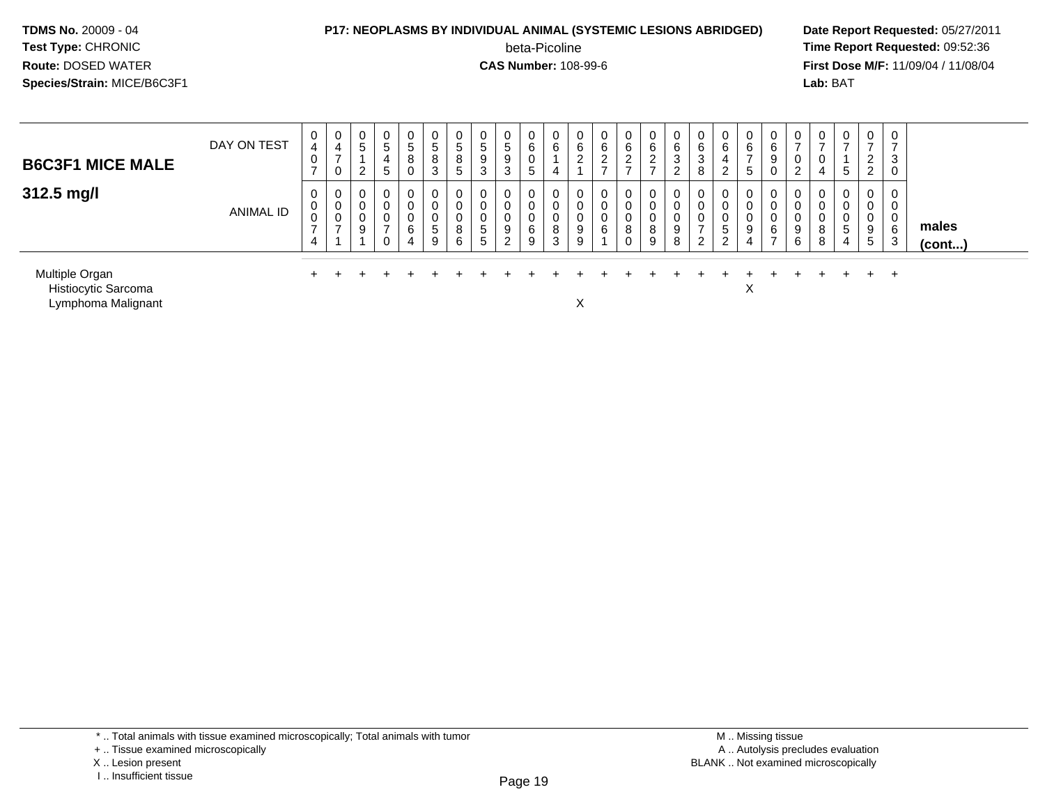**TDMS No.** 20009 - 04
**Test Type:** CHRONIC
**Route:** DOSED WATER
**Species/Strain:** MICE/B6C3F1

**P17: NEOPLASMS BY INDIVIDUAL ANIMAL (SYSTEMIC LESIONS ABRIDGED)**
beta-Picoline
**CAS Number:** 108-99-6

**Date Report Requested:** 05/27/2011
**Time Report Requested:** 09:52:36
**First Dose M/F:** 11/09/04 / 11/08/04
**Lab:** BAT

## B6C3F1 MICE MALE 312.5 mg/l

| DAY ON TEST | 0407 | 0470 | 0512 | 0545 | 0580 | 0583 | 0585 | 0593 | 0593 | 0605 | 0614 | 0621 | 0627 | 0627 | 0627 | 0632 | 0638 | 0642 | 0675 | 0690 | 0702 | 0704 | 0715 | 0722 | 0730 | |
|---|---|---|---|---|---|---|---|---|---|---|---|---|---|---|---|---|---|---|---|---|---|---|---|---|---|---|
| **ANIMAL ID** | 0074 | 0071 | 0091 | 0070 | 0064 | 0059 | 0086 | 0055 | 0092 | 0069 | 0083 | 0099 | 0061 | 0080 | 0089 | 0098 | 0072 | 0052 | 0094 | 0067 | 0096 | 0088 | 0054 | 0095 | 0063 | **males (cont...)** |
| Multiple Organ | + | + | + | + | + | + | + | + | + | + | + | + | + | + | + | + | + | + | + | + | + | + | + | + | + | |
| Histiocytic Sarcoma | | | | | | | | | | | | | | | | | | | X | | | | | | | |
| Lymphoma Malignant | | | | | | | | | | | | X | | | | | | | | | | | | | | |

\* .. Total animals with tissue examined microscopically; Total animals with tumor
+ .. Tissue examined microscopically
X .. Lesion present
I .. Insufficient tissue

M .. Missing tissue
A .. Autolysis precludes evaluation
BLANK .. Not examined microscopically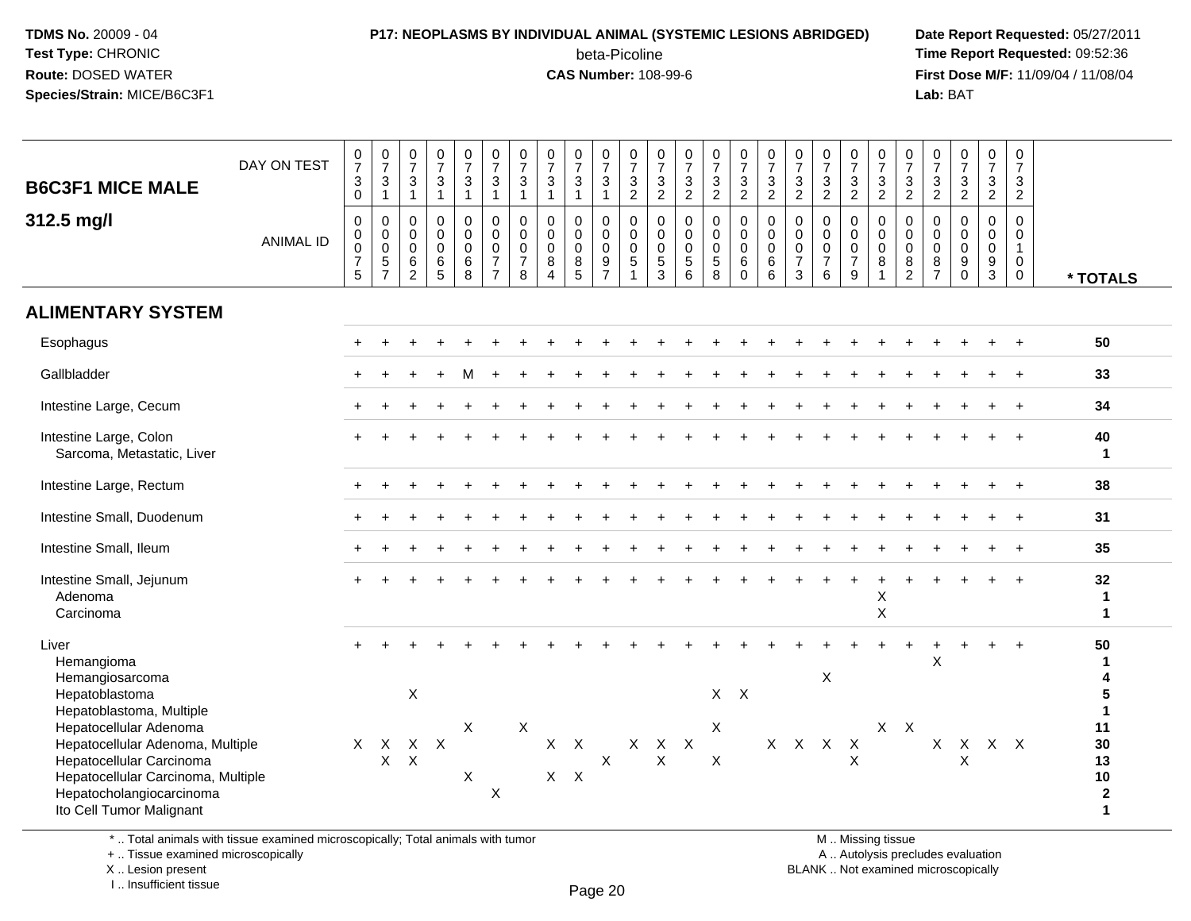**TDMS No.** 20009 - 04
**Test Type:** CHRONIC
**Route:** DOSED WATER
**Species/Strain:** MICE/B6C3F1

**P17: NEOPLASMS BY INDIVIDUAL ANIMAL (SYSTEMIC LESIONS ABRIDGED)**
beta-Picoline
**CAS Number:** 108-99-6

**Date Report Requested:** 05/27/2011
**Time Report Requested:** 09:52:36
**First Dose M/F:** 11/09/04 / 11/08/04
**Lab:** BAT

| B6C3F1 MICE MALE 312.5 mg/l | | | | | | | | | | | | | | | | | | | | | | | | | | |
|---|---|---|---|---|---|---|---|---|---|---|---|---|---|---|---|---|---|---|---|---|---|---|---|---|---|---|
| DAY ON TEST | 0730 | 0731 | 0731 | 0731 | 0731 | 0731 | 0731 | 0731 | 0731 | 0731 | 0732 | 0732 | 0732 | 0732 | 0732 | 0732 | 0732 | 0732 | 0732 | 0732 | 0732 | 0732 | 0732 | 0732 | 0732 | |
| ANIMAL ID | 0075 | 0057 | 0062 | 0065 | 0068 | 0077 | 0078 | 0084 | 0085 | 0097 | 0051 | 0053 | 0056 | 0058 | 0060 | 0066 | 0073 | 0076 | 0079 | 0081 | 0082 | 0087 | 0090 | 0093 | 0100 | * TOTALS |
| **ALIMENTARY SYSTEM** | | | | | | | | | | | | | | | | | | | | | | | | | | |
| Esophagus | + | + | + | + | + | + | + | + | + | + | + | + | + | + | + | + | + | + | + | + | + | + | + | + | + | 50 |
| Gallbladder | + | + | + | + | M | + | + | + | + | + | + | + | + | + | + | + | + | + | + | + | + | + | + | + | + | 33 |
| Intestine Large, Cecum | + | + | + | + | + | + | + | + | + | + | + | + | + | + | + | + | + | + | + | + | + | + | + | + | + | 34 |
| Intestine Large, Colon | + | + | + | + | + | + | + | + | + | + | + | + | + | + | + | + | + | + | + | + | + | + | + | + | + | 40 |
| Sarcoma, Metastatic, Liver | | | | | | | | | | | | | | | | | | | | | | | | | | 1 |
| Intestine Large, Rectum | + | + | + | + | + | + | + | + | + | + | + | + | + | + | + | + | + | + | + | + | + | + | + | + | + | 38 |
| Intestine Small, Duodenum | + | + | + | + | + | + | + | + | + | + | + | + | + | + | + | + | + | + | + | + | + | + | + | + | + | 31 |
| Intestine Small, Ileum | + | + | + | + | + | + | + | + | + | + | + | + | + | + | + | + | + | + | + | + | + | + | + | + | + | 35 |
| Intestine Small, Jejunum | + | + | + | + | + | + | + | + | + | + | + | + | + | + | + | + | + | + | + | + | + | + | + | + | + | 32 |
| Adenoma | | | | | | | | | | | | | | | | | | | | X | | | | | | 1 |
| Carcinoma | | | | | | | | | | | | | | | | | | | | X | | | | | | 1 |
| Liver | + | + | + | + | + | + | + | + | + | + | + | + | + | + | + | + | + | + | + | + | + | + | + | + | + | 50 |
| Hemangioma | | | | | | | | | | | | | | | | | | | | | | X | | | | 1 |
| Hemangiosarcoma | | | | | | | | | | | | | | | | | | X | | | | | | | | 4 |
| Hepatoblastoma | | | X | | | | | | | | | | | X | X | | | | | | | | | | | 5 |
| Hepatoblastoma, Multiple | | | | | | | | | | | | | | | | | | | | | | | | | | 1 |
| Hepatocellular Adenoma | | | | | X | | X | | | | | | | X | | | | | | X | X | | | | | 11 |
| Hepatocellular Adenoma, Multiple | X | X | X | X | | | | X | X | | X | X | X | | | X | X | X | X | | | X | X | X | X | 30 |
| Hepatocellular Carcinoma | | X | X | | | | | | | X | | X | | X | | | | | X | | | | X | | | 13 |
| Hepatocellular Carcinoma, Multiple | | | | | X | | | X | X | | | | | | | | | | | | | | | | | 10 |
| Hepatocholangiocarcinoma | | | | | | X | | | | | | | | | | | | | | | | | | | | 2 |
| Ito Cell Tumor Malignant | | | | | | | | | | | | | | | | | | | | | | | | | | 1 |

* .. Total animals with tissue examined microscopically; Total animals with tumor
+ .. Tissue examined microscopically
X .. Lesion present
I .. Insufficient tissue

M .. Missing tissue
A .. Autolysis precludes evaluation
BLANK .. Not examined microscopically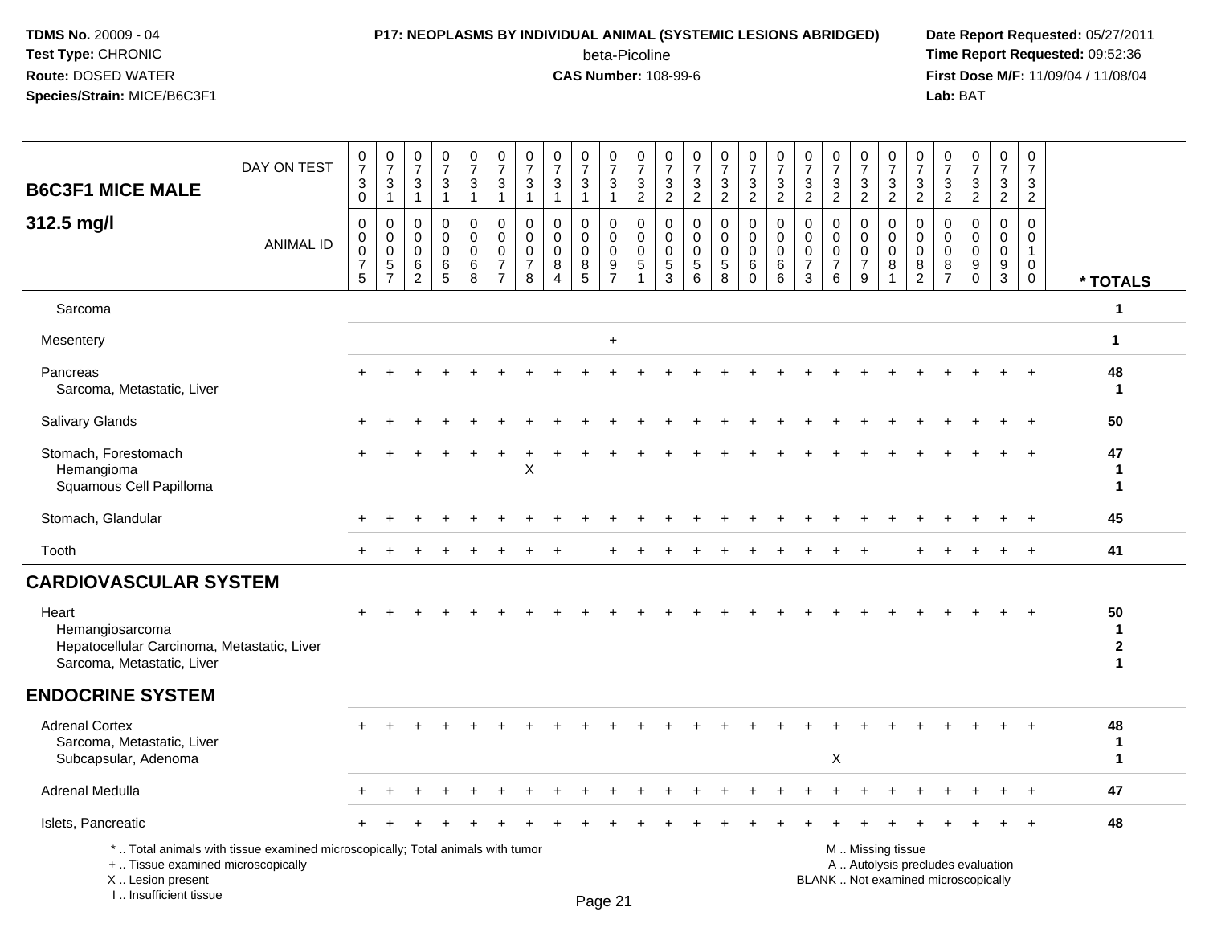**TDMS No.** 20009 - 04
**Test Type:** CHRONIC
**Route:** DOSED WATER
**Species/Strain:** MICE/B6C3F1

**P17: NEOPLASMS BY INDIVIDUAL ANIMAL (SYSTEMIC LESIONS ABRIDGED)**
beta-Picoline
**CAS Number:** 108-99-6

**Date Report Requested:** 05/27/2011
**Time Report Requested:** 09:52:36
**First Dose M/F:** 11/09/04 / 11/08/04
**Lab:** BAT

| B6C3F1 MICE MALE 312.5 mg/l | 0730 | 0731 | 0731 | 0731 | 0731 | 0731 | 0731 | 0731 | 0731 | 0731 | 0732 | 0732 | 0732 | 0732 | 0732 | 0732 | 0732 | 0732 | 0732 | 0732 | 0732 | 0732 | 0732 | 0732 | 0732 | |
|---|---|---|---|---|---|---|---|---|---|---|---|---|---|---|---|---|---|---|---|---|---|---|---|---|---|---|
| ANIMAL ID | 00075 | 00057 | 00062 | 00065 | 00068 | 00077 | 00078 | 00084 | 00085 | 00097 | 00051 | 00053 | 00056 | 00058 | 00060 | 00066 | 00073 | 00076 | 00079 | 00081 | 00082 | 00087 | 00090 | 00093 | 00100 | * TOTALS |
| Sarcoma | | | | | | | | | | | | | | | | | | | | | | | | | | 1 |
| Mesentery | | | | | | | | | | + | | | | | | | | | | | | | | | | 1 |
| Pancreas | + | + | + | + | + | + | + | + | + | + | + | + | + | + | + | + | + | + | + | + | + | + | + | + | + | 48 |
| Sarcoma, Metastatic, Liver | | | | | | | | | | | | | | | | | | | | | | | | | | 1 |
| Salivary Glands | + | + | + | + | + | + | + | + | + | + | + | + | + | + | + | + | + | + | + | + | + | + | + | + | + | 50 |
| Stomach, Forestomach | + | + | + | + | + | + | + | + | + | + | + | + | + | + | + | + | + | + | + | + | + | + | + | + | + | 47 |
| Hemangioma | | | | | | | X | | | | | | | | | | | | | | | | | | | 1 |
| Squamous Cell Papilloma | | | | | | | | | | | | | | | | | | | | | | | | | | 1 |
| Stomach, Glandular | + | + | + | + | + | + | + | + | + | + | + | + | + | + | + | + | + | + | + | + | + | + | + | + | + | 45 |
| Tooth | + | + | + | + | + | + | + | + | | + | + | + | + | + | + | + | + | + | + | | + | + | + | + | + | 41 |
| **CARDIOVASCULAR SYSTEM** | | | | | | | | | | | | | | | | | | | | | | | | | | |
| Heart | + | + | + | + | + | + | + | + | + | + | + | + | + | + | + | + | + | + | + | + | + | + | + | + | + | 50 |
| Hemangiosarcoma | | | | | | | | | | | | | | | | | | | | | | | | | | 1 |
| Hepatocellular Carcinoma, Metastatic, Liver | | | | | | | | | | | | | | | | | | | | | | | | | | 2 |
| Sarcoma, Metastatic, Liver | | | | | | | | | | | | | | | | | | | | | | | | | | 1 |
| **ENDOCRINE SYSTEM** | | | | | | | | | | | | | | | | | | | | | | | | | | |
| Adrenal Cortex | + | + | + | + | + | + | + | + | + | + | + | + | + | + | + | + | + | + | + | + | + | + | + | + | + | 48 |
| Sarcoma, Metastatic, Liver | | | | | | | | | | | | | | | | | | | | | | | | | | 1 |
| Subcapsular, Adenoma | | | | | | | | | | | | | | | | | | X | | | | | | | | 1 |
| Adrenal Medulla | + | + | + | + | + | + | + | + | + | + | + | + | + | + | + | + | + | + | + | + | + | + | + | + | + | 47 |
| Islets, Pancreatic | + | + | + | + | + | + | + | + | + | + | + | + | + | + | + | + | + | + | + | + | + | + | + | + | + | 48 |

\* .. Total animals with tissue examined microscopically; Total animals with tumor
\+ .. Tissue examined microscopically
X .. Lesion present
I .. Insufficient tissue

M .. Missing tissue
A .. Autolysis precludes evaluation
BLANK .. Not examined microscopically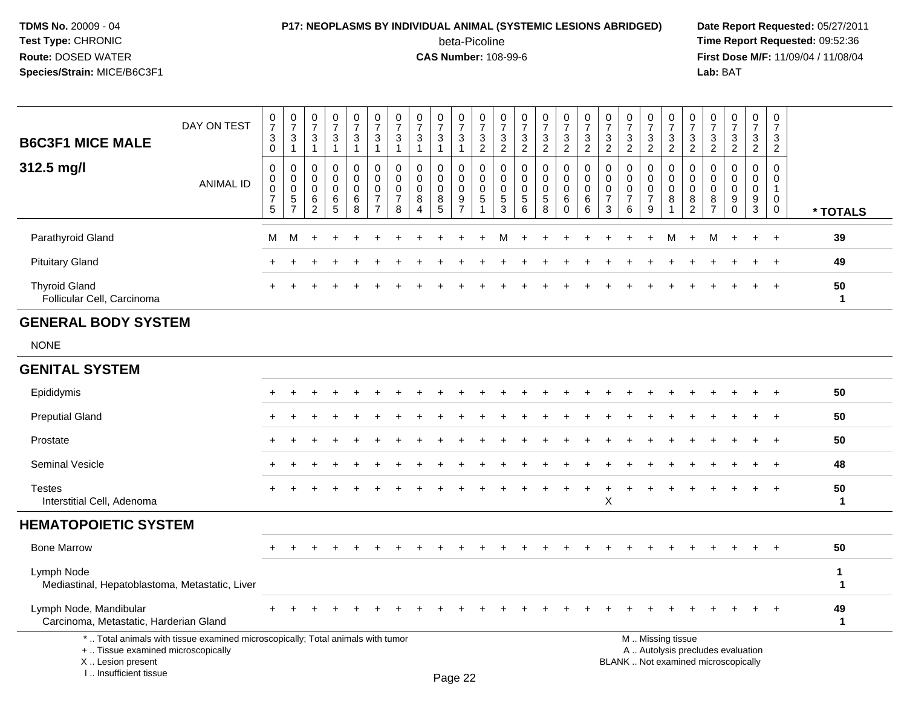TDMS No. 20009 - 04
Test Type: CHRONIC
Route: DOSED WATER
Species/Strain: MICE/B6C3F1

P17: NEOPLASMS BY INDIVIDUAL ANIMAL (SYSTEMIC LESIONS ABRIDGED)
beta-Picoline
CAS Number: 108-99-6

Date Report Requested: 05/27/2011
Time Report Requested: 09:52:36
First Dose M/F: 11/09/04 / 11/08/04
Lab: BAT

| B6C3F1 MICE MALE 312.5 mg/l | DAY ON TEST | 0730 | 0731 | 0731 | 0731 | 0731 | 0731 | 0731 | 0731 | 0731 | 0731 | 0732 | 0732 | 0732 | 0732 | 0732 | 0732 | 0732 | 0732 | 0732 | 0732 | 0732 | 0732 | 0732 | 0732 | 0732 | |
|---|---|---|---|---|---|---|---|---|---|---|---|---|---|---|---|---|---|---|---|---|---|---|---|---|---|---|---|
| | ANIMAL ID | 00075 | 00057 | 00062 | 00065 | 00068 | 00077 | 00078 | 00084 | 00085 | 00097 | 00051 | 00053 | 00056 | 00058 | 00060 | 00066 | 00073 | 00076 | 00079 | 00081 | 00082 | 00087 | 00090 | 00093 | 00100 | * TOTALS |
| Parathyroid Gland | | M | M | + | + | + | + | + | + | + | + | + | M | + | + | + | + | + | + | + | M | + | M | + | + | + | 39 |
| Pituitary Gland | | + | + | + | + | + | + | + | + | + | + | + | + | + | + | + | + | + | + | + | + | + | + | + | + | + | 49 |
| Thyroid Gland | | + | + | + | + | + | + | + | + | + | + | + | + | + | + | + | + | + | + | + | + | + | + | + | + | + | 50 |
| Follicular Cell, Carcinoma | | | | | | | | | | | | | | | | | | | | | | | | | | | 1 |
| **GENERAL BODY SYSTEM** | | | | | | | | | | | | | | | | | | | | | | | | | | | |
| NONE | | | | | | | | | | | | | | | | | | | | | | | | | | | |
| **GENITAL SYSTEM** | | | | | | | | | | | | | | | | | | | | | | | | | | | |
| Epididymis | | + | + | + | + | + | + | + | + | + | + | + | + | + | + | + | + | + | + | + | + | + | + | + | + | + | 50 |
| Preputial Gland | | + | + | + | + | + | + | + | + | + | + | + | + | + | + | + | + | + | + | + | + | + | + | + | + | + | 50 |
| Prostate | | + | + | + | + | + | + | + | + | + | + | + | + | + | + | + | + | + | + | + | + | + | + | + | + | + | 50 |
| Seminal Vesicle | | + | + | + | + | + | + | + | + | + | + | + | + | + | + | + | + | + | + | + | + | + | + | + | + | + | 48 |
| Testes | | + | + | + | + | + | + | + | + | + | + | + | + | + | + | + | + | + | + | + | + | + | + | + | + | + | 50 |
| Interstitial Cell, Adenoma | | | | | | | | | | | | | | | | | | X | | | | | | | | | 1 |
| **HEMATOPOIETIC SYSTEM** | | | | | | | | | | | | | | | | | | | | | | | | | | | |
| Bone Marrow | | + | + | + | + | + | + | + | + | + | + | + | + | + | + | + | + | + | + | + | + | + | + | + | + | + | 50 |
| Lymph Node | | | | | | | | | | | | | | | | | | | | | | | | | | | 1 |
| Mediastinal, Hepatoblastoma, Metastatic, Liver | | | | | | | | | | | | | | | | | | | | | | | | | | | 1 |
| Lymph Node, Mandibular | | + | + | + | + | + | + | + | + | + | + | + | + | + | + | + | + | + | + | + | + | + | + | + | + | + | 49 |
| Carcinoma, Metastatic, Harderian Gland | | | | | | | | | | | | | | | | | | | | | | | | | | | 1 |

* .. Total animals with tissue examined microscopically; Total animals with tumor
+ .. Tissue examined microscopically
X .. Lesion present
I .. Insufficient tissue

M .. Missing tissue
A .. Autolysis precludes evaluation
BLANK .. Not examined microscopically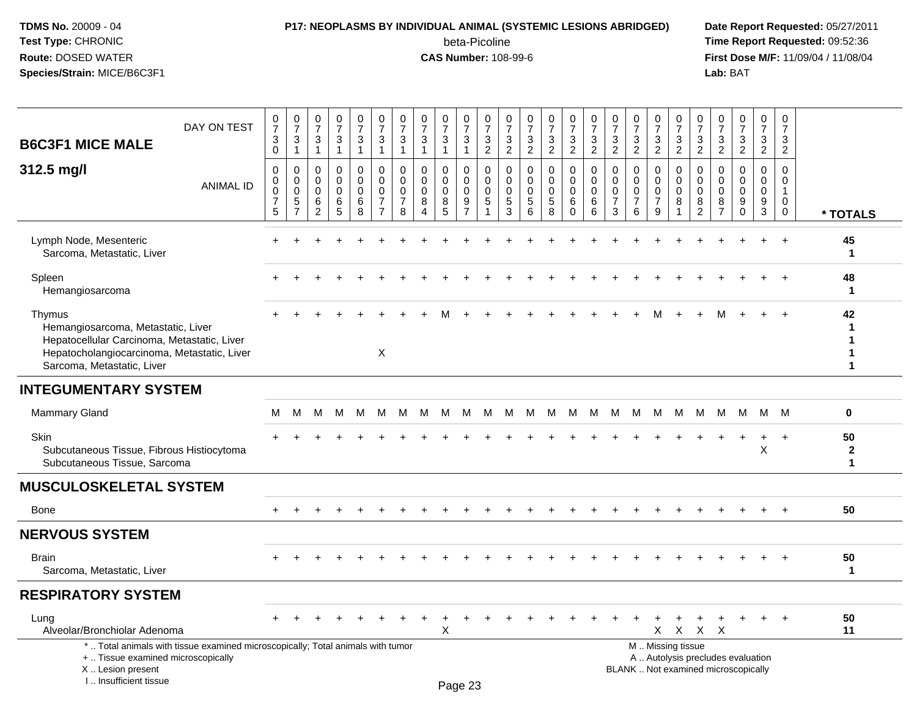# P17: NEOPLASMS BY INDIVIDUAL ANIMAL (SYSTEMIC LESIONS ABRIDGED)

beta-Picoline

**CAS Number:** 108-99-6

| B6C3F1 MICE MALE 312.5 mg/l | DAY ON TEST | 0730 | 0731 | 0731 | 0731 | 0731 | 0731 | 0731 | 0731 | 0731 | 0731 | 0732 | 0732 | 0732 | 0732 | 0732 | 0732 | 0732 | 0732 | 0732 | 0732 | 0732 | 0732 | 0732 | 0732 | 0732 | |
|---|---|---|---|---|---|---|---|---|---|---|---|---|---|---|---|---|---|---|---|---|---|---|---|---|---|---|---|
| | ANIMAL ID | 0075 | 0057 | 0062 | 0065 | 0068 | 0077 | 0078 | 0084 | 0085 | 0097 | 0051 | 0053 | 0056 | 0058 | 0060 | 0066 | 0073 | 0076 | 0079 | 0081 | 0082 | 0087 | 0090 | 0093 | 0100 | * TOTALS |
| Lymph Node, Mesenteric | | + | + | + | + | + | + | + | + | + | + | + | + | + | + | + | + | + | + | + | + | + | + | + | + | + | 45 |
| Sarcoma, Metastatic, Liver | | | | | | | | | | | | | | | | | | | | | | | | | | | 1 |
| Spleen | | + | + | + | + | + | + | + | + | + | + | + | + | + | + | + | + | + | + | + | + | + | + | + | + | + | 48 |
| Hemangiosarcoma | | | | | | | | | | | | | | | | | | | | | | | | | | | 1 |
| Thymus | | + | + | + | + | + | + | + | + | M | + | + | + | + | + | + | + | + | + | M | + | + | M | + | + | + | 42 |
| Hemangiosarcoma, Metastatic, Liver | | | | | | | | | | | | | | | | | | | | | | | | | | | 1 |
| Hepatocellular Carcinoma, Metastatic, Liver | | | | | | | | | | | | | | | | | | | | | | | | | | | 1 |
| Hepatocholangiocarcinoma, Metastatic, Liver | | | | | | | X | | | | | | | | | | | | | | | | | | | | 1 |
| Sarcoma, Metastatic, Liver | | | | | | | | | | | | | | | | | | | | | | | | | | | 1 |
| **INTEGUMENTARY SYSTEM** | | | | | | | | | | | | | | | | | | | | | | | | | | | |
| Mammary Gland | | M | M | M | M | M | M | M | M | M | M | M | M | M | M | M | M | M | M | M | M | M | M | M | M | M | 0 |
| Skin | | + | + | + | + | + | + | + | + | + | + | + | + | + | + | + | + | + | + | + | + | + | + | + | + | + | 50 |
| Subcutaneous Tissue, Fibrous Histiocytoma | | | | | | | | | | | | | | | | | | | | | | | | | X | | 2 |
| Subcutaneous Tissue, Sarcoma | | | | | | | | | | | | | | | | | | | | | | | | | | | 1 |
| **MUSCULOSKELETAL SYSTEM** | | | | | | | | | | | | | | | | | | | | | | | | | | | |
| Bone | | + | + | + | + | + | + | + | + | + | + | + | + | + | + | + | + | + | + | + | + | + | + | + | + | + | 50 |
| **NERVOUS SYSTEM** | | | | | | | | | | | | | | | | | | | | | | | | | | | |
| Brain | | + | + | + | + | + | + | + | + | + | + | + | + | + | + | + | + | + | + | + | + | + | + | + | + | + | 50 |
| Sarcoma, Metastatic, Liver | | | | | | | | | | | | | | | | | | | | | | | | | | | 1 |
| **RESPIRATORY SYSTEM** | | | | | | | | | | | | | | | | | | | | | | | | | | | |
| Lung | | + | + | + | + | + | + | + | + | + | + | + | + | + | + | + | + | + | + | + | + | + | + | + | + | + | 50 |
| Alveolar/Bronchiolar Adenoma | | | | | | | | | | X | | | | | | | | | | X | X | X | X | | | | 11 |

\* .. Total animals with tissue examined microscopically; Total animals with tumor
+ .. Tissue examined microscopically
X .. Lesion present
I .. Insufficient tissue
M .. Missing tissue
A .. Autolysis precludes evaluation
BLANK .. Not examined microscopically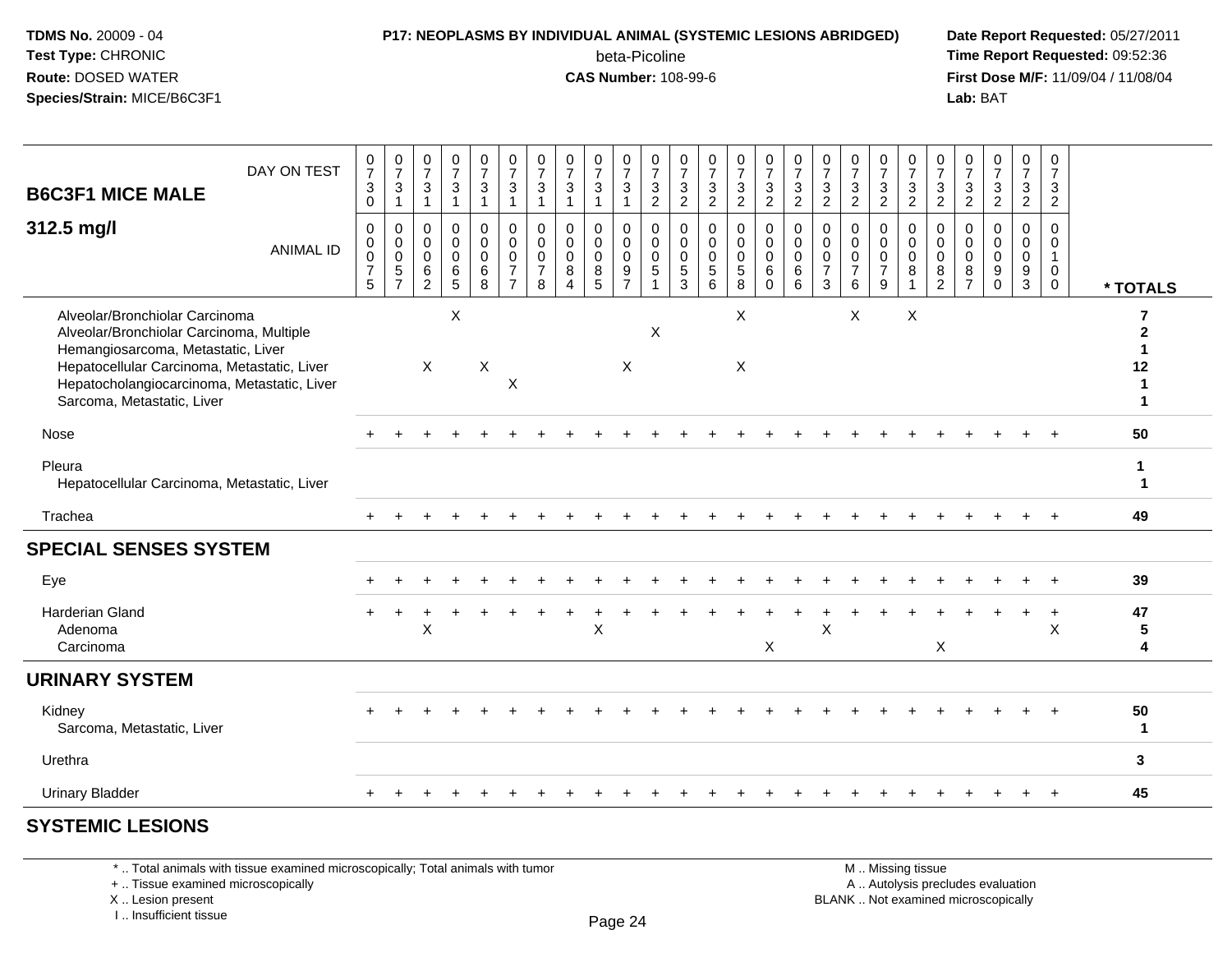**TDMS No.** 20009 - 04
**Test Type:** CHRONIC
**Route:** DOSED WATER
**Species/Strain:** MICE/B6C3F1

**P17: NEOPLASMS BY INDIVIDUAL ANIMAL (SYSTEMIC LESIONS ABRIDGED)**
beta-Picoline
**CAS Number:** 108-99-6

**Date Report Requested:** 05/27/2011
**Time Report Requested:** 09:52:36
**First Dose M/F:** 11/09/04 / 11/08/04
**Lab:** BAT

## B6C3F1 MICE MALE

### 312.5 mg/l

| DAY ON TEST | 0730 | 0731 | 0731 | 0731 | 0731 | 0731 | 0731 | 0731 | 0731 | 0731 | 0732 | 0732 | 0732 | 0732 | 0732 | 0732 | 0732 | 0732 | 0732 | 0732 | 0732 | 0732 | 0732 | 0732 | 0732 | |
|---|---|---|---|---|---|---|---|---|---|---|---|---|---|---|---|---|---|---|---|---|---|---|---|---|---|---|
| **ANIMAL ID** | 0075 | 0057 | 0062 | 0065 | 0068 | 0077 | 0078 | 0084 | 0085 | 0097 | 0051 | 0053 | 0056 | 0058 | 0060 | 0066 | 0073 | 0076 | 0079 | 0081 | 0082 | 0087 | 0090 | 0093 | 0100 | *** TOTALS** |
| Alveolar/Bronchiolar Carcinoma | | | | X | | | | | | | | | | X | | | | X | | X | | | | | | **7** |
| Alveolar/Bronchiolar Carcinoma, Multiple | | | | | | | | | | | X | | | | | | | | | | | | | | | **2** |
| Hemangiosarcoma, Metastatic, Liver | | | | | | | | | | | | | | | | | | | | | | | | | | **1** |
| Hepatocellular Carcinoma, Metastatic, Liver | | | X | | X | | | | | X | | | | X | | | | | | | | | | | | **12** |
| Hepatocholangiocarcinoma, Metastatic, Liver | | | | | | X | | | | | | | | | | | | | | | | | | | | **1** |
| Sarcoma, Metastatic, Liver | | | | | | | | | | | | | | | | | | | | | | | | | | **1** |
| Nose | + | + | + | + | + | + | + | + | + | + | + | + | + | + | + | + | + | + | + | + | + | + | + | + | + | **50** |
| Pleura | | | | | | | | | | | | | | | | | | | | | | | | | | **1** |
| Hepatocellular Carcinoma, Metastatic, Liver | | | | | | | | | | | | | | | | | | | | | | | | | | **1** |
| Trachea | + | + | + | + | + | + | + | + | + | + | + | + | + | + | + | + | + | + | + | + | + | + | + | + | + | **49** |
| **SPECIAL SENSES SYSTEM** | | | | | | | | | | | | | | | | | | | | | | | | | | |
| Eye | + | + | + | + | + | + | + | + | + | + | + | + | + | + | + | + | + | + | + | + | + | + | + | + | + | **39** |
| Harderian Gland | + | + | + | + | + | + | + | + | + | + | + | + | + | + | + | + | + | + | + | + | + | + | + | + | + | **47** |
| Adenoma | | | X | | | | | | X | | | | | | | | X | | | | | | | | X | **5** |
| Carcinoma | | | | | | | | | | | | | | | X | | | | | | X | | | | | **4** |
| **URINARY SYSTEM** | | | | | | | | | | | | | | | | | | | | | | | | | | |
| Kidney | + | + | + | + | + | + | + | + | + | + | + | + | + | + | + | + | + | + | + | + | + | + | + | + | + | **50** |
| Sarcoma, Metastatic, Liver | | | | | | | | | | | | | | | | | | | | | | | | | | **1** |
| Urethra | | | | | | | | | | | | | | | | | | | | | | | | | | **3** |
| Urinary Bladder | + | + | + | + | + | + | + | + | + | + | + | + | + | + | + | + | + | + | + | + | + | + | + | + | + | **45** |
| **SYSTEMIC LESIONS** | | | | | | | | | | | | | | | | | | | | | | | | | | |

\* .. Total animals with tissue examined microscopically; Total animals with tumor
\+ .. Tissue examined microscopically
X .. Lesion present
I .. Insufficient tissue

M .. Missing tissue
A .. Autolysis precludes evaluation
BLANK .. Not examined microscopically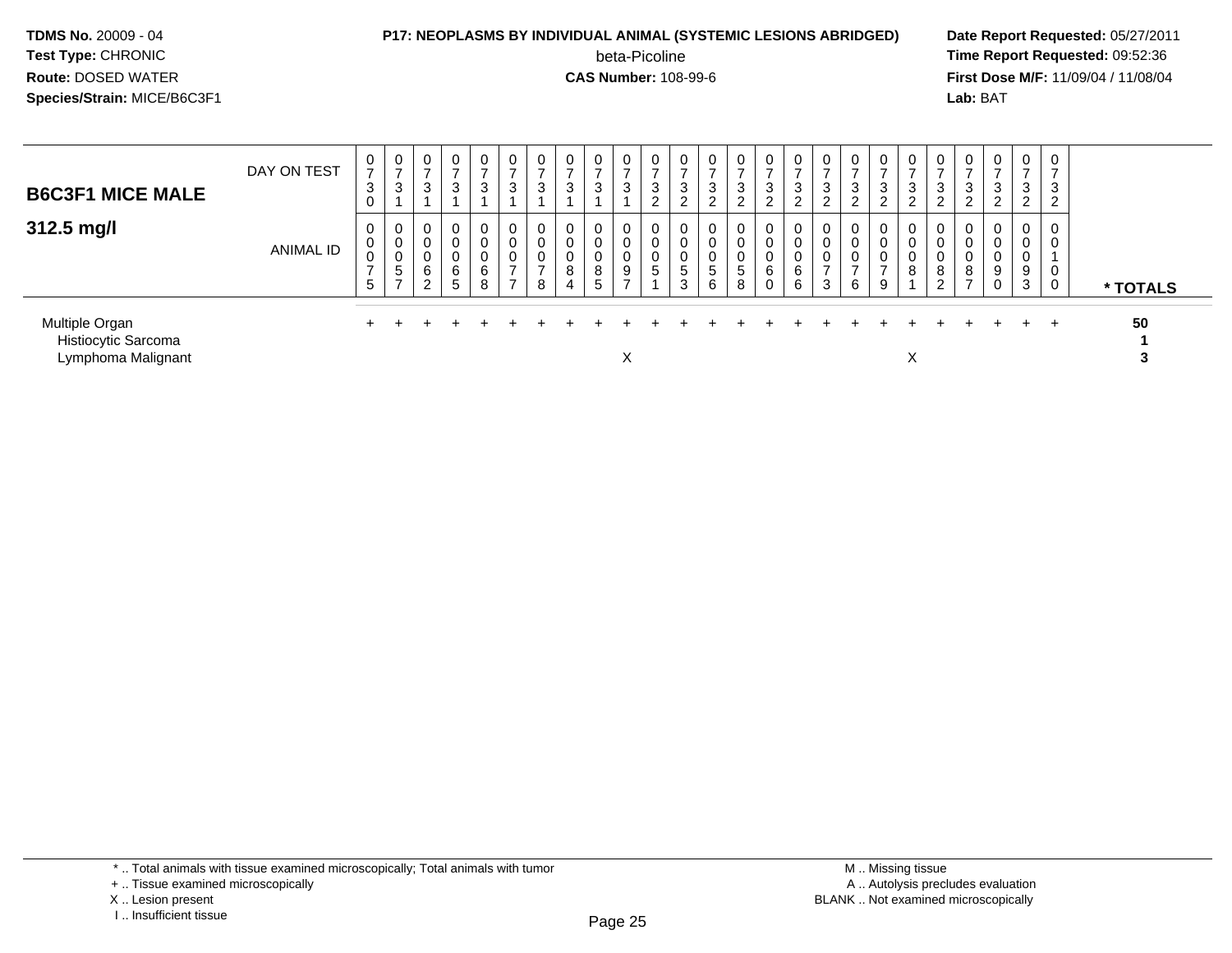**TDMS No.** 20009 - 04
**Test Type:** CHRONIC
**Route:** DOSED WATER
**Species/Strain:** MICE/B6C3F1

**P17: NEOPLASMS BY INDIVIDUAL ANIMAL (SYSTEMIC LESIONS ABRIDGED)**
beta-Picoline
**CAS Number:** 108-99-6

**Date Report Requested:** 05/27/2011
**Time Report Requested:** 09:52:36
**First Dose M/F:** 11/09/04 / 11/08/04
**Lab:** BAT

| B6C3F1 MICE MALE 312.5 mg/l | | | | | | | | | | | | | | | | | | | | | | | | | | |
|---|---|---|---|---|---|---|---|---|---|---|---|---|---|---|---|---|---|---|---|---|---|---|---|---|---|---|
| DAY ON TEST | 0730 | 0731 | 0731 | 0731 | 0731 | 0731 | 0731 | 0731 | 0731 | 0731 | 0732 | 0732 | 0732 | 0732 | 0732 | 0732 | 0732 | 0732 | 0732 | 0732 | 0732 | 0732 | 0732 | 0732 | 0732 | |
| ANIMAL ID | 00075 | 00057 | 00062 | 00065 | 00068 | 00077 | 00078 | 00084 | 00085 | 00097 | 00051 | 00053 | 00056 | 00058 | 00060 | 00066 | 00073 | 00076 | 00079 | 00081 | 00082 | 00087 | 00090 | 00093 | 00100 | * TOTALS |
| Multiple Organ | + | + | + | + | + | + | + | + | + | + | + | + | + | + | + | + | + | + | + | + | + | + | + | + | + | 50 |
| Histiocytic Sarcoma | | | | | | | | | | | | | | | | | | | | | | | | | | 1 |
| Lymphoma Malignant | | | | | | | | | | X | | | | | | | | | | X | | | | | | 3 |

\* .. Total animals with tissue examined microscopically; Total animals with tumor
\+ .. Tissue examined microscopically
X .. Lesion present
I .. Insufficient tissue

M .. Missing tissue
A .. Autolysis precludes evaluation
BLANK .. Not examined microscopically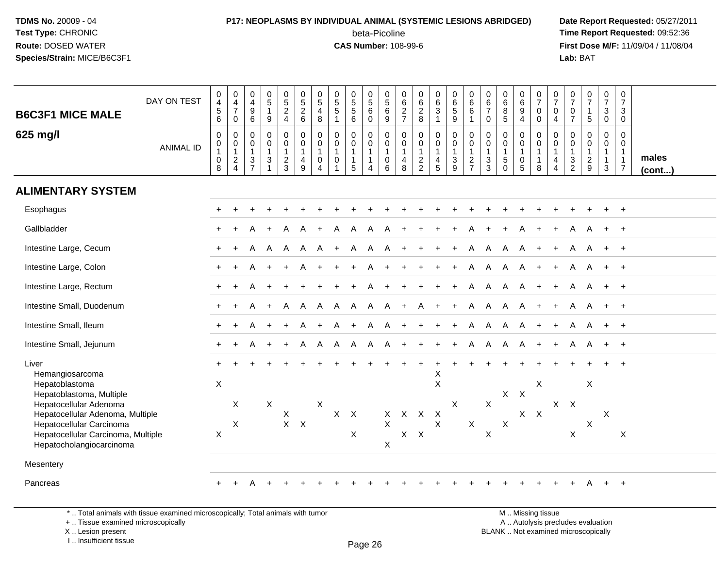**TDMS No.** 20009 - 04
**Test Type:** CHRONIC
**Route:** DOSED WATER
**Species/Strain:** MICE/B6C3F1

**P17: NEOPLASMS BY INDIVIDUAL ANIMAL (SYSTEMIC LESIONS ABRIDGED)**
beta-Picoline
**CAS Number:** 108-99-6

**Date Report Requested:** 05/27/2011
**Time Report Requested:** 09:52:36
**First Dose M/F:** 11/09/04 / 11/08/04
**Lab:** BAT

| B6C3F1 MICE MALE 625 mg/l — DAY ON TEST | 0456 | 0470 | 0496 | 0519 | 0524 | 0526 | 0548 | 0551 | 0556 | 0560 | 0569 | 0627 | 0628 | 0631 | 0659 | 0661 | 0670 | 0685 | 0694 | 0700 | 0704 | 0707 | 0715 | 0730 | 0730 |
|---|---|---|---|---|---|---|---|---|---|---|---|---|---|---|---|---|---|---|---|---|---|---|---|---|---|
| ANIMAL ID | 00108 | 00124 | 00137 | 00131 | 00123 | 00149 | 00104 | 00101 | 00115 | 00114 | 00106 | 00148 | 00122 | 00145 | 00139 | 00127 | 00133 | 00150 | 00105 | 00118 | 00144 | 00132 | 00129 | 00113 | 00117 |
| **ALIMENTARY SYSTEM** | | | | | | | | | | | | | | | | | | | | | | | | | |
| Esophagus | + | + | + | + | + | + | + | + | + | + | + | + | + | + | + | + | + | + | + | + | + | + | + | + | + |
| Gallbladder | + | + | A | + | A | A | + | A | A | A | A | + | + | + | + | A | + | + | A | + | + | A | A | + | + |
| Intestine Large, Cecum | + | + | A | A | A | A | A | + | A | A | A | + | + | + | + | A | A | A | A | + | + | A | A | + | + |
| Intestine Large, Colon | + | + | A | + | + | A | + | + | + | A | + | + | + | + | + | A | A | A | A | + | + | A | A | + | + |
| Intestine Large, Rectum | + | + | A | + | + | + | + | + | + | A | + | + | + | + | + | A | A | A | A | + | + | A | A | + | + |
| Intestine Small, Duodenum | + | + | A | + | A | A | A | A | A | A | A | + | A | + | + | A | A | A | A | + | + | A | A | + | + |
| Intestine Small, Ileum | + | + | A | + | + | A | + | A | + | A | A | + | + | + | + | A | A | A | A | + | + | A | A | + | + |
| Intestine Small, Jejunum | + | + | A | + | + | A | A | A | A | A | A | + | + | + | + | A | A | A | A | + | + | A | A | + | + |
| Liver | + | + | + | + | + | + | + | + | + | + | + | + | + | + | + | + | + | + | + | + | + | + | + | + | + |
| Hemangiosarcoma | | | | | | | | | | | | | | X | | | | | | | | | | | |
| Hepatoblastoma | X | | | | | | | | | | | | | X | | | | | | X | | | X | | |
| Hepatoblastoma, Multiple | | | | | | | | | | | | | | | | | | X | X | | | | | | |
| Hepatocellular Adenoma | | X | | X | | | X | | | | | | | | X | | X | | | | X | X | | | |
| Hepatocellular Adenoma, Multiple | | | | | X | | | X | X | | X | X | X | X | | | | | X | X | | | | X | |
| Hepatocellular Carcinoma | | X | | | X | X | | | | | X | | | X | | X | | X | | | | | X | | |
| Hepatocellular Carcinoma, Multiple | X | | | | | | | | X | | | X | X | | | | X | | | | | X | | | X |
| Hepatocholangiocarcinoma | | | | | | | | | | | X | | | | | | | | | | | | | | |
| Mesentery | | | | | | | | | | | | | | | | | | | | | | | | | |
| Pancreas | + | + | A | + | + | + | + | + | + | + | + | + | + | + | + | + | + | + | + | + | + | + | A | + | + |

males (cont...)

\* .. Total animals with tissue examined microscopically; Total animals with tumor
+ .. Tissue examined microscopically
X .. Lesion present
I .. Insufficient tissue

M .. Missing tissue
A .. Autolysis precludes evaluation
BLANK .. Not examined microscopically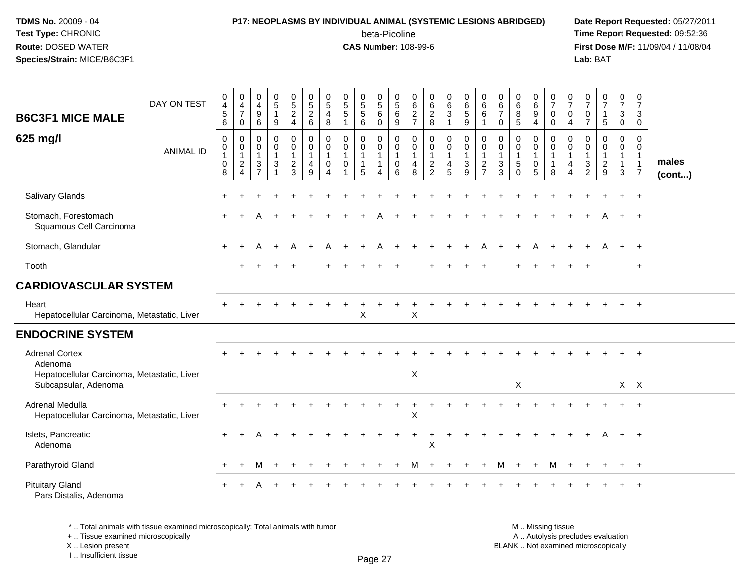**TDMS No.** 20009 - 04
**Test Type:** CHRONIC
**Route:** DOSED WATER
**Species/Strain:** MICE/B6C3F1

**P17: NEOPLASMS BY INDIVIDUAL ANIMAL (SYSTEMIC LESIONS ABRIDGED)**
beta-Picoline
**CAS Number:** 108-99-6

**Date Report Requested:** 05/27/2011
**Time Report Requested:** 09:52:36
**First Dose M/F:** 11/09/04 / 11/08/04
**Lab:** BAT

| B6C3F1 MICE MALE 625 mg/l | 0456 | 0470 | 0496 | 0519 | 0524 | 0526 | 0548 | 0551 | 0556 | 0560 | 0569 | 0627 | 0628 | 0631 | 0659 | 0661 | 0670 | 0685 | 0694 | 0700 | 0704 | 0707 | 0715 | 0730 | 0730 | |
|---|---|---|---|---|---|---|---|---|---|---|---|---|---|---|---|---|---|---|---|---|---|---|---|---|---|---|
| ANIMAL ID | 00108 | 00124 | 00137 | 00131 | 00123 | 00149 | 00104 | 00101 | 00115 | 00114 | 00106 | 00148 | 00122 | 00145 | 00139 | 00127 | 00133 | 00150 | 00105 | 00118 | 00144 | 00132 | 00129 | 00113 | 00117 | males (cont...) |
| Salivary Glands | + | + | + | + | + | + | + | + | + | + | + | + | + | + | + | + | + | + | + | + | + | + | + | + | + | |
| Stomach, Forestomach | + | + | A | + | + | + | + | + | + | A | + | + | + | + | + | + | + | + | + | + | + | + | A | + | + | |
| Squamous Cell Carcinoma | | | | | | | | | | | | | | | | | | | | | | | | | | |
| Stomach, Glandular | + | + | A | + | A | + | A | + | + | A | + | + | + | + | + | A | + | + | A | + | + | + | A | + | + | |
| Tooth | | + | + | + | + | | + | + | + | + | + | | + | + | + | + | | + | + | + | + | + | | | + | |
| **CARDIOVASCULAR SYSTEM** | | | | | | | | | | | | | | | | | | | | | | | | | | |
| Heart | + | + | + | + | + | + | + | + | + | + | + | + | + | + | + | + | + | + | + | + | + | + | + | + | + | |
| Hepatocellular Carcinoma, Metastatic, Liver | | | | | | | | | X | | | X | | | | | | | | | | | | | | |
| **ENDOCRINE SYSTEM** | | | | | | | | | | | | | | | | | | | | | | | | | | |
| Adrenal Cortex | + | + | + | + | + | + | + | + | + | + | + | + | + | + | + | + | + | + | + | + | + | + | + | + | + | |
| Adenoma | | | | | | | | | | | | | | | | | | | | | | | | | | |
| Hepatocellular Carcinoma, Metastatic, Liver | | | | | | | | | | | | X | | | | | | | | | | | | | | |
| Subcapsular, Adenoma | | | | | | | | | | | | | | | | | | X | | | | | | X | X | |
| Adrenal Medulla | + | + | + | + | + | + | + | + | + | + | + | + | + | + | + | + | + | + | + | + | + | + | + | + | + | |
| Hepatocellular Carcinoma, Metastatic, Liver | | | | | | | | | | | | X | | | | | | | | | | | | | | |
| Islets, Pancreatic | + | + | A | + | + | + | + | + | + | + | + | + | + | + | + | + | + | + | + | + | + | + | A | + | + | |
| Adenoma | | | | | | | | | | | | | X | | | | | | | | | | | | | |
| Parathyroid Gland | + | + | M | + | + | + | + | + | + | + | + | M | + | + | + | + | M | + | + | M | + | + | + | + | + | |
| Pituitary Gland | + | + | A | + | + | + | + | + | + | + | + | + | + | + | + | + | + | + | + | + | + | + | + | + | + | |
| Pars Distalis, Adenoma | | | | | | | | | | | | | | | | | | | | | | | | | | |

*.. Total animals with tissue examined microscopically; Total animals with tumor
+ .. Tissue examined microscopically
X .. Lesion present
I .. Insufficient tissue

M .. Missing tissue
A .. Autolysis precludes evaluation
BLANK .. Not examined microscopically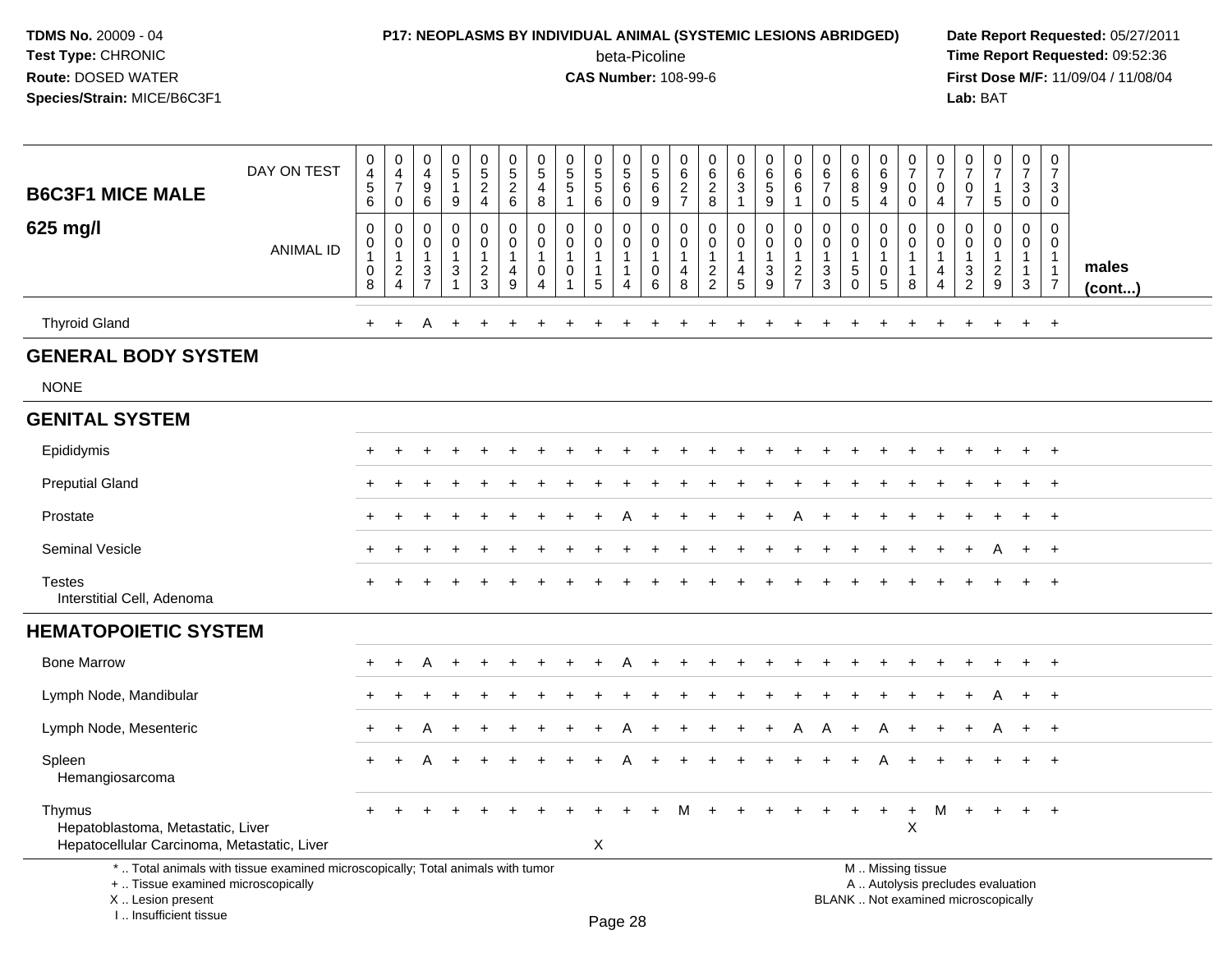**TDMS No.** 20009 - 04
**Test Type:** CHRONIC
**Route:** DOSED WATER
**Species/Strain:** MICE/B6C3F1

**P17: NEOPLASMS BY INDIVIDUAL ANIMAL (SYSTEMIC LESIONS ABRIDGED)**
beta-Picoline
**CAS Number:** 108-99-6

**Date Report Requested:** 05/27/2011
**Time Report Requested:** 09:52:36
**First Dose M/F:** 11/09/04 / 11/08/04
**Lab:** BAT

| B6C3F1 MICE MALE 625 mg/l | | | | | | | | | | | | | | | | | | | | | | | | | | |
|---|---|---|---|---|---|---|---|---|---|---|---|---|---|---|---|---|---|---|---|---|---|---|---|---|---|---|
| DAY ON TEST | 0456 | 0470 | 0496 | 0519 | 0524 | 0526 | 0548 | 0551 | 0556 | 0560 | 0569 | 0627 | 0628 | 0631 | 0659 | 0661 | 0670 | 0685 | 0694 | 0700 | 0704 | 0707 | 0715 | 0730 | 0730 | |
| ANIMAL ID | 00108 | 00124 | 00137 | 00131 | 00123 | 00149 | 00104 | 00101 | 00115 | 00114 | 00106 | 00148 | 00122 | 00145 | 00139 | 00127 | 00133 | 00150 | 00105 | 00118 | 00144 | 00132 | 00129 | 00113 | 00117 | males (cont...) |
| Thyroid Gland | + | + | A | + | + | + | + | + | + | + | + | + | + | + | + | + | + | + | + | + | + | + | + | + | + | |
| **GENERAL BODY SYSTEM** | | | | | | | | | | | | | | | | | | | | | | | | | | |
| NONE | | | | | | | | | | | | | | | | | | | | | | | | | | |
| **GENITAL SYSTEM** | | | | | | | | | | | | | | | | | | | | | | | | | | |
| Epididymis | + | + | + | + | + | + | + | + | + | + | + | + | + | + | + | + | + | + | + | + | + | + | + | + | + | |
| Preputial Gland | + | + | + | + | + | + | + | + | + | + | + | + | + | + | + | + | + | + | + | + | + | + | + | + | + | |
| Prostate | + | + | + | + | + | + | + | + | + | A | + | + | + | + | + | A | + | + | + | + | + | + | + | + | + | |
| Seminal Vesicle | + | + | + | + | + | + | + | + | + | + | + | + | + | + | + | + | + | + | + | + | + | + | A | + | + | |
| Testes | + | + | + | + | + | + | + | + | + | + | + | + | + | + | + | + | + | + | + | + | + | + | + | + | + | |
| Interstitial Cell, Adenoma | | | | | | | | | | | | | | | | | | | | | | | | | | |
| **HEMATOPOIETIC SYSTEM** | | | | | | | | | | | | | | | | | | | | | | | | | | |
| Bone Marrow | + | + | A | + | + | + | + | + | + | A | + | + | + | + | + | + | + | + | + | + | + | + | + | + | + | |
| Lymph Node, Mandibular | + | + | + | + | + | + | + | + | + | + | + | + | + | + | + | + | + | + | + | + | + | + | A | + | + | |
| Lymph Node, Mesenteric | + | + | A | + | + | + | + | + | + | A | + | + | + | + | + | A | A | + | A | + | + | + | A | + | + | |
| Spleen | + | + | A | + | + | + | + | + | + | A | + | + | + | + | + | + | + | + | A | + | + | + | + | + | + | |
| Hemangiosarcoma | | | | | | | | | | | | | | | | | | | | | | | | | | |
| Thymus | + | + | + | + | + | + | + | + | + | + | + | M | + | + | + | + | + | + | + | + | M | + | + | + | + | |
| Hepatoblastoma, Metastatic, Liver | | | | | | | | | | | | | | | | | | | | X | | | | | | |
| Hepatocellular Carcinoma, Metastatic, Liver | | | | | | | | | X | | | | | | | | | | | | | | | | | |

\* .. Total animals with tissue examined microscopically; Total animals with tumor
\+ .. Tissue examined microscopically
X .. Lesion present
I .. Insufficient tissue

M .. Missing tissue
A .. Autolysis precludes evaluation
BLANK .. Not examined microscopically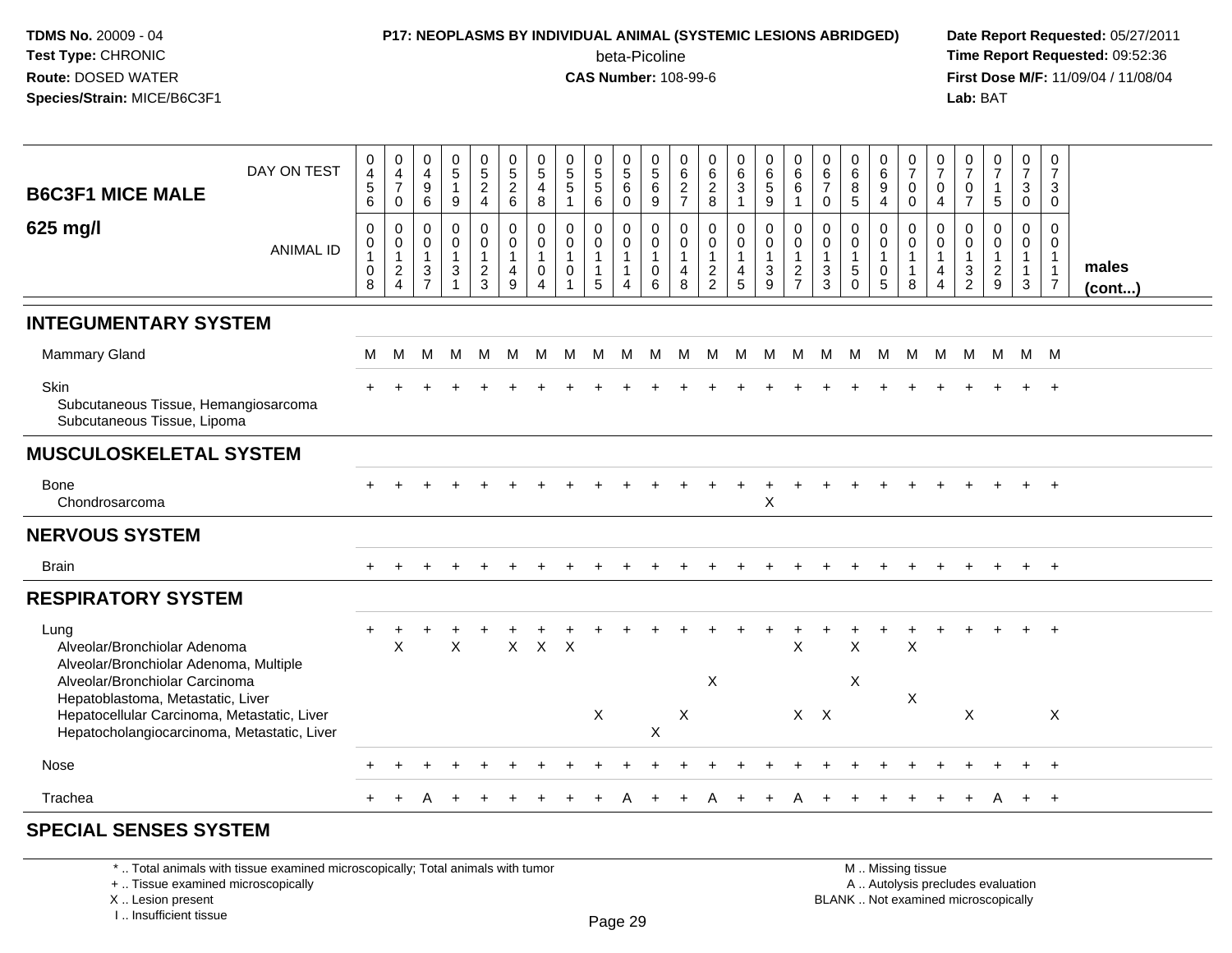**TDMS No.** 20009 - 04
**Test Type:** CHRONIC
**Route:** DOSED WATER
**Species/Strain:** MICE/B6C3F1

**P17: NEOPLASMS BY INDIVIDUAL ANIMAL (SYSTEMIC LESIONS ABRIDGED)**
beta-Picoline
**CAS Number:** 108-99-6

**Date Report Requested:** 05/27/2011
**Time Report Requested:** 09:52:36
**First Dose M/F:** 11/09/04 / 11/08/04
**Lab:** BAT

## B6C3F1 MICE MALE 625 mg/l

| DAY ON TEST | 0456 | 0470 | 0496 | 0519 | 0524 | 0526 | 0548 | 0551 | 0556 | 0560 | 0569 | 0627 | 0628 | 0631 | 0659 | 0661 | 0670 | 0685 | 0694 | 0700 | 0704 | 0707 | 0715 | 0730 | 0730 | |
|---|---|---|---|---|---|---|---|---|---|---|---|---|---|---|---|---|---|---|---|---|---|---|---|---|---|---|
| **ANIMAL ID** | 00108 | 00124 | 00137 | 00131 | 00123 | 00149 | 00104 | 00101 | 00115 | 00114 | 00106 | 00148 | 00122 | 00145 | 00139 | 00127 | 00133 | 00150 | 00105 | 00118 | 00144 | 00132 | 00129 | 00113 | 00117 | **males (cont...)** |
| **INTEGUMENTARY SYSTEM** | | | | | | | | | | | | | | | | | | | | | | | | | | |
| Mammary Gland | M | M | M | M | M | M | M | M | M | M | M | M | M | M | M | M | M | M | M | M | M | M | M | M | M | |
| Skin | + | + | + | + | + | + | + | + | + | + | + | + | + | + | + | + | + | + | + | + | + | + | + | + | + | |
| Subcutaneous Tissue, Hemangiosarcoma | | | | | | | | | | | | | | | | | | | | | | | | | | |
| Subcutaneous Tissue, Lipoma | | | | | | | | | | | | | | | | | | | | | | | | | | |
| **MUSCULOSKELETAL SYSTEM** | | | | | | | | | | | | | | | | | | | | | | | | | | |
| Bone | + | + | + | + | + | + | + | + | + | + | + | + | + | + | + | + | + | + | + | + | + | + | + | + | + | |
| Chondrosarcoma | | | | | | | | | | | | | | | X | | | | | | | | | | | |
| **NERVOUS SYSTEM** | | | | | | | | | | | | | | | | | | | | | | | | | | |
| Brain | + | + | + | + | + | + | + | + | + | + | + | + | + | + | + | + | + | + | + | + | + | + | + | + | + | |
| **RESPIRATORY SYSTEM** | | | | | | | | | | | | | | | | | | | | | | | | | | |
| Lung | + | + | + | + | + | + | + | + | + | + | + | + | + | + | + | + | + | + | + | + | + | + | + | + | + | |
| Alveolar/Bronchiolar Adenoma | | X | | X | | X | X | X | | | | | | | | X | | X | | X | | | | | | |
| Alveolar/Bronchiolar Adenoma, Multiple | | | | | | | | | | | | | | | | | | | | | | | | | | |
| Alveolar/Bronchiolar Carcinoma | | | | | | | | | | | | | X | | | | | X | | | | | | | | |
| Hepatoblastoma, Metastatic, Liver | | | | | | | | | | | | | | | | | | | | X | | | | | | |
| Hepatocellular Carcinoma, Metastatic, Liver | | | | | | | | | X | | | X | | | | X | X | | | | | X | | | X | |
| Hepatocholangiocarcinoma, Metastatic, Liver | | | | | | | | | | | X | | | | | | | | | | | | | | | |
| Nose | + | + | + | + | + | + | + | + | + | + | + | + | + | + | + | + | + | + | + | + | + | + | + | + | + | |
| Trachea | + | + | A | + | + | + | + | + | + | A | + | + | A | + | + | A | + | + | + | + | + | + | A | + | + | |
| **SPECIAL SENSES SYSTEM** | | | | | | | | | | | | | | | | | | | | | | | | | | |

\* .. Total animals with tissue examined microscopically; Total animals with tumor
\+ .. Tissue examined microscopically
X .. Lesion present
I .. Insufficient tissue

M .. Missing tissue
A .. Autolysis precludes evaluation
BLANK .. Not examined microscopically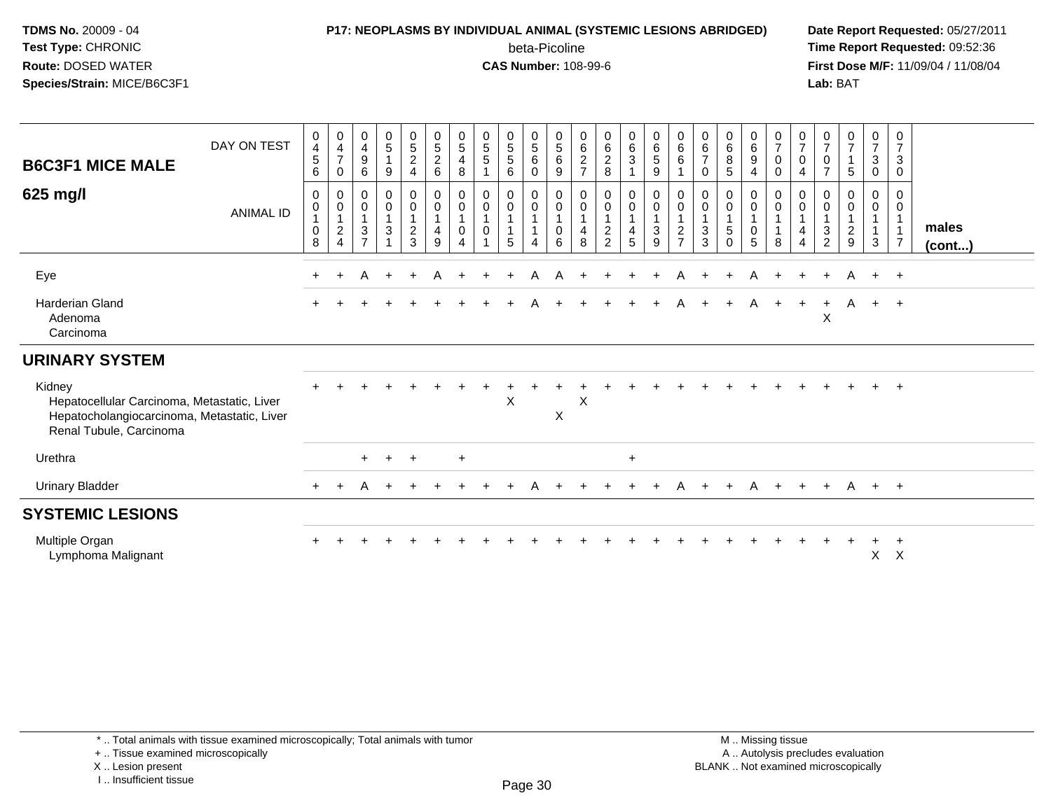**TDMS No.** 20009 - 04
**Test Type:** CHRONIC
**Route:** DOSED WATER
**Species/Strain:** MICE/B6C3F1

**P17: NEOPLASMS BY INDIVIDUAL ANIMAL (SYSTEMIC LESIONS ABRIDGED)**
beta-Picoline
**CAS Number:** 108-99-6

**Date Report Requested:** 05/27/2011
**Time Report Requested:** 09:52:36
**First Dose M/F:** 11/09/04 / 11/08/04
**Lab:** BAT

| B6C3F1 MICE MALE 625 mg/l | | | | | | | | | | | | | | | | | | | | | | | | | | |
|---|---|---|---|---|---|---|---|---|---|---|---|---|---|---|---|---|---|---|---|---|---|---|---|---|---|---|
| DAY ON TEST | 0456 | 0470 | 0496 | 0519 | 0524 | 0526 | 0548 | 0551 | 0556 | 0560 | 0569 | 0627 | 0628 | 0631 | 0659 | 0661 | 0670 | 0685 | 0694 | 0700 | 0704 | 0707 | 0715 | 0730 | 0730 | |
| ANIMAL ID | 00108 | 00124 | 00137 | 00131 | 00123 | 00149 | 00104 | 00101 | 00115 | 00114 | 00106 | 00148 | 00122 | 00145 | 00139 | 00127 | 00133 | 00150 | 00105 | 00118 | 00144 | 00132 | 00129 | 00113 | 00117 | males (cont...) |
| Eye | + | + | A | + | + | A | + | + | + | A | A | + | + | + | + | A | + | + | A | + | + | + | A | + | + | |
| Harderian Gland | + | + | + | + | + | + | + | + | + | A | + | + | + | + | + | A | + | + | A | + | + | + | A | + | + | |
| Adenoma | | | | | | | | | | | | | | | | | | | | | | X | | | | |
| Carcinoma | | | | | | | | | | | | | | | | | | | | | | | | | | |
| **URINARY SYSTEM** | | | | | | | | | | | | | | | | | | | | | | | | | | |
| Kidney | + | + | + | + | + | + | + | + | + | + | + | + | + | + | + | + | + | + | + | + | + | + | + | + | + | |
| Hepatocellular Carcinoma, Metastatic, Liver | | | | | | | | | X | | | X | | | | | | | | | | | | | | |
| Hepatocholangiocarcinoma, Metastatic, Liver | | | | | | | | | | | X | | | | | | | | | | | | | | | |
| Renal Tubule, Carcinoma | | | | | | | | | | | | | | | | | | | | | | | | | | |
| Urethra | | | + | + | + | | + | | | | | | | + | | | | | | | | | | | | |
| Urinary Bladder | + | + | A | + | + | + | + | + | + | A | + | + | + | + | + | A | + | + | A | + | + | + | A | + | + | |
| **SYSTEMIC LESIONS** | | | | | | | | | | | | | | | | | | | | | | | | | | |
| Multiple Organ | + | + | + | + | + | + | + | + | + | + | + | + | + | + | + | + | + | + | + | + | + | + | + | + | + | |
| Lymphoma Malignant | | | | | | | | | | | | | | | | | | | | | | | | X | X | |

\* .. Total animals with tissue examined microscopically; Total animals with tumor
\+ .. Tissue examined microscopically
X .. Lesion present
I .. Insufficient tissue

M .. Missing tissue
A .. Autolysis precludes evaluation
BLANK .. Not examined microscopically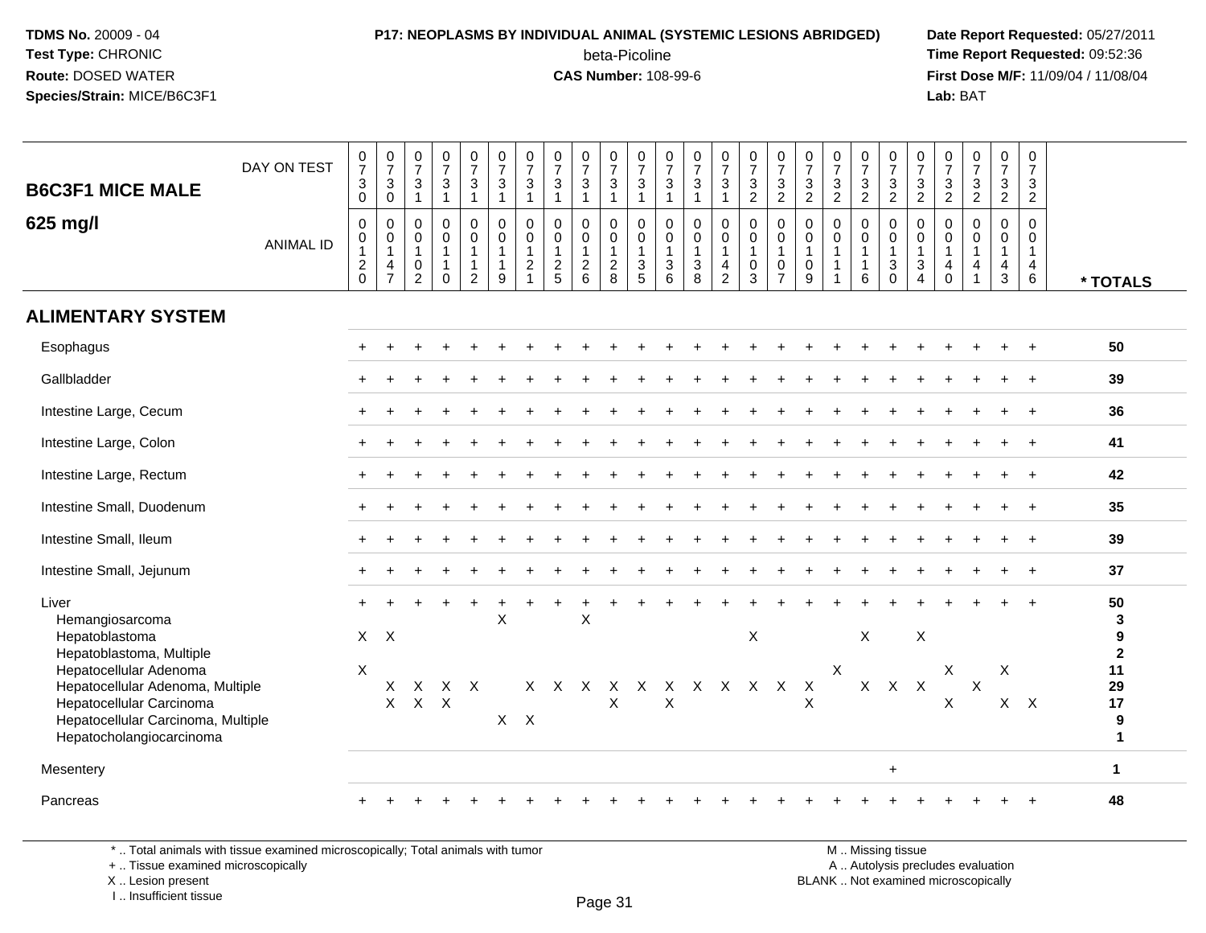**TDMS No.** 20009 - 04
**Test Type:** CHRONIC
**Route:** DOSED WATER
**Species/Strain:** MICE/B6C3F1

**P17: NEOPLASMS BY INDIVIDUAL ANIMAL (SYSTEMIC LESIONS ABRIDGED)**
beta-Picoline
**CAS Number:** 108-99-6

**Date Report Requested:** 05/27/2011
**Time Report Requested:** 09:52:36
**First Dose M/F:** 11/09/04 / 11/08/04
**Lab:** BAT

| B6C3F1 MICE MALE 625 mg/l | | | | | | | | | | | | | | | | | | | | | | | | | | |
|---|---|---|---|---|---|---|---|---|---|---|---|---|---|---|---|---|---|---|---|---|---|---|---|---|---|---|
| DAY ON TEST | 0730 | 0730 | 0731 | 0731 | 0731 | 0731 | 0731 | 0731 | 0731 | 0731 | 0731 | 0731 | 0731 | 0731 | 0732 | 0732 | 0732 | 0732 | 0732 | 0732 | 0732 | 0732 | 0732 | 0732 | 0732 | |
| ANIMAL ID | 0120 | 0147 | 0102 | 0110 | 0112 | 0119 | 0121 | 0125 | 0126 | 0128 | 0135 | 0136 | 0138 | 0142 | 0103 | 0107 | 0109 | 0111 | 0116 | 0130 | 0134 | 0140 | 0141 | 0143 | 0146 | * TOTALS |
| **ALIMENTARY SYSTEM** | | | | | | | | | | | | | | | | | | | | | | | | | | |
| Esophagus | + | + | + | + | + | + | + | + | + | + | + | + | + | + | + | + | + | + | + | + | + | + | + | + | + | 50 |
| Gallbladder | + | + | + | + | + | + | + | + | + | + | + | + | + | + | + | + | + | + | + | + | + | + | + | + | + | 39 |
| Intestine Large, Cecum | + | + | + | + | + | + | + | + | + | + | + | + | + | + | + | + | + | + | + | + | + | + | + | + | + | 36 |
| Intestine Large, Colon | + | + | + | + | + | + | + | + | + | + | + | + | + | + | + | + | + | + | + | + | + | + | + | + | + | 41 |
| Intestine Large, Rectum | + | + | + | + | + | + | + | + | + | + | + | + | + | + | + | + | + | + | + | + | + | + | + | + | + | 42 |
| Intestine Small, Duodenum | + | + | + | + | + | + | + | + | + | + | + | + | + | + | + | + | + | + | + | + | + | + | + | + | + | 35 |
| Intestine Small, Ileum | + | + | + | + | + | + | + | + | + | + | + | + | + | + | + | + | + | + | + | + | + | + | + | + | + | 39 |
| Intestine Small, Jejunum | + | + | + | + | + | + | + | + | + | + | + | + | + | + | + | + | + | + | + | + | + | + | + | + | + | 37 |
| Liver | + | + | + | + | + | + | + | + | + | + | + | + | + | + | + | + | + | + | + | + | + | + | + | + | + | 50 |
| Hemangiosarcoma | | | | | | X | | | X | | | | | | | | | | | | | | | | | 3 |
| Hepatoblastoma | X | X | | | | | | | | | | | | | X | | | | X | | X | | | | | 9 |
| Hepatoblastoma, Multiple | | | | | | | | | | | | | | | | | | | | | | | | | | 2 |
| Hepatocellular Adenoma | X | | | | | | | | | | | | | | | | | X | | | | X | | X | | 11 |
| Hepatocellular Adenoma, Multiple | | X | X | X | X | | X | X | X | X | X | X | X | X | X | X | X | | X | X | X | | X | | | 29 |
| Hepatocellular Carcinoma | | X | X | X | | | | | | X | | X | | | | | X | | | | | X | | X | X | 17 |
| Hepatocellular Carcinoma, Multiple | | | | | | X | X | | | | | | | | | | | | | | | | | | | 9 |
| Hepatocholangiocarcinoma | | | | | | | | | | | | | | | | | | | | | | | | | | 1 |
| Mesentery | | | | | | | | | | | | | | | | | | | | + | | | | | | 1 |
| Pancreas | + | + | + | + | + | + | + | + | + | + | + | + | + | + | + | + | + | + | + | + | + | + | + | + | + | 48 |

\* .. Total animals with tissue examined microscopically; Total animals with tumor
\+ .. Tissue examined microscopically
X .. Lesion present
I .. Insufficient tissue

M .. Missing tissue
A .. Autolysis precludes evaluation
BLANK .. Not examined microscopically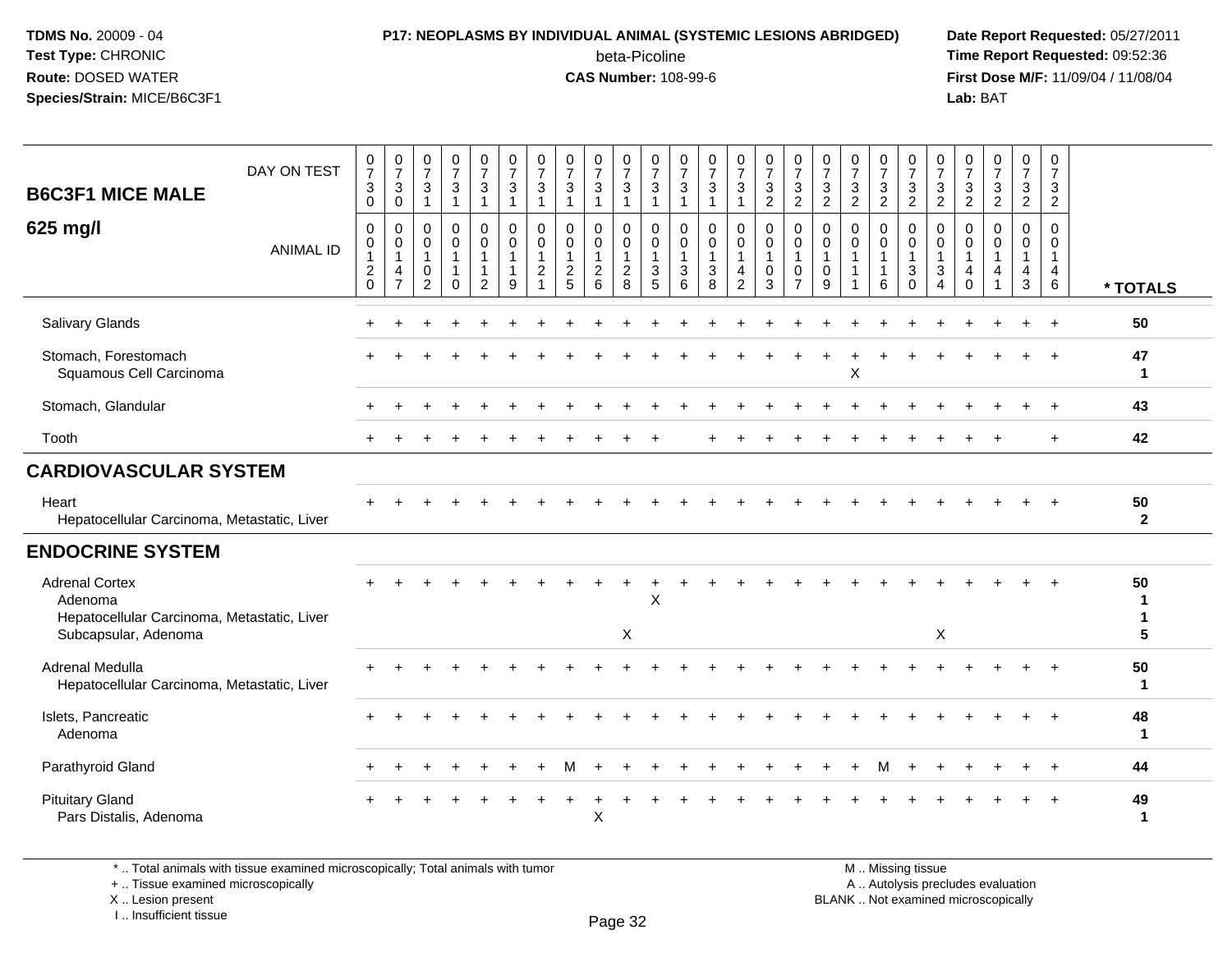**TDMS No.** 20009 - 04
**Test Type:** CHRONIC
**Route:** DOSED WATER
**Species/Strain:** MICE/B6C3F1

**P17: NEOPLASMS BY INDIVIDUAL ANIMAL (SYSTEMIC LESIONS ABRIDGED)**
beta-Picoline
**CAS Number:** 108-99-6

**Date Report Requested:** 05/27/2011
**Time Report Requested:** 09:52:36
**First Dose M/F:** 11/09/04 / 11/08/04
**Lab:** BAT

## B6C3F1 MICE MALE 625 mg/l

| DAY ON TEST | 0730 | 0730 | 0731 | 0731 | 0731 | 0731 | 0731 | 0731 | 0731 | 0731 | 0731 | 0731 | 0731 | 0731 | 0732 | 0732 | 0732 | 0732 | 0732 | 0732 | 0732 | 0732 | 0732 | 0732 | 0732 | |
|---|---|---|---|---|---|---|---|---|---|---|---|---|---|---|---|---|---|---|---|---|---|---|---|---|---|---|
| **ANIMAL ID** | 00120 | 00147 | 00102 | 00110 | 00112 | 00119 | 00121 | 00125 | 00126 | 00128 | 00135 | 00136 | 00138 | 00142 | 00103 | 00107 | 00109 | 00111 | 00116 | 00130 | 00134 | 00140 | 00141 | 00143 | 00146 | *** TOTALS** |
| Salivary Glands | + | + | + | + | + | + | + | + | + | + | + | + | + | + | + | + | + | + | + | + | + | + | + | + | + | **50** |
| Stomach, Forestomach | + | + | + | + | + | + | + | + | + | + | + | + | + | + | + | + | + | + | + | + | + | + | + | + | + | **47** |
| Squamous Cell Carcinoma | | | | | | | | | | | | | | | | | | X | | | | | | | | **1** |
| Stomach, Glandular | + | + | + | + | + | + | + | + | + | + | + | + | + | + | + | + | + | + | + | + | + | + | + | + | + | **43** |
| Tooth | + | + | + | + | + | + | + | + | + | + | + | | + | + | + | + | + | + | + | + | + | + | + | | + | **42** |
| **CARDIOVASCULAR SYSTEM** | | | | | | | | | | | | | | | | | | | | | | | | | | |
| Heart | + | + | + | + | + | + | + | + | + | + | + | + | + | + | + | + | + | + | + | + | + | + | + | + | + | **50** |
| Hepatocellular Carcinoma, Metastatic, Liver | | | | | | | | | | | | | | | | | | | | | | | | | | **2** |
| **ENDOCRINE SYSTEM** | | | | | | | | | | | | | | | | | | | | | | | | | | |
| Adrenal Cortex | + | + | + | + | + | + | + | + | + | + | + | + | + | + | + | + | + | + | + | + | + | + | + | + | + | **50** |
| Adenoma | | | | | | | | | | | X | | | | | | | | | | | | | | | **1** |
| Hepatocellular Carcinoma, Metastatic, Liver | | | | | | | | | | | | | | | | | | | | | | | | | | **1** |
| Subcapsular, Adenoma | | | | | | | | | | X | | | | | | | | | | | X | | | | | **5** |
| Adrenal Medulla | + | + | + | + | + | + | + | + | + | + | + | + | + | + | + | + | + | + | + | + | + | + | + | + | + | **50** |
| Hepatocellular Carcinoma, Metastatic, Liver | | | | | | | | | | | | | | | | | | | | | | | | | | **1** |
| Islets, Pancreatic | + | + | + | + | + | + | + | + | + | + | + | + | + | + | + | + | + | + | + | + | + | + | + | + | + | **48** |
| Adenoma | | | | | | | | | | | | | | | | | | | | | | | | | | **1** |
| Parathyroid Gland | + | + | + | + | + | + | + | M | + | + | + | + | + | + | + | + | + | + | M | + | + | + | + | + | + | **44** |
| Pituitary Gland | + | + | + | + | + | + | + | + | + | + | + | + | + | + | + | + | + | + | + | + | + | + | + | + | + | **49** |
| Pars Distalis, Adenoma | | | | | | | | | X | | | | | | | | | | | | | | | | | **1** |

*.. Total animals with tissue examined microscopically; Total animals with tumor
+ .. Tissue examined microscopically
X .. Lesion present
I .. Insufficient tissue

M .. Missing tissue
A .. Autolysis precludes evaluation
BLANK .. Not examined microscopically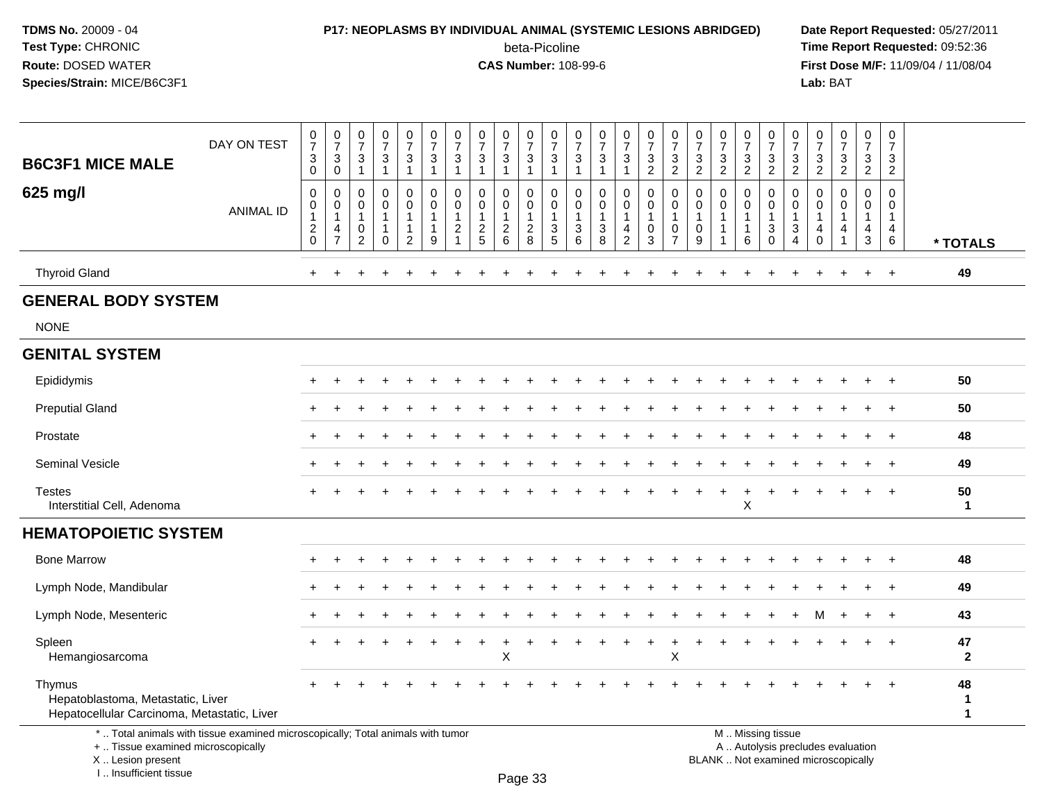**TDMS No.** 20009 - 04
**Test Type:** CHRONIC
**Route:** DOSED WATER
**Species/Strain:** MICE/B6C3F1

**P17: NEOPLASMS BY INDIVIDUAL ANIMAL (SYSTEMIC LESIONS ABRIDGED)**
beta-Picoline
**CAS Number:** 108-99-6

**Date Report Requested:** 05/27/2011
**Time Report Requested:** 09:52:36
**First Dose M/F:** 11/09/04 / 11/08/04
**Lab:** BAT

## B6C3F1 MICE MALE 625 mg/l

| DAY ON TEST | 0730 | 0730 | 0731 | 0731 | 0731 | 0731 | 0731 | 0731 | 0731 | 0731 | 0731 | 0731 | 0731 | 0731 | 0732 | 0732 | 0732 | 0732 | 0732 | 0732 | 0732 | 0732 | 0732 | 0732 | 0732 | |
|---|---|---|---|---|---|---|---|---|---|---|---|---|---|---|---|---|---|---|---|---|---|---|---|---|---|---|
| **ANIMAL ID** | 00120 | 00147 | 00102 | 00110 | 00112 | 00119 | 00121 | 00125 | 00126 | 00128 | 00135 | 00136 | 00138 | 00142 | 00103 | 00107 | 00109 | 00111 | 00116 | 00130 | 00134 | 00140 | 00141 | 00143 | 00146 | *** TOTALS** |
| Thyroid Gland | + | + | + | + | + | + | + | + | + | + | + | + | + | + | + | + | + | + | + | + | + | + | + | + | + | 49 |
| **GENERAL BODY SYSTEM** | | | | | | | | | | | | | | | | | | | | | | | | | | |
| NONE | | | | | | | | | | | | | | | | | | | | | | | | | | |
| **GENITAL SYSTEM** | | | | | | | | | | | | | | | | | | | | | | | | | | |
| Epididymis | + | + | + | + | + | + | + | + | + | + | + | + | + | + | + | + | + | + | + | + | + | + | + | + | + | 50 |
| Preputial Gland | + | + | + | + | + | + | + | + | + | + | + | + | + | + | + | + | + | + | + | + | + | + | + | + | + | 50 |
| Prostate | + | + | + | + | + | + | + | + | + | + | + | + | + | + | + | + | + | + | + | + | + | + | + | + | + | 48 |
| Seminal Vesicle | + | + | + | + | + | + | + | + | + | + | + | + | + | + | + | + | + | + | + | + | + | + | + | + | + | 49 |
| Testes | + | + | + | + | + | + | + | + | + | + | + | + | + | + | + | + | + | + | + | + | + | + | + | + | + | 50 |
| Interstitial Cell, Adenoma | | | | | | | | | | | | | | | | | | | X | | | | | | | 1 |
| **HEMATOPOIETIC SYSTEM** | | | | | | | | | | | | | | | | | | | | | | | | | | |
| Bone Marrow | + | + | + | + | + | + | + | + | + | + | + | + | + | + | + | + | + | + | + | + | + | + | + | + | + | 48 |
| Lymph Node, Mandibular | + | + | + | + | + | + | + | + | + | + | + | + | + | + | + | + | + | + | + | + | + | + | + | + | + | 49 |
| Lymph Node, Mesenteric | + | + | + | + | + | + | + | + | + | + | + | + | + | + | + | + | + | + | + | + | + | M | + | + | + | 43 |
| Spleen | + | + | + | + | + | + | + | + | + | + | + | + | + | + | + | + | + | + | + | + | + | + | + | + | + | 47 |
| Hemangiosarcoma | | | | | | | | | X | | | | | | | X | | | | | | | | | | 2 |
| Thymus | + | + | + | + | + | + | + | + | + | + | + | + | + | + | + | + | + | + | + | + | + | + | + | + | + | 48 |
| Hepatoblastoma, Metastatic, Liver | | | | | | | | | | | | | | | | | | | | | | | | | | 1 |
| Hepatocellular Carcinoma, Metastatic, Liver | | | | | | | | | | | | | | | | | | | | | | | | | | 1 |

\* .. Total animals with tissue examined microscopically; Total animals with tumor
\+ .. Tissue examined microscopically
X .. Lesion present
I .. Insufficient tissue

M .. Missing tissue
A .. Autolysis precludes evaluation
BLANK .. Not examined microscopically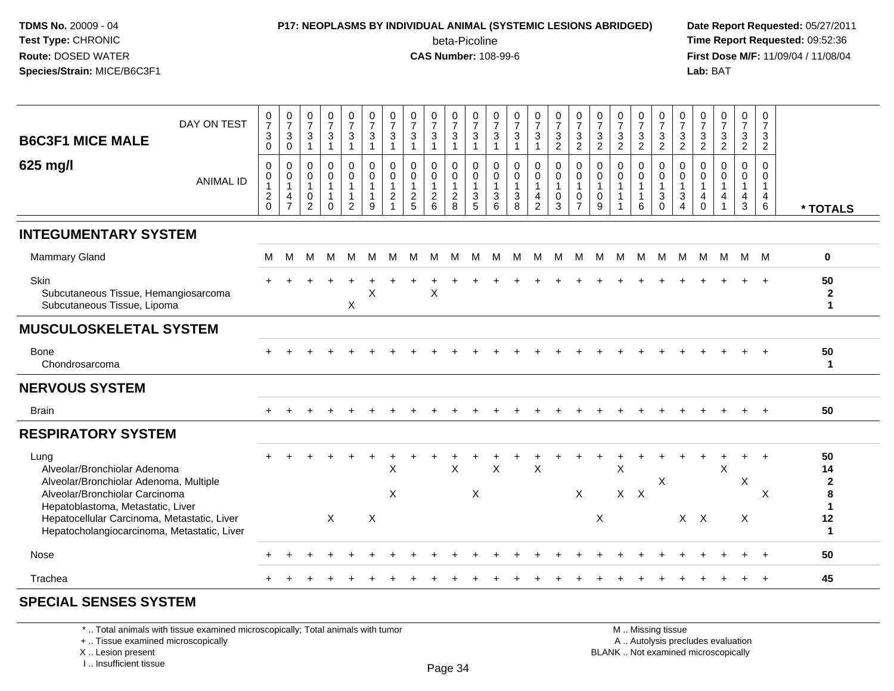**TDMS No.** 20009 - 04
**Test Type:** CHRONIC
**Route:** DOSED WATER
**Species/Strain:** MICE/B6C3F1

**P17: NEOPLASMS BY INDIVIDUAL ANIMAL (SYSTEMIC LESIONS ABRIDGED)**
beta-Picoline
**CAS Number:** 108-99-6

**Date Report Requested:** 05/27/2011
**Time Report Requested:** 09:52:36
**First Dose M/F:** 11/09/04 / 11/08/04
**Lab:** BAT

| B6C3F1 MICE MALE 625 mg/l | | | | | | | | | | | | | | | | | | | | | | | | | | |
|---|---|---|---|---|---|---|---|---|---|---|---|---|---|---|---|---|---|---|---|---|---|---|---|---|---|---|
| DAY ON TEST | 0730 | 0730 | 0731 | 0731 | 0731 | 0731 | 0731 | 0731 | 0731 | 0731 | 0731 | 0731 | 0731 | 0731 | 0732 | 0732 | 0732 | 0732 | 0732 | 0732 | 0732 | 0732 | 0732 | 0732 | 0732 | |
| ANIMAL ID | 0120 | 0147 | 0102 | 0110 | 0112 | 0119 | 0121 | 0125 | 0126 | 0128 | 0135 | 0136 | 0138 | 0142 | 0103 | 0107 | 0109 | 0111 | 0116 | 0130 | 0134 | 0140 | 0141 | 0143 | 0146 | * TOTALS |
| **INTEGUMENTARY SYSTEM** | | | | | | | | | | | | | | | | | | | | | | | | | | |
| Mammary Gland | M | M | M | M | M | M | M | M | M | M | M | M | M | M | M | M | M | M | M | M | M | M | M | M | M | 0 |
| Skin | + | + | + | + | + | + | + | + | + | + | + | + | + | + | + | + | + | + | + | + | + | + | + | + | + | 50 |
| Subcutaneous Tissue, Hemangiosarcoma | | | | | | X | | | X | | | | | | | | | | | | | | | | | 2 |
| Subcutaneous Tissue, Lipoma | | | | | X | | | | | | | | | | | | | | | | | | | | | 1 |
| **MUSCULOSKELETAL SYSTEM** | | | | | | | | | | | | | | | | | | | | | | | | | | |
| Bone | + | + | + | + | + | + | + | + | + | + | + | + | + | + | + | + | + | + | + | + | + | + | + | + | + | 50 |
| Chondrosarcoma | | | | | | | | | | | | | | | | | | | | | | | | | | 1 |
| **NERVOUS SYSTEM** | | | | | | | | | | | | | | | | | | | | | | | | | | |
| Brain | + | + | + | + | + | + | + | + | + | + | + | + | + | + | + | + | + | + | + | + | + | + | + | + | + | 50 |
| **RESPIRATORY SYSTEM** | | | | | | | | | | | | | | | | | | | | | | | | | | |
| Lung | + | + | + | + | + | + | + | + | + | + | + | + | + | + | + | + | + | + | + | + | + | + | + | + | + | 50 |
| Alveolar/Bronchiolar Adenoma | | | | | | | X | | | X | | X | | X | | | | X | | | | | X | | | 14 |
| Alveolar/Bronchiolar Adenoma, Multiple | | | | | | | | | | | | | | | | | | | | X | | | | X | | 2 |
| Alveolar/Bronchiolar Carcinoma | | | | | | | X | | | | X | | | | | X | | X | X | | | | | | X | 8 |
| Hepatoblastoma, Metastatic, Liver | | | | | | | | | | | | | | | | | | | | | | | | | | 1 |
| Hepatocellular Carcinoma, Metastatic, Liver | | | | X | | X | | | | | | | | | | | X | | | | X | X | | X | | 12 |
| Hepatocholangiocarcinoma, Metastatic, Liver | | | | | | | | | | | | | | | | | | | | | | | | | | 1 |
| Nose | + | + | + | + | + | + | + | + | + | + | + | + | + | + | + | + | + | + | + | + | + | + | + | + | + | 50 |
| Trachea | + | + | + | + | + | + | + | + | + | + | + | + | + | + | + | + | + | + | + | + | + | + | + | + | + | 45 |
| **SPECIAL SENSES SYSTEM** | | | | | | | | | | | | | | | | | | | | | | | | | | |

\* .. Total animals with tissue examined microscopically; Total animals with tumor
+ .. Tissue examined microscopically
X .. Lesion present
I .. Insufficient tissue

M .. Missing tissue
A .. Autolysis precludes evaluation
BLANK .. Not examined microscopically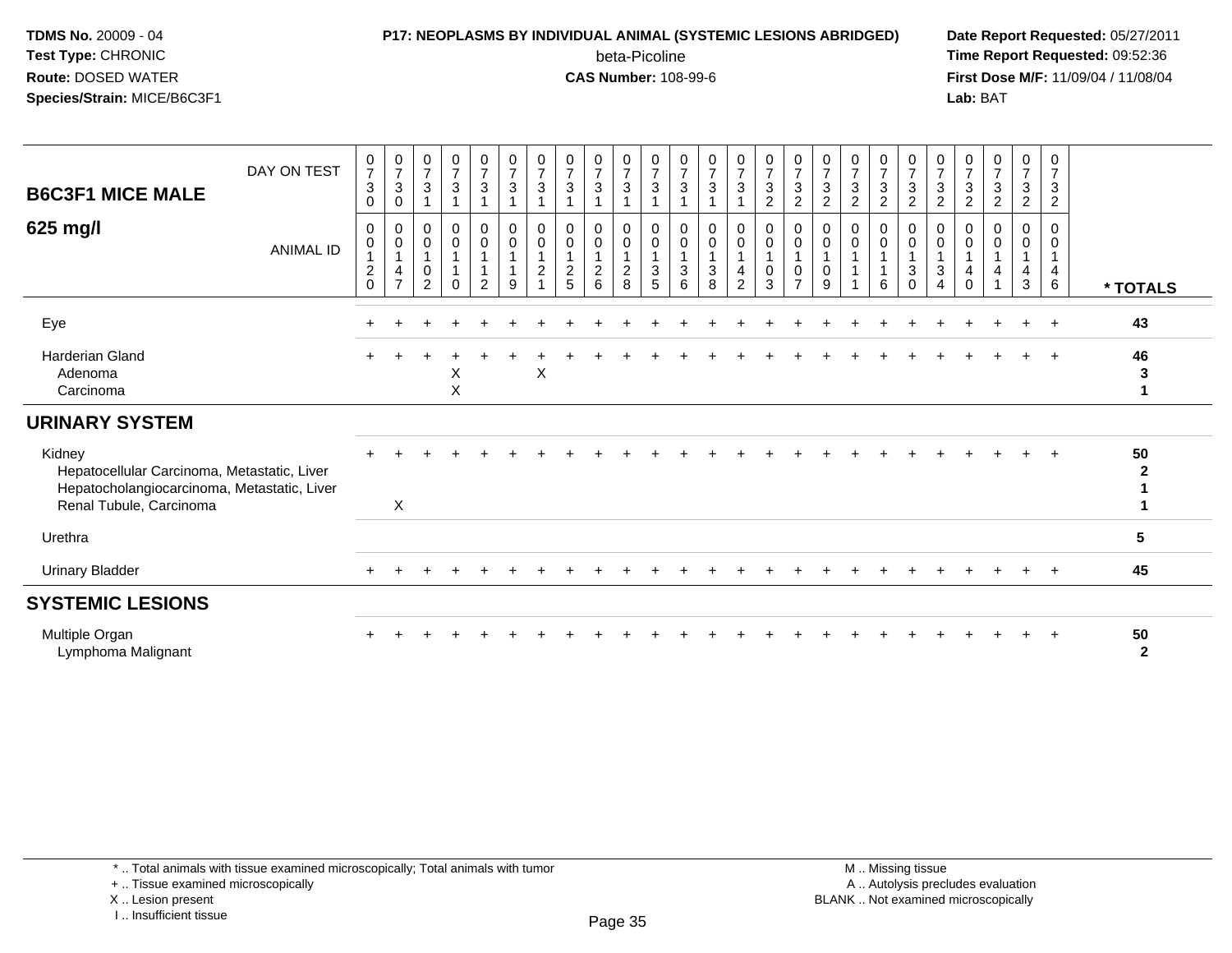**TDMS No.** 20009 - 04
**Test Type:** CHRONIC
**Route:** DOSED WATER
**Species/Strain:** MICE/B6C3F1

**P17: NEOPLASMS BY INDIVIDUAL ANIMAL (SYSTEMIC LESIONS ABRIDGED)**
beta-Picoline
**CAS Number:** 108-99-6

**Date Report Requested:** 05/27/2011
**Time Report Requested:** 09:52:36
**First Dose M/F:** 11/09/04 / 11/08/04
**Lab:** BAT

| B6C3F1 MICE MALE 625 mg/l | DAY ON TEST | 0730 | 0730 | 0731 | 0731 | 0731 | 0731 | 0731 | 0731 | 0731 | 0731 | 0731 | 0731 | 0731 | 0731 | 0732 | 0732 | 0732 | 0732 | 0732 | 0732 | 0732 | 0732 | 0732 | 0732 | 0732 | |
|---|---|---|---|---|---|---|---|---|---|---|---|---|---|---|---|---|---|---|---|---|---|---|---|---|---|---|---|
| | ANIMAL ID | 00120 | 00147 | 00102 | 00110 | 00112 | 00119 | 00121 | 00125 | 00126 | 00128 | 00135 | 00136 | 00138 | 00142 | 00103 | 00107 | 00109 | 00111 | 00116 | 00130 | 00134 | 00140 | 00141 | 00143 | 00146 | * TOTALS |
| Eye | | + | + | + | + | + | + | + | + | + | + | + | + | + | + | + | + | + | + | + | + | + | + | + | + | + | 43 |
| Harderian Gland | | + | + | + | + | + | + | + | + | + | + | + | + | + | + | + | + | + | + | + | + | + | + | + | + | + | 46 |
| Adenoma | | | | | X | | | X | | | | | | | | | | | | | | | | | | | 3 |
| Carcinoma | | | | | X | | | | | | | | | | | | | | | | | | | | | | 1 |
| **URINARY SYSTEM** | | | | | | | | | | | | | | | | | | | | | | | | | | | |
| Kidney | | + | + | + | + | + | + | + | + | + | + | + | + | + | + | + | + | + | + | + | + | + | + | + | + | + | 50 |
| Hepatocellular Carcinoma, Metastatic, Liver | | | | | | | | | | | | | | | | | | | | | | | | | | | 2 |
| Hepatocholangiocarcinoma, Metastatic, Liver | | | | | | | | | | | | | | | | | | | | | | | | | | | 1 |
| Renal Tubule, Carcinoma | | | X | | | | | | | | | | | | | | | | | | | | | | | | 1 |
| Urethra | | | | | | | | | | | | | | | | | | | | | | | | | | | 5 |
| Urinary Bladder | | + | + | + | + | + | + | + | + | + | + | + | + | + | + | + | + | + | + | + | + | + | + | + | + | + | 45 |
| **SYSTEMIC LESIONS** | | | | | | | | | | | | | | | | | | | | | | | | | | | |
| Multiple Organ | | + | + | + | + | + | + | + | + | + | + | + | + | + | + | + | + | + | + | + | + | + | + | + | + | + | 50 |
| Lymphoma Malignant | | | | | | | | | | | | | | | | | | | | | | | | | | | 2 |

\* .. Total animals with tissue examined microscopically; Total animals with tumor
\+ .. Tissue examined microscopically
X .. Lesion present
I .. Insufficient tissue

M .. Missing tissue
A .. Autolysis precludes evaluation
BLANK .. Not examined microscopically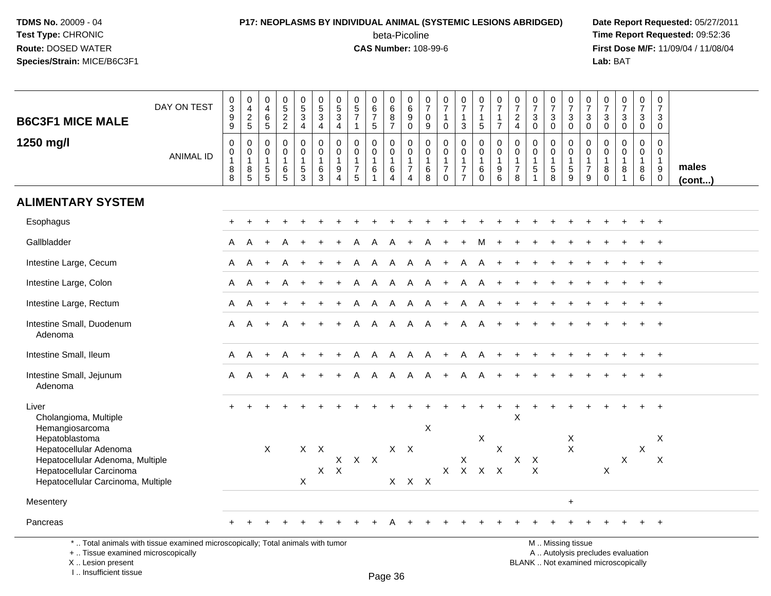**TDMS No.** 20009 - 04
**Test Type:** CHRONIC
**Route:** DOSED WATER
**Species/Strain:** MICE/B6C3F1

**P17: NEOPLASMS BY INDIVIDUAL ANIMAL (SYSTEMIC LESIONS ABRIDGED)**
beta-Picoline
**CAS Number:** 108-99-6

**Date Report Requested:** 05/27/2011
**Time Report Requested:** 09:52:36
**First Dose M/F:** 11/09/04 / 11/08/04
**Lab:** BAT

## B6C3F1 MICE MALE 1250 mg/l

| DAY ON TEST | 0399 | 0425 | 0465 | 0522 | 0534 | 0534 | 0534 | 0571 | 0675 | 0687 | 0690 | 0709 | 0710 | 0713 | 0715 | 0717 | 0724 | 0730 | 0730 | 0730 | 0730 | 0730 | 0730 | 0730 | 0730 | |
|---|---|---|---|---|---|---|---|---|---|---|---|---|---|---|---|---|---|---|---|---|---|---|---|---|---|---|
| **ANIMAL ID** | 0188 | 0185 | 0155 | 0165 | 0153 | 0163 | 0194 | 0175 | 0161 | 0164 | 0174 | 0168 | 0170 | 0177 | 0160 | 0196 | 0178 | 0151 | 0158 | 0159 | 0179 | 0180 | 0181 | 0186 | 0190 | **males (cont...)** |
| **ALIMENTARY SYSTEM** | | | | | | | | | | | | | | | | | | | | | | | | | | |
| Esophagus | + | + | + | + | + | + | + | + | + | + | + | + | + | + | + | + | + | + | + | + | + | + | + | + | + | |
| Gallbladder | A | A | + | A | + | + | + | A | A | A | + | A | + | + | M | + | + | + | + | + | + | + | + | + | + | |
| Intestine Large, Cecum | A | A | + | A | + | + | + | A | A | A | A | A | + | A | A | + | + | + | + | + | + | + | + | + | + | |
| Intestine Large, Colon | A | A | + | A | + | + | + | A | A | A | A | A | + | A | A | + | + | + | + | + | + | + | + | + | + | |
| Intestine Large, Rectum | A | A | + | + | + | + | + | A | A | A | A | A | + | A | A | + | + | + | + | + | + | + | + | + | + | |
| Intestine Small, Duodenum | A | A | + | A | + | + | + | A | A | A | A | A | + | A | A | + | + | + | + | + | + | + | + | + | + | |
| Adenoma | | | | | | | | | | | | | | | | | | | | | | | | | | |
| Intestine Small, Ileum | A | A | + | A | + | + | + | A | A | A | A | A | + | A | A | + | + | + | + | + | + | + | + | + | + | |
| Intestine Small, Jejunum | A | A | + | A | + | + | + | A | A | A | A | A | + | A | A | + | + | + | + | + | + | + | + | + | + | |
| Adenoma | | | | | | | | | | | | | | | | | | | | | | | | | | |
| Liver | + | + | + | + | + | + | + | + | + | + | + | + | + | + | + | + | + | + | + | + | + | + | + | + | + | |
| Cholangioma, Multiple | | | | | | | | | | | | | | | | | X | | | | | | | | | |
| Hemangiosarcoma | | | | | | | | | | | | X | | | | | | | | | | | | | | |
| Hepatoblastoma | | | | | | | | | | | | | | | X | | | | | X | | | | | X | |
| Hepatocellular Adenoma | | | X | | X | X | | | | X | X | | | | | X | | | | X | | | | X | | |
| Hepatocellular Adenoma, Multiple | | | | | | | X | X | X | | | | | X | | | X | X | | | | | X | | X | |
| Hepatocellular Carcinoma | | | | | | X | X | | | | | | X | X | X | X | | X | | | | X | | | | |
| Hepatocellular Carcinoma, Multiple | | | | | X | | | | | X | X | X | | | | | | | | | | | | | | |
| Mesentery | | | | | | | | | | | | | | | | | | | | + | | | | | | |
| Pancreas | + | + | + | + | + | + | + | + | + | A | + | + | + | + | + | + | + | + | + | + | + | + | + | + | + | |

\* .. Total animals with tissue examined microscopically; Total animals with tumor
\+ .. Tissue examined microscopically
X .. Lesion present
I .. Insufficient tissue

M .. Missing tissue
A .. Autolysis precludes evaluation
BLANK .. Not examined microscopically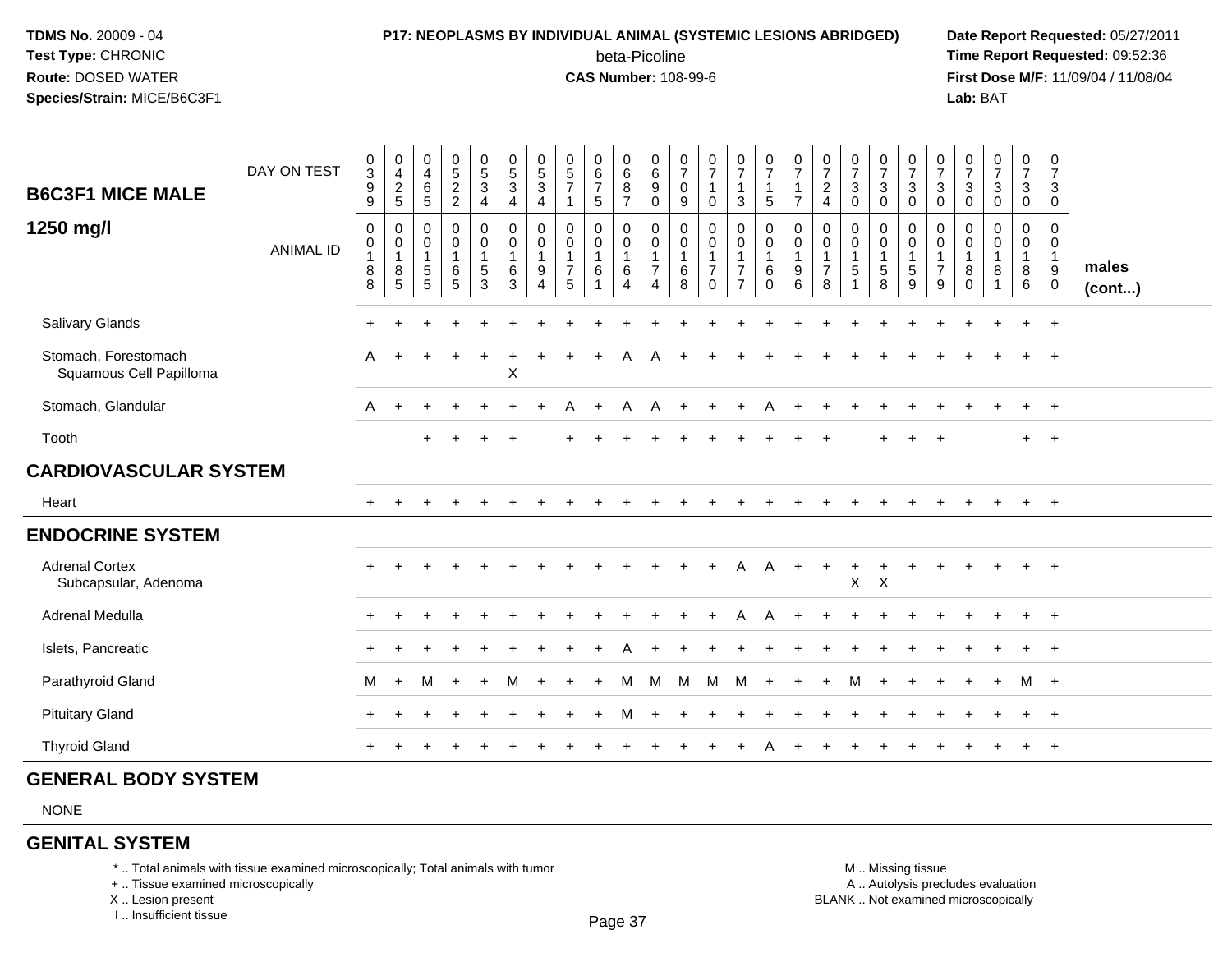**TDMS No.** 20009 - 04
**Test Type:** CHRONIC
**Route:** DOSED WATER
**Species/Strain:** MICE/B6C3F1

**P17: NEOPLASMS BY INDIVIDUAL ANIMAL (SYSTEMIC LESIONS ABRIDGED)**
beta-Picoline
**CAS Number:** 108-99-6

**Date Report Requested:** 05/27/2011
**Time Report Requested:** 09:52:36
**First Dose M/F:** 11/09/04 / 11/08/04
**Lab:** BAT

| B6C3F1 MICE MALE 1250 mg/l | DAY ON TEST | 0399 | 0425 | 0465 | 0522 | 0534 | 0534 | 0534 | 0571 | 0675 | 0687 | 0690 | 0709 | 0710 | 0713 | 0715 | 0717 | 0724 | 0730 | 0730 | 0730 | 0730 | 0730 | 0730 | 0730 | 0730 | |
|---|---|---|---|---|---|---|---|---|---|---|---|---|---|---|---|---|---|---|---|---|---|---|---|---|---|---|---|
| | ANIMAL ID | 00188 | 00185 | 00155 | 00165 | 00153 | 00163 | 00194 | 00175 | 00161 | 00164 | 00174 | 00168 | 00170 | 00177 | 00160 | 00196 | 00178 | 00151 | 00158 | 00159 | 00179 | 00180 | 00181 | 00186 | 00190 | males (cont...) |
| Salivary Glands | | + | + | + | + | + | + | + | + | + | + | + | + | + | + | + | + | + | + | + | + | + | + | + | + | + | |
| Stomach, Forestomach | | A | + | + | + | + | + | + | + | + | A | A | + | + | + | + | + | + | + | + | + | + | + | + | + | + | |
| Squamous Cell Papilloma | | | | | | | X | | | | | | | | | | | | | | | | | | | | |
| Stomach, Glandular | | A | + | + | + | + | + | + | A | + | A | A | + | + | + | A | + | + | + | + | + | + | + | + | + | + | |
| Tooth | | | | + | + | + | + | | + | + | + | + | + | + | + | + | + | + | | + | + | + | | | + | + | |
| **CARDIOVASCULAR SYSTEM** | | | | | | | | | | | | | | | | | | | | | | | | | | | |
| Heart | | + | + | + | + | + | + | + | + | + | + | + | + | + | + | + | + | + | + | + | + | + | + | + | + | + | |
| **ENDOCRINE SYSTEM** | | | | | | | | | | | | | | | | | | | | | | | | | | | |
| Adrenal Cortex | | + | + | + | + | + | + | + | + | + | + | + | + | + | A | A | + | + | + | + | + | + | + | + | + | + | |
| Subcapsular, Adenoma | | | | | | | | | | | | | | | | | | | X | X | | | | | | | |
| Adrenal Medulla | | + | + | + | + | + | + | + | + | + | + | + | + | + | A | A | + | + | + | + | + | + | + | + | + | + | |
| Islets, Pancreatic | | + | + | + | + | + | + | + | + | + | A | + | + | + | + | + | + | + | + | + | + | + | + | + | + | + | |
| Parathyroid Gland | | M | + | M | + | + | M | + | + | + | M | M | M | M | M | + | + | + | M | + | + | + | + | + | M | + | |
| Pituitary Gland | | + | + | + | + | + | + | + | + | + | M | + | + | + | + | + | + | + | + | + | + | + | + | + | + | + | |
| Thyroid Gland | | + | + | + | + | + | + | + | + | + | + | + | + | + | + | A | + | + | + | + | + | + | + | + | + | + | |
| **GENERAL BODY SYSTEM** | | | | | | | | | | | | | | | | | | | | | | | | | | | |
| NONE | | | | | | | | | | | | | | | | | | | | | | | | | | | |
| **GENITAL SYSTEM** | | | | | | | | | | | | | | | | | | | | | | | | | | | |

\* .. Total animals with tissue examined microscopically; Total animals with tumor
\+ .. Tissue examined microscopically
X .. Lesion present
I .. Insufficient tissue

M .. Missing tissue
A .. Autolysis precludes evaluation
BLANK .. Not examined microscopically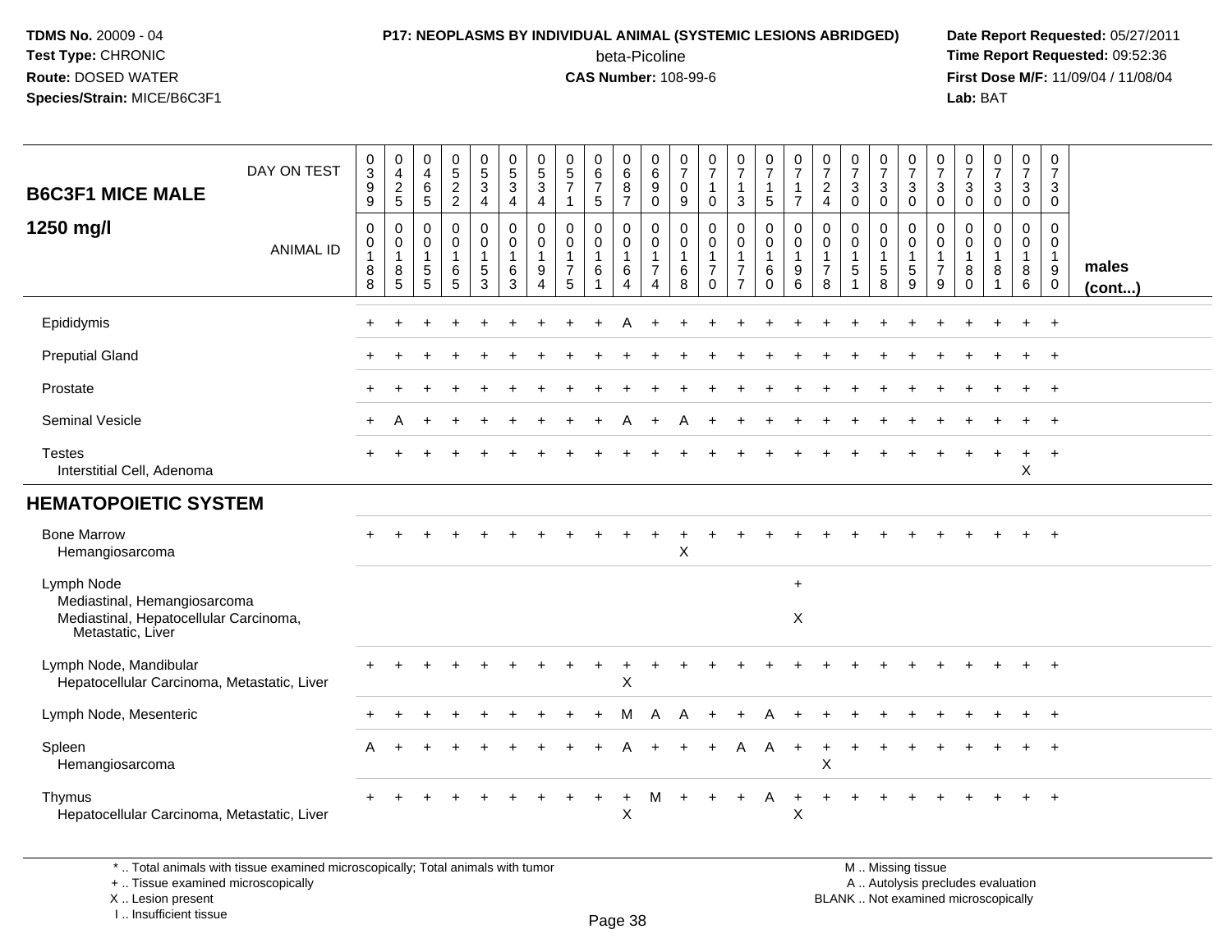**TDMS No.** 20009 - 04
**Test Type:** CHRONIC
**Route:** DOSED WATER
**Species/Strain:** MICE/B6C3F1

**P17: NEOPLASMS BY INDIVIDUAL ANIMAL (SYSTEMIC LESIONS ABRIDGED)**
beta-Picoline
**CAS Number:** 108-99-6

**Date Report Requested:** 05/27/2011
**Time Report Requested:** 09:52:36
**First Dose M/F:** 11/09/04 / 11/08/04
**Lab:** BAT

| B6C3F1 MICE MALE 1250 mg/l | | | | | | | | | | | | | | | | | | | | | | | | | | |
|---|---|---|---|---|---|---|---|---|---|---|---|---|---|---|---|---|---|---|---|---|---|---|---|---|---|---|
| DAY ON TEST | 0399 | 0425 | 0465 | 0522 | 0534 | 0534 | 0534 | 0571 | 0675 | 0687 | 0690 | 0709 | 0710 | 0713 | 0715 | 0717 | 0724 | 0730 | 0730 | 0730 | 0730 | 0730 | 0730 | 0730 | 0730 | |
| ANIMAL ID | 00188 | 00185 | 00155 | 00165 | 00153 | 00163 | 00194 | 00175 | 00161 | 00164 | 00174 | 00168 | 00170 | 00177 | 00160 | 00196 | 00178 | 00151 | 00158 | 00159 | 00179 | 00180 | 00181 | 00186 | 00190 | males (cont...) |
| Epididymis | + | + | + | + | + | + | + | + | + | A | + | + | + | + | + | + | + | + | + | + | + | + | + | + | + | |
| Preputial Gland | + | + | + | + | + | + | + | + | + | + | + | + | + | + | + | + | + | + | + | + | + | + | + | + | + | |
| Prostate | + | + | + | + | + | + | + | + | + | + | + | + | + | + | + | + | + | + | + | + | + | + | + | + | + | |
| Seminal Vesicle | + | A | + | + | + | + | + | + | + | A | + | A | + | + | + | + | + | + | + | + | + | + | + | + | + | |
| Testes | + | + | + | + | + | + | + | + | + | + | + | + | + | + | + | + | + | + | + | + | + | + | + | + | + | |
| Interstitial Cell, Adenoma | | | | | | | | | | | | | | | | | | | | | | | | X | | |
| **HEMATOPOIETIC SYSTEM** | | | | | | | | | | | | | | | | | | | | | | | | | | |
| Bone Marrow | + | + | + | + | + | + | + | + | + | + | + | + | + | + | + | + | + | + | + | + | + | + | + | + | + | |
| Hemangiosarcoma | | | | | | | | | | | | X | | | | | | | | | | | | | | |
| Lymph Node | | | | | | | | | | | | | | | | + | | | | | | | | | | |
| Mediastinal, Hemangiosarcoma | | | | | | | | | | | | | | | | | | | | | | | | | | |
| Mediastinal, Hepatocellular Carcinoma, Metastatic, Liver | | | | | | | | | | | | | | | | X | | | | | | | | | | |
| Lymph Node, Mandibular | + | + | + | + | + | + | + | + | + | + | + | + | + | + | + | + | + | + | + | + | + | + | + | + | + | |
| Hepatocellular Carcinoma, Metastatic, Liver | | | | | | | | | | X | | | | | | | | | | | | | | | | |
| Lymph Node, Mesenteric | + | + | + | + | + | + | + | + | + | M | A | A | + | + | A | + | + | + | + | + | + | + | + | + | + | |
| Spleen | A | + | + | + | + | + | + | + | + | A | + | + | + | A | A | + | + | + | + | + | + | + | + | + | + | |
| Hemangiosarcoma | | | | | | | | | | | | | | | | | X | | | | | | | | | |
| Thymus | + | + | + | + | + | + | + | + | + | + | M | + | + | + | A | + | + | + | + | + | + | + | + | + | + | |
| Hepatocellular Carcinoma, Metastatic, Liver | | | | | | | | | | X | | | | | | X | | | | | | | | | | |

\* .. Total animals with tissue examined microscopically; Total animals with tumor
\+ .. Tissue examined microscopically
X .. Lesion present
I .. Insufficient tissue

M .. Missing tissue
A .. Autolysis precludes evaluation
BLANK .. Not examined microscopically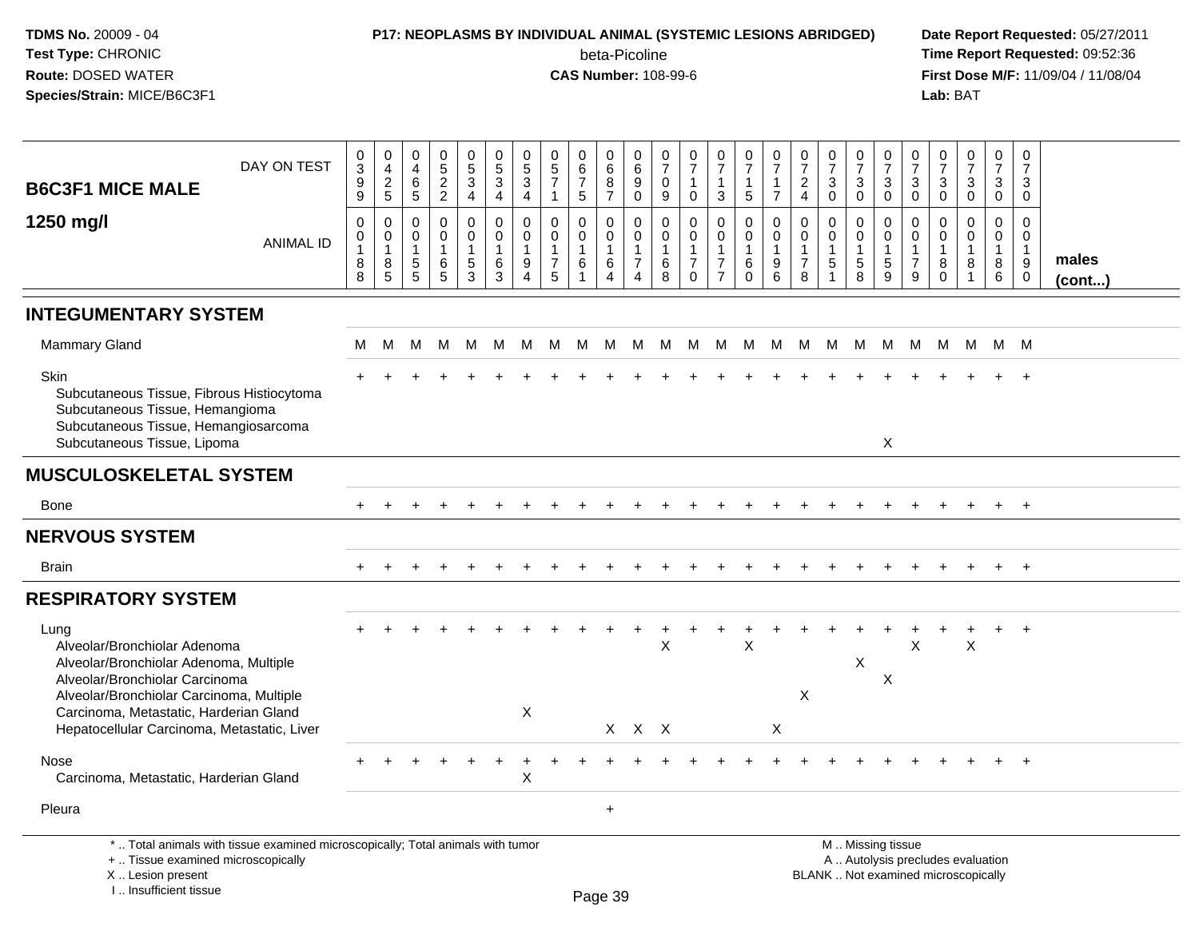**B6C3F1 MICE MALE**

**1250 mg/l**

| | 0399 | 0425 | 0465 | 0522 | 0534 | 0534 | 0534 | 0571 | 0675 | 0687 | 0690 | 0709 | 0710 | 0713 | 0715 | 0717 | 0724 | 0730 | 0730 | 0730 | 0730 | 0730 | 0730 | 0730 | 0730 | |
|---|---|---|---|---|---|---|---|---|---|---|---|---|---|---|---|---|---|---|---|---|---|---|---|---|---|---|
| DAY ON TEST / ANIMAL ID | 00188 | 00185 | 00155 | 00165 | 00153 | 00163 | 00194 | 00175 | 00161 | 00164 | 00174 | 00168 | 00170 | 00177 | 00160 | 00196 | 00178 | 00151 | 00158 | 00159 | 00179 | 00180 | 00181 | 00186 | 00190 | males (cont...) |
| **INTEGUMENTARY SYSTEM** | | | | | | | | | | | | | | | | | | | | | | | | | | |
| Mammary Gland | M | M | M | M | M | M | M | M | M | M | M | M | M | M | M | M | M | M | M | M | M | M | M | M | M | |
| Skin | + | + | + | + | + | + | + | + | + | + | + | + | + | + | + | + | + | + | + | + | + | + | + | + | + | |
| Subcutaneous Tissue, Fibrous Histiocytoma | | | | | | | | | | | | | | | | | | | | | | | | | | |
| Subcutaneous Tissue, Hemangioma | | | | | | | | | | | | | | | | | | | | | | | | | | |
| Subcutaneous Tissue, Hemangiosarcoma | | | | | | | | | | | | | | | | | | | | | | | | | | |
| Subcutaneous Tissue, Lipoma | | | | | | | | | | | | | | | | | | | | X | | | | | | |
| **MUSCULOSKELETAL SYSTEM** | | | | | | | | | | | | | | | | | | | | | | | | | | |
| Bone | + | + | + | + | + | + | + | + | + | + | + | + | + | + | + | + | + | + | + | + | + | + | + | + | + | |
| **NERVOUS SYSTEM** | | | | | | | | | | | | | | | | | | | | | | | | | | |
| Brain | + | + | + | + | + | + | + | + | + | + | + | + | + | + | + | + | + | + | + | + | + | + | + | + | + | |
| **RESPIRATORY SYSTEM** | | | | | | | | | | | | | | | | | | | | | | | | | | |
| Lung | + | + | + | + | + | + | + | + | + | + | + | + | + | + | + | + | + | + | + | + | + | + | + | + | + | |
| Alveolar/Bronchiolar Adenoma | | | | | | | | | | | | X | | | X | | | | | | X | | X | | | |
| Alveolar/Bronchiolar Adenoma, Multiple | | | | | | | | | | | | | | | | | | | X | | | | | | | |
| Alveolar/Bronchiolar Carcinoma | | | | | | | | | | | | | | | | | | | | X | | | | | | |
| Alveolar/Bronchiolar Carcinoma, Multiple | | | | | | | | | | | | | | | | | X | | | | | | | | | |
| Carcinoma, Metastatic, Harderian Gland | | | | | | | X | | | | | | | | | | | | | | | | | | | |
| Hepatocellular Carcinoma, Metastatic, Liver | | | | | | | | | | X | X | X | | | | X | | | | | | | | | | |
| Nose | + | + | + | + | + | + | + | + | + | + | + | + | + | + | + | + | + | + | + | + | + | + | + | + | + | |
| Carcinoma, Metastatic, Harderian Gland | | | | | | | X | | | | | | | | | | | | | | | | | | | |
| Pleura | | | | | | | | | | + | | | | | | | | | | | | | | | | |

* .. Total animals with tissue examined microscopically; Total animals with tumor
+ .. Tissue examined microscopically
X .. Lesion present
I .. Insufficient tissue

M .. Missing tissue
A .. Autolysis precludes evaluation
BLANK .. Not examined microscopically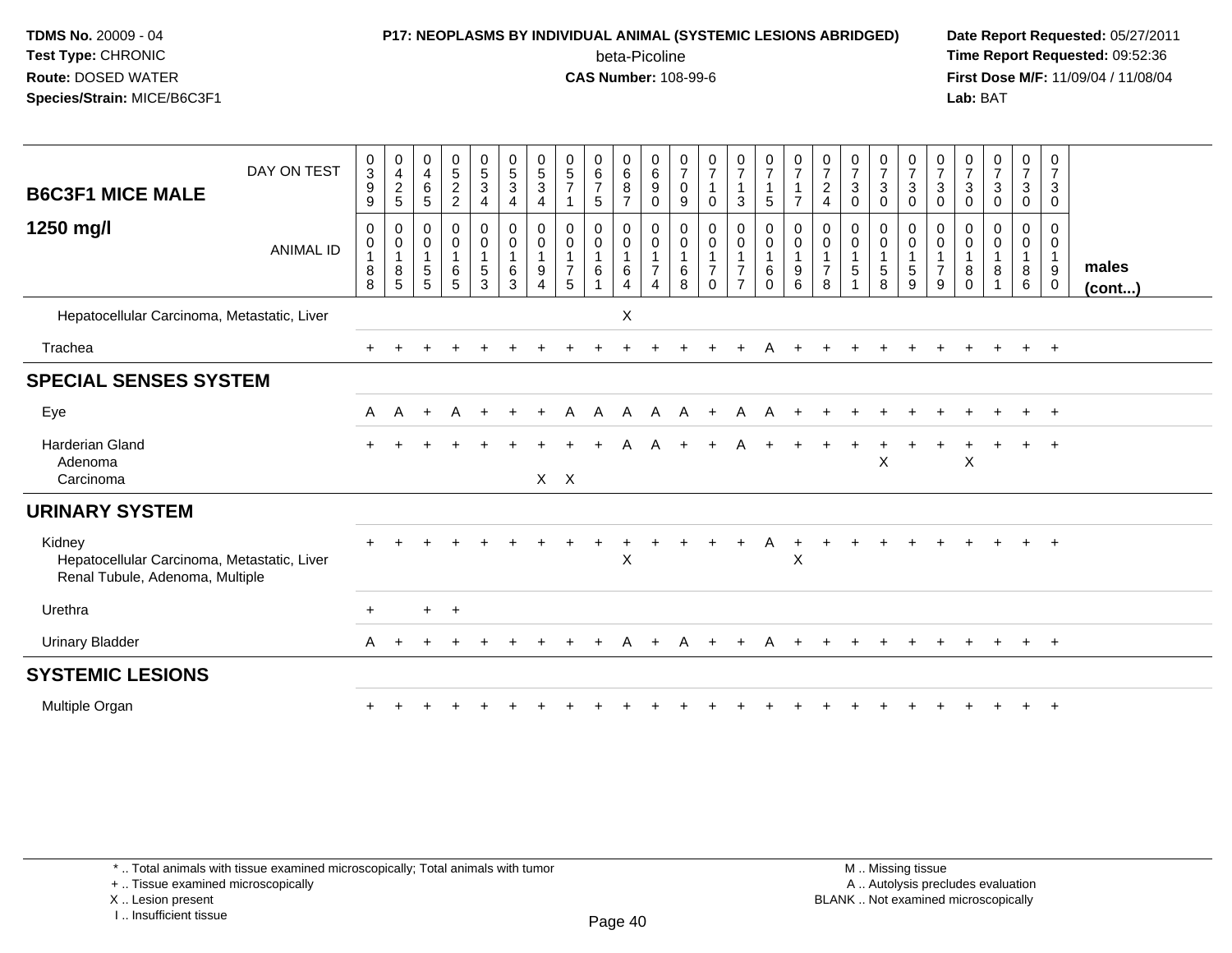**TDMS No.** 20009 - 04
**Test Type:** CHRONIC
**Route:** DOSED WATER
**Species/Strain:** MICE/B6C3F1

**P17: NEOPLASMS BY INDIVIDUAL ANIMAL (SYSTEMIC LESIONS ABRIDGED)**
beta-Picoline
**CAS Number:** 108-99-6

**Date Report Requested:** 05/27/2011
**Time Report Requested:** 09:52:36
**First Dose M/F:** 11/09/04 / 11/08/04
**Lab:** BAT

| B6C3F1 MICE MALE 1250 mg/l | | | | | | | | | | | | | | | | | | | | | | | | | | |
|---|---|---|---|---|---|---|---|---|---|---|---|---|---|---|---|---|---|---|---|---|---|---|---|---|---|---|
| DAY ON TEST | 0399 | 0425 | 0465 | 0522 | 0534 | 0534 | 0534 | 0571 | 0675 | 0687 | 0690 | 0709 | 0710 | 0713 | 0715 | 0717 | 0724 | 0730 | 0730 | 0730 | 0730 | 0730 | 0730 | 0730 | 0730 | |
| ANIMAL ID | 00188 | 00185 | 00155 | 00165 | 00153 | 00163 | 00194 | 00175 | 00161 | 00164 | 00174 | 00168 | 00170 | 00177 | 00160 | 00196 | 00178 | 00151 | 00158 | 00159 | 00179 | 00180 | 00181 | 00186 | 00190 | males (cont...) |
| Hepatocellular Carcinoma, Metastatic, Liver | | | | | | | | | | X | | | | | | | | | | | | | | | | |
| Trachea | + | + | + | + | + | + | + | + | + | + | + | + | + | + | A | + | + | + | + | + | + | + | + | + | + | |
| **SPECIAL SENSES SYSTEM** | | | | | | | | | | | | | | | | | | | | | | | | | | |
| Eye | A | A | + | A | + | + | + | A | A | A | A | A | + | A | A | + | + | + | + | + | + | + | + | + | + | |
| Harderian Gland | + | + | + | + | + | + | + | + | + | A | A | + | + | A | + | + | + | + | + | + | + | + | + | + | + | |
| Adenoma | | | | | | | | | | | | | | | | | | | X | | | X | | | | |
| Carcinoma | | | | | | | X | X | | | | | | | | | | | | | | | | | | |
| **URINARY SYSTEM** | | | | | | | | | | | | | | | | | | | | | | | | | | |
| Kidney | + | + | + | + | + | + | + | + | + | + | + | + | + | + | A | + | + | + | + | + | + | + | + | + | + | |
| Hepatocellular Carcinoma, Metastatic, Liver | | | | | | | | | | X | | | | | | X | | | | | | | | | | |
| Renal Tubule, Adenoma, Multiple | | | | | | | | | | | | | | | | | | | | | | | | | | |
| Urethra | + | | + | + | | | | | | | | | | | | | | | | | | | | | | |
| Urinary Bladder | A | + | + | + | + | + | + | + | + | A | + | A | + | + | A | + | + | + | + | + | + | + | + | + | + | |
| **SYSTEMIC LESIONS** | | | | | | | | | | | | | | | | | | | | | | | | | | |
| Multiple Organ | + | + | + | + | + | + | + | + | + | + | + | + | + | + | + | + | + | + | + | + | + | + | + | + | + | |

\* .. Total animals with tissue examined microscopically; Total animals with tumor
+ .. Tissue examined microscopically
X .. Lesion present
I .. Insufficient tissue

M .. Missing tissue
A .. Autolysis precludes evaluation
BLANK .. Not examined microscopically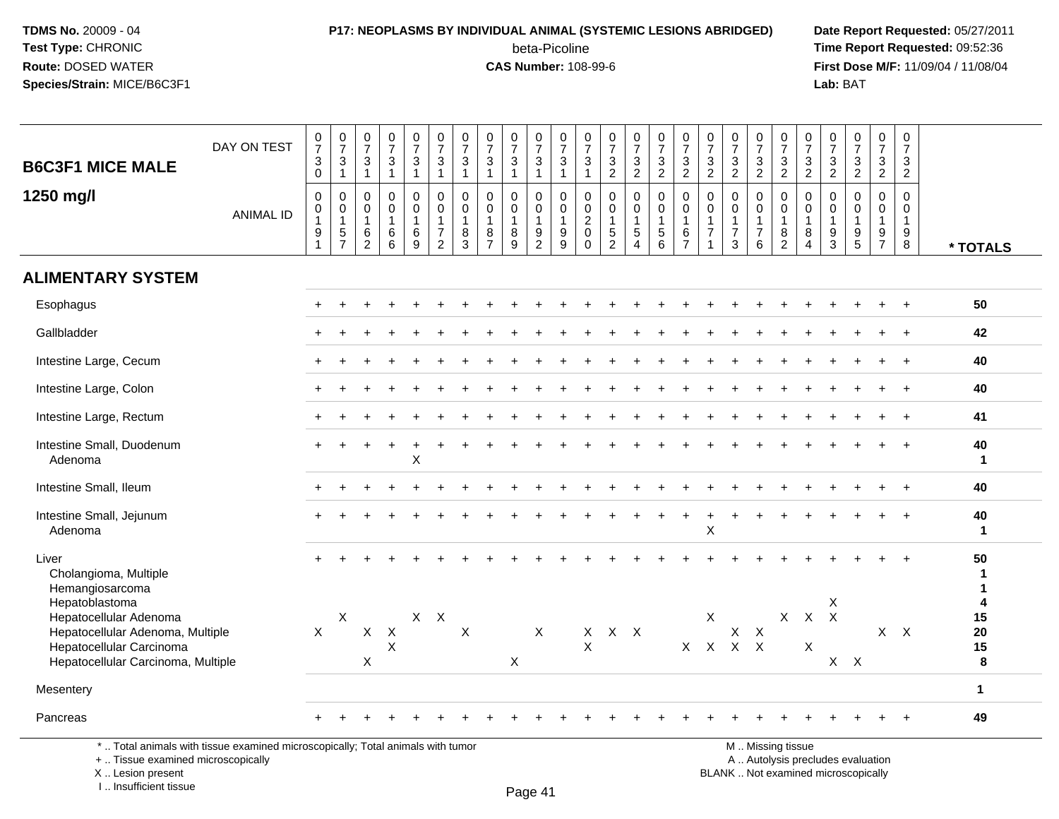**TDMS No.** 20009 - 04
**Test Type:** CHRONIC
**Route:** DOSED WATER
**Species/Strain:** MICE/B6C3F1

**P17: NEOPLASMS BY INDIVIDUAL ANIMAL (SYSTEMIC LESIONS ABRIDGED)**
beta-Picoline
**CAS Number:** 108-99-6

**Date Report Requested:** 05/27/2011
**Time Report Requested:** 09:52:36
**First Dose M/F:** 11/09/04 / 11/08/04
**Lab:** BAT

## B6C3F1 MICE MALE 1250 mg/l

| DAY ON TEST | 0730 | 0731 | 0731 | 0731 | 0731 | 0731 | 0731 | 0731 | 0731 | 0731 | 0731 | 0731 | 0732 | 0732 | 0732 | 0732 | 0732 | 0732 | 0732 | 0732 | 0732 | 0732 | 0732 | 0732 | 0732 | |
|---|---|---|---|---|---|---|---|---|---|---|---|---|---|---|---|---|---|---|---|---|---|---|---|---|---|---|
| **ANIMAL ID** | 00191 | 00157 | 00162 | 00166 | 00169 | 00172 | 00183 | 00187 | 00189 | 00192 | 00199 | 00200 | 00152 | 00154 | 00156 | 00167 | 00171 | 00173 | 00176 | 00182 | 00184 | 00193 | 00195 | 00197 | 00198 | *** TOTALS** |
| **ALIMENTARY SYSTEM** | | | | | | | | | | | | | | | | | | | | | | | | | | |
| Esophagus | + | + | + | + | + | + | + | + | + | + | + | + | + | + | + | + | + | + | + | + | + | + | + | + | + | 50 |
| Gallbladder | + | + | + | + | + | + | + | + | + | + | + | + | + | + | + | + | + | + | + | + | + | + | + | + | + | 42 |
| Intestine Large, Cecum | + | + | + | + | + | + | + | + | + | + | + | + | + | + | + | + | + | + | + | + | + | + | + | + | + | 40 |
| Intestine Large, Colon | + | + | + | + | + | + | + | + | + | + | + | + | + | + | + | + | + | + | + | + | + | + | + | + | + | 40 |
| Intestine Large, Rectum | + | + | + | + | + | + | + | + | + | + | + | + | + | + | + | + | + | + | + | + | + | + | + | + | + | 41 |
| Intestine Small, Duodenum | + | + | + | + | + | + | + | + | + | + | + | + | + | + | + | + | + | + | + | + | + | + | + | + | + | 40 |
| Adenoma | | | | | X | | | | | | | | | | | | | | | | | | | | | 1 |
| Intestine Small, Ileum | + | + | + | + | + | + | + | + | + | + | + | + | + | + | + | + | + | + | + | + | + | + | + | + | + | 40 |
| Intestine Small, Jejunum | + | + | + | + | + | + | + | + | + | + | + | + | + | + | + | + | + | + | + | + | + | + | + | + | + | 40 |
| Adenoma | | | | | | | | | | | | | | | | | X | | | | | | | | | 1 |
| Liver | + | + | + | + | + | + | + | + | + | + | + | + | + | + | + | + | + | + | + | + | + | + | + | + | + | 50 |
| Cholangioma, Multiple | | | | | | | | | | | | | | | | | | | | | | | | | | 1 |
| Hemangiosarcoma | | | | | | | | | | | | | | | | | | | | | | | | | | 1 |
| Hepatoblastoma | | | | | | | | | | | | | | | | | | | | | | X | | | | 4 |
| Hepatocellular Adenoma | | X | | | X | X | | | | | | | | | | | X | | | X | X | X | | | | 15 |
| Hepatocellular Adenoma, Multiple | X | | X | X | | | X | | | X | | X | X | X | | | | X | X | | | | | X | X | 20 |
| Hepatocellular Carcinoma | | | | X | | | | | | | | X | | | | X | X | X | X | | X | | | | | 15 |
| Hepatocellular Carcinoma, Multiple | | | X | | | | | | X | | | | | | | | | | | | | X | X | | | 8 |
| Mesentery | | | | | | | | | | | | | | | | | | | | | | | | | | 1 |
| Pancreas | + | + | + | + | + | + | + | + | + | + | + | + | + | + | + | + | + | + | + | + | + | + | + | + | + | 49 |

\* .. Total animals with tissue examined microscopically; Total animals with tumor
\+ .. Tissue examined microscopically
X .. Lesion present
I .. Insufficient tissue

M .. Missing tissue
A .. Autolysis precludes evaluation
BLANK .. Not examined microscopically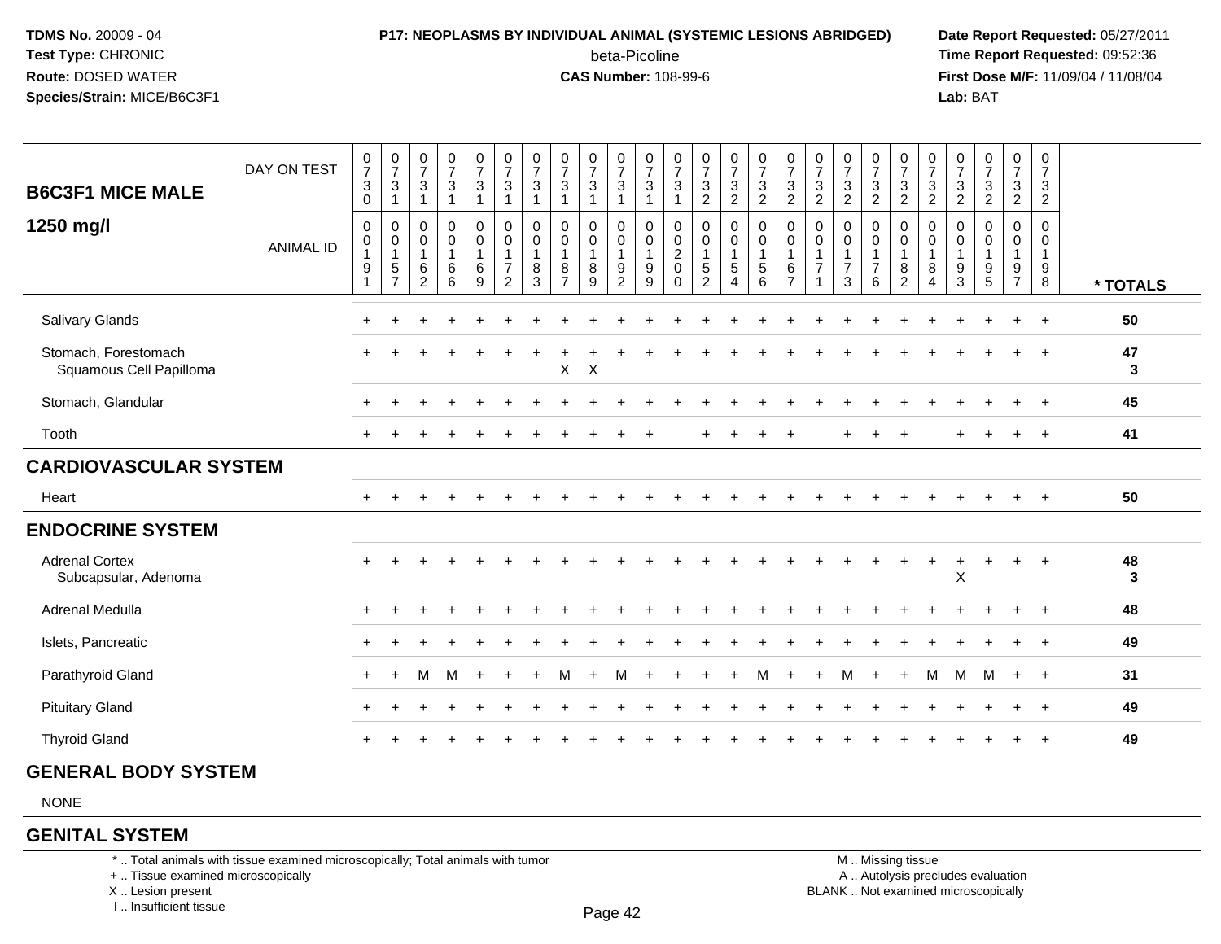**TDMS No.** 20009 - 04
**Test Type:** CHRONIC
**Route:** DOSED WATER
**Species/Strain:** MICE/B6C3F1

**P17: NEOPLASMS BY INDIVIDUAL ANIMAL (SYSTEMIC LESIONS ABRIDGED)**
beta-Picoline
**CAS Number:** 108-99-6

**Date Report Requested:** 05/27/2011
**Time Report Requested:** 09:52:36
**First Dose M/F:** 11/09/04 / 11/08/04
**Lab:** BAT

**B6C3F1 MICE MALE**
**1250 mg/l**

| DAY ON TEST | 0730 | 0731 | 0731 | 0731 | 0731 | 0731 | 0731 | 0731 | 0731 | 0731 | 0731 | 0731 | 0732 | 0732 | 0732 | 0732 | 0732 | 0732 | 0732 | 0732 | 0732 | 0732 | 0732 | 0732 | 0732 | |
|---|---|---|---|---|---|---|---|---|---|---|---|---|---|---|---|---|---|---|---|---|---|---|---|---|---|---|
| ANIMAL ID | 00191 | 00157 | 00162 | 00166 | 00169 | 00172 | 00183 | 00187 | 00189 | 00192 | 00199 | 00200 | 00152 | 00154 | 00156 | 00167 | 00171 | 00173 | 00176 | 00182 | 00184 | 00193 | 00195 | 00197 | 00198 | * TOTALS |
| Salivary Glands | + | + | + | + | + | + | + | + | + | + | + | + | + | + | + | + | + | + | + | + | + | + | + | + | + | 50 |
| Stomach, Forestomach | + | + | + | + | + | + | + | + | + | + | + | + | + | + | + | + | + | + | + | + | + | + | + | + | + | 47 |
| Squamous Cell Papilloma | | | | | | | | X | X | | | | | | | | | | | | | | | | | 3 |
| Stomach, Glandular | + | + | + | + | + | + | + | + | + | + | + | + | + | + | + | + | + | + | + | + | + | + | + | + | + | 45 |
| Tooth | + | + | + | + | + | + | + | + | + | + | + | | + | + | + | + | | + | + | + | | + | + | + | + | 41 |
| **CARDIOVASCULAR SYSTEM** | | | | | | | | | | | | | | | | | | | | | | | | | | |
| Heart | + | + | + | + | + | + | + | + | + | + | + | + | + | + | + | + | + | + | + | + | + | + | + | + | + | 50 |
| **ENDOCRINE SYSTEM** | | | | | | | | | | | | | | | | | | | | | | | | | | |
| Adrenal Cortex | + | + | + | + | + | + | + | + | + | + | + | + | + | + | + | + | + | + | + | + | + | + | + | + | + | 48 |
| Subcapsular, Adenoma | | | | | | | | | | | | | | | | | | | | | | X | | | | 3 |
| Adrenal Medulla | + | + | + | + | + | + | + | + | + | + | + | + | + | + | + | + | + | + | + | + | + | + | + | + | + | 48 |
| Islets, Pancreatic | + | + | + | + | + | + | + | + | + | + | + | + | + | + | + | + | + | + | + | + | + | + | + | + | + | 49 |
| Parathyroid Gland | + | + | M | M | + | + | + | M | + | M | + | + | + | + | M | + | + | M | + | + | M | M | M | + | + | 31 |
| Pituitary Gland | + | + | + | + | + | + | + | + | + | + | + | + | + | + | + | + | + | + | + | + | + | + | + | + | + | 49 |
| Thyroid Gland | + | + | + | + | + | + | + | + | + | + | + | + | + | + | + | + | + | + | + | + | + | + | + | + | + | 49 |
| **GENERAL BODY SYSTEM** | | | | | | | | | | | | | | | | | | | | | | | | | | |
| NONE | | | | | | | | | | | | | | | | | | | | | | | | | | |
| **GENITAL SYSTEM** | | | | | | | | | | | | | | | | | | | | | | | | | | |

* .. Total animals with tissue examined microscopically; Total animals with tumor
+ .. Tissue examined microscopically
X .. Lesion present
I .. Insufficient tissue

M .. Missing tissue
A .. Autolysis precludes evaluation
BLANK .. Not examined microscopically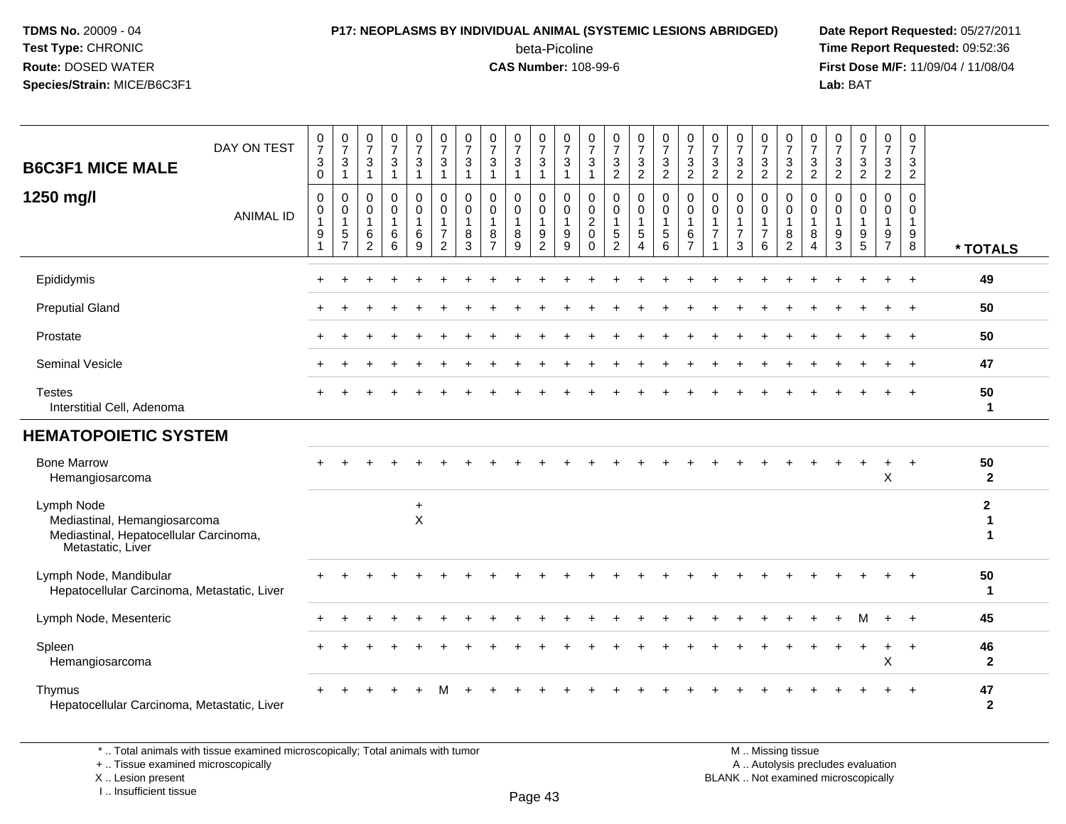**TDMS No.** 20009 - 04
**Test Type:** CHRONIC
**Route:** DOSED WATER
**Species/Strain:** MICE/B6C3F1

**P17: NEOPLASMS BY INDIVIDUAL ANIMAL (SYSTEMIC LESIONS ABRIDGED)**
beta-Picoline
**CAS Number:** 108-99-6

**Date Report Requested:** 05/27/2011
**Time Report Requested:** 09:52:36
**First Dose M/F:** 11/09/04 / 11/08/04
**Lab:** BAT

## B6C3F1 MICE MALE 1250 mg/l

| DAY ON TEST | 0730 | 0731 | 0731 | 0731 | 0731 | 0731 | 0731 | 0731 | 0731 | 0731 | 0731 | 0731 | 0732 | 0732 | 0732 | 0732 | 0732 | 0732 | 0732 | 0732 | 0732 | 0732 | 0732 | 0732 | 0732 | |
|---|---|---|---|---|---|---|---|---|---|---|---|---|---|---|---|---|---|---|---|---|---|---|---|---|---|---|
| **ANIMAL ID** | 00191 | 00157 | 00162 | 00166 | 00169 | 00172 | 00183 | 00187 | 00189 | 00192 | 00199 | 00200 | 00152 | 00154 | 00156 | 00167 | 00171 | 00173 | 00176 | 00182 | 00184 | 00193 | 00195 | 00197 | 00198 | *** TOTALS** |
| Epididymis | + | + | + | + | + | + | + | + | + | + | + | + | + | + | + | + | + | + | + | + | + | + | + | + | + | **49** |
| Preputial Gland | + | + | + | + | + | + | + | + | + | + | + | + | + | + | + | + | + | + | + | + | + | + | + | + | + | **50** |
| Prostate | + | + | + | + | + | + | + | + | + | + | + | + | + | + | + | + | + | + | + | + | + | + | + | + | + | **50** |
| Seminal Vesicle | + | + | + | + | + | + | + | + | + | + | + | + | + | + | + | + | + | + | + | + | + | + | + | + | + | **47** |
| Testes | + | + | + | + | + | + | + | + | + | + | + | + | + | + | + | + | + | + | + | + | + | + | + | + | + | **50** |
| Interstitial Cell, Adenoma | | | | | | | | | | | | | | | | | | | | | | | | | | **1** |
| **HEMATOPOIETIC SYSTEM** | | | | | | | | | | | | | | | | | | | | | | | | | | |
| Bone Marrow | + | + | + | + | + | + | + | + | + | + | + | + | + | + | + | + | + | + | + | + | + | + | + | + | + | **50** |
| Hemangiosarcoma | | | | | | | | | | | | | | | | | | | | | | | | X | | **2** |
| Lymph Node | | | | | + | | | | | | | | | | | | | | | | | | | | | **2** |
| Mediastinal, Hemangiosarcoma | | | | | X | | | | | | | | | | | | | | | | | | | | | **1** |
| Mediastinal, Hepatocellular Carcinoma, Metastatic, Liver | | | | | | | | | | | | | | | | | | | | | | | | | | **1** |
| Lymph Node, Mandibular | + | + | + | + | + | + | + | + | + | + | + | + | + | + | + | + | + | + | + | + | + | + | + | + | + | **50** |
| Hepatocellular Carcinoma, Metastatic, Liver | | | | | | | | | | | | | | | | | | | | | | | | | | **1** |
| Lymph Node, Mesenteric | + | + | + | + | + | + | + | + | + | + | + | + | + | + | + | + | + | + | + | + | + | + | M | + | + | **45** |
| Spleen | + | + | + | + | + | + | + | + | + | + | + | + | + | + | + | + | + | + | + | + | + | + | + | + | + | **46** |
| Hemangiosarcoma | | | | | | | | | | | | | | | | | | | | | | | | X | | **2** |
| Thymus | + | + | + | + | + | M | + | + | + | + | + | + | + | + | + | + | + | + | + | + | + | + | + | + | + | **47** |
| Hepatocellular Carcinoma, Metastatic, Liver | | | | | | | | | | | | | | | | | | | | | | | | | | **2** |

\* .. Total animals with tissue examined microscopically; Total animals with tumor
\+ .. Tissue examined microscopically
X .. Lesion present
I .. Insufficient tissue

M .. Missing tissue
A .. Autolysis precludes evaluation
BLANK .. Not examined microscopically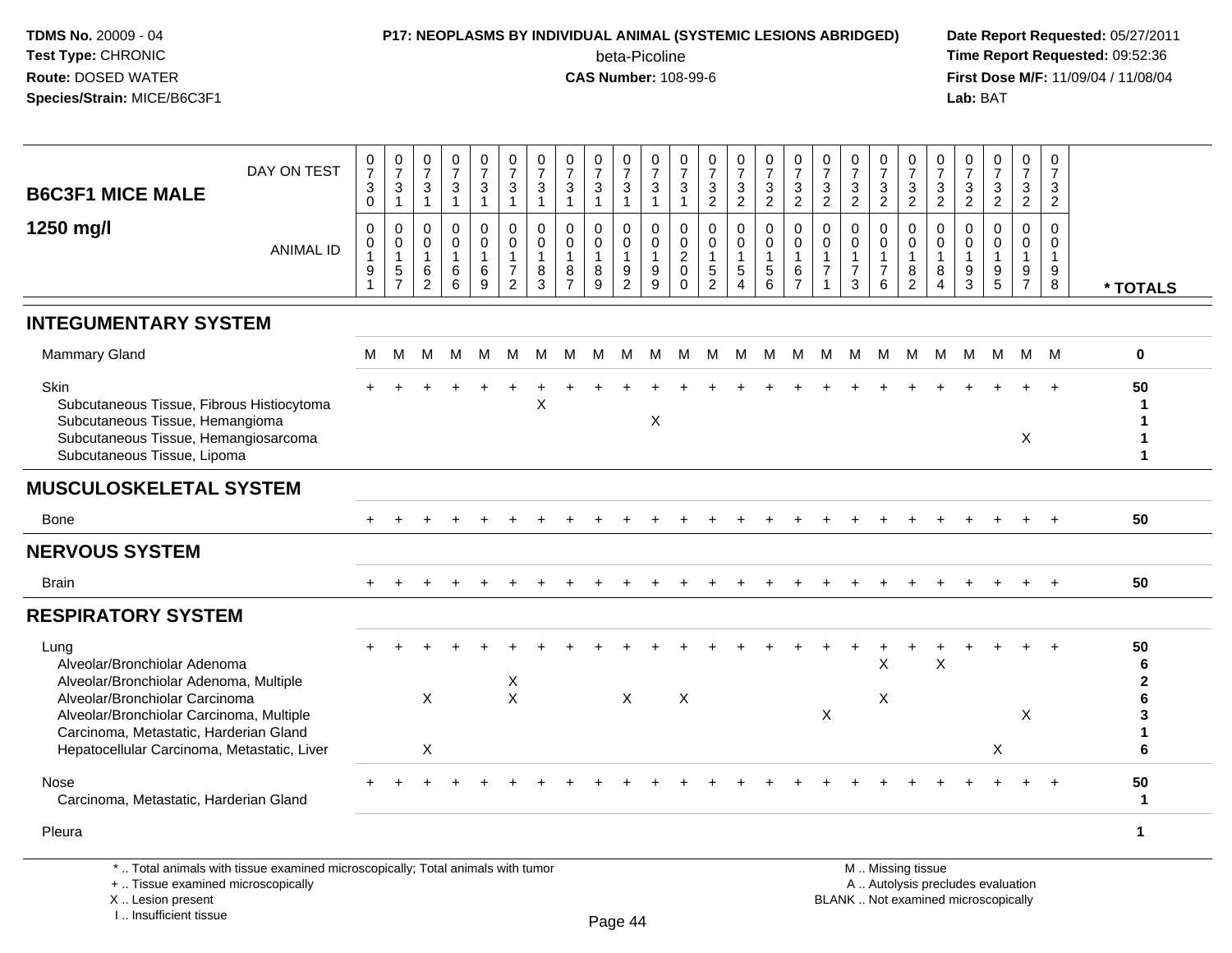**TDMS No.** 20009 - 04
**Test Type:** CHRONIC
**Route:** DOSED WATER
**Species/Strain:** MICE/B6C3F1

**P17: NEOPLASMS BY INDIVIDUAL ANIMAL (SYSTEMIC LESIONS ABRIDGED)**
beta-Picoline
**CAS Number:** 108-99-6

**Date Report Requested:** 05/27/2011
**Time Report Requested:** 09:52:36
**First Dose M/F:** 11/09/04 / 11/08/04
**Lab:** BAT

## B6C3F1 MICE MALE
## 1250 mg/l

| DAY ON TEST | 0730 | 0731 | 0731 | 0731 | 0731 | 0731 | 0731 | 0731 | 0731 | 0731 | 0731 | 0731 | 0732 | 0732 | 0732 | 0732 | 0732 | 0732 | 0732 | 0732 | 0732 | 0732 | 0732 | 0732 | 0732 | |
|---|---|---|---|---|---|---|---|---|---|---|---|---|---|---|---|---|---|---|---|---|---|---|---|---|---|---|
| **ANIMAL ID** | 00191 | 00157 | 00162 | 00166 | 00169 | 00172 | 00183 | 00187 | 00189 | 00192 | 00199 | 00200 | 00152 | 00154 | 00156 | 00167 | 00171 | 00173 | 00176 | 00182 | 00184 | 00193 | 00195 | 00197 | 00198 | *** TOTALS** |
| **INTEGUMENTARY SYSTEM** | | | | | | | | | | | | | | | | | | | | | | | | | | |
| Mammary Gland | M | M | M | M | M | M | M | M | M | M | M | M | M | M | M | M | M | M | M | M | M | M | M | M | M | 0 |
| Skin | + | + | + | + | + | + | + | + | + | + | + | + | + | + | + | + | + | + | + | + | + | + | + | + | + | 50 |
| Subcutaneous Tissue, Fibrous Histiocytoma | | | | | | | X | | | | | | | | | | | | | | | | | | | 1 |
| Subcutaneous Tissue, Hemangioma | | | | | | | | | | | X | | | | | | | | | | | | | | | 1 |
| Subcutaneous Tissue, Hemangiosarcoma | | | | | | | | | | | | | | | | | | | | | | | | X | | 1 |
| Subcutaneous Tissue, Lipoma | | | | | | | | | | | | | | | | | | | | | | | | | | 1 |
| **MUSCULOSKELETAL SYSTEM** | | | | | | | | | | | | | | | | | | | | | | | | | | |
| Bone | + | + | + | + | + | + | + | + | + | + | + | + | + | + | + | + | + | + | + | + | + | + | + | + | + | 50 |
| **NERVOUS SYSTEM** | | | | | | | | | | | | | | | | | | | | | | | | | | |
| Brain | + | + | + | + | + | + | + | + | + | + | + | + | + | + | + | + | + | + | + | + | + | + | + | + | + | 50 |
| **RESPIRATORY SYSTEM** | | | | | | | | | | | | | | | | | | | | | | | | | | |
| Lung | + | + | + | + | + | + | + | + | + | + | + | + | + | + | + | + | + | + | + | + | + | + | + | + | + | 50 |
| Alveolar/Bronchiolar Adenoma | | | | | | | | | | | | | | | | | | | X | | X | | | | | 6 |
| Alveolar/Bronchiolar Adenoma, Multiple | | | | | | X | | | | | | | | | | | | | | | | | | | | 2 |
| Alveolar/Bronchiolar Carcinoma | | | X | | | X | | | | X | | X | | | | | | | X | | | | | | | 6 |
| Alveolar/Bronchiolar Carcinoma, Multiple | | | | | | | | | | | | | | | | | X | | | | | | | X | | 3 |
| Carcinoma, Metastatic, Harderian Gland | | | | | | | | | | | | | | | | | | | | | | | | | | 1 |
| Hepatocellular Carcinoma, Metastatic, Liver | | | X | | | | | | | | | | | | | | | | | | | | X | | | 6 |
| Nose | + | + | + | + | + | + | + | + | + | + | + | + | + | + | + | + | + | + | + | + | + | + | + | + | + | 50 |
| Carcinoma, Metastatic, Harderian Gland | | | | | | | | | | | | | | | | | | | | | | | | | | 1 |
| Pleura | | | | | | | | | | | | | | | | | | | | | | | | | | 1 |

* .. Total animals with tissue examined microscopically; Total animals with tumor
+ .. Tissue examined microscopically
X .. Lesion present
I .. Insufficient tissue

M .. Missing tissue
A .. Autolysis precludes evaluation
BLANK .. Not examined microscopically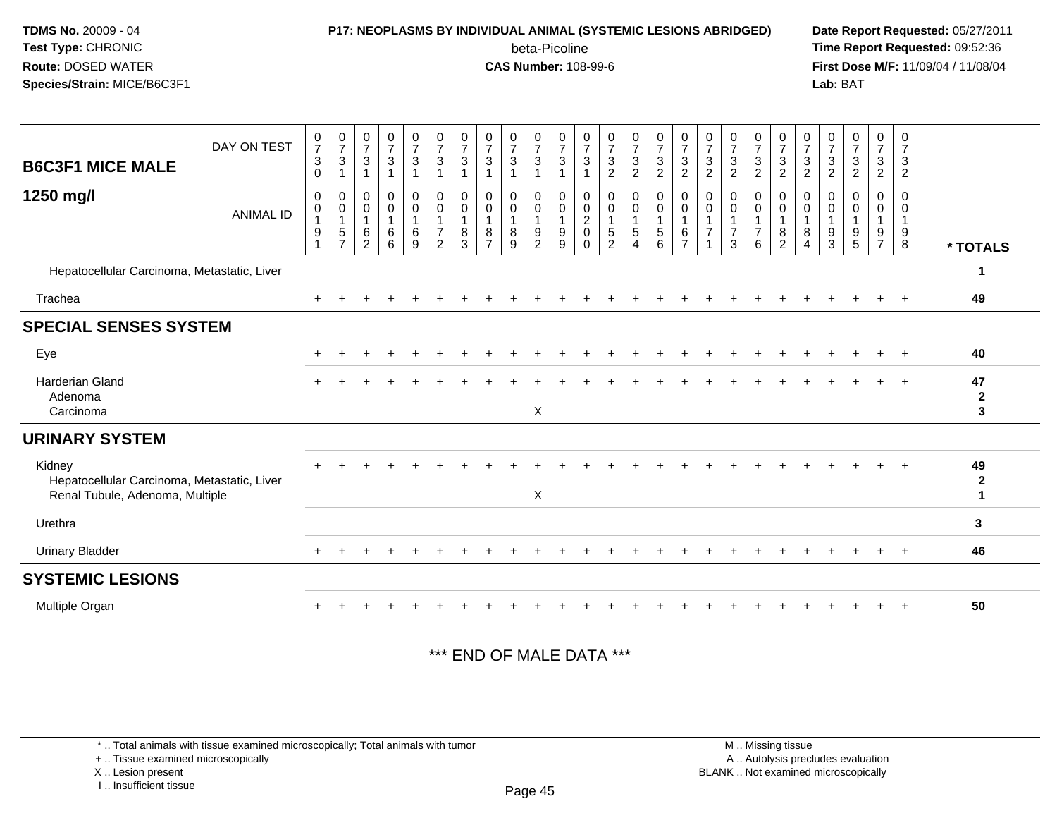**TDMS No.** 20009 - 04
**Test Type:** CHRONIC
**Route:** DOSED WATER
**Species/Strain:** MICE/B6C3F1

**P17: NEOPLASMS BY INDIVIDUAL ANIMAL (SYSTEMIC LESIONS ABRIDGED)**
beta-Picoline
**CAS Number:** 108-99-6

**Date Report Requested:** 05/27/2011
**Time Report Requested:** 09:52:36
**First Dose M/F:** 11/09/04 / 11/08/04
**Lab:** BAT

| B6C3F1 MICE MALE 1250 mg/l | 0 | 0 | 0 | 0 | 0 | 0 | 0 | 0 | 0 | 0 | 0 | 0 | 0 | 0 | 0 | 0 | 0 | 0 | 0 | 0 | 0 | 0 | 0 | 0 | 0 | |
|---|---|---|---|---|---|---|---|---|---|---|---|---|---|---|---|---|---|---|---|---|---|---|---|---|---|---|
| DAY ON TEST | 7 | 7 | 7 | 7 | 7 | 7 | 7 | 7 | 7 | 7 | 7 | 7 | 7 | 7 | 7 | 7 | 7 | 7 | 7 | 7 | 7 | 7 | 7 | 7 | 7 | |
| | 3 | 3 | 3 | 3 | 3 | 3 | 3 | 3 | 3 | 3 | 3 | 3 | 3 | 3 | 3 | 3 | 3 | 3 | 3 | 3 | 3 | 3 | 3 | 3 | 3 | |
| | 0 | 1 | 1 | 1 | 1 | 1 | 1 | 1 | 1 | 1 | 1 | 1 | 2 | 2 | 2 | 2 | 2 | 2 | 2 | 2 | 2 | 2 | 2 | 2 | 2 | |
| ANIMAL ID | 0 | 0 | 0 | 0 | 0 | 0 | 0 | 0 | 0 | 0 | 0 | 0 | 0 | 0 | 0 | 0 | 0 | 0 | 0 | 0 | 0 | 0 | 0 | 0 | 0 | |
| | 0 | 0 | 0 | 0 | 0 | 0 | 0 | 0 | 0 | 0 | 0 | 0 | 0 | 0 | 0 | 0 | 0 | 0 | 0 | 0 | 0 | 0 | 0 | 0 | 0 | |
| | 1 | 1 | 1 | 1 | 1 | 1 | 1 | 1 | 1 | 1 | 1 | 2 | 1 | 1 | 1 | 1 | 1 | 1 | 1 | 1 | 1 | 1 | 1 | 1 | 1 | |
| | 9 | 5 | 6 | 6 | 6 | 7 | 8 | 8 | 8 | 9 | 9 | 0 | 5 | 5 | 5 | 6 | 7 | 7 | 7 | 8 | 8 | 9 | 9 | 9 | 9 | |
| | 1 | 7 | 2 | 6 | 9 | 2 | 3 | 7 | 9 | 2 | 9 | 0 | 2 | 4 | 6 | 7 | 1 | 3 | 6 | 2 | 4 | 3 | 5 | 7 | 8 | * TOTALS |
| Hepatocellular Carcinoma, Metastatic, Liver | | | | | | | | | | | | | | | | | | | | | | | | | | 1 |
| Trachea | + | + | + | + | + | + | + | + | + | + | + | + | + | + | + | + | + | + | + | + | + | + | + | + | + | 49 |
| **SPECIAL SENSES SYSTEM** | | | | | | | | | | | | | | | | | | | | | | | | | | |
| Eye | + | + | + | + | + | + | + | + | + | + | + | + | + | + | + | + | + | + | + | + | + | + | + | + | + | 40 |
| Harderian Gland | + | + | + | + | + | + | + | + | + | + | + | + | + | + | + | + | + | + | + | + | + | + | + | + | + | 47 |
| Adenoma | | | | | | | | | | | | | | | | | | | | | | | | | | 2 |
| Carcinoma | | | | | | | | | | X | | | | | | | | | | | | | | | | 3 |
| **URINARY SYSTEM** | | | | | | | | | | | | | | | | | | | | | | | | | | |
| Kidney | + | + | + | + | + | + | + | + | + | + | + | + | + | + | + | + | + | + | + | + | + | + | + | + | + | 49 |
| Hepatocellular Carcinoma, Metastatic, Liver | | | | | | | | | | | | | | | | | | | | | | | | | | 2 |
| Renal Tubule, Adenoma, Multiple | | | | | | | | | | X | | | | | | | | | | | | | | | | 1 |
| Urethra | | | | | | | | | | | | | | | | | | | | | | | | | | 3 |
| Urinary Bladder | + | + | + | + | + | + | + | + | + | + | + | + | + | + | + | + | + | + | + | + | + | + | + | + | + | 46 |
| **SYSTEMIC LESIONS** | | | | | | | | | | | | | | | | | | | | | | | | | | |
| Multiple Organ | + | + | + | + | + | + | + | + | + | + | + | + | + | + | + | + | + | + | + | + | + | + | + | + | + | 50 |

*** END OF MALE DATA ***

\* .. Total animals with tissue examined microscopically; Total animals with tumor
\+ .. Tissue examined microscopically
X .. Lesion present
I .. Insufficient tissue

M .. Missing tissue
A .. Autolysis precludes evaluation
BLANK .. Not examined microscopically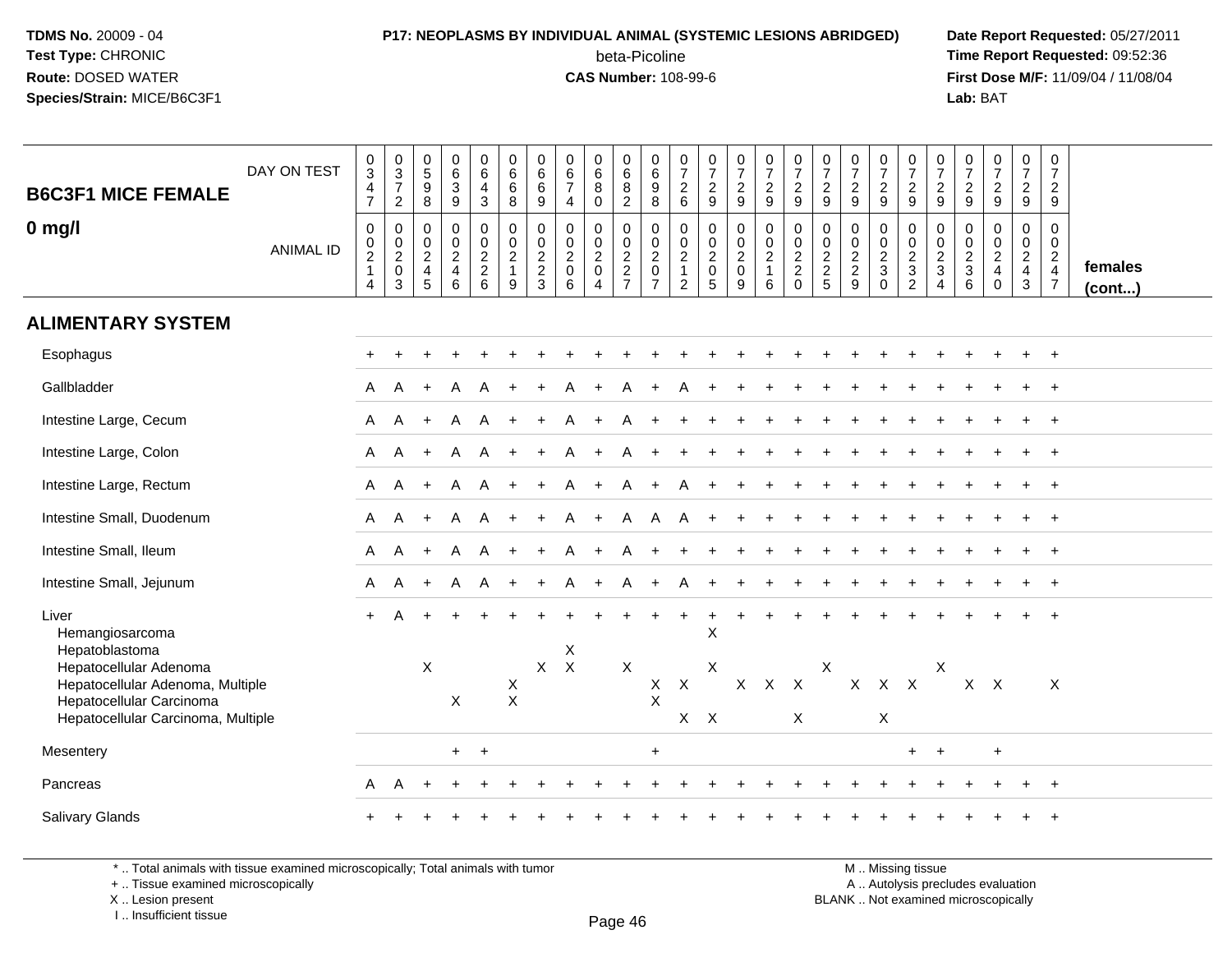**TDMS No.** 20009 - 04
**Test Type:** CHRONIC
**Route:** DOSED WATER
**Species/Strain:** MICE/B6C3F1

**P17: NEOPLASMS BY INDIVIDUAL ANIMAL (SYSTEMIC LESIONS ABRIDGED)**
beta-Picoline
**CAS Number:** 108-99-6

**Date Report Requested:** 05/27/2011
**Time Report Requested:** 09:52:36
**First Dose M/F:** 11/09/04 / 11/08/04
**Lab:** BAT

## B6C3F1 MICE FEMALE
## 0 mg/l

| DAY ON TEST | 0347 | 0372 | 0598 | 0639 | 0643 | 0668 | 0669 | 0674 | 0680 | 0682 | 0698 | 0726 | 0729 | 0729 | 0729 | 0729 | 0729 | 0729 | 0729 | 0729 | 0729 | 0729 | 0729 | 0729 | 0729 | |
|---|---|---|---|---|---|---|---|---|---|---|---|---|---|---|---|---|---|---|---|---|---|---|---|---|---|---|
| **ANIMAL ID** | 0214 | 0203 | 0245 | 0246 | 0226 | 0219 | 0223 | 0206 | 0204 | 0227 | 0207 | 0212 | 0205 | 0209 | 0216 | 0220 | 0225 | 0229 | 0230 | 0232 | 0234 | 0236 | 0240 | 0243 | 0247 | **females (cont...)** |
| **ALIMENTARY SYSTEM** | | | | | | | | | | | | | | | | | | | | | | | | | | |
| Esophagus | + | + | + | + | + | + | + | + | + | + | + | + | + | + | + | + | + | + | + | + | + | + | + | + | + | |
| Gallbladder | A | A | + | A | A | + | + | A | + | A | + | A | + | + | + | + | + | + | + | + | + | + | + | + | + | |
| Intestine Large, Cecum | A | A | + | A | A | + | + | A | + | A | + | + | + | + | + | + | + | + | + | + | + | + | + | + | + | |
| Intestine Large, Colon | A | A | + | A | A | + | + | A | + | A | + | + | + | + | + | + | + | + | + | + | + | + | + | + | + | |
| Intestine Large, Rectum | A | A | + | A | A | + | + | A | + | A | + | A | + | + | + | + | + | + | + | + | + | + | + | + | + | |
| Intestine Small, Duodenum | A | A | + | A | A | + | + | A | + | A | A | A | + | + | + | + | + | + | + | + | + | + | + | + | + | |
| Intestine Small, Ileum | A | A | + | A | A | + | + | A | + | A | + | + | + | + | + | + | + | + | + | + | + | + | + | + | + | |
| Intestine Small, Jejunum | A | A | + | A | A | + | + | A | + | A | + | A | + | + | + | + | + | + | + | + | + | + | + | + | + | |
| Liver | + | A | + | + | + | + | + | + | + | + | + | + | + | + | + | + | + | + | + | + | + | + | + | + | + | |
| Hemangiosarcoma | | | | | | | | | | | | | X | | | | | | | | | | | | | |
| Hepatoblastoma | | | | | | | | X | | | | | | | | | | | | | | | | | | |
| Hepatocellular Adenoma | | | X | | | | X | X | | X | | | X | | | | X | | | | X | | | | | |
| Hepatocellular Adenoma, Multiple | | | | | | X | | | | | X | X | | X | X | X | | X | X | X | | X | X | | X | |
| Hepatocellular Carcinoma | | | | X | | X | | | | | X | | | | | | | | | | | | | | | |
| Hepatocellular Carcinoma, Multiple | | | | | | | | | | | | X | X | | | X | | | X | | | | | | | |
| Mesentery | | | | + | + | | | | | | + | | | | | | | | | + | + | | + | | | |
| Pancreas | A | A | + | + | + | + | + | + | + | + | + | + | + | + | + | + | + | + | + | + | + | + | + | + | + | |
| Salivary Glands | + | + | + | + | + | + | + | + | + | + | + | + | + | + | + | + | + | + | + | + | + | + | + | + | + | |

\* .. Total animals with tissue examined microscopically; Total animals with tumor
+ .. Tissue examined microscopically
X .. Lesion present
I .. Insufficient tissue

M .. Missing tissue
A .. Autolysis precludes evaluation
BLANK .. Not examined microscopically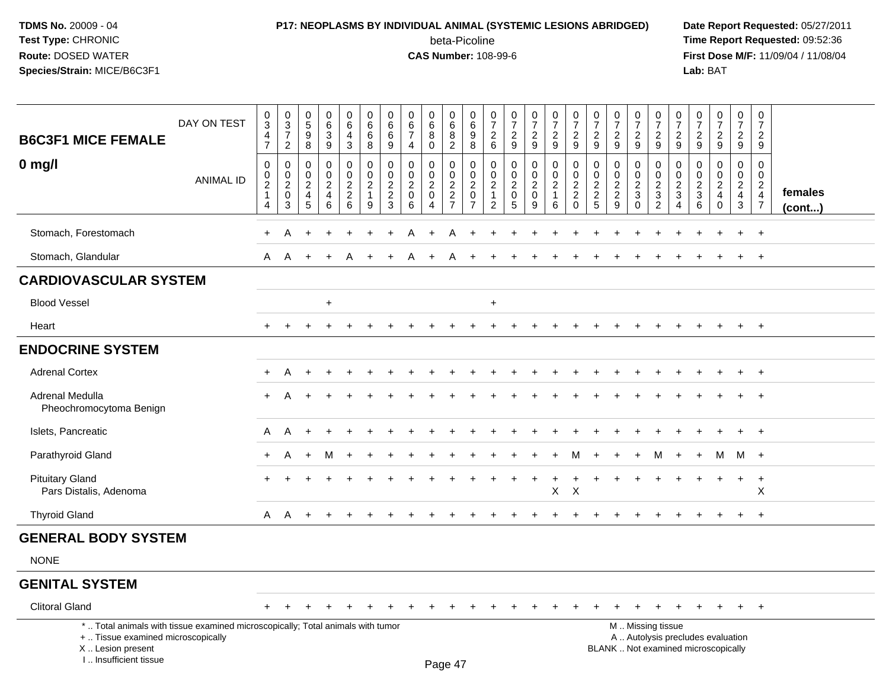**TDMS No.** 20009 - 04
**Test Type:** CHRONIC
**Route:** DOSED WATER
**Species/Strain:** MICE/B6C3F1

**P17: NEOPLASMS BY INDIVIDUAL ANIMAL (SYSTEMIC LESIONS ABRIDGED)**
beta-Picoline
**CAS Number:** 108-99-6

**Date Report Requested:** 05/27/2011
**Time Report Requested:** 09:52:36
**First Dose M/F:** 11/09/04 / 11/08/04
**Lab:** BAT

| B6C3F1 MICE FEMALE — DAY ON TEST | 0347 | 0372 | 0598 | 0639 | 0643 | 0668 | 0669 | 0674 | 0680 | 0682 | 0698 | 0726 | 0729 | 0729 | 0729 | 0729 | 0729 | 0729 | 0729 | 0729 | 0729 | 0729 | 0729 | 0729 | 0729 | |
|---|---|---|---|---|---|---|---|---|---|---|---|---|---|---|---|---|---|---|---|---|---|---|---|---|---|---|
| **0 mg/l** — ANIMAL ID | 00214 | 00203 | 00245 | 00246 | 00226 | 00219 | 00223 | 00206 | 00204 | 00227 | 00207 | 00212 | 00205 | 00209 | 00216 | 00220 | 00225 | 00229 | 00230 | 00232 | 00234 | 00236 | 00240 | 00243 | 00247 | **females (cont...)** |
| Stomach, Forestomach | + | A | + | + | + | + | + | A | + | A | + | + | + | + | + | + | + | + | + | + | + | + | + | + | + | |
| Stomach, Glandular | A | A | + | + | A | + | + | A | + | A | + | + | + | + | + | + | + | + | + | + | + | + | + | + | + | |
| **CARDIOVASCULAR SYSTEM** | | | | | | | | | | | | | | | | | | | | | | | | | | |
| Blood Vessel | | | | + | | | | | | | | + | | | | | | | | | | | | | | |
| Heart | + | + | + | + | + | + | + | + | + | + | + | + | + | + | + | + | + | + | + | + | + | + | + | + | + | |
| **ENDOCRINE SYSTEM** | | | | | | | | | | | | | | | | | | | | | | | | | | |
| Adrenal Cortex | + | A | + | + | + | + | + | + | + | + | + | + | + | + | + | + | + | + | + | + | + | + | + | + | + | |
| Adrenal Medulla | + | A | + | + | + | + | + | + | + | + | + | + | + | + | + | + | + | + | + | + | + | + | + | + | + | |
| Pheochromocytoma Benign | | | | | | | | | | | | | | | | | | | | | | | | | | |
| Islets, Pancreatic | A | A | + | + | + | + | + | + | + | + | + | + | + | + | + | + | + | + | + | + | + | + | + | + | + | |
| Parathyroid Gland | + | A | + | M | + | + | + | + | + | + | + | + | + | + | + | M | + | + | + | M | + | + | M | M | + | |
| Pituitary Gland | + | + | + | + | + | + | + | + | + | + | + | + | + | + | + | + | + | + | + | + | + | + | + | + | + | |
| Pars Distalis, Adenoma | | | | | | | | | | | | | | | X | X | | | | | | | | | X | |
| Thyroid Gland | A | A | + | + | + | + | + | + | + | + | + | + | + | + | + | + | + | + | + | + | + | + | + | + | + | |
| **GENERAL BODY SYSTEM** | | | | | | | | | | | | | | | | | | | | | | | | | | |
| NONE | | | | | | | | | | | | | | | | | | | | | | | | | | |
| **GENITAL SYSTEM** | | | | | | | | | | | | | | | | | | | | | | | | | | |
| Clitoral Gland | + | + | + | + | + | + | + | + | + | + | + | + | + | + | + | + | + | + | + | + | + | + | + | + | + | |

\* .. Total animals with tissue examined microscopically; Total animals with tumor
\+ .. Tissue examined microscopically
X .. Lesion present
I .. Insufficient tissue

M .. Missing tissue
A .. Autolysis precludes evaluation
BLANK .. Not examined microscopically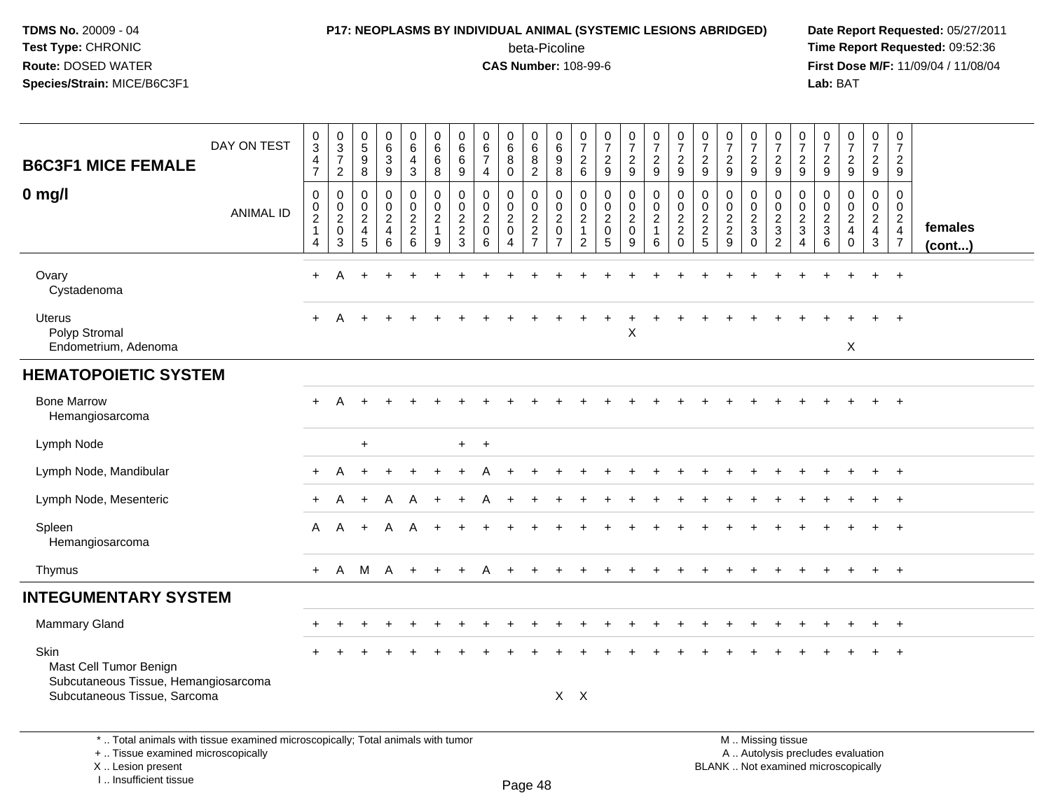**TDMS No.** 20009 - 04
**Test Type:** CHRONIC
**Route:** DOSED WATER
**Species/Strain:** MICE/B6C3F1

**P17: NEOPLASMS BY INDIVIDUAL ANIMAL (SYSTEMIC LESIONS ABRIDGED)**
beta-Picoline
**CAS Number:** 108-99-6

**Date Report Requested:** 05/27/2011
**Time Report Requested:** 09:52:36
**First Dose M/F:** 11/09/04 / 11/08/04
**Lab:** BAT

## B6C3F1 MICE FEMALE 0 mg/l

| DAY ON TEST | 0347 | 0372 | 0598 | 0639 | 0643 | 0668 | 0669 | 0674 | 0680 | 0682 | 0698 | 0726 | 0729 | 0729 | 0729 | 0729 | 0729 | 0729 | 0729 | 0729 | 0729 | 0729 | 0729 | 0729 | 0729 | |
|---|---|---|---|---|---|---|---|---|---|---|---|---|---|---|---|---|---|---|---|---|---|---|---|---|---|---|
| ANIMAL ID | 0214 | 0203 | 0245 | 0246 | 0226 | 0219 | 0223 | 0206 | 0204 | 0227 | 0207 | 0212 | 0205 | 0209 | 0216 | 0220 | 0225 | 0229 | 0230 | 0232 | 0234 | 0236 | 0240 | 0243 | 0247 | females (cont...) |
| Ovary | + | A | + | + | + | + | + | + | + | + | + | + | + | + | + | + | + | + | + | + | + | + | + | + | + | |
| Cystadenoma | | | | | | | | | | | | | | | | | | | | | | | | | | |
| Uterus | + | A | + | + | + | + | + | + | + | + | + | + | + | + | + | + | + | + | + | + | + | + | + | + | + | |
| Polyp Stromal | | | | | | | | | | | | | | X | | | | | | | | | | | | |
| Endometrium, Adenoma | | | | | | | | | | | | | | | | | | | | | | | X | | | |
| **HEMATOPOIETIC SYSTEM** | | | | | | | | | | | | | | | | | | | | | | | | | | |
| Bone Marrow | + | A | + | + | + | + | + | + | + | + | + | + | + | + | + | + | + | + | + | + | + | + | + | + | + | |
| Hemangiosarcoma | | | | | | | | | | | | | | | | | | | | | | | | | | |
| Lymph Node | | | + | | | | + | + | | | | | | | | | | | | | | | | | | |
| Lymph Node, Mandibular | + | A | + | + | + | + | + | A | + | + | + | + | + | + | + | + | + | + | + | + | + | + | + | + | + | |
| Lymph Node, Mesenteric | + | A | + | A | A | + | + | A | + | + | + | + | + | + | + | + | + | + | + | + | + | + | + | + | + | |
| Spleen | A | A | + | A | A | + | + | + | + | + | + | + | + | + | + | + | + | + | + | + | + | + | + | + | + | |
| Hemangiosarcoma | | | | | | | | | | | | | | | | | | | | | | | | | | |
| Thymus | + | A | M | A | + | + | + | A | + | + | + | + | + | + | + | + | + | + | + | + | + | + | + | + | + | |
| **INTEGUMENTARY SYSTEM** | | | | | | | | | | | | | | | | | | | | | | | | | | |
| Mammary Gland | + | + | + | + | + | + | + | + | + | + | + | + | + | + | + | + | + | + | + | + | + | + | + | + | + | |
| Skin | + | + | + | + | + | + | + | + | + | + | + | + | + | + | + | + | + | + | + | + | + | + | + | + | + | |
| Mast Cell Tumor Benign | | | | | | | | | | | | | | | | | | | | | | | | | | |
| Subcutaneous Tissue, Hemangiosarcoma | | | | | | | | | | | | | | | | | | | | | | | | | | |
| Subcutaneous Tissue, Sarcoma | | | | | | | | | | | X | X | | | | | | | | | | | | | | |

\* .. Total animals with tissue examined microscopically; Total animals with tumor
\+ .. Tissue examined microscopically
X .. Lesion present
I .. Insufficient tissue

M .. Missing tissue
A .. Autolysis precludes evaluation
BLANK .. Not examined microscopically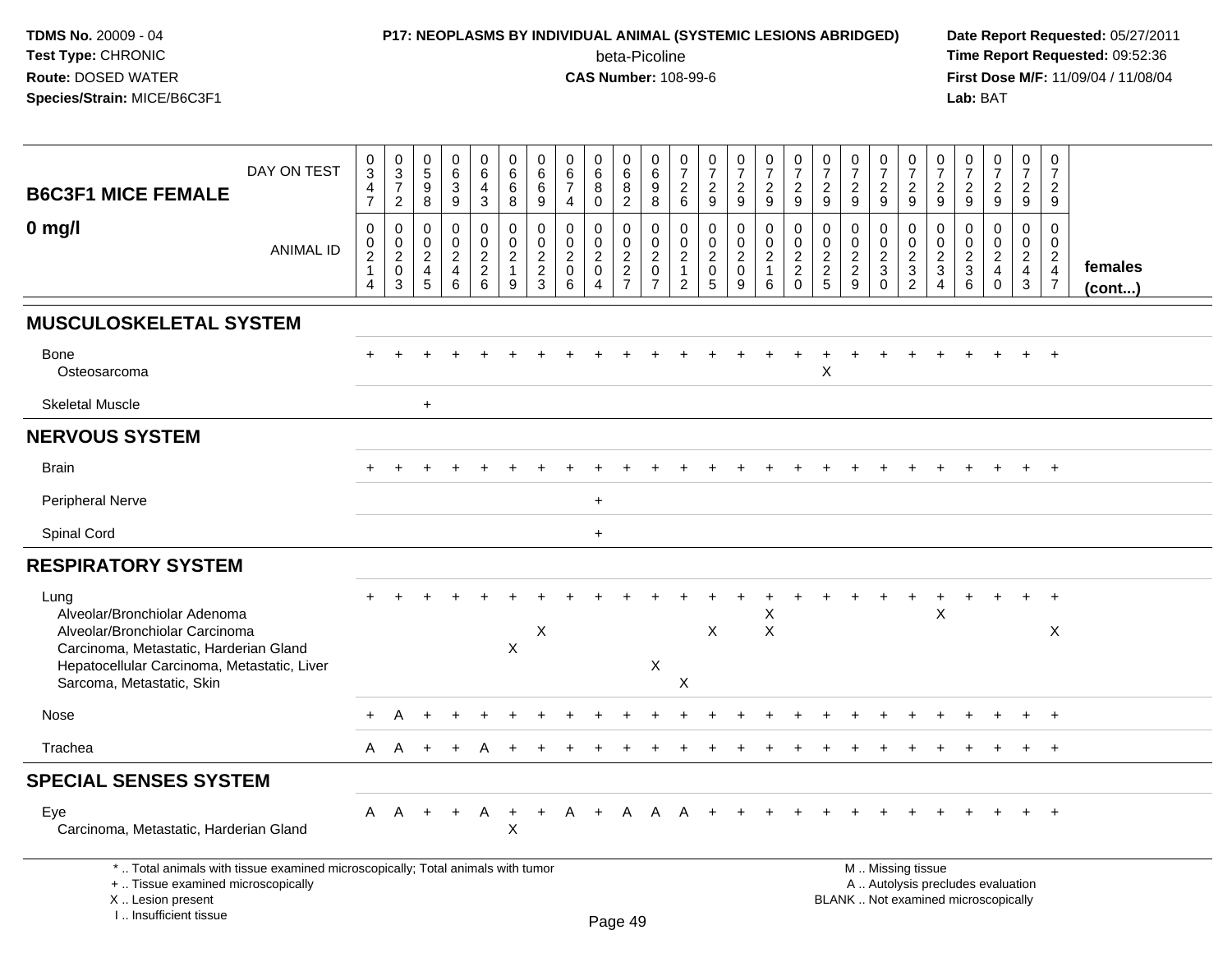**TDMS No.** 20009 - 04
**Test Type:** CHRONIC
**Route:** DOSED WATER
**Species/Strain:** MICE/B6C3F1

**P17: NEOPLASMS BY INDIVIDUAL ANIMAL (SYSTEMIC LESIONS ABRIDGED)**
beta-Picoline
**CAS Number:** 108-99-6

**Date Report Requested:** 05/27/2011
**Time Report Requested:** 09:52:36
**First Dose M/F:** 11/09/04 / 11/08/04
**Lab:** BAT

| B6C3F1 MICE FEMALE 0 mg/l | | | | | | | | | | | | | | | | | | | | | | | | | | |
|---|---|---|---|---|---|---|---|---|---|---|---|---|---|---|---|---|---|---|---|---|---|---|---|---|---|---|
| DAY ON TEST | 0347 | 0372 | 0598 | 0639 | 0643 | 0668 | 0669 | 0674 | 0680 | 0682 | 0698 | 0726 | 0729 | 0729 | 0729 | 0729 | 0729 | 0729 | 0729 | 0729 | 0729 | 0729 | 0729 | 0729 | 0729 | |
| ANIMAL ID | 00214 | 00203 | 00245 | 00246 | 00226 | 00219 | 00223 | 00206 | 00204 | 00227 | 00207 | 00212 | 00205 | 00209 | 00216 | 00220 | 00225 | 00229 | 00230 | 00232 | 00234 | 00236 | 00240 | 00243 | 00247 | females (cont...) |
| **MUSCULOSKELETAL SYSTEM** | | | | | | | | | | | | | | | | | | | | | | | | | | |
| Bone | + | + | + | + | + | + | + | + | + | + | + | + | + | + | + | + | + | + | + | + | + | + | + | + | + | |
| Osteosarcoma | | | | | | | | | | | | | | | | | X | | | | | | | | | |
| Skeletal Muscle | | | + | | | | | | | | | | | | | | | | | | | | | | | |
| **NERVOUS SYSTEM** | | | | | | | | | | | | | | | | | | | | | | | | | | |
| Brain | + | + | + | + | + | + | + | + | + | + | + | + | + | + | + | + | + | + | + | + | + | + | + | + | + | |
| Peripheral Nerve | | | | | | | | | + | | | | | | | | | | | | | | | | | |
| Spinal Cord | | | | | | | | | + | | | | | | | | | | | | | | | | | |
| **RESPIRATORY SYSTEM** | | | | | | | | | | | | | | | | | | | | | | | | | | |
| Lung | + | + | + | + | + | + | + | + | + | + | + | + | + | + | + | + | + | + | + | + | + | + | + | + | + | |
| Alveolar/Bronchiolar Adenoma | | | | | | | | | | | | | | | X | | | | | | X | | | | | |
| Alveolar/Bronchiolar Carcinoma | | | | | | | X | | | | | | X | | X | | | | | | | | | | X | |
| Carcinoma, Metastatic, Harderian Gland | | | | | | X | | | | | | | | | | | | | | | | | | | | |
| Hepatocellular Carcinoma, Metastatic, Liver | | | | | | | | | | | X | | | | | | | | | | | | | | | |
| Sarcoma, Metastatic, Skin | | | | | | | | | | | | X | | | | | | | | | | | | | | |
| Nose | + | A | + | + | + | + | + | + | + | + | + | + | + | + | + | + | + | + | + | + | + | + | + | + | + | |
| Trachea | A | A | + | + | A | + | + | + | + | + | + | + | + | + | + | + | + | + | + | + | + | + | + | + | + | |
| **SPECIAL SENSES SYSTEM** | | | | | | | | | | | | | | | | | | | | | | | | | | |
| Eye | A | A | + | + | A | + | + | A | + | A | A | A | + | + | + | + | + | + | + | + | + | + | + | + | + | |
| Carcinoma, Metastatic, Harderian Gland | | | | | | X | | | | | | | | | | | | | | | | | | | | |

\* .. Total animals with tissue examined microscopically; Total animals with tumor
\+ .. Tissue examined microscopically
X .. Lesion present
I .. Insufficient tissue

M .. Missing tissue
A .. Autolysis precludes evaluation
BLANK .. Not examined microscopically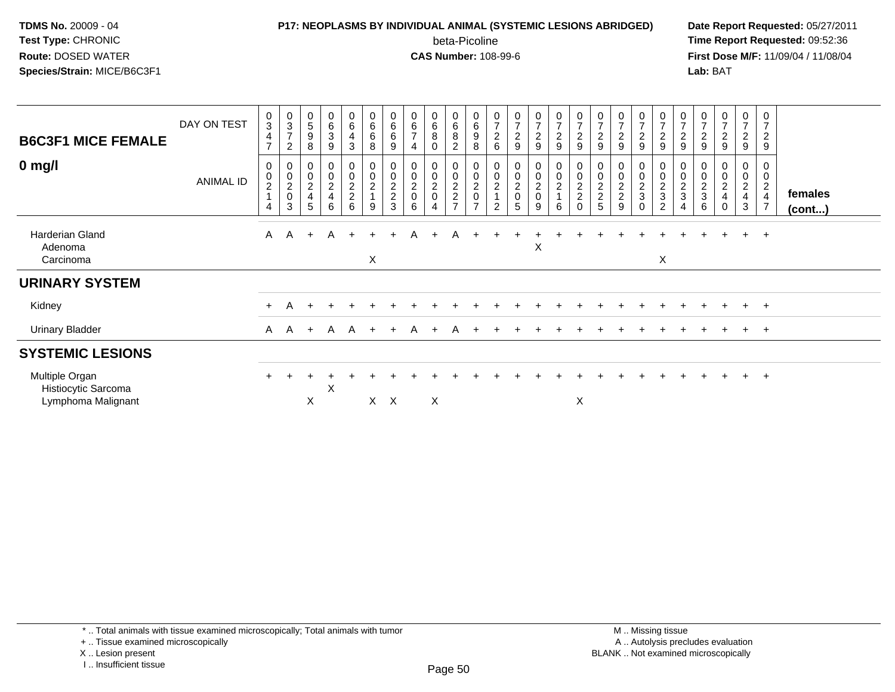TDMS No. 20009 - 04
Test Type: CHRONIC
Route: DOSED WATER
Species/Strain: MICE/B6C3F1

**P17: NEOPLASMS BY INDIVIDUAL ANIMAL (SYSTEMIC LESIONS ABRIDGED)**
beta-Picoline
**CAS Number:** 108-99-6

Date Report Requested: 05/27/2011
Time Report Requested: 09:52:36
First Dose M/F: 11/09/04 / 11/08/04
Lab: BAT

## B6C3F1 MICE FEMALE
## 0 mg/l

| DAY ON TEST | 0347 | 0372 | 0598 | 0639 | 0643 | 0668 | 0669 | 0674 | 0680 | 0682 | 0698 | 0726 | 0729 | 0729 | 0729 | 0729 | 0729 | 0729 | 0729 | 0729 | 0729 | 0729 | 0729 | 0729 | 0729 | |
|---|---|---|---|---|---|---|---|---|---|---|---|---|---|---|---|---|---|---|---|---|---|---|---|---|---|---|
| ANIMAL ID | 00214 | 00203 | 00245 | 00246 | 00226 | 00219 | 00223 | 00206 | 00204 | 00227 | 00207 | 00212 | 00205 | 00209 | 00216 | 00220 | 00225 | 00229 | 00230 | 00232 | 00234 | 00236 | 00240 | 00243 | 00247 | females (cont...) |
| Harderian Gland | A | A | + | A | + | + | + | A | + | A | + | + | + | + | + | + | + | + | + | + | + | + | + | + | + | |
| Adenoma | | | | | | | | | | | | | | X | | | | | | | | | | | | |
| Carcinoma | | | | | | X | | | | | | | | | | | | | | X | | | | | | |
| **URINARY SYSTEM** | | | | | | | | | | | | | | | | | | | | | | | | | | |
| Kidney | + | A | + | + | + | + | + | + | + | + | + | + | + | + | + | + | + | + | + | + | + | + | + | + | + | |
| Urinary Bladder | A | A | + | A | A | + | + | A | + | A | + | + | + | + | + | + | + | + | + | + | + | + | + | + | + | |
| **SYSTEMIC LESIONS** | | | | | | | | | | | | | | | | | | | | | | | | | | |
| Multiple Organ | + | + | + | + | + | + | + | + | + | + | + | + | + | + | + | + | + | + | + | + | + | + | + | + | + | |
| Histiocytic Sarcoma | | | | X | | | | | | | | | | | | | | | | | | | | | | |
| Lymphoma Malignant | | | X | | | X | X | | X | | | | | | | X | | | | | | | | | | |

\* .. Total animals with tissue examined microscopically; Total animals with tumor
\+ .. Tissue examined microscopically
X .. Lesion present
I .. Insufficient tissue

M .. Missing tissue
A .. Autolysis precludes evaluation
BLANK .. Not examined microscopically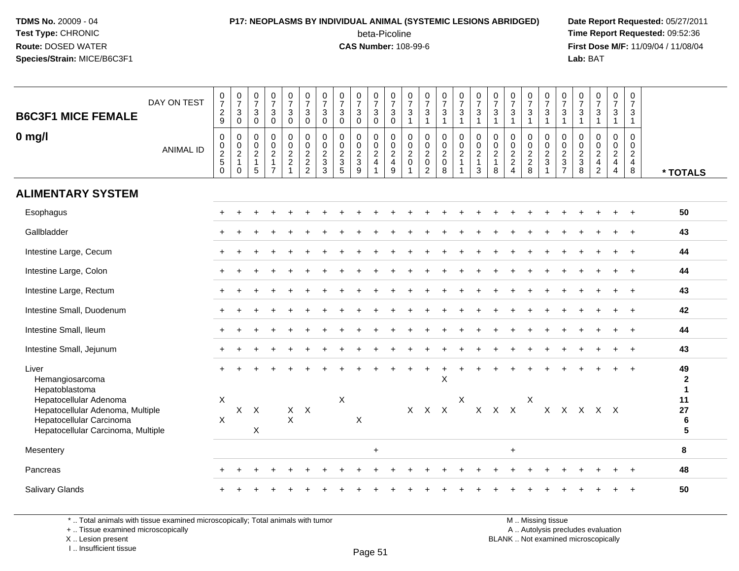TDMS No. 20009 - 04
Test Type: CHRONIC
Route: DOSED WATER
Species/Strain: MICE/B6C3F1

**P17: NEOPLASMS BY INDIVIDUAL ANIMAL (SYSTEMIC LESIONS ABRIDGED)**
beta-Picoline
**CAS Number:** 108-99-6

Date Report Requested: 05/27/2011
Time Report Requested: 09:52:36
First Dose M/F: 11/09/04 / 11/08/04
Lab: BAT

**B6C3F1 MICE FEMALE**
**0 mg/l**

| DAY ON TEST | 0729 | 0730 | 0730 | 0730 | 0730 | 0730 | 0730 | 0730 | 0730 | 0730 | 0730 | 0731 | 0731 | 0731 | 0731 | 0731 | 0731 | 0731 | 0731 | 0731 | 0731 | 0731 | 0731 | 0731 | 0731 | |
|---|---|---|---|---|---|---|---|---|---|---|---|---|---|---|---|---|---|---|---|---|---|---|---|---|---|---|
| **ANIMAL ID** | 0250 | 0210 | 0215 | 0217 | 0221 | 0222 | 0233 | 0235 | 0239 | 0241 | 0249 | 0201 | 0202 | 0208 | 0211 | 0213 | 0218 | 0224 | 0228 | 0231 | 0237 | 0238 | 0242 | 0244 | 0248 | *** TOTALS** |
| **ALIMENTARY SYSTEM** | | | | | | | | | | | | | | | | | | | | | | | | | | |
| Esophagus | + | + | + | + | + | + | + | + | + | + | + | + | + | + | + | + | + | + | + | + | + | + | + | + | + | **50** |
| Gallbladder | + | + | + | + | + | + | + | + | + | + | + | + | + | + | + | + | + | + | + | + | + | + | + | + | + | **43** |
| Intestine Large, Cecum | + | + | + | + | + | + | + | + | + | + | + | + | + | + | + | + | + | + | + | + | + | + | + | + | + | **44** |
| Intestine Large, Colon | + | + | + | + | + | + | + | + | + | + | + | + | + | + | + | + | + | + | + | + | + | + | + | + | + | **44** |
| Intestine Large, Rectum | + | + | + | + | + | + | + | + | + | + | + | + | + | + | + | + | + | + | + | + | + | + | + | + | + | **43** |
| Intestine Small, Duodenum | + | + | + | + | + | + | + | + | + | + | + | + | + | + | + | + | + | + | + | + | + | + | + | + | + | **42** |
| Intestine Small, Ileum | + | + | + | + | + | + | + | + | + | + | + | + | + | + | + | + | + | + | + | + | + | + | + | + | + | **44** |
| Intestine Small, Jejunum | + | + | + | + | + | + | + | + | + | + | + | + | + | + | + | + | + | + | + | + | + | + | + | + | + | **43** |
| Liver | + | + | + | + | + | + | + | + | + | + | + | + | + | + | + | + | + | + | + | + | + | + | + | + | + | **49** |
| Hemangiosarcoma | | | | | | | | | | | | | | X | | | | | | | | | | | | **2** |
| Hepatoblastoma | | | | | | | | | | | | | | | | | | | | | | | | | | **1** |
| Hepatocellular Adenoma | X | | | | | | | X | | | | | | | X | | | | X | | | | | | | **11** |
| Hepatocellular Adenoma, Multiple | | X | X | | X | X | | | | | | X | X | X | | X | X | X | | X | X | X | X | X | | **27** |
| Hepatocellular Carcinoma | X | | | | X | | | | X | | | | | | | | | | | | | | | | | **6** |
| Hepatocellular Carcinoma, Multiple | | | X | | | | | | | | | | | | | | | | | | | | | | | **5** |
| Mesentery | | | | | | | | | | + | | | | | | | | + | | | | | | | | **8** |
| Pancreas | + | + | + | + | + | + | + | + | + | + | + | + | + | + | + | + | + | + | + | + | + | + | + | + | + | **48** |
| Salivary Glands | + | + | + | + | + | + | + | + | + | + | + | + | + | + | + | + | + | + | + | + | + | + | + | + | + | **50** |

\* .. Total animals with tissue examined microscopically; Total animals with tumor
\+ .. Tissue examined microscopically
X .. Lesion present
I .. Insufficient tissue

M .. Missing tissue
A .. Autolysis precludes evaluation
BLANK .. Not examined microscopically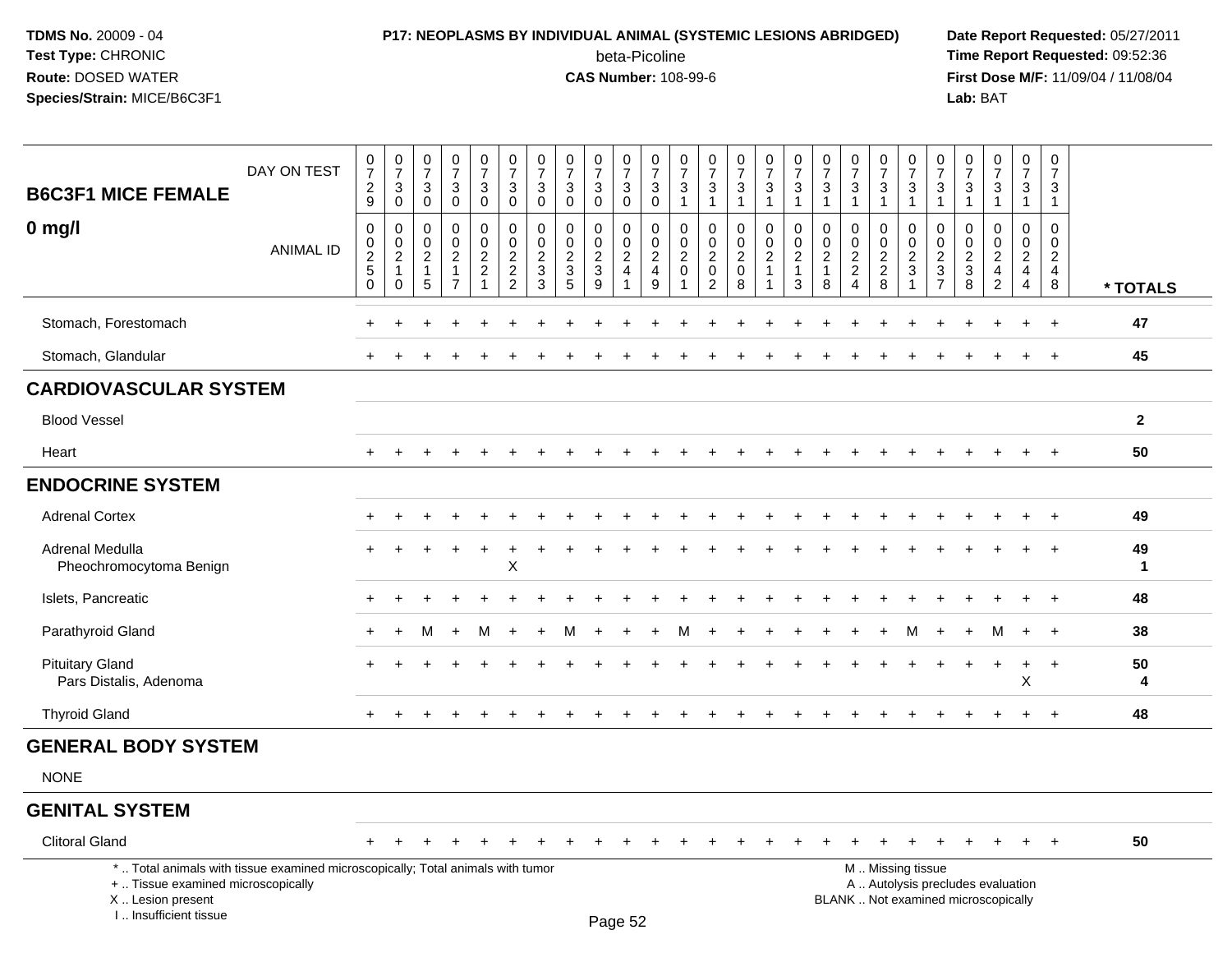**TDMS No.** 20009 - 04
**Test Type:** CHRONIC
**Route:** DOSED WATER
**Species/Strain:** MICE/B6C3F1

**P17: NEOPLASMS BY INDIVIDUAL ANIMAL (SYSTEMIC LESIONS ABRIDGED)**
beta-Picoline
**CAS Number:** 108-99-6

**Date Report Requested:** 05/27/2011
**Time Report Requested:** 09:52:36
**First Dose M/F:** 11/09/04 / 11/08/04
**Lab:** BAT

| B6C3F1 MICE FEMALE 0 mg/l | 0729 | 0730 | 0730 | 0730 | 0730 | 0730 | 0730 | 0730 | 0730 | 0730 | 0730 | 0731 | 0731 | 0731 | 0731 | 0731 | 0731 | 0731 | 0731 | 0731 | 0731 | 0731 | 0731 | 0731 | 0731 | |
|---|---|---|---|---|---|---|---|---|---|---|---|---|---|---|---|---|---|---|---|---|---|---|---|---|---|---|
| ANIMAL ID | 00250 | 00210 | 00215 | 00217 | 00221 | 00222 | 00233 | 00235 | 00239 | 00241 | 00249 | 00201 | 00202 | 00208 | 00211 | 00213 | 00218 | 00224 | 00228 | 00231 | 00237 | 00238 | 00242 | 00244 | 00248 | * TOTALS |
| Stomach, Forestomach | + | + | + | + | + | + | + | + | + | + | + | + | + | + | + | + | + | + | + | + | + | + | + | + | + | 47 |
| Stomach, Glandular | + | + | + | + | + | + | + | + | + | + | + | + | + | + | + | + | + | + | + | + | + | + | + | + | + | 45 |
| **CARDIOVASCULAR SYSTEM** | | | | | | | | | | | | | | | | | | | | | | | | | | |
| Blood Vessel | | | | | | | | | | | | | | | | | | | | | | | | | | 2 |
| Heart | + | + | + | + | + | + | + | + | + | + | + | + | + | + | + | + | + | + | + | + | + | + | + | + | + | 50 |
| **ENDOCRINE SYSTEM** | | | | | | | | | | | | | | | | | | | | | | | | | | |
| Adrenal Cortex | + | + | + | + | + | + | + | + | + | + | + | + | + | + | + | + | + | + | + | + | + | + | + | + | + | 49 |
| Adrenal Medulla | + | + | + | + | + | + | + | + | + | + | + | + | + | + | + | + | + | + | + | + | + | + | + | + | + | 49 |
| Pheochromocytoma Benign | | | | | | X | | | | | | | | | | | | | | | | | | | | 1 |
| Islets, Pancreatic | + | + | + | + | + | + | + | + | + | + | + | + | + | + | + | + | + | + | + | + | + | + | + | + | + | 48 |
| Parathyroid Gland | + | + | M | + | M | + | + | M | + | + | + | M | + | + | + | + | + | + | + | M | + | + | M | + | + | 38 |
| Pituitary Gland | + | + | + | + | + | + | + | + | + | + | + | + | + | + | + | + | + | + | + | + | + | + | + | + | + | 50 |
| Pars Distalis, Adenoma | | | | | | | | | | | | | | | | | | | | | | | | X | | 4 |
| Thyroid Gland | + | + | + | + | + | + | + | + | + | + | + | + | + | + | + | + | + | + | + | + | + | + | + | + | + | 48 |
| **GENERAL BODY SYSTEM** | | | | | | | | | | | | | | | | | | | | | | | | | | |
| NONE | | | | | | | | | | | | | | | | | | | | | | | | | | |
| **GENITAL SYSTEM** | | | | | | | | | | | | | | | | | | | | | | | | | | |
| Clitoral Gland | + | + | + | + | + | + | + | + | + | + | + | + | + | + | + | + | + | + | + | + | + | + | + | + | + | 50 |

\* .. Total animals with tissue examined microscopically; Total animals with tumor
\+ .. Tissue examined microscopically
X .. Lesion present
I .. Insufficient tissue

M .. Missing tissue
A .. Autolysis precludes evaluation
BLANK .. Not examined microscopically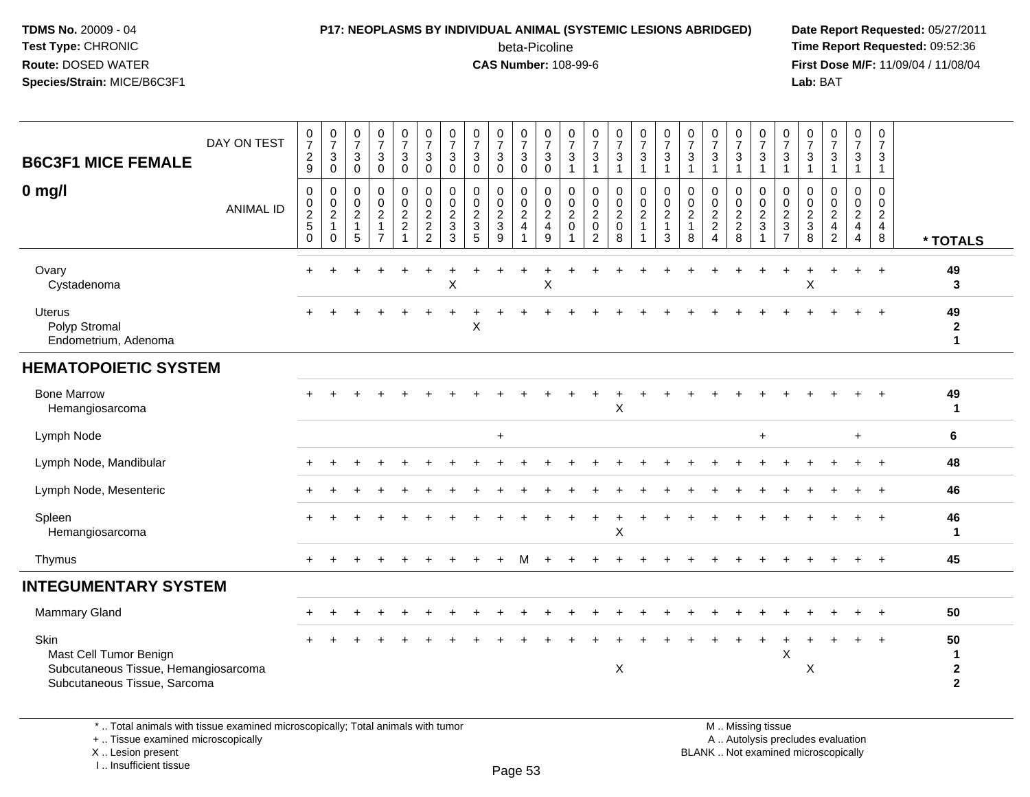**TDMS No.** 20009 - 04
**Test Type:** CHRONIC
**Route:** DOSED WATER
**Species/Strain:** MICE/B6C3F1

**P17: NEOPLASMS BY INDIVIDUAL ANIMAL (SYSTEMIC LESIONS ABRIDGED)**
beta-Picoline
**CAS Number:** 108-99-6

**Date Report Requested:** 05/27/2011
**Time Report Requested:** 09:52:36
**First Dose M/F:** 11/09/04 / 11/08/04
**Lab:** BAT

| B6C3F1 MICE FEMALE 0 mg/l | | | | | | | | | | | | | | | | | | | | | | | | | | |
|---|---|---|---|---|---|---|---|---|---|---|---|---|---|---|---|---|---|---|---|---|---|---|---|---|---|---|
| DAY ON TEST | 0729 | 0730 | 0730 | 0730 | 0730 | 0730 | 0730 | 0730 | 0730 | 0730 | 0730 | 0731 | 0731 | 0731 | 0731 | 0731 | 0731 | 0731 | 0731 | 0731 | 0731 | 0731 | 0731 | 0731 | 0731 | |
| ANIMAL ID | 00250 | 00210 | 00215 | 00217 | 00221 | 00222 | 00233 | 00235 | 00239 | 00241 | 00249 | 00201 | 00202 | 00208 | 00211 | 00213 | 00218 | 00224 | 00228 | 00231 | 00237 | 00238 | 00242 | 00244 | 00248 | * TOTALS |
| Ovary | + | + | + | + | + | + | + | + | + | + | + | + | + | + | + | + | + | + | + | + | + | + | + | + | + | 49 |
| Cystadenoma | | | | | | | X | | | | X | | | | | | | | | | | X | | | | 3 |
| Uterus | + | + | + | + | + | + | + | + | + | + | + | + | + | + | + | + | + | + | + | + | + | + | + | + | + | 49 |
| Polyp Stromal | | | | | | | | X | | | | | | | | | | | | | | | | | | 2 |
| Endometrium, Adenoma | | | | | | | | | | | | | | | | | | | | | | | | | | 1 |
| **HEMATOPOIETIC SYSTEM** | | | | | | | | | | | | | | | | | | | | | | | | | | |
| Bone Marrow | + | + | + | + | + | + | + | + | + | + | + | + | + | + | + | + | + | + | + | + | + | + | + | + | + | 49 |
| Hemangiosarcoma | | | | | | | | | | | | | | X | | | | | | | | | | | | 1 |
| Lymph Node | | | | | | | | | + | | | | | | | | | | | + | | | | + | | 6 |
| Lymph Node, Mandibular | + | + | + | + | + | + | + | + | + | + | + | + | + | + | + | + | + | + | + | + | + | + | + | + | + | 48 |
| Lymph Node, Mesenteric | + | + | + | + | + | + | + | + | + | + | + | + | + | + | + | + | + | + | + | + | + | + | + | + | + | 46 |
| Spleen | + | + | + | + | + | + | + | + | + | + | + | + | + | + | + | + | + | + | + | + | + | + | + | + | + | 46 |
| Hemangiosarcoma | | | | | | | | | | | | | | X | | | | | | | | | | | | 1 |
| Thymus | + | + | + | + | + | + | + | + | + | M | + | + | + | + | + | + | + | + | + | + | + | + | + | + | + | 45 |
| **INTEGUMENTARY SYSTEM** | | | | | | | | | | | | | | | | | | | | | | | | | | |
| Mammary Gland | + | + | + | + | + | + | + | + | + | + | + | + | + | + | + | + | + | + | + | + | + | + | + | + | + | 50 |
| Skin | + | + | + | + | + | + | + | + | + | + | + | + | + | + | + | + | + | + | + | + | + | + | + | + | + | 50 |
| Mast Cell Tumor Benign | | | | | | | | | | | | | | | | | | | | | X | | | | | 1 |
| Subcutaneous Tissue, Hemangiosarcoma | | | | | | | | | | | | | | X | | | | | | | | X | | | | 2 |
| Subcutaneous Tissue, Sarcoma | | | | | | | | | | | | | | | | | | | | | | | | | | 2 |

\* .. Total animals with tissue examined microscopically; Total animals with tumor
\+ .. Tissue examined microscopically
X .. Lesion present
I .. Insufficient tissue

M .. Missing tissue
A .. Autolysis precludes evaluation
BLANK .. Not examined microscopically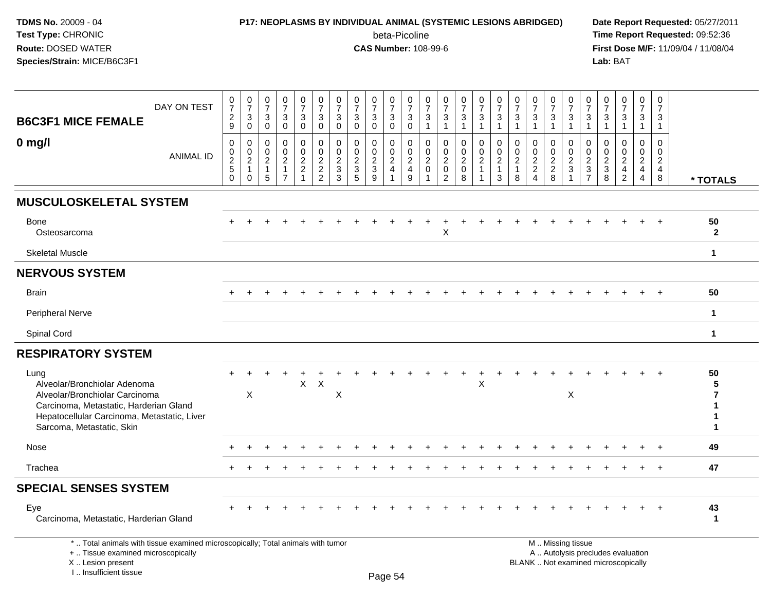**TDMS No.** 20009 - 04
**Test Type:** CHRONIC
**Route:** DOSED WATER
**Species/Strain:** MICE/B6C3F1

**P17: NEOPLASMS BY INDIVIDUAL ANIMAL (SYSTEMIC LESIONS ABRIDGED)**
beta-Picoline
**CAS Number:** 108-99-6

**Date Report Requested:** 05/27/2011
**Time Report Requested:** 09:52:36
**First Dose M/F:** 11/09/04 / 11/08/04
**Lab:** BAT

| B6C3F1 MICE FEMALE 0 mg/l | 0 | 0 | 0 | 0 | 0 | 0 | 0 | 0 | 0 | 0 | 0 | 0 | 0 | 0 | 0 | 0 | 0 | 0 | 0 | 0 | 0 | 0 | 0 | 0 | 0 | |
|---|---|---|---|---|---|---|---|---|---|---|---|---|---|---|---|---|---|---|---|---|---|---|---|---|---|---|
| DAY ON TEST | 0729 | 0730 | 0730 | 0730 | 0730 | 0730 | 0730 | 0730 | 0730 | 0730 | 0730 | 0731 | 0731 | 0731 | 0731 | 0731 | 0731 | 0731 | 0731 | 0731 | 0731 | 0731 | 0731 | 0731 | 0731 | |
| ANIMAL ID | 0250 | 0210 | 0215 | 0217 | 0221 | 0222 | 0233 | 0235 | 0239 | 0241 | 0249 | 0201 | 0202 | 0208 | 0211 | 0213 | 0218 | 0224 | 0228 | 0231 | 0237 | 0238 | 0242 | 0244 | 0248 | * TOTALS |
| **MUSCULOSKELETAL SYSTEM** | | | | | | | | | | | | | | | | | | | | | | | | | | |
| Bone | + | + | + | + | + | + | + | + | + | + | + | + | + | + | + | + | + | + | + | + | + | + | + | + | + | 50 |
| Osteosarcoma | | | | | | | | | | | | | X | | | | | | | | | | | | | 2 |
| Skeletal Muscle | | | | | | | | | | | | | | | | | | | | | | | | | | 1 |
| **NERVOUS SYSTEM** | | | | | | | | | | | | | | | | | | | | | | | | | | |
| Brain | + | + | + | + | + | + | + | + | + | + | + | + | + | + | + | + | + | + | + | + | + | + | + | + | + | 50 |
| Peripheral Nerve | | | | | | | | | | | | | | | | | | | | | | | | | | 1 |
| Spinal Cord | | | | | | | | | | | | | | | | | | | | | | | | | | 1 |
| **RESPIRATORY SYSTEM** | | | | | | | | | | | | | | | | | | | | | | | | | | |
| Lung | + | + | + | + | + | + | + | + | + | + | + | + | + | + | + | + | + | + | + | + | + | + | + | + | + | 50 |
| Alveolar/Bronchiolar Adenoma | | | | | X | X | | | | | | | | | X | | | | | | | | | | | 5 |
| Alveolar/Bronchiolar Carcinoma | | X | | | | | X | | | | | | | | | | | | | X | | | | | | 7 |
| Carcinoma, Metastatic, Harderian Gland | | | | | | | | | | | | | | | | | | | | | | | | | | 1 |
| Hepatocellular Carcinoma, Metastatic, Liver | | | | | | | | | | | | | | | | | | | | | | | | | | 1 |
| Sarcoma, Metastatic, Skin | | | | | | | | | | | | | | | | | | | | | | | | | | 1 |
| Nose | + | + | + | + | + | + | + | + | + | + | + | + | + | + | + | + | + | + | + | + | + | + | + | + | + | 49 |
| Trachea | + | + | + | + | + | + | + | + | + | + | + | + | + | + | + | + | + | + | + | + | + | + | + | + | + | 47 |
| **SPECIAL SENSES SYSTEM** | | | | | | | | | | | | | | | | | | | | | | | | | | |
| Eye | + | + | + | + | + | + | + | + | + | + | + | + | + | + | + | + | + | + | + | + | + | + | + | + | + | 43 |
| Carcinoma, Metastatic, Harderian Gland | | | | | | | | | | | | | | | | | | | | | | | | | | 1 |

\* .. Total animals with tissue examined microscopically; Total animals with tumor
\+ .. Tissue examined microscopically
X .. Lesion present
I .. Insufficient tissue

M .. Missing tissue
A .. Autolysis precludes evaluation
BLANK .. Not examined microscopically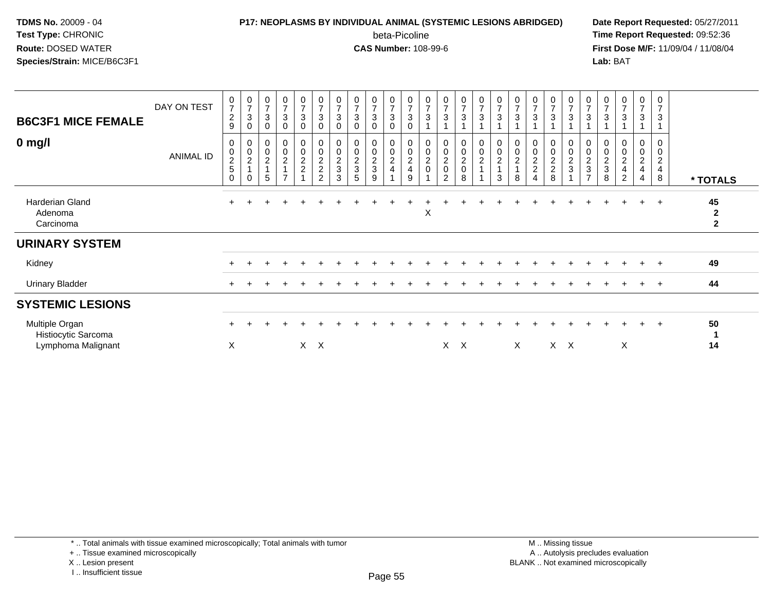**TDMS No.** 20009 - 04
**Test Type:** CHRONIC
**Route:** DOSED WATER
**Species/Strain:** MICE/B6C3F1

**P17: NEOPLASMS BY INDIVIDUAL ANIMAL (SYSTEMIC LESIONS ABRIDGED)**
beta-Picoline
**CAS Number:** 108-99-6

**Date Report Requested:** 05/27/2011
**Time Report Requested:** 09:52:36
**First Dose M/F:** 11/09/04 / 11/08/04
**Lab:** BAT

| B6C3F1 MICE FEMALE 0 mg/l | | | | | | | | | | | | | | | | | | | | | | | | | | | |
|---|---|---|---|---|---|---|---|---|---|---|---|---|---|---|---|---|---|---|---|---|---|---|---|---|---|---|---|
| DAY ON TEST | 0729 | 0730 | 0730 | 0730 | 0730 | 0730 | 0730 | 0730 | 0730 | 0730 | 0730 | 0731 | 0731 | 0731 | 0731 | 0731 | 0731 | 0731 | 0731 | 0731 | 0731 | 0731 | 0731 | 0731 | 0731 | |
| ANIMAL ID | 00250 | 00210 | 00215 | 00217 | 00221 | 00222 | 00233 | 00235 | 00239 | 00241 | 00249 | 00201 | 00202 | 00208 | 00211 | 00213 | 00218 | 00224 | 00228 | 00231 | 00237 | 00238 | 00242 | 00244 | 00248 | * TOTALS |
| Harderian Gland | + | + | + | + | + | + | + | + | + | + | + | + | + | + | + | + | + | + | + | + | + | + | + | + | + | 45 |
| Adenoma | | | | | | | | | | | | X | | | | | | | | | | | | | | 2 |
| Carcinoma | | | | | | | | | | | | | | | | | | | | | | | | | | 2 |
| **URINARY SYSTEM** | | | | | | | | | | | | | | | | | | | | | | | | | | |
| Kidney | + | + | + | + | + | + | + | + | + | + | + | + | + | + | + | + | + | + | + | + | + | + | + | + | + | 49 |
| Urinary Bladder | + | + | + | + | + | + | + | + | + | + | + | + | + | + | + | + | + | + | + | + | + | + | + | + | + | 44 |
| **SYSTEMIC LESIONS** | | | | | | | | | | | | | | | | | | | | | | | | | | |
| Multiple Organ | + | + | + | + | + | + | + | + | + | + | + | + | + | + | + | + | + | + | + | + | + | + | + | + | + | 50 |
| Histiocytic Sarcoma | | | | | | | | | | | | | | | | | | | | | | | | | | 1 |
| Lymphoma Malignant | X | | | | X | X | | | | | | | X | X | | | X | | X | X | | | X | | | 14 |

* .. Total animals with tissue examined microscopically; Total animals with tumor
+ .. Tissue examined microscopically
X .. Lesion present
I .. Insufficient tissue

M .. Missing tissue
A .. Autolysis precludes evaluation
BLANK .. Not examined microscopically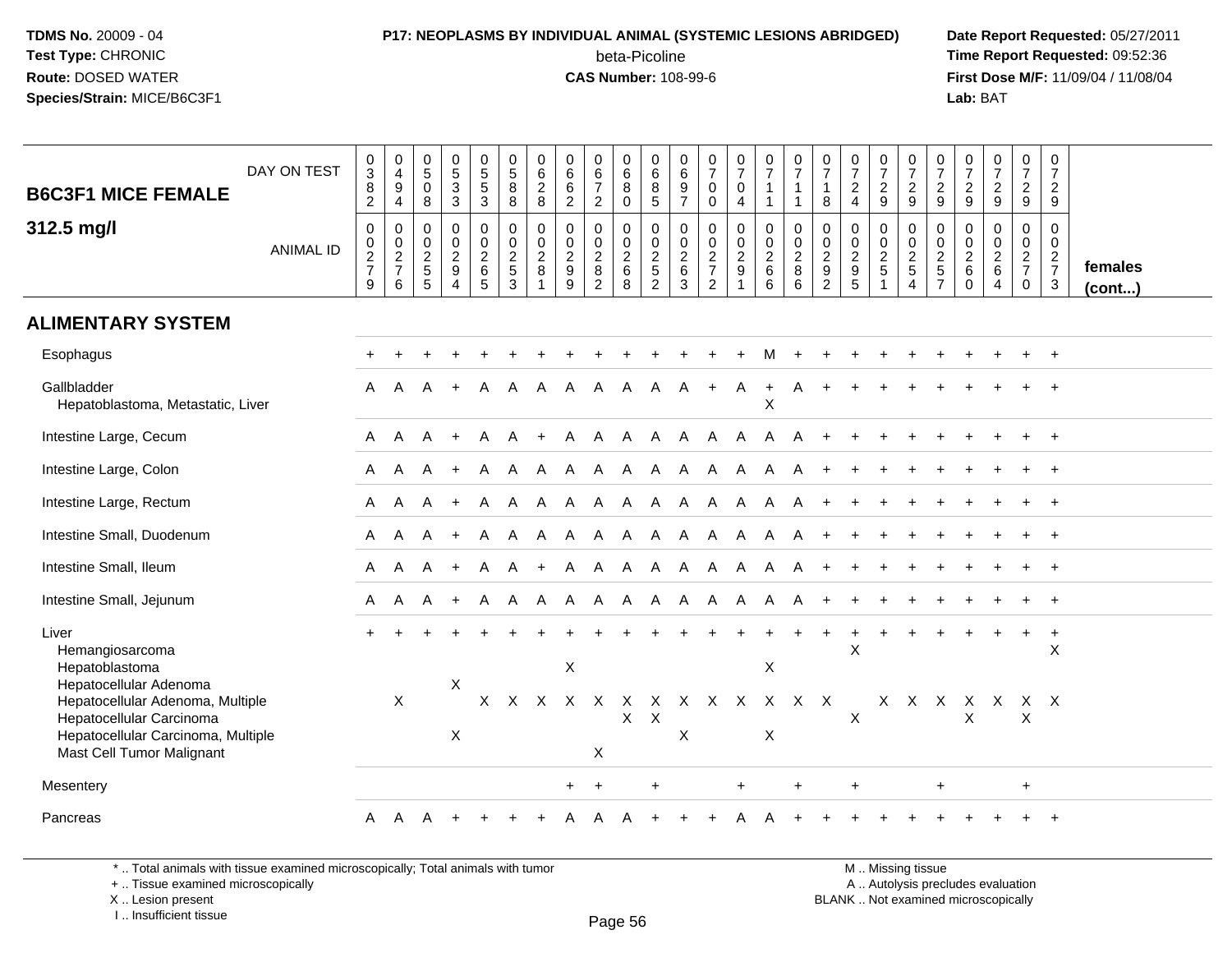**B6C3F1 MICE FEMALE**

**312.5 mg/l**

| DAY ON TEST | 0382 | 0494 | 0508 | 0533 | 0553 | 0588 | 0628 | 0662 | 0672 | 0680 | 0685 | 0697 | 0700 | 0704 | 0711 | 0711 | 0718 | 0724 | 0729 | 0729 | 0729 | 0729 | 0729 | 0729 | 0729 | |
|---|---|---|---|---|---|---|---|---|---|---|---|---|---|---|---|---|---|---|---|---|---|---|---|---|---|---|
| **ANIMAL ID** | 00279 | 00276 | 00255 | 00294 | 00265 | 00253 | 00281 | 00299 | 00282 | 00268 | 00252 | 00263 | 00272 | 00291 | 00266 | 00286 | 00292 | 00295 | 00251 | 00254 | 00257 | 00260 | 00264 | 00270 | 00273 | **females (cont...)** |
| **ALIMENTARY SYSTEM** | | | | | | | | | | | | | | | | | | | | | | | | | | |
| Esophagus | + | + | + | + | + | + | + | + | + | + | + | + | + | + | M | + | + | + | + | + | + | + | + | + | + | |
| Gallbladder | A | A | A | + | A | A | A | A | A | A | A | A | + | A | + | A | + | + | + | + | + | + | + | + | + | |
| Hepatoblastoma, Metastatic, Liver | | | | | | | | | | | | | | | X | | | | | | | | | | | |
| Intestine Large, Cecum | A | A | A | + | A | A | + | A | A | A | A | A | A | A | A | A | + | + | + | + | + | + | + | + | + | |
| Intestine Large, Colon | A | A | A | + | A | A | A | A | A | A | A | A | A | A | A | A | + | + | + | + | + | + | + | + | + | |
| Intestine Large, Rectum | A | A | A | + | A | A | A | A | A | A | A | A | A | A | A | A | + | + | + | + | + | + | + | + | + | |
| Intestine Small, Duodenum | A | A | A | + | A | A | A | A | A | A | A | A | A | A | A | A | + | + | + | + | + | + | + | + | + | |
| Intestine Small, Ileum | A | A | A | + | A | A | + | A | A | A | A | A | A | A | A | A | + | + | + | + | + | + | + | + | + | |
| Intestine Small, Jejunum | A | A | A | + | A | A | A | A | A | A | A | A | A | A | A | A | + | + | + | + | + | + | + | + | + | |
| Liver | + | + | + | + | + | + | + | + | + | + | + | + | + | + | + | + | + | + | + | + | + | + | + | + | + | |
| Hemangiosarcoma | | | | | | | | | | | | | | | | | | X | | | | | | | X | |
| Hepatoblastoma | | | | | | | | X | | | | | | | X | | | | | | | | | | | |
| Hepatocellular Adenoma | | | | X | | | | | | | | | | | | | | | | | | | | | | |
| Hepatocellular Adenoma, Multiple | | X | | | X | X | X | X | X | X | X | X | X | X | X | X | X | | X | X | X | X | X | X | X | |
| Hepatocellular Carcinoma | | | | | | | | | | X | X | | | | | | | X | | | | X | | X | | |
| Hepatocellular Carcinoma, Multiple | | | | X | | | | | | | | X | | | X | | | | | | | | | | | |
| Mast Cell Tumor Malignant | | | | | | | | | X | | | | | | | | | | | | | | | | | |
| Mesentery | | | | | | | | + | + | | + | | | + | | + | | + | | | + | | | + | | |
| Pancreas | A | A | A | + | + | + | + | A | A | A | + | + | + | A | A | + | + | + | + | + | + | + | + | + | + | |

\* .. Total animals with tissue examined microscopically; Total animals with tumor
+ .. Tissue examined microscopically
X .. Lesion present
I .. Insufficient tissue

M .. Missing tissue
A .. Autolysis precludes evaluation
BLANK .. Not examined microscopically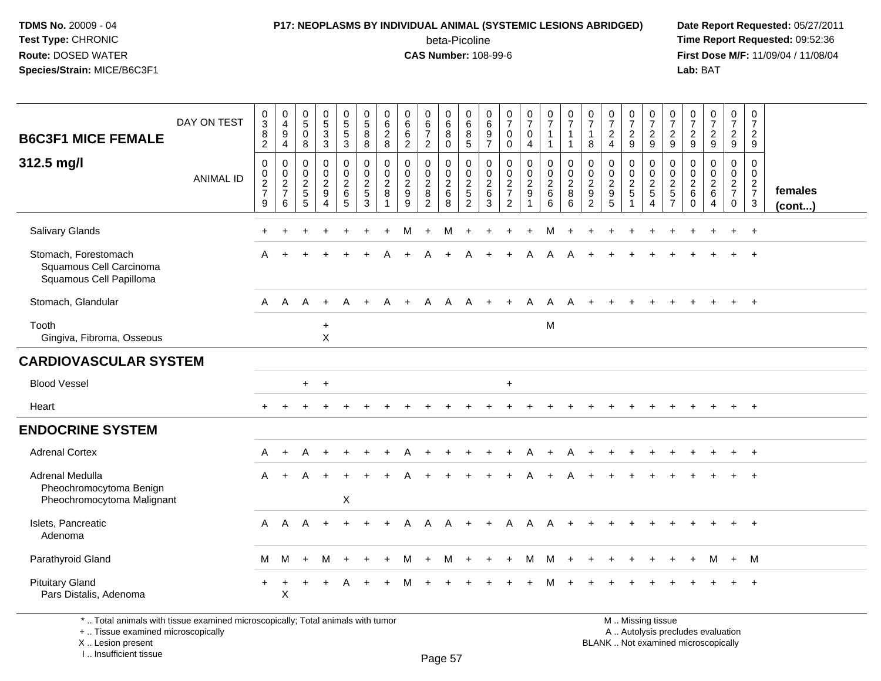**TDMS No.** 20009 - 04
**Test Type:** CHRONIC
**Route:** DOSED WATER
**Species/Strain:** MICE/B6C3F1

**P17: NEOPLASMS BY INDIVIDUAL ANIMAL (SYSTEMIC LESIONS ABRIDGED)**
beta-Picoline
**CAS Number:** 108-99-6

**Date Report Requested:** 05/27/2011
**Time Report Requested:** 09:52:36
**First Dose M/F:** 11/09/04 / 11/08/04
**Lab:** BAT

## B6C3F1 MICE FEMALE 312.5 mg/l

| DAY ON TEST | 0382 | 0494 | 0508 | 0533 | 0553 | 0588 | 0628 | 0662 | 0672 | 0680 | 0685 | 0697 | 0700 | 0704 | 0711 | 0711 | 0718 | 0724 | 0729 | 0729 | 0729 | 0729 | 0729 | 0729 | 0729 | |
|---|---|---|---|---|---|---|---|---|---|---|---|---|---|---|---|---|---|---|---|---|---|---|---|---|---|---|
| **ANIMAL ID** | 00279 | 00276 | 00255 | 00294 | 00265 | 00253 | 00281 | 00299 | 00282 | 00268 | 00252 | 00263 | 00272 | 00291 | 00266 | 00286 | 00292 | 00295 | 00251 | 00254 | 00257 | 00260 | 00264 | 00270 | 00273 | **females (cont...)** |
| Salivary Glands | + | + | + | + | + | + | + | M | + | M | + | + | + | + | M | + | + | + | + | + | + | + | + | + | + | |
| Stomach, Forestomach | A | + | + | + | + | + | A | + | A | + | A | + | + | A | A | A | + | + | + | + | + | + | + | + | + | |
| Squamous Cell Carcinoma | | | | | | | | | | | | | | | | | | | | | | | | | | |
| Squamous Cell Papilloma | | | | | | | | | | | | | | | | | | | | | | | | | | |
| Stomach, Glandular | A | A | A | + | A | + | A | + | A | A | A | + | + | A | A | A | + | + | + | + | + | + | + | + | + | |
| Tooth | | | | + | | | | | | | | | | | M | | | | | | | | | | | |
| Gingiva, Fibroma, Osseous | | | | X | | | | | | | | | | | | | | | | | | | | | | |
| **CARDIOVASCULAR SYSTEM** | | | | | | | | | | | | | | | | | | | | | | | | | | |
| Blood Vessel | | | + | + | | | | | | | | | + | | | | | | | | | | | | | |
| Heart | + | + | + | + | + | + | + | + | + | + | + | + | + | + | + | + | + | + | + | + | + | + | + | + | + | |
| **ENDOCRINE SYSTEM** | | | | | | | | | | | | | | | | | | | | | | | | | | |
| Adrenal Cortex | A | + | A | + | + | + | + | A | + | + | + | + | + | A | + | A | + | + | + | + | + | + | + | + | + | |
| Adrenal Medulla | A | + | A | + | + | + | + | A | + | + | + | + | + | A | + | A | + | + | + | + | + | + | + | + | + | |
| Pheochromocytoma Benign | | | | | | | | | | | | | | | | | | | | | | | | | | |
| Pheochromocytoma Malignant | | | | | X | | | | | | | | | | | | | | | | | | | | | |
| Islets, Pancreatic | A | A | A | + | + | + | + | A | A | A | + | + | A | A | A | + | + | + | + | + | + | + | + | + | + | |
| Adenoma | | | | | | | | | | | | | | | | | | | | | | | | | | |
| Parathyroid Gland | M | M | + | M | + | + | + | M | + | M | + | + | + | M | M | + | + | + | + | + | + | + | M | + | M | |
| Pituitary Gland | + | + | + | + | A | + | + | M | + | + | + | + | + | + | M | + | + | + | + | + | + | + | + | + | + | |
| Pars Distalis, Adenoma | | X | | | | | | | | | | | | | | | | | | | | | | | | |

\* .. Total animals with tissue examined microscopically; Total animals with tumor
\+ .. Tissue examined microscopically
X .. Lesion present
I .. Insufficient tissue

M .. Missing tissue
A .. Autolysis precludes evaluation
BLANK .. Not examined microscopically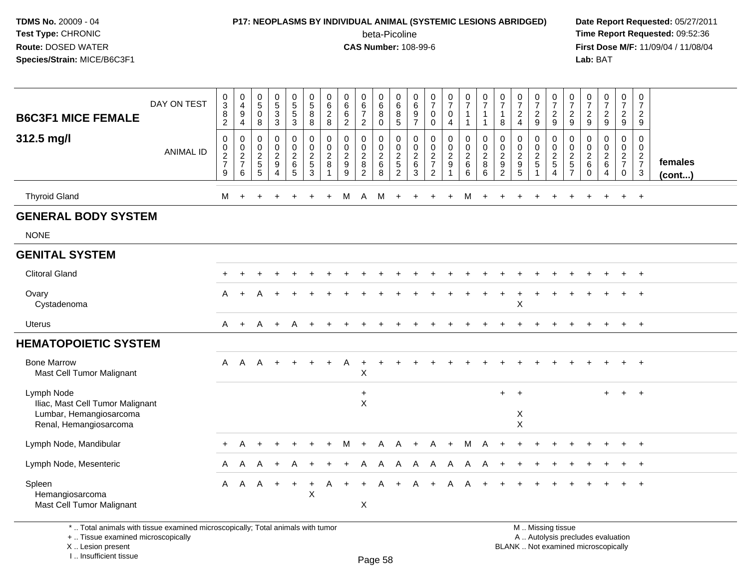**TDMS No.** 20009 - 04
**Test Type:** CHRONIC
**Route:** DOSED WATER
**Species/Strain:** MICE/B6C3F1

**P17: NEOPLASMS BY INDIVIDUAL ANIMAL (SYSTEMIC LESIONS ABRIDGED)**
beta-Picoline
**CAS Number:** 108-99-6

**Date Report Requested:** 05/27/2011
**Time Report Requested:** 09:52:36
**First Dose M/F:** 11/09/04 / 11/08/04
**Lab:** BAT

| B6C3F1 MICE FEMALE 312.5 mg/l | | | | | | | | | | | | | | | | | | | | | | | | | | |
|---|---|---|---|---|---|---|---|---|---|---|---|---|---|---|---|---|---|---|---|---|---|---|---|---|---|---|
| DAY ON TEST | 0382 | 0494 | 0508 | 0533 | 0553 | 0588 | 0628 | 0662 | 0672 | 0680 | 0685 | 0697 | 0700 | 0704 | 0711 | 0711 | 0718 | 0724 | 0729 | 0729 | 0729 | 0729 | 0729 | 0729 | 0729 | |
| ANIMAL ID | 0027 9 | 0027 6 | 0025 5 | 0029 4 | 0026 5 | 0025 3 | 0028 1 | 0029 9 | 0028 2 | 0026 8 | 0025 2 | 0026 3 | 0027 2 | 0029 1 | 0026 6 | 0028 6 | 0029 2 | 0029 5 | 0025 1 | 0025 4 | 0025 7 | 0026 0 | 0026 4 | 0027 0 | 0027 3 | females (cont...) |
| Thyroid Gland | M | + | + | + | + | + | + | M | A | M | + | + | + | + | M | + | + | + | + | + | + | + | + | + | + | |
| **GENERAL BODY SYSTEM** | | | | | | | | | | | | | | | | | | | | | | | | | | |
| NONE | | | | | | | | | | | | | | | | | | | | | | | | | | |
| **GENITAL SYSTEM** | | | | | | | | | | | | | | | | | | | | | | | | | | |
| Clitoral Gland | + | + | + | + | + | + | + | + | + | + | + | + | + | + | + | + | + | + | + | + | + | + | + | + | + | |
| Ovary | A | + | A | + | + | + | + | + | + | + | + | + | + | + | + | + | + | + | + | + | + | + | + | + | + | |
| Cystadenoma | | | | | | | | | | | | | | | | | | X | | | | | | | | |
| Uterus | A | + | A | + | A | + | + | + | + | + | + | + | + | + | + | + | + | + | + | + | + | + | + | + | + | |
| **HEMATOPOIETIC SYSTEM** | | | | | | | | | | | | | | | | | | | | | | | | | | |
| Bone Marrow | A | A | A | + | + | + | + | A | + | + | + | + | + | + | + | + | + | + | + | + | + | + | + | + | + | |
| Mast Cell Tumor Malignant | | | | | | | | | X | | | | | | | | | | | | | | | | | |
| Lymph Node | | | | | | | | | + | | | | | | | | + | + | | | | | + | + | + | |
| Iliac, Mast Cell Tumor Malignant | | | | | | | | | X | | | | | | | | | | | | | | | | | |
| Lumbar, Hemangiosarcoma | | | | | | | | | | | | | | | | | | X | | | | | | | | |
| Renal, Hemangiosarcoma | | | | | | | | | | | | | | | | | | X | | | | | | | | |
| Lymph Node, Mandibular | + | A | + | + | + | + | + | M | + | A | A | + | A | + | M | A | + | + | + | + | + | + | + | + | + | |
| Lymph Node, Mesenteric | A | A | A | + | A | + | + | + | A | A | A | A | A | A | A | A | + | + | + | + | + | + | + | + | + | |
| Spleen | A | A | A | + | + | + | A | + | + | A | + | A | + | A | A | + | + | + | + | + | + | + | + | + | + | |
| Hemangiosarcoma | | | | | | X | | | | | | | | | | | | | | | | | | | | |
| Mast Cell Tumor Malignant | | | | | | | | | X | | | | | | | | | | | | | | | | | |

\* .. Total animals with tissue examined microscopically; Total animals with tumor
\+ .. Tissue examined microscopically
X .. Lesion present
I .. Insufficient tissue

M .. Missing tissue
A .. Autolysis precludes evaluation
BLANK .. Not examined microscopically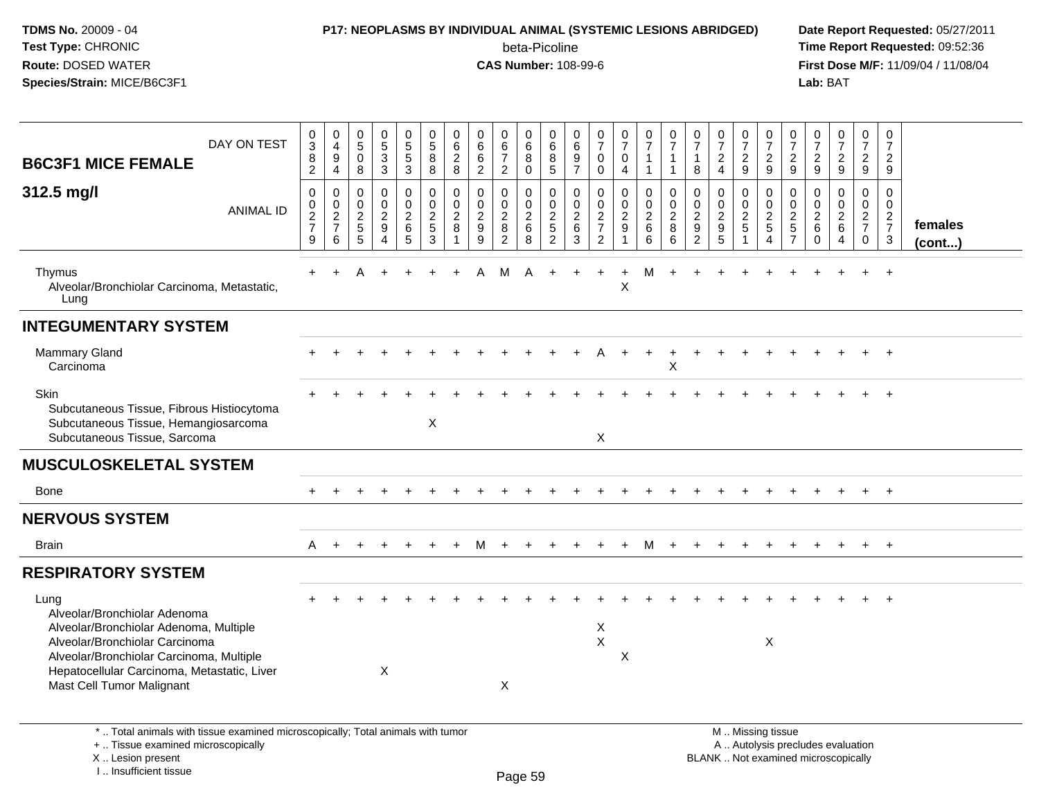**TDMS No.** 20009 - 04
**Test Type:** CHRONIC
**Route:** DOSED WATER
**Species/Strain:** MICE/B6C3F1

**P17: NEOPLASMS BY INDIVIDUAL ANIMAL (SYSTEMIC LESIONS ABRIDGED)**
beta-Picoline
**CAS Number:** 108-99-6

**Date Report Requested:** 05/27/2011
**Time Report Requested:** 09:52:36
**First Dose M/F:** 11/09/04 / 11/08/04
**Lab:** BAT

## B6C3F1 MICE FEMALE 312.5 mg/l

| DAY ON TEST | 0382 | 0494 | 0508 | 0533 | 0553 | 0588 | 0628 | 0662 | 0672 | 0680 | 0685 | 0697 | 0700 | 0704 | 0711 | 0711 | 0718 | 0724 | 0729 | 0729 | 0729 | 0729 | 0729 | 0729 | 0729 | |
|---|---|---|---|---|---|---|---|---|---|---|---|---|---|---|---|---|---|---|---|---|---|---|---|---|---|---|
| ANIMAL ID | 00279 | 00276 | 00255 | 00294 | 00265 | 00253 | 00281 | 00299 | 00282 | 00268 | 00252 | 00263 | 00272 | 00291 | 00266 | 00286 | 00292 | 00295 | 00251 | 00254 | 00257 | 00260 | 00264 | 00270 | 00273 | females (cont...) |
| Thymus | + | + | A | + | + | + | + | A | M | A | + | + | + | + | M | + | + | + | + | + | + | + | + | + | + | |
| Alveolar/Bronchiolar Carcinoma, Metastatic, Lung | | | | | | | | | | | | | | X | | | | | | | | | | | | |
| **INTEGUMENTARY SYSTEM** | | | | | | | | | | | | | | | | | | | | | | | | | | |
| Mammary Gland | + | + | + | + | + | + | + | + | + | + | + | + | A | + | + | + | + | + | + | + | + | + | + | + | + | |
| Carcinoma | | | | | | | | | | | | | | | | X | | | | | | | | | | |
| Skin | + | + | + | + | + | + | + | + | + | + | + | + | + | + | + | + | + | + | + | + | + | + | + | + | + | |
| Subcutaneous Tissue, Fibrous Histiocytoma | | | | | | | | | | | | | | | | | | | | | | | | | | |
| Subcutaneous Tissue, Hemangiosarcoma | | | | | | X | | | | | | | | | | | | | | | | | | | | |
| Subcutaneous Tissue, Sarcoma | | | | | | | | | | | | | X | | | | | | | | | | | | | |
| **MUSCULOSKELETAL SYSTEM** | | | | | | | | | | | | | | | | | | | | | | | | | | |
| Bone | + | + | + | + | + | + | + | + | + | + | + | + | + | + | + | + | + | + | + | + | + | + | + | + | + | |
| **NERVOUS SYSTEM** | | | | | | | | | | | | | | | | | | | | | | | | | | |
| Brain | A | + | + | + | + | + | + | M | + | + | + | + | + | + | M | + | + | + | + | + | + | + | + | + | + | |
| **RESPIRATORY SYSTEM** | | | | | | | | | | | | | | | | | | | | | | | | | | |
| Lung | + | + | + | + | + | + | + | + | + | + | + | + | + | + | + | + | + | + | + | + | + | + | + | + | + | |
| Alveolar/Bronchiolar Adenoma | | | | | | | | | | | | | | | | | | | | | | | | | | |
| Alveolar/Bronchiolar Adenoma, Multiple | | | | | | | | | | | | | X | | | | | | | | | | | | | |
| Alveolar/Bronchiolar Carcinoma | | | | | | | | | | | | | X | | | | | | | X | | | | | | |
| Alveolar/Bronchiolar Carcinoma, Multiple | | | | | | | | | | | | | | X | | | | | | | | | | | | |
| Hepatocellular Carcinoma, Metastatic, Liver | | | | X | | | | | | | | | | | | | | | | | | | | | | |
| Mast Cell Tumor Malignant | | | | | | | | | X | | | | | | | | | | | | | | | | | |

\* .. Total animals with tissue examined microscopically; Total animals with tumor
\+ .. Tissue examined microscopically
X .. Lesion present
I .. Insufficient tissue

M .. Missing tissue
A .. Autolysis precludes evaluation
BLANK .. Not examined microscopically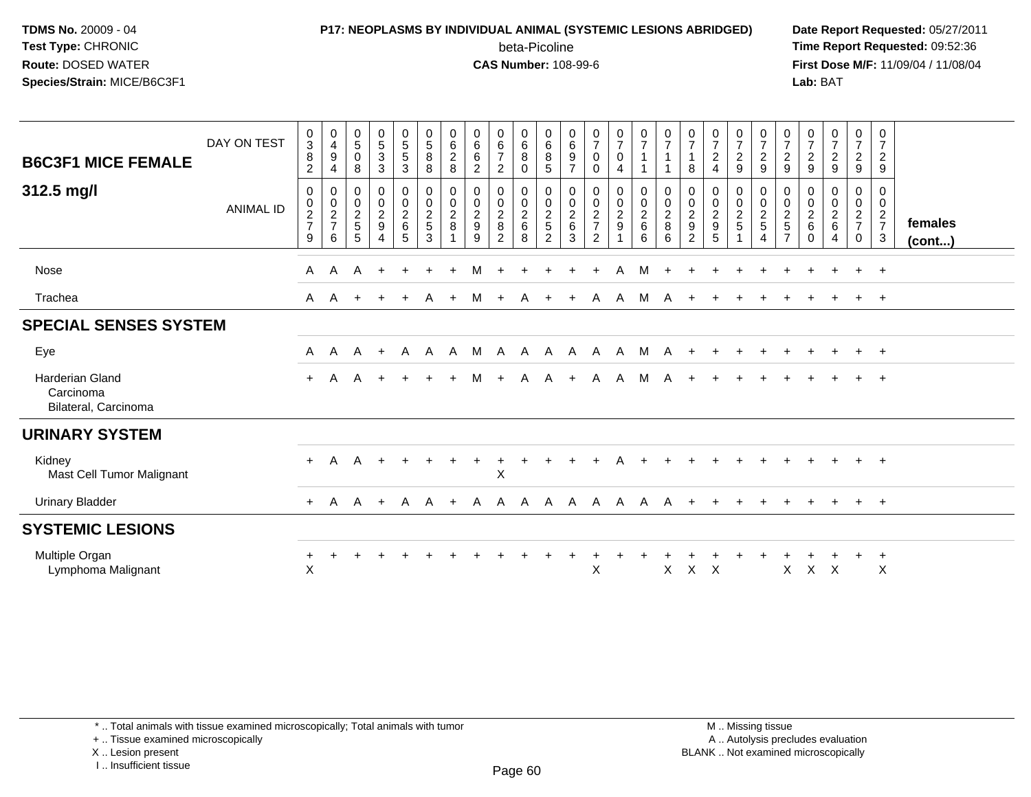**TDMS No.** 20009 - 04
**Test Type:** CHRONIC
**Route:** DOSED WATER
**Species/Strain:** MICE/B6C3F1

**P17: NEOPLASMS BY INDIVIDUAL ANIMAL (SYSTEMIC LESIONS ABRIDGED)**
beta-Picoline
**CAS Number:** 108-99-6

**Date Report Requested:** 05/27/2011
**Time Report Requested:** 09:52:36
**First Dose M/F:** 11/09/04 / 11/08/04
**Lab:** BAT

## B6C3F1 MICE FEMALE 312.5 mg/l

| DAY ON TEST | 0382 | 0494 | 0508 | 0533 | 0553 | 0588 | 0628 | 0662 | 0672 | 0680 | 0685 | 0697 | 0700 | 0704 | 0711 | 0711 | 0718 | 0724 | 0729 | 0729 | 0729 | 0729 | 0729 | 0729 | 0729 | |
|---|---|---|---|---|---|---|---|---|---|---|---|---|---|---|---|---|---|---|---|---|---|---|---|---|---|---|
| **ANIMAL ID** | 00279 | 00276 | 00255 | 00294 | 00265 | 00253 | 00281 | 00299 | 00282 | 00268 | 00252 | 00263 | 00272 | 00291 | 00266 | 00286 | 00292 | 00295 | 00251 | 00254 | 00257 | 00260 | 00264 | 00270 | 00273 | **females (cont...)** |
| Nose | A | A | A | + | + | + | + | M | + | + | + | + | + | A | M | + | + | + | + | + | + | + | + | + | + | |
| Trachea | A | A | + | + | + | A | + | M | + | A | + | + | A | A | M | A | + | + | + | + | + | + | + | + | + | |
| **SPECIAL SENSES SYSTEM** | | | | | | | | | | | | | | | | | | | | | | | | | | |
| Eye | A | A | A | + | A | A | A | M | A | A | A | A | A | A | M | A | + | + | + | + | + | + | + | + | + | |
| Harderian Gland | + | A | A | + | + | + | + | M | + | A | A | + | A | A | M | A | + | + | + | + | + | + | + | + | + | |
| Carcinoma | | | | | | | | | | | | | | | | | | | | | | | | | | |
| Bilateral, Carcinoma | | | | | | | | | | | | | | | | | | | | | | | | | | |
| **URINARY SYSTEM** | | | | | | | | | | | | | | | | | | | | | | | | | | |
| Kidney | + | A | A | + | + | + | + | + | + | + | + | + | + | A | + | + | + | + | + | + | + | + | + | + | + | |
| Mast Cell Tumor Malignant | | | | | | | | | X | | | | | | | | | | | | | | | | | |
| Urinary Bladder | + | A | A | + | A | A | + | A | A | A | A | A | A | A | A | A | + | + | + | + | + | + | + | + | + | |
| **SYSTEMIC LESIONS** | | | | | | | | | | | | | | | | | | | | | | | | | | |
| Multiple Organ | + | + | + | + | + | + | + | + | + | + | + | + | + | + | + | + | + | + | + | + | + | + | + | + | + | |
| Lymphoma Malignant | X | | | | | | | | | | | | X | | | X | X | X | | | X | X | X | | X | |

\* .. Total animals with tissue examined microscopically; Total animals with tumor
\+ .. Tissue examined microscopically
X .. Lesion present
I .. Insufficient tissue

M .. Missing tissue
A .. Autolysis precludes evaluation
BLANK .. Not examined microscopically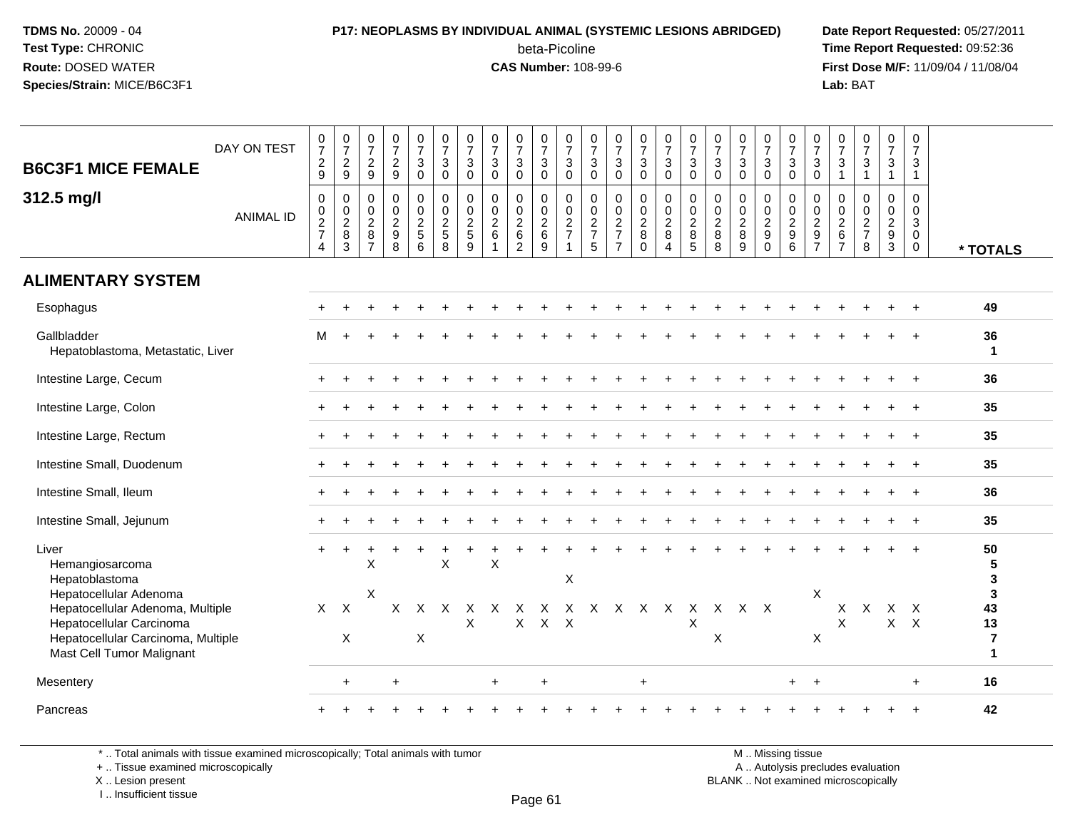TDMS No. 20009 - 04
Test Type: CHRONIC
Route: DOSED WATER
Species/Strain: MICE/B6C3F1

**P17: NEOPLASMS BY INDIVIDUAL ANIMAL (SYSTEMIC LESIONS ABRIDGED)**
beta-Picoline
**CAS Number:** 108-99-6

Date Report Requested: 05/27/2011
Time Report Requested: 09:52:36
First Dose M/F: 11/09/04 / 11/08/04
Lab: BAT

**B6C3F1 MICE FEMALE**
**312.5 mg/l**

| DAY ON TEST | 0729 | 0729 | 0729 | 0729 | 0730 | 0730 | 0730 | 0730 | 0730 | 0730 | 0730 | 0730 | 0730 | 0730 | 0730 | 0730 | 0730 | 0730 | 0730 | 0730 | 0730 | 0731 | 0731 | 0731 | 0731 | |
|---|---|---|---|---|---|---|---|---|---|---|---|---|---|---|---|---|---|---|---|---|---|---|---|---|---|---|
| **ANIMAL ID** | 0274 | 0283 | 0287 | 0298 | 0256 | 0258 | 0259 | 0261 | 0262 | 0269 | 0271 | 0275 | 0277 | 0280 | 0284 | 0285 | 0288 | 0289 | 0290 | 0296 | 0297 | 0267 | 0278 | 0293 | 0300 | *** TOTALS** |
| **ALIMENTARY SYSTEM** | | | | | | | | | | | | | | | | | | | | | | | | | | |
| Esophagus | + | + | + | + | + | + | + | + | + | + | + | + | + | + | + | + | + | + | + | + | + | + | + | + | + | 49 |
| Gallbladder | M | + | + | + | + | + | + | + | + | + | + | + | + | + | + | + | + | + | + | + | + | + | + | + | + | 36 |
| Hepatoblastoma, Metastatic, Liver | | | | | | | | | | | | | | | | | | | | | | | | | | 1 |
| Intestine Large, Cecum | + | + | + | + | + | + | + | + | + | + | + | + | + | + | + | + | + | + | + | + | + | + | + | + | + | 36 |
| Intestine Large, Colon | + | + | + | + | + | + | + | + | + | + | + | + | + | + | + | + | + | + | + | + | + | + | + | + | + | 35 |
| Intestine Large, Rectum | + | + | + | + | + | + | + | + | + | + | + | + | + | + | + | + | + | + | + | + | + | + | + | + | + | 35 |
| Intestine Small, Duodenum | + | + | + | + | + | + | + | + | + | + | + | + | + | + | + | + | + | + | + | + | + | + | + | + | + | 35 |
| Intestine Small, Ileum | + | + | + | + | + | + | + | + | + | + | + | + | + | + | + | + | + | + | + | + | + | + | + | + | + | 36 |
| Intestine Small, Jejunum | + | + | + | + | + | + | + | + | + | + | + | + | + | + | + | + | + | + | + | + | + | + | + | + | + | 35 |
| Liver | + | + | + | + | + | + | + | + | + | + | + | + | + | + | + | + | + | + | + | + | + | + | + | + | + | 50 |
| Hemangiosarcoma | | | X | | | X | | X | | | | | | | | | | | | | | | | | | 5 |
| Hepatoblastoma | | | | | | | | | | | X | | | | | | | | | | | | | | | 3 |
| Hepatocellular Adenoma | | | X | | | | | | | | | | | | | | | | | | X | | | | | 3 |
| Hepatocellular Adenoma, Multiple | X | X | | X | X | X | X | X | X | X | X | X | X | X | X | X | X | X | X | | | X | X | X | X | 43 |
| Hepatocellular Carcinoma | | | | | | | X | | X | X | X | | | | | X | | | | | | X | | X | X | 13 |
| Hepatocellular Carcinoma, Multiple | | X | | | X | | | | | | | | | | | | X | | | | X | | | | | 7 |
| Mast Cell Tumor Malignant | | | | | | | | | | | | | | | | | | | | | | | | | | 1 |
| Mesentery | | + | | + | | | | + | | + | | | | + | | | | | | + | + | | | | + | 16 |
| Pancreas | + | + | + | + | + | + | + | + | + | + | + | + | + | + | + | + | + | + | + | + | + | + | + | + | + | 42 |

* .. Total animals with tissue examined microscopically; Total animals with tumor
+ .. Tissue examined microscopically
X .. Lesion present
I .. Insufficient tissue

M .. Missing tissue
A .. Autolysis precludes evaluation
BLANK .. Not examined microscopically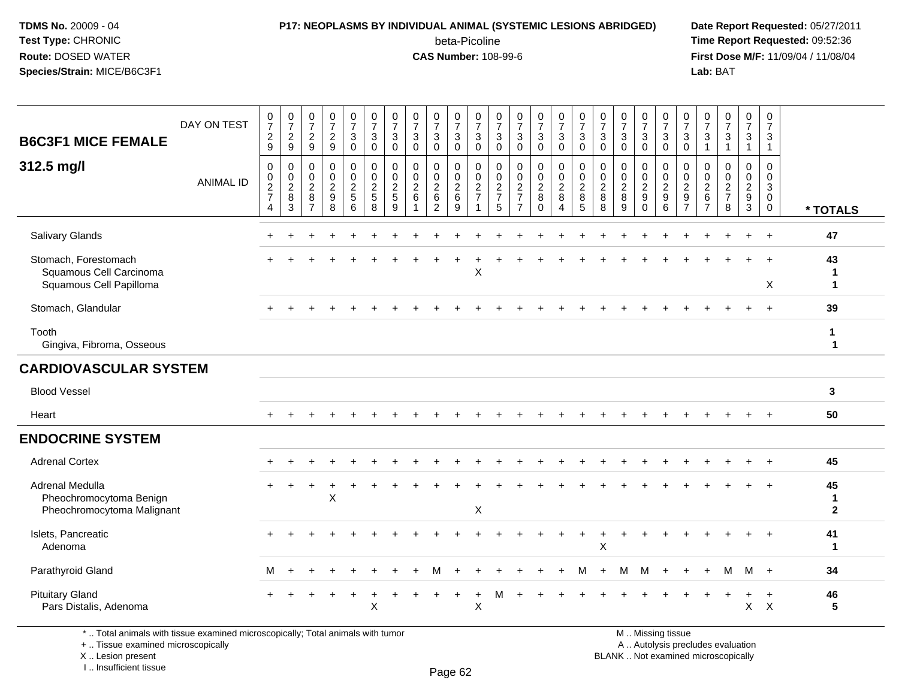**TDMS No.** 20009 - 04
**Test Type:** CHRONIC
**Route:** DOSED WATER
**Species/Strain:** MICE/B6C3F1

**P17: NEOPLASMS BY INDIVIDUAL ANIMAL (SYSTEMIC LESIONS ABRIDGED)**
beta-Picoline
**CAS Number:** 108-99-6

**Date Report Requested:** 05/27/2011
**Time Report Requested:** 09:52:36
**First Dose M/F:** 11/09/04 / 11/08/04
**Lab:** BAT

## B6C3F1 MICE FEMALE 312.5 mg/l

| DAY ON TEST | 0729 | 0729 | 0729 | 0729 | 0730 | 0730 | 0730 | 0730 | 0730 | 0730 | 0730 | 0730 | 0730 | 0730 | 0730 | 0730 | 0730 | 0730 | 0730 | 0730 | 0730 | 0731 | 0731 | 0731 | 0731 | |
|---|---|---|---|---|---|---|---|---|---|---|---|---|---|---|---|---|---|---|---|---|---|---|---|---|---|---|
| **ANIMAL ID** | 00274 | 00283 | 00287 | 00298 | 00256 | 00258 | 00259 | 00261 | 00262 | 00269 | 00271 | 00275 | 00277 | 00280 | 00284 | 00285 | 00288 | 00289 | 00290 | 00296 | 00297 | 00267 | 00278 | 00293 | 00300 | *** TOTALS** |
| Salivary Glands | + | + | + | + | + | + | + | + | + | + | + | + | + | + | + | + | + | + | + | + | + | + | + | + | + | 47 |
| Stomach, Forestomach | + | + | + | + | + | + | + | + | + | + | + | + | + | + | + | + | + | + | + | + | + | + | + | + | + | 43 |
| Squamous Cell Carcinoma | | | | | | | | | | | X | | | | | | | | | | | | | | | 1 |
| Squamous Cell Papilloma | | | | | | | | | | | | | | | | | | | | | | | | | X | 1 |
| Stomach, Glandular | + | + | + | + | + | + | + | + | + | + | + | + | + | + | + | + | + | + | + | + | + | + | + | + | + | 39 |
| Tooth | | | | | | | | | | | | | | | | | | | | | | | | | | 1 |
| Gingiva, Fibroma, Osseous | | | | | | | | | | | | | | | | | | | | | | | | | | 1 |
| **CARDIOVASCULAR SYSTEM** | | | | | | | | | | | | | | | | | | | | | | | | | | |
| Blood Vessel | | | | | | | | | | | | | | | | | | | | | | | | | | 3 |
| Heart | + | + | + | + | + | + | + | + | + | + | + | + | + | + | + | + | + | + | + | + | + | + | + | + | + | 50 |
| **ENDOCRINE SYSTEM** | | | | | | | | | | | | | | | | | | | | | | | | | | |
| Adrenal Cortex | + | + | + | + | + | + | + | + | + | + | + | + | + | + | + | + | + | + | + | + | + | + | + | + | + | 45 |
| Adrenal Medulla | + | + | + | + | + | + | + | + | + | + | + | + | + | + | + | + | + | + | + | + | + | + | + | + | + | 45 |
| Pheochromocytoma Benign | | | | X | | | | | | | | | | | | | | | | | | | | | | 1 |
| Pheochromocytoma Malignant | | | | | | | | | | | X | | | | | | | | | | | | | | | 2 |
| Islets, Pancreatic | + | + | + | + | + | + | + | + | + | + | + | + | + | + | + | + | + | + | + | + | + | + | + | + | + | 41 |
| Adenoma | | | | | | | | | | | | | | | | | X | | | | | | | | | 1 |
| Parathyroid Gland | M | + | + | + | + | + | + | + | M | + | + | + | + | + | + | M | + | M | M | + | + | + | M | M | + | 34 |
| Pituitary Gland | + | + | + | + | + | + | + | + | + | + | + | M | + | + | + | + | + | + | + | + | + | + | + | + | + | 46 |
| Pars Distalis, Adenoma | | | | | | X | | | | | X | | | | | | | | | | | | | X | X | 5 |

\* .. Total animals with tissue examined microscopically; Total animals with tumor
\+ .. Tissue examined microscopically
X .. Lesion present
I .. Insufficient tissue

M .. Missing tissue
A .. Autolysis precludes evaluation
BLANK .. Not examined microscopically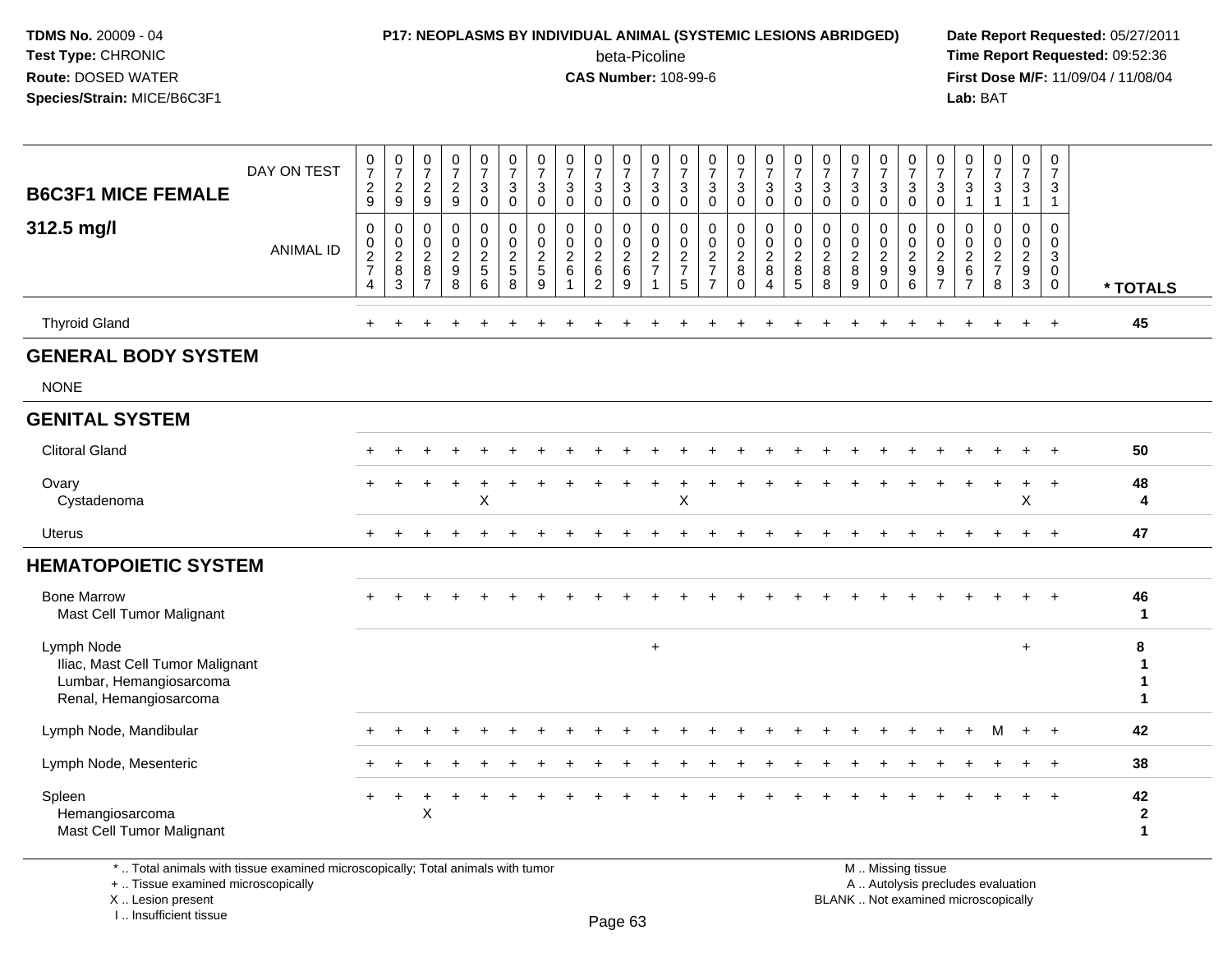**TDMS No.** 20009 - 04
**Test Type:** CHRONIC
**Route:** DOSED WATER
**Species/Strain:** MICE/B6C3F1

**P17: NEOPLASMS BY INDIVIDUAL ANIMAL (SYSTEMIC LESIONS ABRIDGED)**
beta-Picoline
**CAS Number:** 108-99-6

**Date Report Requested:** 05/27/2011
**Time Report Requested:** 09:52:36
**First Dose M/F:** 11/09/04 / 11/08/04
**Lab:** BAT

| B6C3F1 MICE FEMALE 312.5 mg/l | | | | | | | | | | | | | | | | | | | | | | | | | | |
|---|---|---|---|---|---|---|---|---|---|---|---|---|---|---|---|---|---|---|---|---|---|---|---|---|---|---|
| DAY ON TEST | 0729 | 0729 | 0729 | 0729 | 0730 | 0730 | 0730 | 0730 | 0730 | 0730 | 0730 | 0730 | 0730 | 0730 | 0730 | 0730 | 0730 | 0730 | 0730 | 0730 | 0730 | 0731 | 0731 | 0731 | 0731 | |
| ANIMAL ID | 0274 | 0283 | 0287 | 0298 | 0256 | 0258 | 0259 | 0261 | 0262 | 0269 | 0271 | 0275 | 0277 | 0280 | 0284 | 0285 | 0288 | 0289 | 0290 | 0296 | 0297 | 0267 | 0278 | 0293 | 0300 | * TOTALS |
| Thyroid Gland | + | + | + | + | + | + | + | + | + | + | + | + | + | + | + | + | + | + | + | + | + | + | + | + | + | 45 |
| **GENERAL BODY SYSTEM** | | | | | | | | | | | | | | | | | | | | | | | | | | |
| NONE | | | | | | | | | | | | | | | | | | | | | | | | | | |
| **GENITAL SYSTEM** | | | | | | | | | | | | | | | | | | | | | | | | | | |
| Clitoral Gland | + | + | + | + | + | + | + | + | + | + | + | + | + | + | + | + | + | + | + | + | + | + | + | + | + | 50 |
| Ovary | + | + | + | + | + | + | + | + | + | + | + | + | + | + | + | + | + | + | + | + | + | + | + | + | + | 48 |
| Cystadenoma | | | | | X | | | | | | | X | | | | | | | | | | | | X | | 4 |
| Uterus | + | + | + | + | + | + | + | + | + | + | + | + | + | + | + | + | + | + | + | + | + | + | + | + | + | 47 |
| **HEMATOPOIETIC SYSTEM** | | | | | | | | | | | | | | | | | | | | | | | | | | |
| Bone Marrow | + | + | + | + | + | + | + | + | + | + | + | + | + | + | + | + | + | + | + | + | + | + | + | + | + | 46 |
| Mast Cell Tumor Malignant | | | | | | | | | | | | | | | | | | | | | | | | | | 1 |
| Lymph Node | | | | | | | | | | | + | | | | | | | | | | | | | + | | 8 |
| Iliac, Mast Cell Tumor Malignant | | | | | | | | | | | | | | | | | | | | | | | | | | 1 |
| Lumbar, Hemangiosarcoma | | | | | | | | | | | | | | | | | | | | | | | | | | 1 |
| Renal, Hemangiosarcoma | | | | | | | | | | | | | | | | | | | | | | | | | | 1 |
| Lymph Node, Mandibular | + | + | + | + | + | + | + | + | + | + | + | + | + | + | + | + | + | + | + | + | + | + | M | + | + | 42 |
| Lymph Node, Mesenteric | + | + | + | + | + | + | + | + | + | + | + | + | + | + | + | + | + | + | + | + | + | + | + | + | + | 38 |
| Spleen | + | + | + | + | + | + | + | + | + | + | + | + | + | + | + | + | + | + | + | + | + | + | + | + | + | 42 |
| Hemangiosarcoma | | | X | | | | | | | | | | | | | | | | | | | | | | | 2 |
| Mast Cell Tumor Malignant | | | | | | | | | | | | | | | | | | | | | | | | | | 1 |

\* .. Total animals with tissue examined microscopically; Total animals with tumor
\+ .. Tissue examined microscopically
X .. Lesion present
I .. Insufficient tissue

M .. Missing tissue
A .. Autolysis precludes evaluation
BLANK .. Not examined microscopically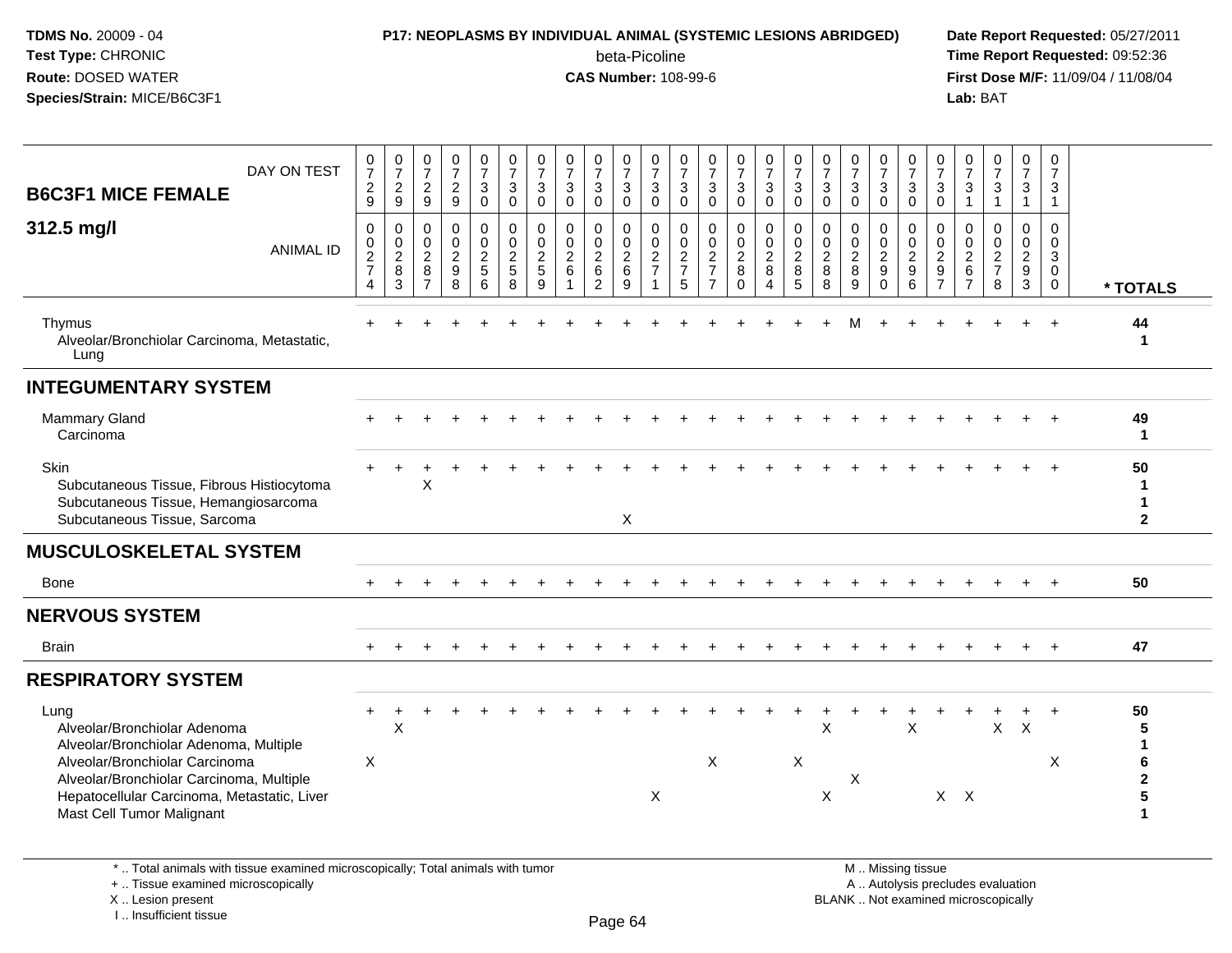**TDMS No.** 20009 - 04
**Test Type:** CHRONIC
**Route:** DOSED WATER
**Species/Strain:** MICE/B6C3F1

**P17: NEOPLASMS BY INDIVIDUAL ANIMAL (SYSTEMIC LESIONS ABRIDGED)**
beta-Picoline
**CAS Number:** 108-99-6

**Date Report Requested:** 05/27/2011
**Time Report Requested:** 09:52:36
**First Dose M/F:** 11/09/04 / 11/08/04
**Lab:** BAT

| B6C3F1 MICE FEMALE 312.5 mg/l | | | | | | | | | | | | | | | | | | | | | | | | | | |
|---|---|---|---|---|---|---|---|---|---|---|---|---|---|---|---|---|---|---|---|---|---|---|---|---|---|---|
| DAY ON TEST | 0729 | 0729 | 0729 | 0729 | 0730 | 0730 | 0730 | 0730 | 0730 | 0730 | 0730 | 0730 | 0730 | 0730 | 0730 | 0730 | 0730 | 0730 | 0730 | 0730 | 0730 | 0731 | 0731 | 0731 | 0731 | |
| ANIMAL ID | 00274 | 00283 | 00287 | 00298 | 00256 | 00258 | 00259 | 00261 | 00262 | 00269 | 00271 | 00275 | 00277 | 00280 | 00284 | 00285 | 00288 | 00289 | 00290 | 00296 | 00297 | 00267 | 00278 | 00293 | 00300 | * TOTALS |
| Thymus | + | + | + | + | + | + | + | + | + | + | + | + | + | + | + | + | + | M | + | + | + | + | + | + | + | 44 |
| Alveolar/Bronchiolar Carcinoma, Metastatic, Lung | | | | | | | | | | | | | | | | | | | | | | | | | | 1 |
| **INTEGUMENTARY SYSTEM** | | | | | | | | | | | | | | | | | | | | | | | | | | |
| Mammary Gland | + | + | + | + | + | + | + | + | + | + | + | + | + | + | + | + | + | + | + | + | + | + | + | + | + | 49 |
| Carcinoma | | | | | | | | | | | | | | | | | | | | | | | | | | 1 |
| Skin | + | + | + | + | + | + | + | + | + | + | + | + | + | + | + | + | + | + | + | + | + | + | + | + | + | 50 |
| Subcutaneous Tissue, Fibrous Histiocytoma | | | X | | | | | | | | | | | | | | | | | | | | | | | 1 |
| Subcutaneous Tissue, Hemangiosarcoma | | | | | | | | | | | | | | | | | | | | | | | | | | 1 |
| Subcutaneous Tissue, Sarcoma | | | | | | | | | | X | | | | | | | | | | | | | | | | 2 |
| **MUSCULOSKELETAL SYSTEM** | | | | | | | | | | | | | | | | | | | | | | | | | | |
| Bone | + | + | + | + | + | + | + | + | + | + | + | + | + | + | + | + | + | + | + | + | + | + | + | + | + | 50 |
| **NERVOUS SYSTEM** | | | | | | | | | | | | | | | | | | | | | | | | | | |
| Brain | + | + | + | + | + | + | + | + | + | + | + | + | + | + | + | + | + | + | + | + | + | + | + | + | + | 47 |
| **RESPIRATORY SYSTEM** | | | | | | | | | | | | | | | | | | | | | | | | | | |
| Lung | + | + | + | + | + | + | + | + | + | + | + | + | + | + | + | + | + | + | + | + | + | + | + | + | + | 50 |
| Alveolar/Bronchiolar Adenoma | | X | | | | | | | | | | | | | | | X | | | X | | | X | X | | 5 |
| Alveolar/Bronchiolar Adenoma, Multiple | | | | | | | | | | | | | | | | | | | | | | | | | | 1 |
| Alveolar/Bronchiolar Carcinoma | X | | | | | | | | | | | | X | | | X | | | | | | | | | X | 6 |
| Alveolar/Bronchiolar Carcinoma, Multiple | | | | | | | | | | | | | | | | | | X | | | | | | | | 2 |
| Hepatocellular Carcinoma, Metastatic, Liver | | | | | | | | | | | X | | | | | | X | | | | X | X | | | | 5 |
| Mast Cell Tumor Malignant | | | | | | | | | | | | | | | | | | | | | | | | | | 1 |

\* .. Total animals with tissue examined microscopically; Total animals with tumor
\+ .. Tissue examined microscopically
X .. Lesion present
I .. Insufficient tissue

M .. Missing tissue
A .. Autolysis precludes evaluation
BLANK .. Not examined microscopically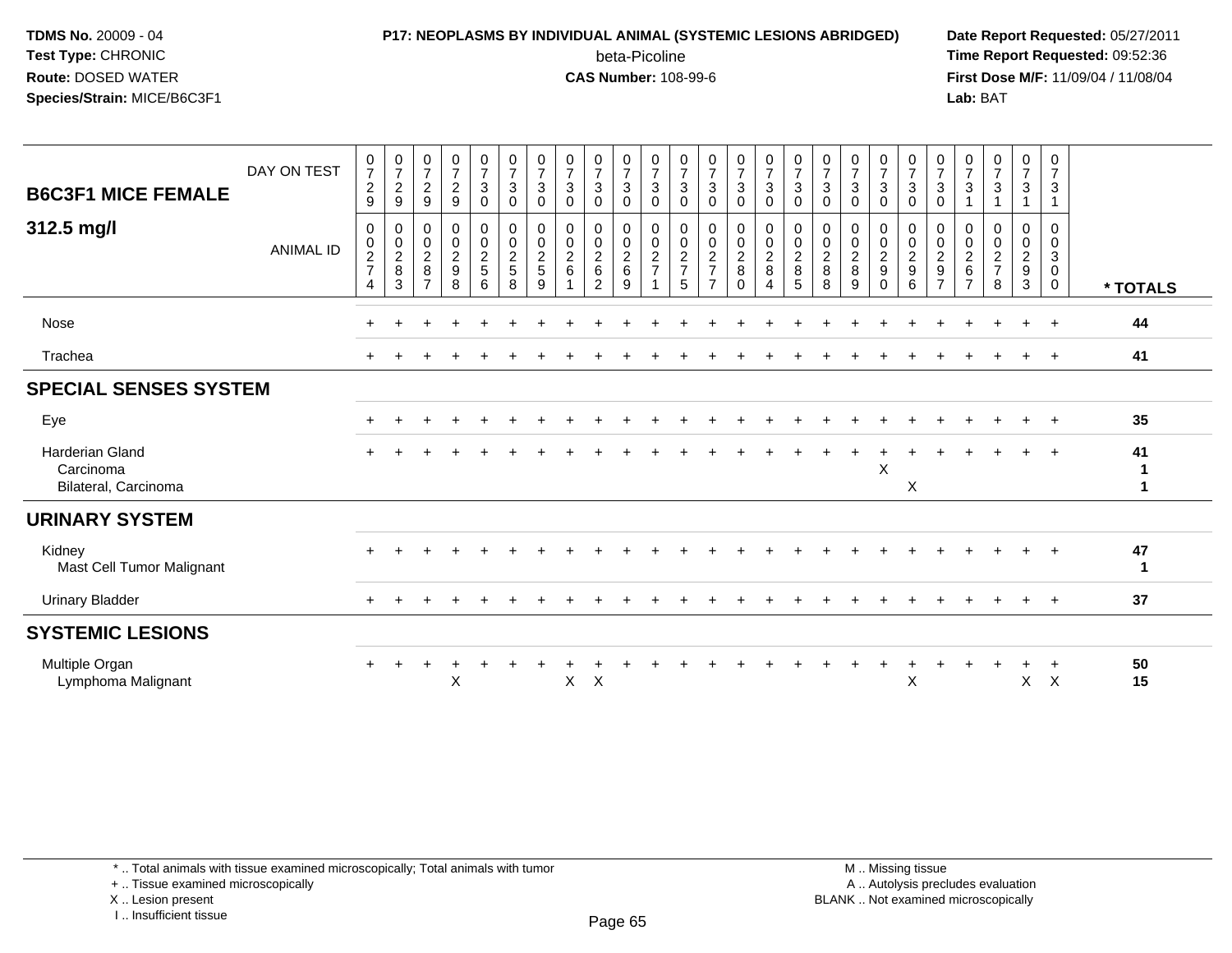**TDMS No.** 20009 - 04
**Test Type:** CHRONIC
**Route:** DOSED WATER
**Species/Strain:** MICE/B6C3F1

**P17: NEOPLASMS BY INDIVIDUAL ANIMAL (SYSTEMIC LESIONS ABRIDGED)**
beta-Picoline
**CAS Number:** 108-99-6

**Date Report Requested:** 05/27/2011
**Time Report Requested:** 09:52:36
**First Dose M/F:** 11/09/04 / 11/08/04
**Lab:** BAT

| B6C3F1 MICE FEMALE 312.5 mg/l | | | | | | | | | | | | | | | | | | | | | | | | | | | |
|---|---|---|---|---|---|---|---|---|---|---|---|---|---|---|---|---|---|---|---|---|---|---|---|---|---|---|
| DAY ON TEST | 0729 | 0729 | 0729 | 0729 | 0730 | 0730 | 0730 | 0730 | 0730 | 0730 | 0730 | 0730 | 0730 | 0730 | 0730 | 0730 | 0730 | 0730 | 0730 | 0730 | 0730 | 0731 | 0731 | 0731 | 0731 | |
| ANIMAL ID | 00274 | 00283 | 00287 | 00298 | 00256 | 00258 | 00259 | 00261 | 00262 | 00269 | 00271 | 00275 | 00277 | 00280 | 00284 | 00285 | 00288 | 00289 | 00290 | 00296 | 00297 | 00267 | 00278 | 00293 | 00300 | * TOTALS |
| Nose | + | + | + | + | + | + | + | + | + | + | + | + | + | + | + | + | + | + | + | + | + | + | + | + | + | 44 |
| Trachea | + | + | + | + | + | + | + | + | + | + | + | + | + | + | + | + | + | + | + | + | + | + | + | + | + | 41 |
| **SPECIAL SENSES SYSTEM** | | | | | | | | | | | | | | | | | | | | | | | | | | |
| Eye | + | + | + | + | + | + | + | + | + | + | + | + | + | + | + | + | + | + | + | + | + | + | + | + | + | 35 |
| Harderian Gland | + | + | + | + | + | + | + | + | + | + | + | + | + | + | + | + | + | + | + | + | + | + | + | + | + | 41 |
| Carcinoma | | | | | | | | | | | | | | | | | | | X | | | | | | | 1 |
| Bilateral, Carcinoma | | | | | | | | | | | | | | | | | | | | X | | | | | | 1 |
| **URINARY SYSTEM** | | | | | | | | | | | | | | | | | | | | | | | | | | |
| Kidney | + | + | + | + | + | + | + | + | + | + | + | + | + | + | + | + | + | + | + | + | + | + | + | + | + | 47 |
| Mast Cell Tumor Malignant | | | | | | | | | | | | | | | | | | | | | | | | | | 1 |
| Urinary Bladder | + | + | + | + | + | + | + | + | + | + | + | + | + | + | + | + | + | + | + | + | + | + | + | + | + | 37 |
| **SYSTEMIC LESIONS** | | | | | | | | | | | | | | | | | | | | | | | | | | |
| Multiple Organ | + | + | + | + | + | + | + | + | + | + | + | + | + | + | + | + | + | + | + | + | + | + | + | + | + | 50 |
| Lymphoma Malignant | | | | X | | | | X | X | | | | | | | | | | | X | | | | X | X | 15 |

\* .. Total animals with tissue examined microscopically; Total animals with tumor
\+ .. Tissue examined microscopically
X .. Lesion present
I .. Insufficient tissue

M .. Missing tissue
A .. Autolysis precludes evaluation
BLANK .. Not examined microscopically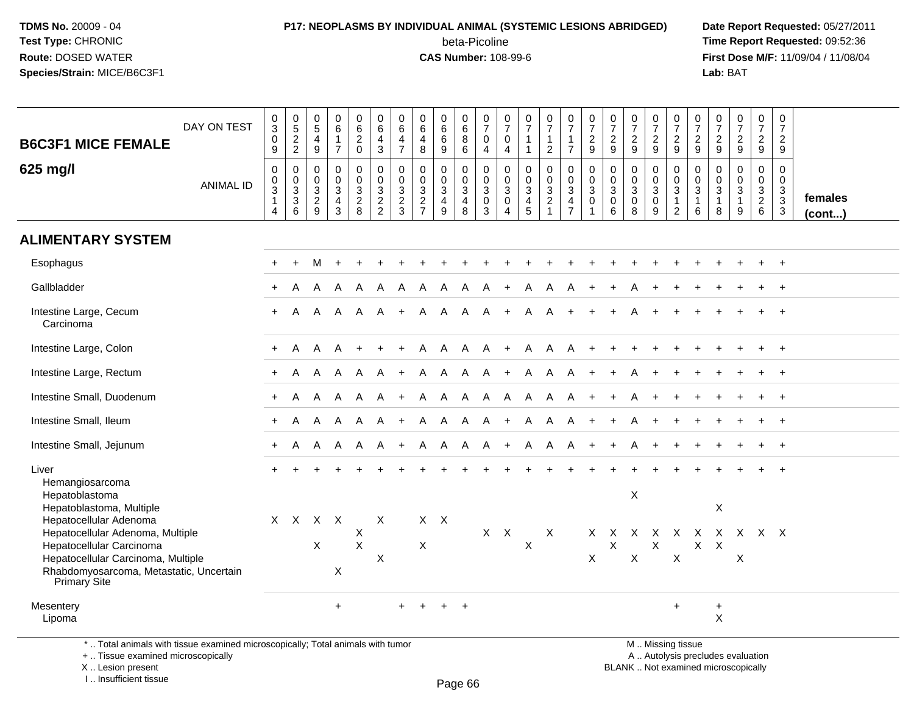**TDMS No.** 20009 - 04
**Test Type:** CHRONIC
**Route:** DOSED WATER
**Species/Strain:** MICE/B6C3F1

**P17: NEOPLASMS BY INDIVIDUAL ANIMAL (SYSTEMIC LESIONS ABRIDGED)**
beta-Picoline
**CAS Number:** 108-99-6

**Date Report Requested:** 05/27/2011
**Time Report Requested:** 09:52:36
**First Dose M/F:** 11/09/04 / 11/08/04
**Lab:** BAT

## B6C3F1 MICE FEMALE 625 mg/l

| DAY ON TEST | 0309 | 0522 | 0549 | 0617 | 0620 | 0643 | 0647 | 0648 | 0669 | 0686 | 0704 | 0704 | 0711 | 0712 | 0717 | 0729 | 0729 | 0729 | 0729 | 0729 | 0729 | 0729 | 0729 | 0729 | 0729 | |
|---|---|---|---|---|---|---|---|---|---|---|---|---|---|---|---|---|---|---|---|---|---|---|---|---|---|---|
| **ANIMAL ID** | 00314 | 00336 | 00329 | 00343 | 00328 | 00322 | 00323 | 00327 | 00349 | 00348 | 00303 | 00304 | 00345 | 00321 | 00347 | 00301 | 00306 | 00308 | 00309 | 00312 | 00316 | 00318 | 00319 | 00326 | 00333 | **females (cont...)** |
| **ALIMENTARY SYSTEM** | | | | | | | | | | | | | | | | | | | | | | | | | | |
| Esophagus | + | + | M | + | + | + | + | + | + | + | + | + | + | + | + | + | + | + | + | + | + | + | + | + | + | |
| Gallbladder | + | A | A | A | A | A | A | A | A | A | A | + | A | A | A | + | + | A | + | + | + | + | + | + | + | |
| Intestine Large, Cecum | + | A | A | A | A | A | + | A | A | A | A | + | A | A | + | + | + | A | + | + | + | + | + | + | + | |
| Carcinoma | | | | | | | | | | | | | | | | | | | | | | | | | | |
| Intestine Large, Colon | + | A | A | A | + | + | + | A | A | A | A | + | A | A | A | + | + | + | + | + | + | + | + | + | + | |
| Intestine Large, Rectum | + | A | A | A | A | A | + | A | A | A | A | + | A | A | A | + | + | A | + | + | + | + | + | + | + | |
| Intestine Small, Duodenum | + | A | A | A | A | A | + | A | A | A | A | A | A | A | A | + | + | A | + | + | + | + | + | + | + | |
| Intestine Small, Ileum | + | A | A | A | A | A | + | A | A | A | A | + | A | A | A | + | + | A | + | + | + | + | + | + | + | |
| Intestine Small, Jejunum | + | A | A | A | A | A | + | A | A | A | A | + | A | A | A | + | + | A | + | + | + | + | + | + | + | |
| Liver | + | + | + | + | + | + | + | + | + | + | + | + | + | + | + | + | + | + | + | + | + | + | + | + | + | |
| Hemangiosarcoma | | | | | | | | | | | | | | | | | | | | | | | | | | |
| Hepatoblastoma | | | | | | | | | | | | | | | | | | X | | | | | | | | |
| Hepatoblastoma, Multiple | | | | | | | | | | | | | | | | | | | | | | X | | | | |
| Hepatocellular Adenoma | X | X | X | X | | X | | X | X | | | | | | | | | | | | | | | | | |
| Hepatocellular Adenoma, Multiple | | | | | X | | | | | | X | X | | X | | X | X | X | X | X | X | X | X | X | X | |
| Hepatocellular Carcinoma | | | X | | X | | | X | | | | | X | | | | X | | X | | X | X | | | | |
| Hepatocellular Carcinoma, Multiple | | | | | | X | | | | | | | | | | X | | X | | X | | | X | | | |
| Rhabdomyosarcoma, Metastatic, Uncertain Primary Site | | | | X | | | | | | | | | | | | | | | | | | | | | | |
| Mesentery | | | | + | | | + | + | + | + | | | | | | | | | | + | | + | | | | |
| Lipoma | | | | | | | | | | | | | | | | | | | | | | X | | | | |

\* .. Total animals with tissue examined microscopically; Total animals with tumor
+ .. Tissue examined microscopically
X .. Lesion present
I .. Insufficient tissue

M .. Missing tissue
A .. Autolysis precludes evaluation
BLANK .. Not examined microscopically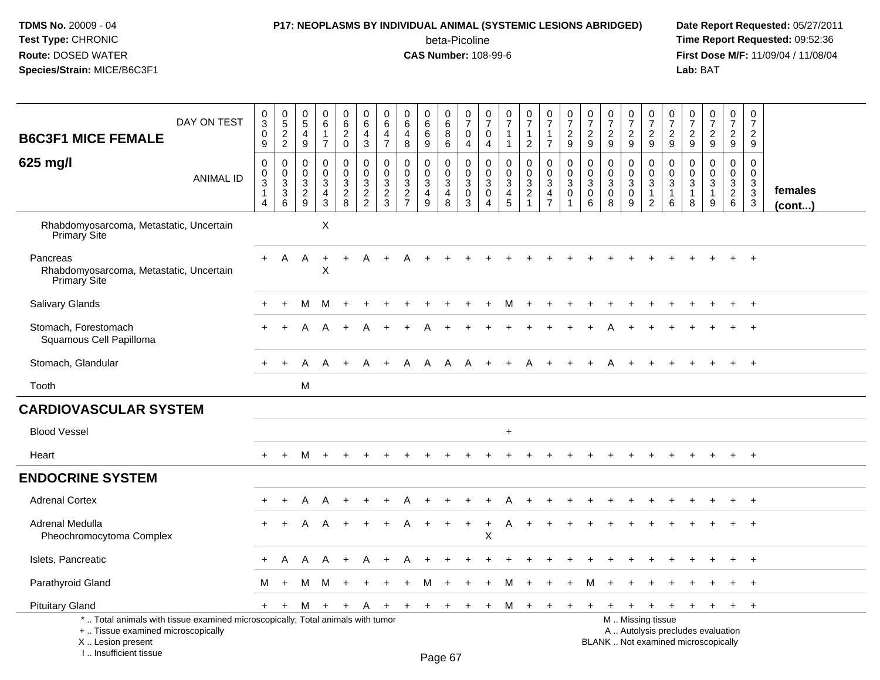**TDMS No.** 20009 - 04
**Test Type:** CHRONIC
**Route:** DOSED WATER
**Species/Strain:** MICE/B6C3F1

**P17: NEOPLASMS BY INDIVIDUAL ANIMAL (SYSTEMIC LESIONS ABRIDGED)**
beta-Picoline
**CAS Number:** 108-99-6

**Date Report Requested:** 05/27/2011
**Time Report Requested:** 09:52:36
**First Dose M/F:** 11/09/04 / 11/08/04
**Lab:** BAT

| B6C3F1 MICE FEMALE 625 mg/l | | | | | | | | | | | | | | | | | | | | | | | | | | |
|---|---|---|---|---|---|---|---|---|---|---|---|---|---|---|---|---|---|---|---|---|---|---|---|---|---|---|
| DAY ON TEST | 0309 | 0522 | 0549 | 0617 | 0620 | 0643 | 0647 | 0648 | 0669 | 0686 | 0704 | 0704 | 0711 | 0712 | 0717 | 0729 | 0729 | 0729 | 0729 | 0729 | 0729 | 0729 | 0729 | 0729 | 0729 | |
| ANIMAL ID | 0031 4 | 0033 6 | 0032 9 | 0034 3 | 0032 8 | 0032 2 | 0032 3 | 0032 7 | 0034 9 | 0034 8 | 0030 3 | 0030 4 | 0034 5 | 0032 1 | 0034 7 | 0030 1 | 0030 6 | 0030 8 | 0030 9 | 0031 2 | 0031 6 | 0031 8 | 0031 9 | 0032 6 | 0033 3 | females (cont...) |
| Rhabdomyosarcoma, Metastatic, Uncertain Primary Site | | | | X | | | | | | | | | | | | | | | | | | | | | | |
| Pancreas | + | A | A | + | + | A | + | A | + | + | + | + | + | + | + | + | + | + | + | + | + | + | + | + | + | |
| Rhabdomyosarcoma, Metastatic, Uncertain Primary Site | | | | X | | | | | | | | | | | | | | | | | | | | | | |
| Salivary Glands | + | + | M | M | + | + | + | + | + | + | + | + | M | + | + | + | + | + | + | + | + | + | + | + | + | |
| Stomach, Forestomach | + | + | A | A | + | A | + | + | A | + | + | + | + | + | + | + | + | A | + | + | + | + | + | + | + | |
| Squamous Cell Papilloma | | | | | | | | | | | | | | | | | | | | | | | | | | |
| Stomach, Glandular | + | + | A | A | + | A | + | A | A | A | A | + | + | A | + | + | + | A | + | + | + | + | + | + | + | |
| Tooth | | | M | | | | | | | | | | | | | | | | | | | | | | | |
| **CARDIOVASCULAR SYSTEM** | | | | | | | | | | | | | | | | | | | | | | | | | | |
| Blood Vessel | | | | | | | | | | | | | + | | | | | | | | | | | | | |
| Heart | + | + | M | + | + | + | + | + | + | + | + | + | + | + | + | + | + | + | + | + | + | + | + | + | + | |
| **ENDOCRINE SYSTEM** | | | | | | | | | | | | | | | | | | | | | | | | | | |
| Adrenal Cortex | + | + | A | A | + | + | + | A | + | + | + | + | A | + | + | + | + | + | + | + | + | + | + | + | + | |
| Adrenal Medulla | + | + | A | A | + | + | + | A | + | + | + | + | A | + | + | + | + | + | + | + | + | + | + | + | + | |
| Pheochromocytoma Complex | | | | | | | | | | | | X | | | | | | | | | | | | | | |
| Islets, Pancreatic | + | A | A | A | + | A | + | A | + | + | + | + | + | + | + | + | + | + | + | + | + | + | + | + | + | |
| Parathyroid Gland | M | + | M | M | + | + | + | + | M | + | + | + | M | + | + | + | M | + | + | + | + | + | + | + | + | |
| Pituitary Gland | + | + | M | + | + | A | + | + | + | + | + | + | M | + | + | + | + | + | + | + | + | + | + | + | + | |

\* .. Total animals with tissue examined microscopically; Total animals with tumor
\+ .. Tissue examined microscopically
X .. Lesion present
I .. Insufficient tissue

M .. Missing tissue
A .. Autolysis precludes evaluation
BLANK .. Not examined microscopically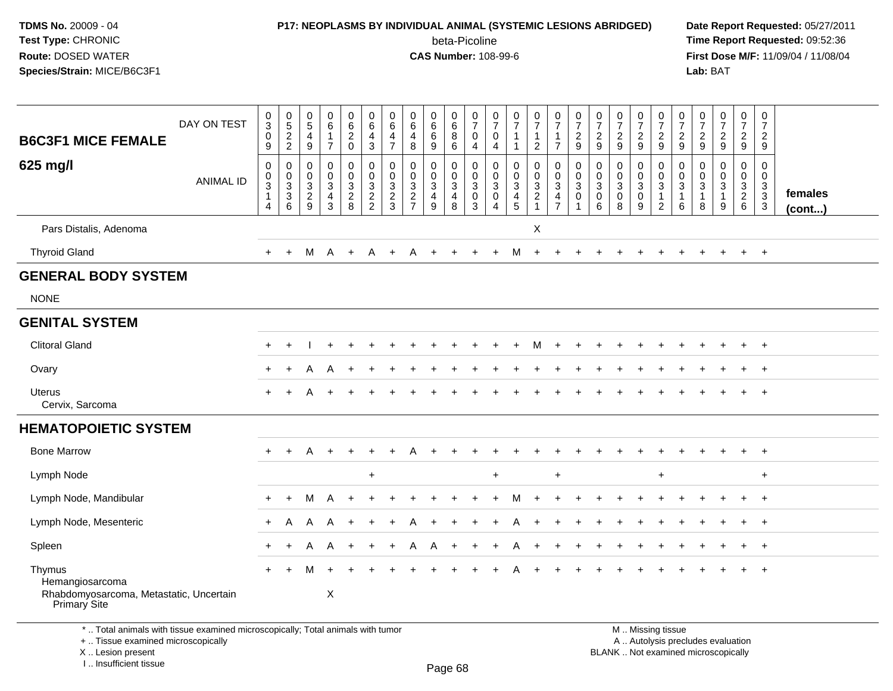**TDMS No.** 20009 - 04
**Test Type:** CHRONIC
**Route:** DOSED WATER
**Species/Strain:** MICE/B6C3F1

**P17: NEOPLASMS BY INDIVIDUAL ANIMAL (SYSTEMIC LESIONS ABRIDGED)**
beta-Picoline
**CAS Number:** 108-99-6

**Date Report Requested:** 05/27/2011
**Time Report Requested:** 09:52:36
**First Dose M/F:** 11/09/04 / 11/08/04
**Lab:** BAT

| B6C3F1 MICE FEMALE 625 mg/l | | | | | | | | | | | | | | | | | | | | | | | | | | |
|---|---|---|---|---|---|---|---|---|---|---|---|---|---|---|---|---|---|---|---|---|---|---|---|---|---|---|
| DAY ON TEST | 0309 | 0522 | 0549 | 0617 | 0620 | 0643 | 0647 | 0648 | 0669 | 0686 | 0704 | 0704 | 0711 | 0712 | 0717 | 0729 | 0729 | 0729 | 0729 | 0729 | 0729 | 0729 | 0729 | 0729 | 0729 | |
| ANIMAL ID | 0314 | 0336 | 0329 | 0343 | 0328 | 0322 | 0323 | 0327 | 0349 | 0348 | 0303 | 0304 | 0345 | 0321 | 0347 | 0301 | 0306 | 0308 | 0309 | 0312 | 0316 | 0318 | 0319 | 0326 | 0333 | females (cont...) |
| Pars Distalis, Adenoma | | | | | | | | | | | | | | X | | | | | | | | | | | | |
| Thyroid Gland | + | + | M | A | + | A | + | A | + | + | + | + | M | + | + | + | + | + | + | + | + | + | + | + | + | |
| **GENERAL BODY SYSTEM** | | | | | | | | | | | | | | | | | | | | | | | | | | |
| NONE | | | | | | | | | | | | | | | | | | | | | | | | | | |
| **GENITAL SYSTEM** | | | | | | | | | | | | | | | | | | | | | | | | | | |
| Clitoral Gland | + | + | I | + | + | + | + | + | + | + | + | + | + | M | + | + | + | + | + | + | + | + | + | + | + | |
| Ovary | + | + | A | A | + | + | + | + | + | + | + | + | + | + | + | + | + | + | + | + | + | + | + | + | + | |
| Uterus | + | + | A | + | + | + | + | + | + | + | + | + | + | + | + | + | + | + | + | + | + | + | + | + | + | |
| Cervix, Sarcoma | | | | | | | | | | | | | | | | | | | | | | | | | | |
| **HEMATOPOIETIC SYSTEM** | | | | | | | | | | | | | | | | | | | | | | | | | | |
| Bone Marrow | + | + | A | + | + | + | + | A | + | + | + | + | + | + | + | + | + | + | + | + | + | + | + | + | + | |
| Lymph Node | | | | | | + | | | | | | + | | | + | | | | | + | | | | | + | |
| Lymph Node, Mandibular | + | + | M | A | + | + | + | + | + | + | + | + | M | + | + | + | + | + | + | + | + | + | + | + | + | |
| Lymph Node, Mesenteric | + | A | A | A | + | + | + | A | + | + | + | + | A | + | + | + | + | + | + | + | + | + | + | + | + | |
| Spleen | + | + | A | A | + | + | + | A | A | + | + | + | A | + | + | + | + | + | + | + | + | + | + | + | + | |
| Thymus | + | + | M | + | + | + | + | + | + | + | + | + | A | + | + | + | + | + | + | + | + | + | + | + | + | |
| Hemangiosarcoma | | | | | | | | | | | | | | | | | | | | | | | | | | |
| Rhabdomyosarcoma, Metastatic, Uncertain Primary Site | | | | X | | | | | | | | | | | | | | | | | | | | | | |

\* .. Total animals with tissue examined microscopically; Total animals with tumor
\+ .. Tissue examined microscopically
X .. Lesion present
I .. Insufficient tissue

M .. Missing tissue
A .. Autolysis precludes evaluation
BLANK .. Not examined microscopically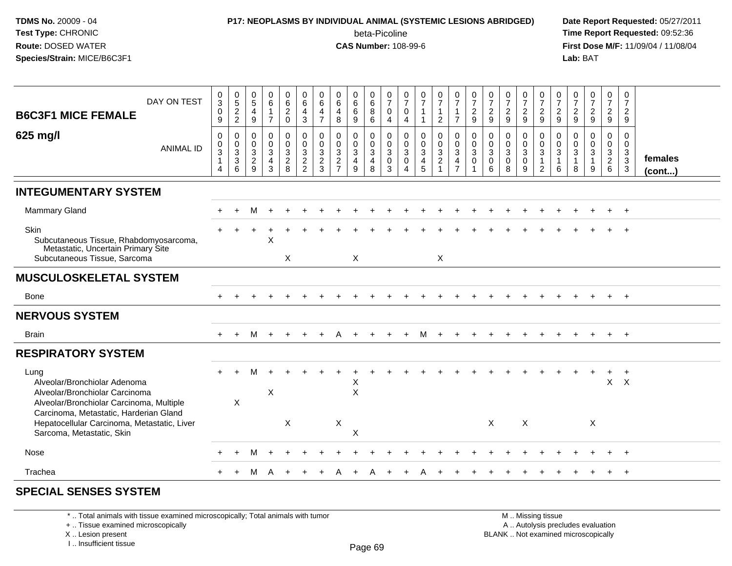| B6C3F1 MICE FEMALE 625 mg/l | 1 | 2 | 3 | 4 | 5 | 6 | 7 | 8 | 9 | 10 | 11 | 12 | 13 | 14 | 15 | 16 | 17 | 18 | 19 | 20 | 21 | 22 | 23 | 24 | 25 | |
|---|---|---|---|---|---|---|---|---|---|---|---|---|---|---|---|---|---|---|---|---|---|---|---|---|---|---|
| DAY ON TEST | 0309 | 0522 | 0549 | 0617 | 0620 | 0643 | 0647 | 0648 | 0669 | 0686 | 0704 | 0704 | 0711 | 0712 | 0717 | 0729 | 0729 | 0729 | 0729 | 0729 | 0729 | 0729 | 0729 | 0729 | 0729 | |
| ANIMAL ID | 00314 | 00336 | 00329 | 00343 | 00328 | 00322 | 00323 | 00327 | 00349 | 00348 | 00303 | 00304 | 00345 | 00321 | 00347 | 00301 | 00306 | 00308 | 00309 | 00312 | 00316 | 00318 | 00319 | 00326 | 00333 | females (cont...) |
| **INTEGUMENTARY SYSTEM** | | | | | | | | | | | | | | | | | | | | | | | | | | |
| Mammary Gland | + | + | M | + | + | + | + | + | + | + | + | + | + | + | + | + | + | + | + | + | + | + | + | + | + | |
| Skin | + | + | + | + | + | + | + | + | + | + | + | + | + | + | + | + | + | + | + | + | + | + | + | + | + | |
| Subcutaneous Tissue, Rhabdomyosarcoma, Metastatic, Uncertain Primary Site | | | | X | | | | | | | | | | | | | | | | | | | | | | |
| Subcutaneous Tissue, Sarcoma | | | | | X | | | | X | | | | | X | | | | | | | | | | | | |
| **MUSCULOSKELETAL SYSTEM** | | | | | | | | | | | | | | | | | | | | | | | | | | |
| Bone | + | + | + | + | + | + | + | + | + | + | + | + | + | + | + | + | + | + | + | + | + | + | + | + | + | |
| **NERVOUS SYSTEM** | | | | | | | | | | | | | | | | | | | | | | | | | | |
| Brain | + | + | M | + | + | + | + | A | + | + | + | + | M | + | + | + | + | + | + | + | + | + | + | + | + | |
| **RESPIRATORY SYSTEM** | | | | | | | | | | | | | | | | | | | | | | | | | | |
| Lung | + | + | M | + | + | + | + | + | + | + | + | + | + | + | + | + | + | + | + | + | + | + | + | + | + | |
| Alveolar/Bronchiolar Adenoma | | | | | | | | | X | | | | | | | | | | | | | | | X | X | |
| Alveolar/Bronchiolar Carcinoma | | | | X | | | | | X | | | | | | | | | | | | | | | | | |
| Alveolar/Bronchiolar Carcinoma, Multiple | | X | | | | | | | | | | | | | | | | | | | | | | | | |
| Carcinoma, Metastatic, Harderian Gland | | | | | | | | | | | | | | | | | | | | | | | | | | |
| Hepatocellular Carcinoma, Metastatic, Liver | | | | | X | | | X | | | | | | | | | X | | X | | | | X | | | |
| Sarcoma, Metastatic, Skin | | | | | | | | | X | | | | | | | | | | | | | | | | | |
| Nose | + | + | M | + | + | + | + | + | + | + | + | + | + | + | + | + | + | + | + | + | + | + | + | + | + | |
| Trachea | + | + | M | A | + | + | + | A | + | A | + | + | A | + | + | + | + | + | + | + | + | + | + | + | + | |
| **SPECIAL SENSES SYSTEM** | | | | | | | | | | | | | | | | | | | | | | | | | | |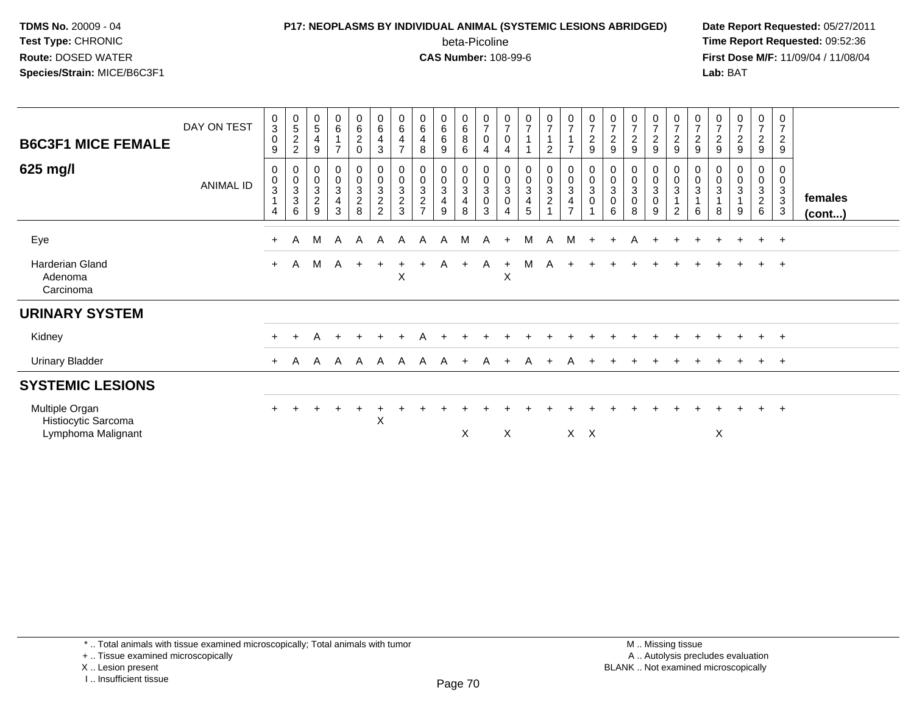**TDMS No.** 20009 - 04
**Test Type:** CHRONIC
**Route:** DOSED WATER
**Species/Strain:** MICE/B6C3F1

**P17: NEOPLASMS BY INDIVIDUAL ANIMAL (SYSTEMIC LESIONS ABRIDGED)**
beta-Picoline
**CAS Number:** 108-99-6

**Date Report Requested:** 05/27/2011
**Time Report Requested:** 09:52:36
**First Dose M/F:** 11/09/04 / 11/08/04
**Lab:** BAT

## B6C3F1 MICE FEMALE 625 mg/l

| DAY ON TEST | 0309 | 0522 | 0549 | 0617 | 0620 | 0643 | 0647 | 0648 | 0669 | 0686 | 0704 | 0704 | 0711 | 0712 | 0717 | 0729 | 0729 | 0729 | 0729 | 0729 | 0729 | 0729 | 0729 | 0729 | 0729 | |
|---|---|---|---|---|---|---|---|---|---|---|---|---|---|---|---|---|---|---|---|---|---|---|---|---|---|---|
| **ANIMAL ID** | 00314 | 00336 | 00329 | 00343 | 00328 | 00322 | 00323 | 00327 | 00349 | 00348 | 00303 | 00304 | 00345 | 00321 | 00347 | 00301 | 00306 | 00308 | 00309 | 00312 | 00316 | 00318 | 00319 | 00326 | 00333 | **females (cont...)** |
| Eye | + | A | M | A | A | A | A | A | A | M | A | + | M | A | M | + | + | A | + | + | + | + | + | + | + | |
| Harderian Gland | + | A | M | A | + | + | + | + | A | + | A | + | M | A | + | + | + | + | + | + | + | + | + | + | + | |
| Adenoma | | | | | | | X | | | | | X | | | | | | | | | | | | | | |
| Carcinoma | | | | | | | | | | | | | | | | | | | | | | | | | | |
| **URINARY SYSTEM** | | | | | | | | | | | | | | | | | | | | | | | | | | |
| Kidney | + | + | A | + | + | + | + | A | + | + | + | + | + | + | + | + | + | + | + | + | + | + | + | + | + | |
| Urinary Bladder | + | A | A | A | A | A | A | A | A | + | A | + | A | + | A | + | + | + | + | + | + | + | + | + | + | |
| **SYSTEMIC LESIONS** | | | | | | | | | | | | | | | | | | | | | | | | | | |
| Multiple Organ | + | + | + | + | + | + | + | + | + | + | + | + | + | + | + | + | + | + | + | + | + | + | + | + | + | |
| Histiocytic Sarcoma | | | | | | X | | | | | | | | | | | | | | | | | | | | |
| Lymphoma Malignant | | | | | | | | | | X | | X | | | X | X | | | | | | X | | | | |

\* .. Total animals with tissue examined microscopically; Total animals with tumor
\+ .. Tissue examined microscopically
X .. Lesion present
I .. Insufficient tissue

M .. Missing tissue
A .. Autolysis precludes evaluation
BLANK .. Not examined microscopically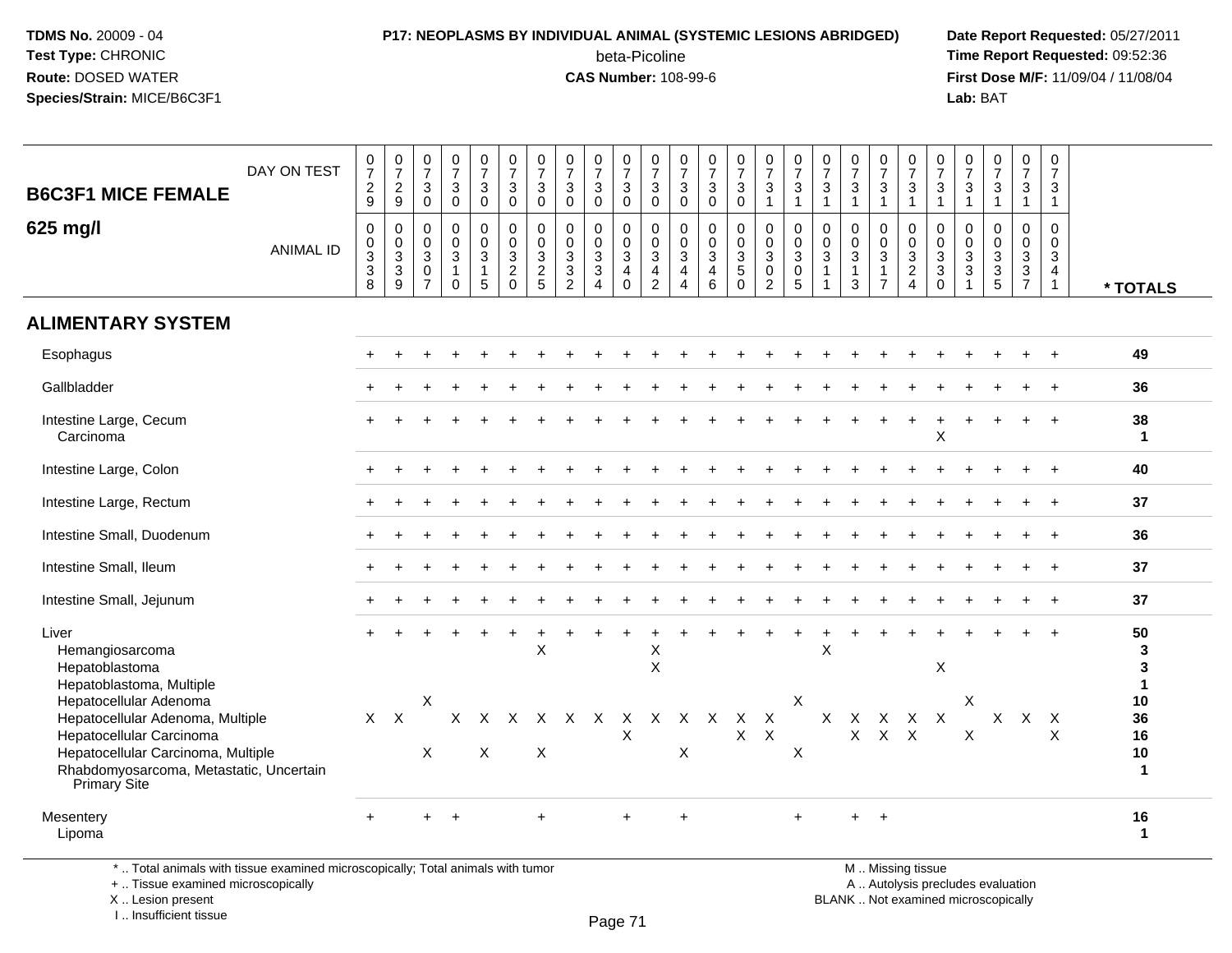**TDMS No.** 20009 - 04
**Test Type:** CHRONIC
**Route:** DOSED WATER
**Species/Strain:** MICE/B6C3F1

**P17: NEOPLASMS BY INDIVIDUAL ANIMAL (SYSTEMIC LESIONS ABRIDGED)**
beta-Picoline
**CAS Number:** 108-99-6

**Date Report Requested:** 05/27/2011
**Time Report Requested:** 09:52:36
**First Dose M/F:** 11/09/04 / 11/08/04
**Lab:** BAT

| B6C3F1 MICE FEMALE 625 mg/l | | | | | | | | | | | | | | | | | | | | | | | | | | |
|---|---|---|---|---|---|---|---|---|---|---|---|---|---|---|---|---|---|---|---|---|---|---|---|---|---|---|
| DAY ON TEST | 0729 | 0729 | 0730 | 0730 | 0730 | 0730 | 0730 | 0730 | 0730 | 0730 | 0730 | 0730 | 0730 | 0730 | 0731 | 0731 | 0731 | 0731 | 0731 | 0731 | 0731 | 0731 | 0731 | 0731 | 0731 | |
| ANIMAL ID | 0338 | 0339 | 0307 | 0310 | 0315 | 0320 | 0325 | 0332 | 0334 | 0340 | 0342 | 0344 | 0346 | 0350 | 0302 | 0305 | 0311 | 0313 | 0317 | 0324 | 0330 | 0331 | 0335 | 0337 | 0341 | * TOTALS |
| **ALIMENTARY SYSTEM** | | | | | | | | | | | | | | | | | | | | | | | | | | |
| Esophagus | + | + | + | + | + | + | + | + | + | + | + | + | + | + | + | + | + | + | + | + | + | + | + | + | + | 49 |
| Gallbladder | + | + | + | + | + | + | + | + | + | + | + | + | + | + | + | + | + | + | + | + | + | + | + | + | + | 36 |
| Intestine Large, Cecum | + | + | + | + | + | + | + | + | + | + | + | + | + | + | + | + | + | + | + | + | + | + | + | + | + | 38 |
| Carcinoma | | | | | | | | | | | | | | | | | | | | | X | | | | | 1 |
| Intestine Large, Colon | + | + | + | + | + | + | + | + | + | + | + | + | + | + | + | + | + | + | + | + | + | + | + | + | + | 40 |
| Intestine Large, Rectum | + | + | + | + | + | + | + | + | + | + | + | + | + | + | + | + | + | + | + | + | + | + | + | + | + | 37 |
| Intestine Small, Duodenum | + | + | + | + | + | + | + | + | + | + | + | + | + | + | + | + | + | + | + | + | + | + | + | + | + | 36 |
| Intestine Small, Ileum | + | + | + | + | + | + | + | + | + | + | + | + | + | + | + | + | + | + | + | + | + | + | + | + | + | 37 |
| Intestine Small, Jejunum | + | + | + | + | + | + | + | + | + | + | + | + | + | + | + | + | + | + | + | + | + | + | + | + | + | 37 |
| Liver | + | + | + | + | + | + | + | + | + | + | + | + | + | + | + | + | + | + | + | + | + | + | + | + | + | 50 |
| Hemangiosarcoma | | | | | | | X | | | | X | | | | | | X | | | | | | | | | 3 |
| Hepatoblastoma | | | | | | | | | | | X | | | | | | | | | | X | | | | | 3 |
| Hepatoblastoma, Multiple | | | | | | | | | | | | | | | | | | | | | | | | | | 1 |
| Hepatocellular Adenoma | | | X | | | | | | | | | | | | | X | | | | | | X | | | | 10 |
| Hepatocellular Adenoma, Multiple | X | X | | X | X | X | X | X | X | X | X | X | X | X | X | | X | X | X | X | X | | X | X | X | 36 |
| Hepatocellular Carcinoma | | | | | | | | | | X | | | | X | X | | | X | X | X | | X | | | X | 16 |
| Hepatocellular Carcinoma, Multiple | | | X | | X | | X | | | | | X | | | | X | | | | | | | | | | 10 |
| Rhabdomyosarcoma, Metastatic, Uncertain Primary Site | | | | | | | | | | | | | | | | | | | | | | | | | | 1 |
| Mesentery | + | | + | + | | | + | | | + | | + | | | | + | | + | + | | | | | | | 16 |
| Lipoma | | | | | | | | | | | | | | | | | | | | | | | | | | 1 |

\* .. Total animals with tissue examined microscopically; Total animals with tumor
\+ .. Tissue examined microscopically
X .. Lesion present
I .. Insufficient tissue

M .. Missing tissue
A .. Autolysis precludes evaluation
BLANK .. Not examined microscopically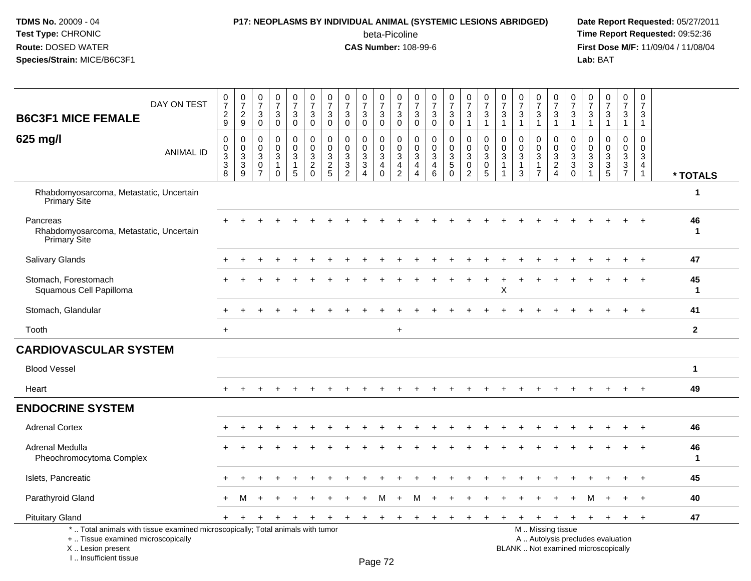**TDMS No.** 20009 - 04
**Test Type:** CHRONIC
**Route:** DOSED WATER
**Species/Strain:** MICE/B6C3F1

**P17: NEOPLASMS BY INDIVIDUAL ANIMAL (SYSTEMIC LESIONS ABRIDGED)**
beta-Picoline
**CAS Number:** 108-99-6

**Date Report Requested:** 05/27/2011
**Time Report Requested:** 09:52:36
**First Dose M/F:** 11/09/04 / 11/08/04
**Lab:** BAT

| B6C3F1 MICE FEMALE — DAY ON TEST | 0729 | 0729 | 0730 | 0730 | 0730 | 0730 | 0730 | 0730 | 0730 | 0730 | 0730 | 0730 | 0730 | 0730 | 0731 | 0731 | 0731 | 0731 | 0731 | 0731 | 0731 | 0731 | 0731 | 0731 | 0731 | |
|---|---|---|---|---|---|---|---|---|---|---|---|---|---|---|---|---|---|---|---|---|---|---|---|---|---|---|
| **625 mg/l** — ANIMAL ID | 00338 | 00339 | 00307 | 00310 | 00315 | 00320 | 00325 | 00332 | 00334 | 00340 | 00342 | 00344 | 00346 | 00350 | 00302 | 00305 | 00311 | 00313 | 00317 | 00324 | 00330 | 00331 | 00335 | 00337 | 00341 | *** TOTALS** |
| Rhabdomyosarcoma, Metastatic, Uncertain Primary Site | | | | | | | | | | | | | | | | | | | | | | | | | | 1 |
| Pancreas | + | + | + | + | + | + | + | + | + | + | + | + | + | + | + | + | + | + | + | + | + | + | + | + | + | 46 |
| Rhabdomyosarcoma, Metastatic, Uncertain Primary Site | | | | | | | | | | | | | | | | | | | | | | | | | | 1 |
| Salivary Glands | + | + | + | + | + | + | + | + | + | + | + | + | + | + | + | + | + | + | + | + | + | + | + | + | + | 47 |
| Stomach, Forestomach | + | + | + | + | + | + | + | + | + | + | + | + | + | + | + | + | + | + | + | + | + | + | + | + | + | 45 |
| Squamous Cell Papilloma | | | | | | | | | | | | | | | | | X | | | | | | | | | 1 |
| Stomach, Glandular | + | + | + | + | + | + | + | + | + | + | + | + | + | + | + | + | + | + | + | + | + | + | + | + | + | 41 |
| Tooth | + | | | | | | | | | | + | | | | | | | | | | | | | | | 2 |
| **CARDIOVASCULAR SYSTEM** | | | | | | | | | | | | | | | | | | | | | | | | | | |
| Blood Vessel | | | | | | | | | | | | | | | | | | | | | | | | | | 1 |
| Heart | + | + | + | + | + | + | + | + | + | + | + | + | + | + | + | + | + | + | + | + | + | + | + | + | + | 49 |
| **ENDOCRINE SYSTEM** | | | | | | | | | | | | | | | | | | | | | | | | | | |
| Adrenal Cortex | + | + | + | + | + | + | + | + | + | + | + | + | + | + | + | + | + | + | + | + | + | + | + | + | + | 46 |
| Adrenal Medulla | + | + | + | + | + | + | + | + | + | + | + | + | + | + | + | + | + | + | + | + | + | + | + | + | + | 46 |
| Pheochromocytoma Complex | | | | | | | | | | | | | | | | | | | | | | | | | | 1 |
| Islets, Pancreatic | + | + | + | + | + | + | + | + | + | + | + | + | + | + | + | + | + | + | + | + | + | + | + | + | + | 45 |
| Parathyroid Gland | + | M | + | + | + | + | + | + | + | M | + | M | + | + | + | + | + | + | + | + | + | M | + | + | + | 40 |
| Pituitary Gland | + | + | + | + | + | + | + | + | + | + | + | + | + | + | + | + | + | + | + | + | + | + | + | + | + | 47 |

\* .. Total animals with tissue examined microscopically; Total animals with tumor
\+ .. Tissue examined microscopically
X .. Lesion present
I .. Insufficient tissue

M .. Missing tissue
A .. Autolysis precludes evaluation
BLANK .. Not examined microscopically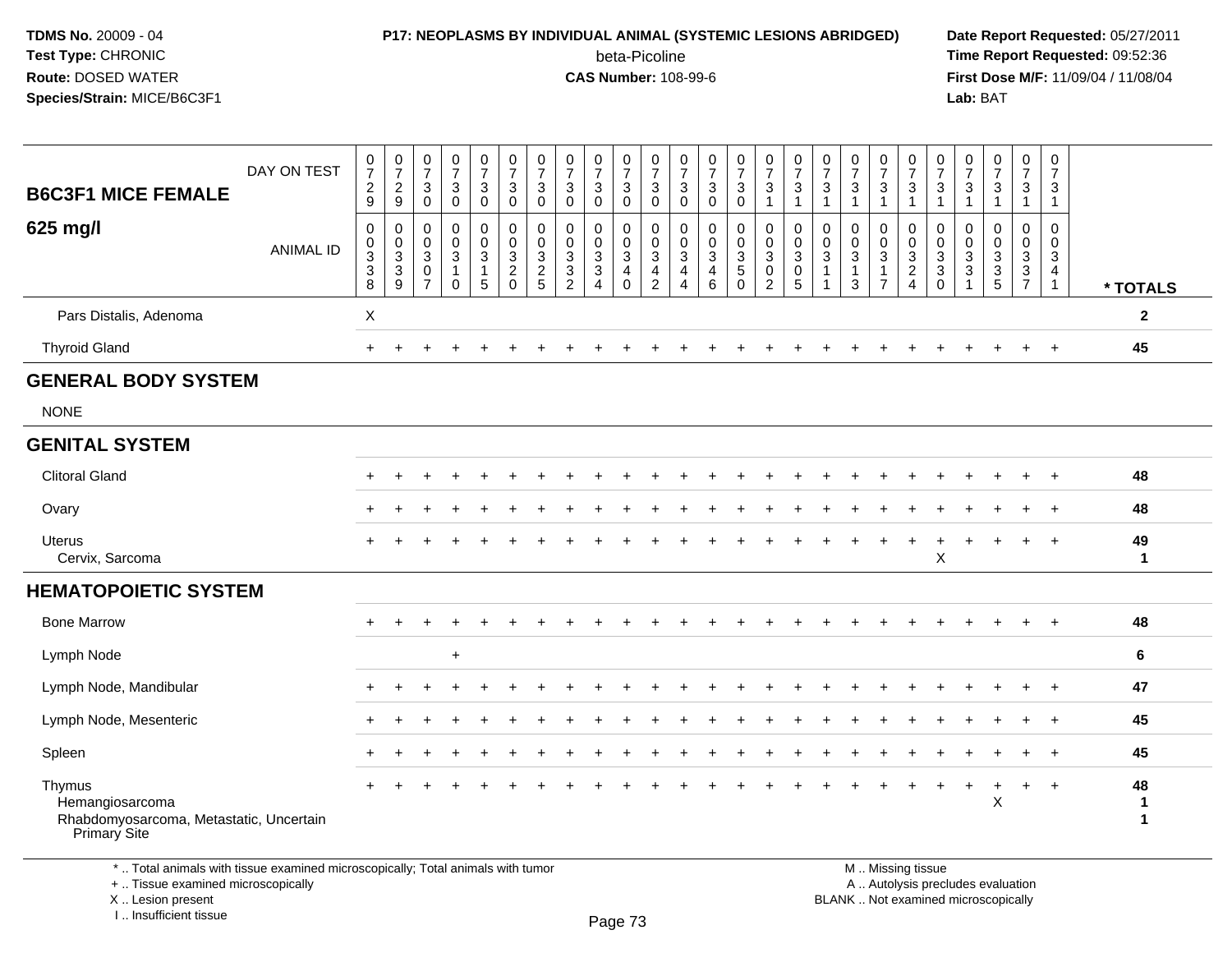**TDMS No.** 20009 - 04
**Test Type:** CHRONIC
**Route:** DOSED WATER
**Species/Strain:** MICE/B6C3F1

**P17: NEOPLASMS BY INDIVIDUAL ANIMAL (SYSTEMIC LESIONS ABRIDGED)**
beta-Picoline
**CAS Number:** 108-99-6

**Date Report Requested:** 05/27/2011
**Time Report Requested:** 09:52:36
**First Dose M/F:** 11/09/04 / 11/08/04
**Lab:** BAT

| B6C3F1 MICE FEMALE 625 mg/l | 0729 | 0729 | 0730 | 0730 | 0730 | 0730 | 0730 | 0730 | 0730 | 0730 | 0730 | 0730 | 0730 | 0730 | 0731 | 0731 | 0731 | 0731 | 0731 | 0731 | 0731 | 0731 | 0731 | 0731 | 0731 | |
|---|---|---|---|---|---|---|---|---|---|---|---|---|---|---|---|---|---|---|---|---|---|---|---|---|---|---|
| ANIMAL ID | 00338 | 00339 | 00307 | 00310 | 00315 | 00320 | 00325 | 00332 | 00334 | 00340 | 00342 | 00344 | 00346 | 00350 | 00302 | 00305 | 00311 | 00313 | 00317 | 00324 | 00330 | 00331 | 00335 | 00337 | 00341 | * TOTALS |
| Pars Distalis, Adenoma | X | | | | | | | | | | | | | | | | | | | | | | | | | 2 |
| Thyroid Gland | + | + | + | + | + | + | + | + | + | + | + | + | + | + | + | + | + | + | + | + | + | + | + | + | + | 45 |
| **GENERAL BODY SYSTEM** | | | | | | | | | | | | | | | | | | | | | | | | | | |
| NONE | | | | | | | | | | | | | | | | | | | | | | | | | | |
| **GENITAL SYSTEM** | | | | | | | | | | | | | | | | | | | | | | | | | | |
| Clitoral Gland | + | + | + | + | + | + | + | + | + | + | + | + | + | + | + | + | + | + | + | + | + | + | + | + | + | 48 |
| Ovary | + | + | + | + | + | + | + | + | + | + | + | + | + | + | + | + | + | + | + | + | + | + | + | + | + | 48 |
| Uterus | + | + | + | + | + | + | + | + | + | + | + | + | + | + | + | + | + | + | + | + | + | + | + | + | + | 49 |
| Cervix, Sarcoma | | | | | | | | | | | | | | | | | | | | | X | | | | | 1 |
| **HEMATOPOIETIC SYSTEM** | | | | | | | | | | | | | | | | | | | | | | | | | | |
| Bone Marrow | + | + | + | + | + | + | + | + | + | + | + | + | + | + | + | + | + | + | + | + | + | + | + | + | + | 48 |
| Lymph Node | | | | + | | | | | | | | | | | | | | | | | | | | | | 6 |
| Lymph Node, Mandibular | + | + | + | + | + | + | + | + | + | + | + | + | + | + | + | + | + | + | + | + | + | + | + | + | + | 47 |
| Lymph Node, Mesenteric | + | + | + | + | + | + | + | + | + | + | + | + | + | + | + | + | + | + | + | + | + | + | + | + | + | 45 |
| Spleen | + | + | + | + | + | + | + | + | + | + | + | + | + | + | + | + | + | + | + | + | + | + | + | + | + | 45 |
| Thymus | + | + | + | + | + | + | + | + | + | + | + | + | + | + | + | + | + | + | + | + | + | + | + | + | + | 48 |
| Hemangiosarcoma | | | | | | | | | | | | | | | | | | | | | | | X | | | 1 |
| Rhabdomyosarcoma, Metastatic, Uncertain Primary Site | | | | | | | | | | | | | | | | | | | | | | | | | | 1 |

* .. Total animals with tissue examined microscopically; Total animals with tumor
+ .. Tissue examined microscopically
X .. Lesion present
I .. Insufficient tissue

M .. Missing tissue
A .. Autolysis precludes evaluation
BLANK .. Not examined microscopically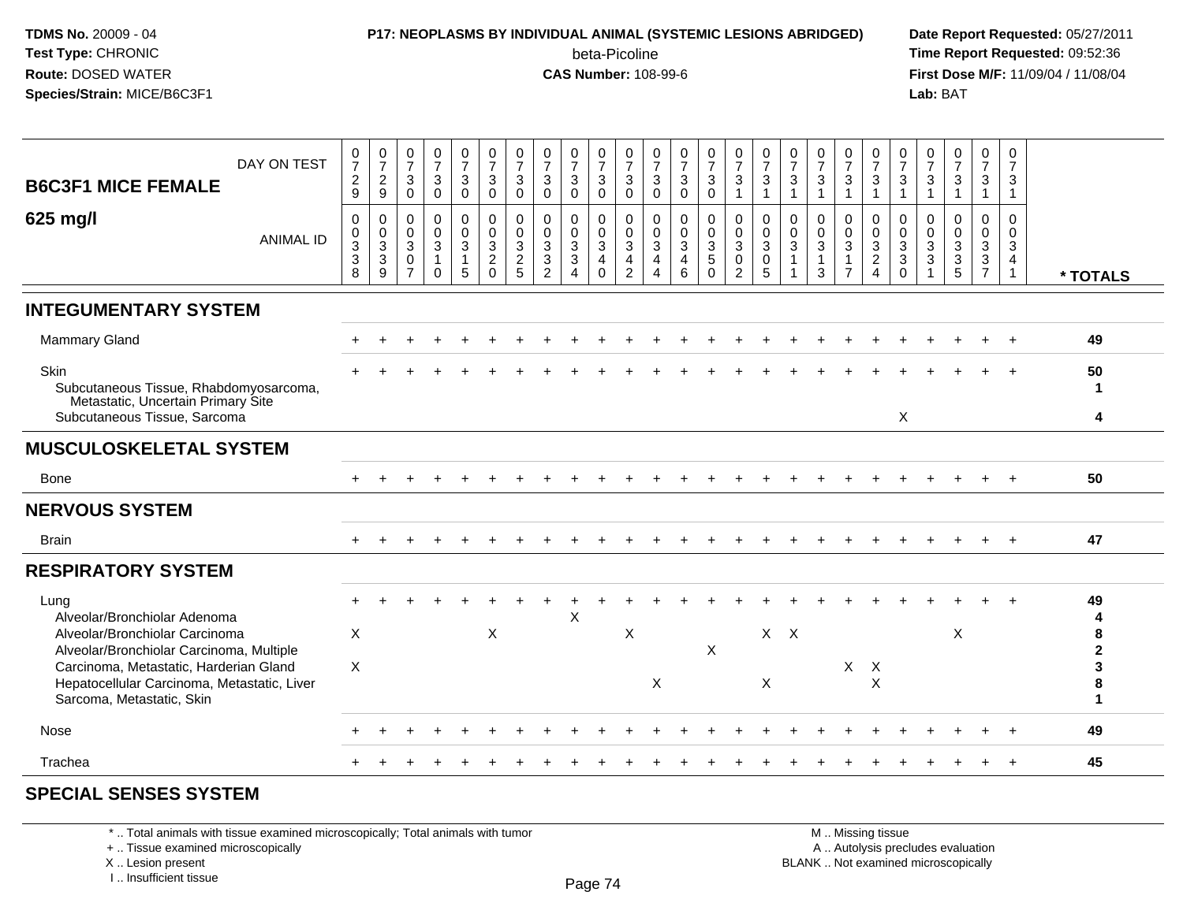**TDMS No.** 20009 - 04
**Test Type:** CHRONIC
**Route:** DOSED WATER
**Species/Strain:** MICE/B6C3F1

**P17: NEOPLASMS BY INDIVIDUAL ANIMAL (SYSTEMIC LESIONS ABRIDGED)**
beta-Picoline
**CAS Number:** 108-99-6

**Date Report Requested:** 05/27/2011
**Time Report Requested:** 09:52:36
**First Dose M/F:** 11/09/04 / 11/08/04
**Lab:** BAT

| B6C3F1 MICE FEMALE 625 mg/l | | | | | | | | | | | | | | | | | | | | | | | | | | |
|---|---|---|---|---|---|---|---|---|---|---|---|---|---|---|---|---|---|---|---|---|---|---|---|---|---|---|
| DAY ON TEST | 0729 | 0729 | 0730 | 0730 | 0730 | 0730 | 0730 | 0730 | 0730 | 0730 | 0730 | 0730 | 0730 | 0730 | 0731 | 0731 | 0731 | 0731 | 0731 | 0731 | 0731 | 0731 | 0731 | 0731 | 0731 | |
| ANIMAL ID | 0338 | 0339 | 0307 | 0310 | 0315 | 0320 | 0325 | 0332 | 0334 | 0340 | 0342 | 0344 | 0346 | 0350 | 0302 | 0305 | 0311 | 0313 | 0317 | 0324 | 0330 | 0331 | 0335 | 0337 | 0341 | * TOTALS |
| **INTEGUMENTARY SYSTEM** | | | | | | | | | | | | | | | | | | | | | | | | | | |
| Mammary Gland | + | + | + | + | + | + | + | + | + | + | + | + | + | + | + | + | + | + | + | + | + | + | + | + | + | 49 |
| Skin | + | + | + | + | + | + | + | + | + | + | + | + | + | + | + | + | + | + | + | + | + | + | + | + | + | 50 |
| Subcutaneous Tissue, Rhabdomyosarcoma, Metastatic, Uncertain Primary Site | | | | | | | | | | | | | | | | | | | | | | | | | | 1 |
| Subcutaneous Tissue, Sarcoma | | | | | | | | | | | | | | | | | | | | | X | | | | | 4 |
| **MUSCULOSKELETAL SYSTEM** | | | | | | | | | | | | | | | | | | | | | | | | | | |
| Bone | + | + | + | + | + | + | + | + | + | + | + | + | + | + | + | + | + | + | + | + | + | + | + | + | + | 50 |
| **NERVOUS SYSTEM** | | | | | | | | | | | | | | | | | | | | | | | | | | |
| Brain | + | + | + | + | + | + | + | + | + | + | + | + | + | + | + | + | + | + | + | + | + | + | + | + | + | 47 |
| **RESPIRATORY SYSTEM** | | | | | | | | | | | | | | | | | | | | | | | | | | |
| Lung | + | + | + | + | + | + | + | + | + | + | + | + | + | + | + | + | + | + | + | + | + | + | + | + | + | 49 |
| Alveolar/Bronchiolar Adenoma | | | | | | | | | X | | | | | | | | | | | | | | | | | 4 |
| Alveolar/Bronchiolar Carcinoma | X | | | | | X | | | | | X | | | | | X | X | | | | | | X | | | 8 |
| Alveolar/Bronchiolar Carcinoma, Multiple | | | | | | | | | | | | | | X | | | | | | | | | | | | 2 |
| Carcinoma, Metastatic, Harderian Gland | X | | | | | | | | | | | | | | | | | | X | X | | | | | | 3 |
| Hepatocellular Carcinoma, Metastatic, Liver | | | | | | | | | | | | X | | | | X | | | | X | | | | | | 8 |
| Sarcoma, Metastatic, Skin | | | | | | | | | | | | | | | | | | | | | | | | | | 1 |
| Nose | + | + | + | + | + | + | + | + | + | + | + | + | + | + | + | + | + | + | + | + | + | + | + | + | + | 49 |
| Trachea | + | + | + | + | + | + | + | + | + | + | + | + | + | + | + | + | + | + | + | + | + | + | + | + | + | 45 |
| **SPECIAL SENSES SYSTEM** | | | | | | | | | | | | | | | | | | | | | | | | | | |

\* .. Total animals with tissue examined microscopically; Total animals with tumor
\+ .. Tissue examined microscopically
X .. Lesion present
I .. Insufficient tissue

M .. Missing tissue
A .. Autolysis precludes evaluation
BLANK .. Not examined microscopically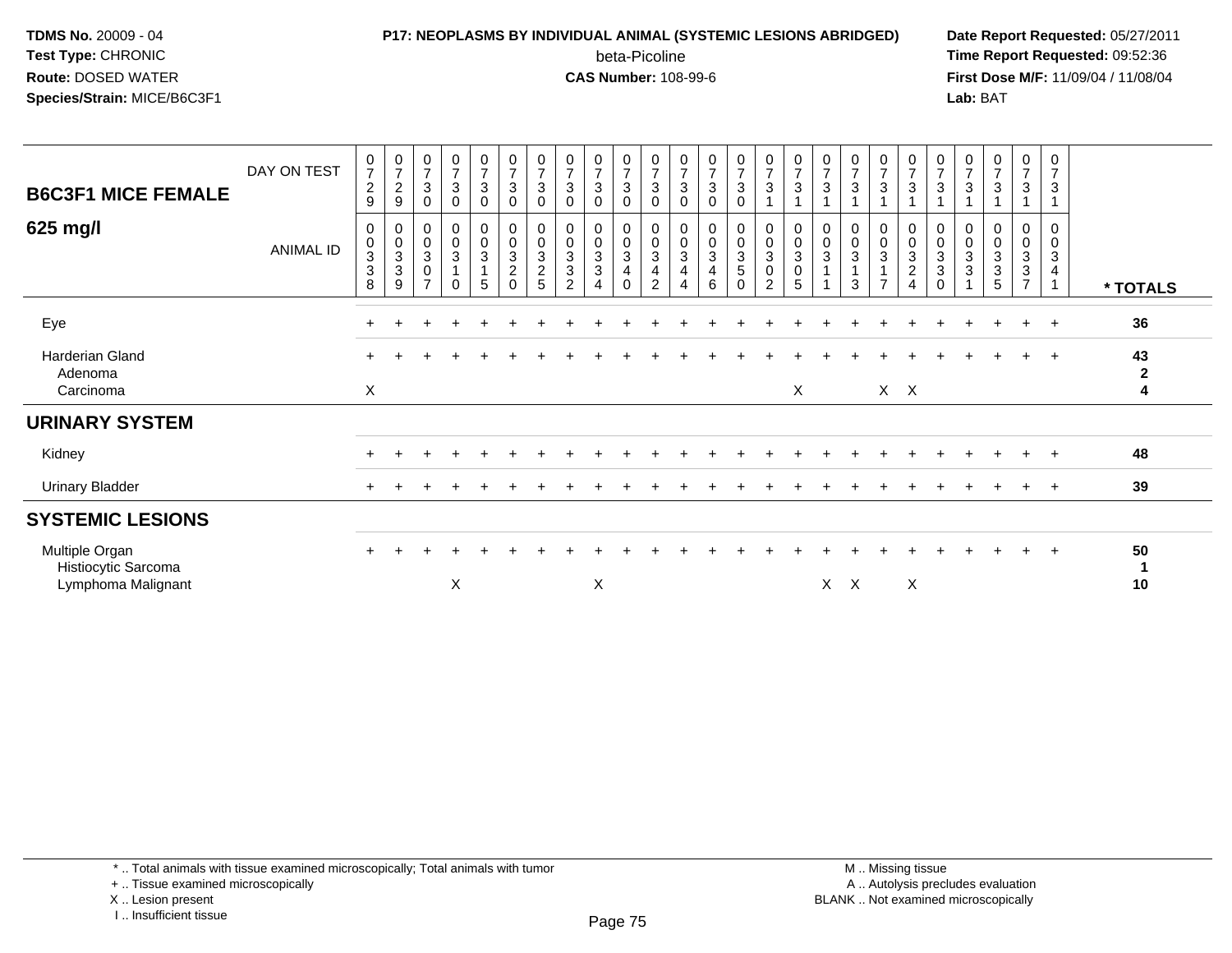**TDMS No.** 20009 - 04
**Test Type:** CHRONIC
**Route:** DOSED WATER
**Species/Strain:** MICE/B6C3F1

**P17: NEOPLASMS BY INDIVIDUAL ANIMAL (SYSTEMIC LESIONS ABRIDGED)**
beta-Picoline
**CAS Number:** 108-99-6

**Date Report Requested:** 05/27/2011
**Time Report Requested:** 09:52:36
**First Dose M/F:** 11/09/04 / 11/08/04
**Lab:** BAT

| B6C3F1 MICE FEMALE 625 mg/l | | | | | | | | | | | | | | | | | | | | | | | | | | |
|---|---|---|---|---|---|---|---|---|---|---|---|---|---|---|---|---|---|---|---|---|---|---|---|---|---|---|
| DAY ON TEST | 0729 | 0729 | 0730 | 0730 | 0730 | 0730 | 0730 | 0730 | 0730 | 0730 | 0730 | 0730 | 0730 | 0730 | 0731 | 0731 | 0731 | 0731 | 0731 | 0731 | 0731 | 0731 | 0731 | 0731 | 0731 | |
| ANIMAL ID | 0338 | 0339 | 0307 | 0310 | 0315 | 0320 | 0325 | 0332 | 0334 | 0340 | 0342 | 0344 | 0346 | 0350 | 0302 | 0305 | 0311 | 0313 | 0317 | 0324 | 0330 | 0331 | 0335 | 0337 | 0341 | * TOTALS |
| Eye | + | + | + | + | + | + | + | + | + | + | + | + | + | + | + | + | + | + | + | + | + | + | + | + | + | 36 |
| Harderian Gland | + | + | + | + | + | + | + | + | + | + | + | + | + | + | + | + | + | + | + | + | + | + | + | + | + | 43 |
| Adenoma | | | | | | | | | | | | | | | | | | | | | | | | | | 2 |
| Carcinoma | X | | | | | | | | | | | | | | | X | | | X | X | | | | | | 4 |
| **URINARY SYSTEM** | | | | | | | | | | | | | | | | | | | | | | | | | | |
| Kidney | + | + | + | + | + | + | + | + | + | + | + | + | + | + | + | + | + | + | + | + | + | + | + | + | + | 48 |
| Urinary Bladder | + | + | + | + | + | + | + | + | + | + | + | + | + | + | + | + | + | + | + | + | + | + | + | + | + | 39 |
| **SYSTEMIC LESIONS** | | | | | | | | | | | | | | | | | | | | | | | | | | |
| Multiple Organ | + | + | + | + | + | + | + | + | + | + | + | + | + | + | + | + | + | + | + | + | + | + | + | + | + | 50 |
| Histiocytic Sarcoma | | | | | | | | | | | | | | | | | | | | | | | | | | 1 |
| Lymphoma Malignant | | | | X | | | | | X | | | | | | | | X | X | | X | | | | | | 10 |

\* .. Total animals with tissue examined microscopically; Total animals with tumor
\+ .. Tissue examined microscopically
X .. Lesion present
I .. Insufficient tissue

M .. Missing tissue
A .. Autolysis precludes evaluation
BLANK .. Not examined microscopically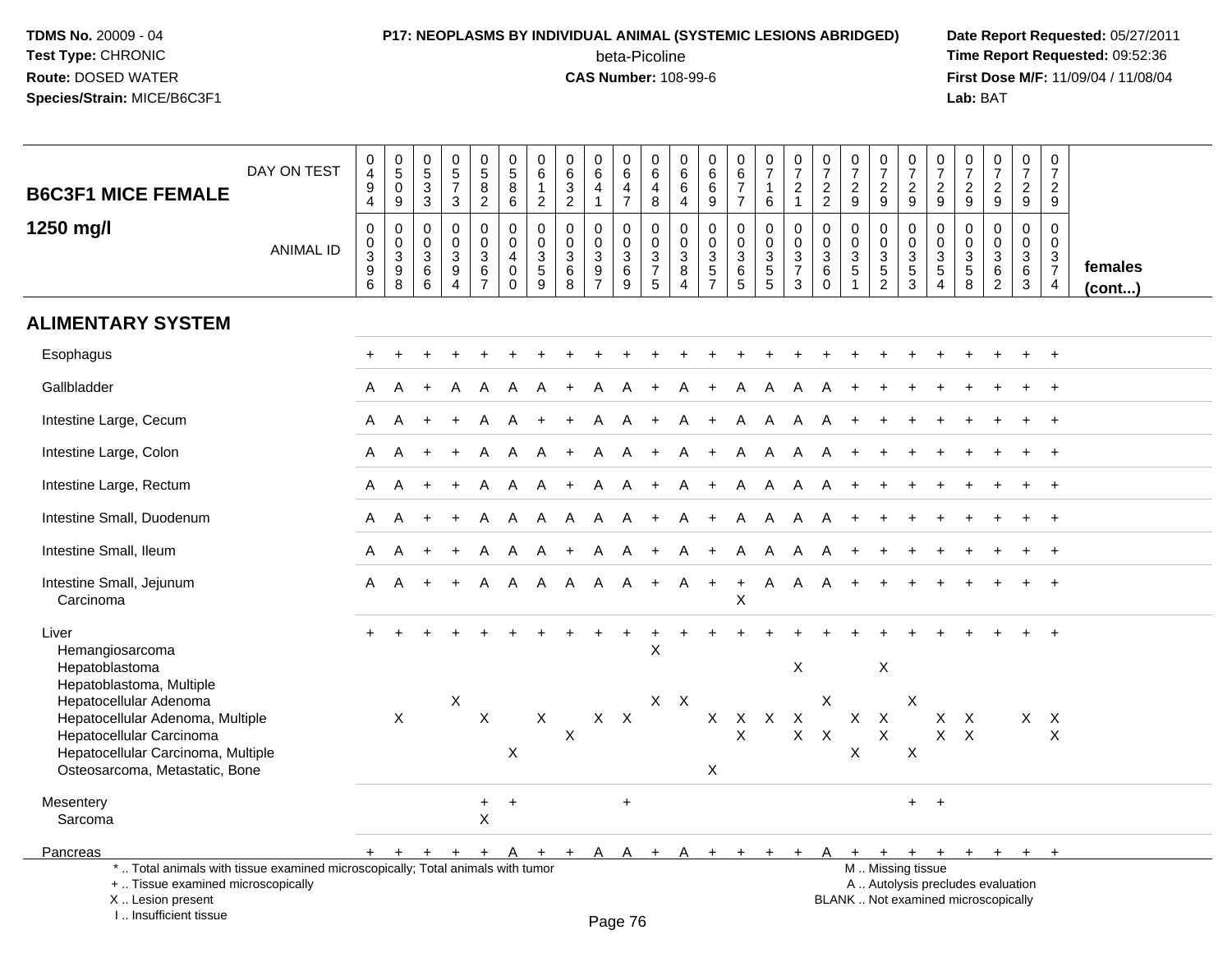# P17: NEOPLASMS BY INDIVIDUAL ANIMAL (SYSTEMIC LESIONS ABRIDGED)

beta-Picoline

**CAS Number:** 108-99-6

**TDMS No.** 20009 - 04
**Test Type:** CHRONIC
**Route:** DOSED WATER
**Species/Strain:** MICE/B6C3F1

**Date Report Requested:** 05/27/2011
**Time Report Requested:** 09:52:36
**First Dose M/F:** 11/09/04 / 11/08/04
**Lab:** BAT

## B6C3F1 MICE FEMALE 1250 mg/l

| DAY ON TEST | 0494 | 0509 | 0533 | 0573 | 0582 | 0586 | 0612 | 0632 | 0641 | 0647 | 0648 | 0664 | 0669 | 0677 | 0716 | 0721 | 0722 | 0729 | 0729 | 0729 | 0729 | 0729 | 0729 | 0729 | 0729 | |
|---|---|---|---|---|---|---|---|---|---|---|---|---|---|---|---|---|---|---|---|---|---|---|---|---|---|---|
| **ANIMAL ID** | 00396 | 00398 | 00366 | 00394 | 00367 | 00400 | 00359 | 00368 | 00397 | 00369 | 00375 | 00384 | 00357 | 00365 | 00355 | 00373 | 00360 | 00351 | 00352 | 00353 | 00354 | 00358 | 00362 | 00363 | 00374 | **females (cont...)** |
| **ALIMENTARY SYSTEM** | | | | | | | | | | | | | | | | | | | | | | | | | | |
| Esophagus | + | + | + | + | + | + | + | + | + | + | + | + | + | + | + | + | + | + | + | + | + | + | + | + | + | |
| Gallbladder | A | A | + | A | A | A | A | + | A | A | + | A | + | A | A | A | A | + | + | + | + | + | + | + | + | |
| Intestine Large, Cecum | A | A | + | + | A | A | + | + | A | A | + | A | + | A | A | A | A | + | + | + | + | + | + | + | + | |
| Intestine Large, Colon | A | A | + | + | A | A | A | + | A | A | + | A | + | A | A | A | A | + | + | + | + | + | + | + | + | |
| Intestine Large, Rectum | A | A | + | + | A | A | A | + | A | A | + | A | + | A | A | A | A | + | + | + | + | + | + | + | + | |
| Intestine Small, Duodenum | A | A | + | + | A | A | A | A | A | A | + | A | + | A | A | A | A | + | + | + | + | + | + | + | + | |
| Intestine Small, Ileum | A | A | + | + | A | A | A | + | A | A | + | A | + | A | A | A | A | + | + | + | + | + | + | + | + | |
| Intestine Small, Jejunum | A | A | + | + | A | A | A | A | A | A | + | A | + | + | A | A | A | + | + | + | + | + | + | + | + | |
| Carcinoma | | | | | | | | | | | | | | X | | | | | | | | | | | | |
| Liver | + | + | + | + | + | + | + | + | + | + | + | + | + | + | + | + | + | + | + | + | + | + | + | + | + | |
| Hemangiosarcoma | | | | | | | | | | | X | | | | | | | | | | | | | | | |
| Hepatoblastoma | | | | | | | | | | | | | | | | X | | | X | | | | | | | |
| Hepatoblastoma, Multiple | | | | | | | | | | | | | | | | | | | | | | | | | | |
| Hepatocellular Adenoma | | | | X | | | | | | | X | X | | | | | X | | | X | | | | | | |
| Hepatocellular Adenoma, Multiple | | X | | | X | | X | | X | X | | | X | X | X | X | | X | X | | X | X | | X | X | |
| Hepatocellular Carcinoma | | | | | | | | X | | | | | | X | | X | X | | X | | X | X | | | X | |
| Hepatocellular Carcinoma, Multiple | | | | | | X | | | | | | | | | | | | X | | X | | | | | | |
| Osteosarcoma, Metastatic, Bone | | | | | | | | | | | | | X | | | | | | | | | | | | | |
| Mesentery | | | | | + | + | | | | + | | | | | | | | | | + | + | | | | | |
| Sarcoma | | | | | X | | | | | | | | | | | | | | | | | | | | | |
| Pancreas | + | + | + | + | + | A | + | + | A | A | + | A | + | + | + | + | A | + | + | + | + | + | + | + | + | |

\* .. Total animals with tissue examined microscopically; Total animals with tumor
\+ .. Tissue examined microscopically
X .. Lesion present
I .. Insufficient tissue

M .. Missing tissue
A .. Autolysis precludes evaluation
BLANK .. Not examined microscopically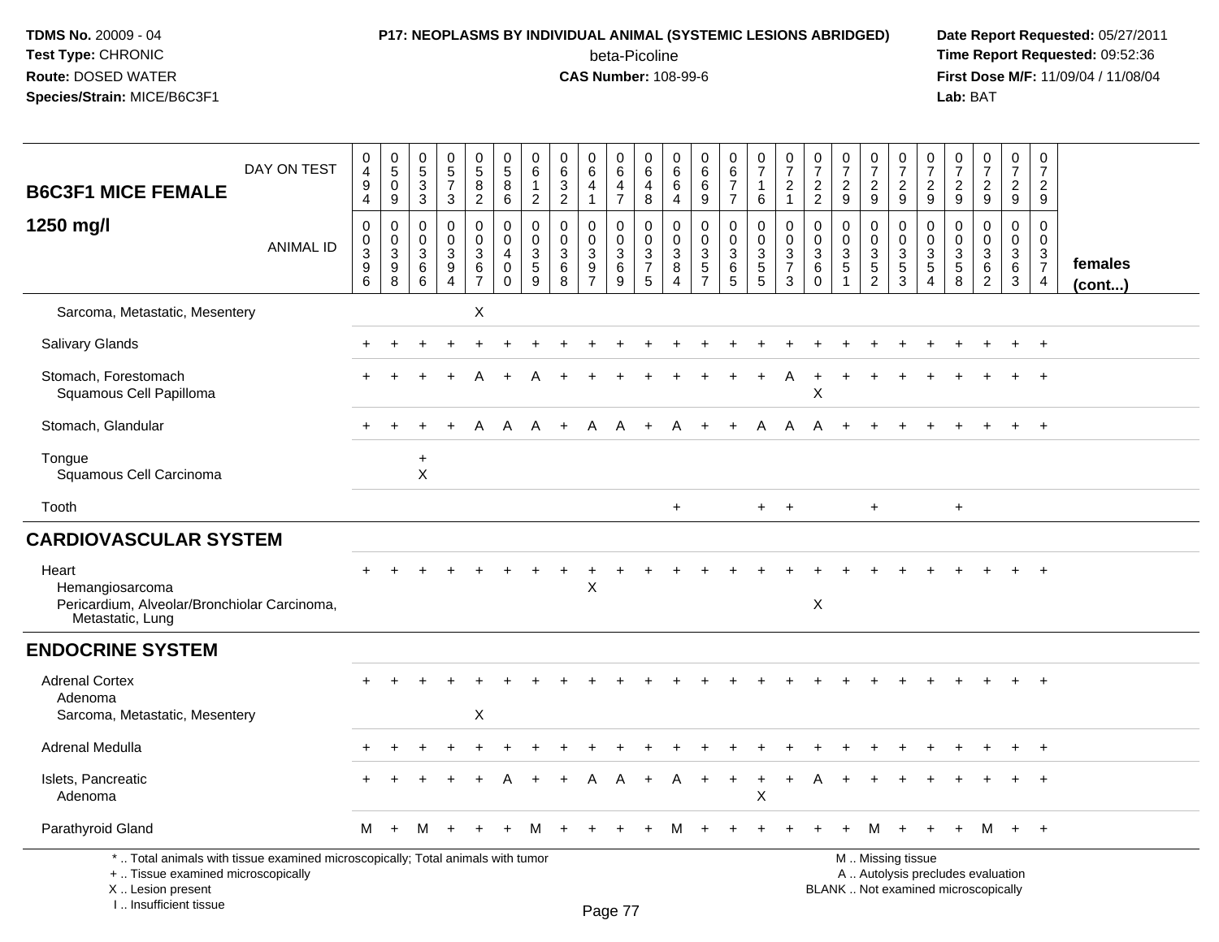**TDMS No.** 20009 - 04
**Test Type:** CHRONIC
**Route:** DOSED WATER
**Species/Strain:** MICE/B6C3F1

**P17: NEOPLASMS BY INDIVIDUAL ANIMAL (SYSTEMIC LESIONS ABRIDGED)**
beta-Picoline
**CAS Number:** 108-99-6

**Date Report Requested:** 05/27/2011
**Time Report Requested:** 09:52:36
**First Dose M/F:** 11/09/04 / 11/08/04
**Lab:** BAT

| B6C3F1 MICE FEMALE 1250 mg/l — DAY ON TEST | 0494 | 0509 | 0533 | 0573 | 0582 | 0586 | 0612 | 0632 | 0641 | 0647 | 0648 | 0664 | 0669 | 0677 | 0716 | 0721 | 0722 | 0729 | 0729 | 0729 | 0729 | 0729 | 0729 | 0729 | 0729 | |
|---|---|---|---|---|---|---|---|---|---|---|---|---|---|---|---|---|---|---|---|---|---|---|---|---|---|---|
| ANIMAL ID | 00396 | 00398 | 00366 | 00394 | 00367 | 00400 | 00359 | 00368 | 00397 | 00369 | 00375 | 00384 | 00357 | 00365 | 00355 | 00373 | 00360 | 00351 | 00352 | 00353 | 00354 | 00358 | 00362 | 00363 | 00374 | females (cont...) |
| Sarcoma, Metastatic, Mesentery | | | | | X | | | | | | | | | | | | | | | | | | | | | |
| Salivary Glands | + | + | + | + | + | + | + | + | + | + | + | + | + | + | + | + | + | + | + | + | + | + | + | + | + | |
| Stomach, Forestomach | + | + | + | + | A | + | A | + | + | + | + | + | + | + | + | A | + | + | + | + | + | + | + | + | + | |
| Squamous Cell Papilloma | | | | | | | | | | | | | | | | | X | | | | | | | | | |
| Stomach, Glandular | + | + | + | + | A | A | A | + | A | A | + | A | + | + | A | A | A | + | + | + | + | + | + | + | + | |
| Tongue | | | + | | | | | | | | | | | | | | | | | | | | | | | |
| Squamous Cell Carcinoma | | | X | | | | | | | | | | | | | | | | | | | | | | | |
| Tooth | | | | | | | | | | | | + | | | + | + | | | + | | | + | | | | |
| **CARDIOVASCULAR SYSTEM** | | | | | | | | | | | | | | | | | | | | | | | | | | |
| Heart | + | + | + | + | + | + | + | + | + | + | + | + | + | + | + | + | + | + | + | + | + | + | + | + | + | |
| Hemangiosarcoma | | | | | | | | | X | | | | | | | | | | | | | | | | | |
| Pericardium, Alveolar/Bronchiolar Carcinoma, Metastatic, Lung | | | | | | | | | | | | | | | | | X | | | | | | | | | |
| **ENDOCRINE SYSTEM** | | | | | | | | | | | | | | | | | | | | | | | | | | |
| Adrenal Cortex | + | + | + | + | + | + | + | + | + | + | + | + | + | + | + | + | + | + | + | + | + | + | + | + | + | |
| Adenoma | | | | | | | | | | | | | | | | | | | | | | | | | | |
| Sarcoma, Metastatic, Mesentery | | | | | X | | | | | | | | | | | | | | | | | | | | | |
| Adrenal Medulla | + | + | + | + | + | + | + | + | + | + | + | + | + | + | + | + | + | + | + | + | + | + | + | + | + | |
| Islets, Pancreatic | + | + | + | + | + | A | + | + | A | A | + | A | + | + | + | + | A | + | + | + | + | + | + | + | + | |
| Adenoma | | | | | | | | | | | | | | | X | | | | | | | | | | | |
| Parathyroid Gland | M | + | M | + | + | + | M | + | + | + | + | M | + | + | + | + | + | + | M | + | + | + | M | + | + | |

\* .. Total animals with tissue examined microscopically; Total animals with tumor
\+ .. Tissue examined microscopically
X .. Lesion present
I .. Insufficient tissue

M .. Missing tissue
A .. Autolysis precludes evaluation
BLANK .. Not examined microscopically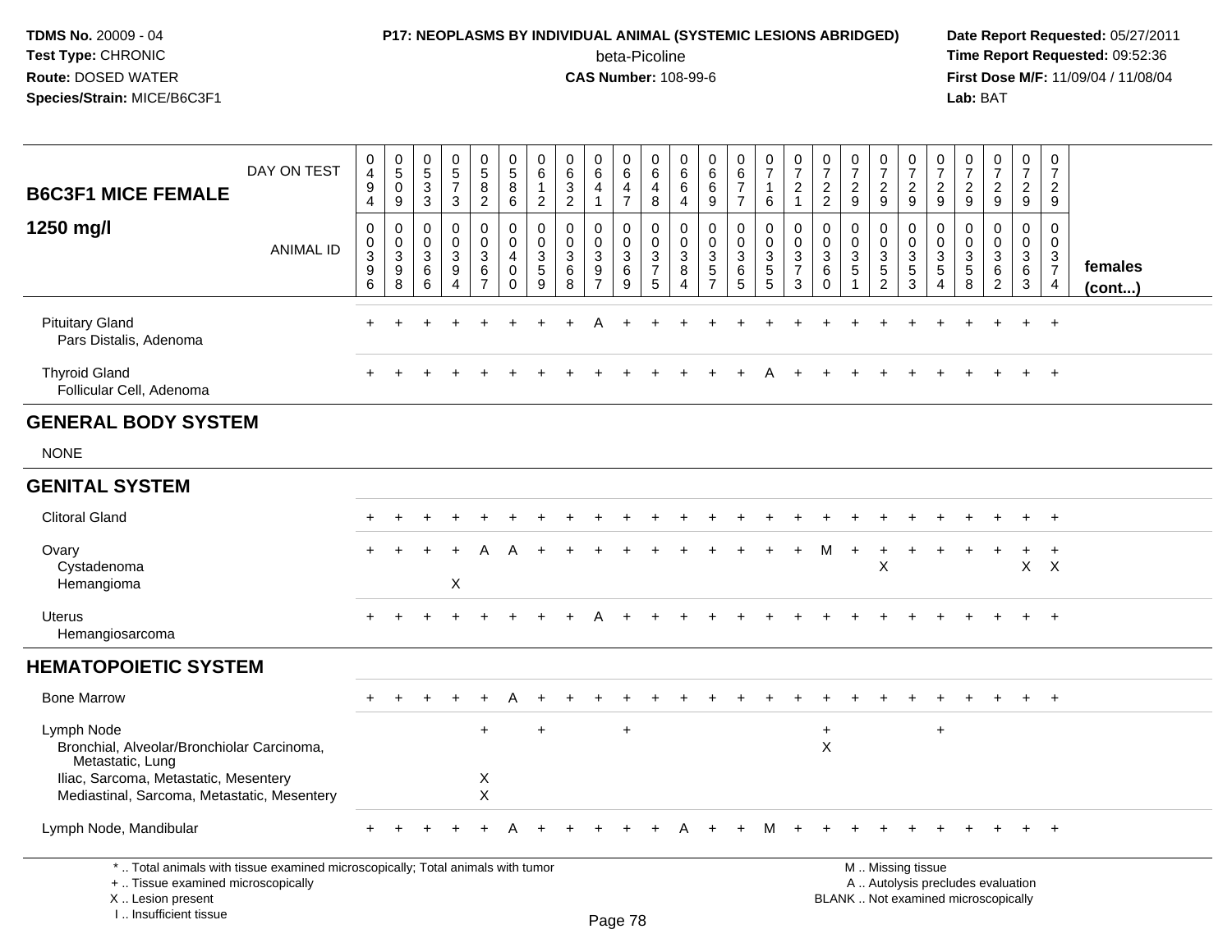**TDMS No.** 20009 - 04
**Test Type:** CHRONIC
**Route:** DOSED WATER
**Species/Strain:** MICE/B6C3F1

**P17: NEOPLASMS BY INDIVIDUAL ANIMAL (SYSTEMIC LESIONS ABRIDGED)**
beta-Picoline
**CAS Number:** 108-99-6

**Date Report Requested:** 05/27/2011
**Time Report Requested:** 09:52:36
**First Dose M/F:** 11/09/04 / 11/08/04
**Lab:** BAT

| B6C3F1 MICE FEMALE 1250 mg/l | | | | | | | | | | | | | | | | | | | | | | | | | | |
|---|---|---|---|---|---|---|---|---|---|---|---|---|---|---|---|---|---|---|---|---|---|---|---|---|---|---|
| DAY ON TEST | 0494 | 0509 | 0533 | 0573 | 0582 | 0586 | 0612 | 0632 | 0641 | 0647 | 0648 | 0664 | 0669 | 0677 | 0716 | 0721 | 0722 | 0729 | 0729 | 0729 | 0729 | 0729 | 0729 | 0729 | 0729 | |
| ANIMAL ID | 00396 | 00398 | 00366 | 00394 | 00367 | 00400 | 00359 | 00368 | 00397 | 00369 | 00375 | 00384 | 00357 | 00365 | 00355 | 00373 | 00360 | 00351 | 00352 | 00353 | 00354 | 00358 | 00362 | 00363 | 00374 | females (cont...) |
| Pituitary Gland | + | + | + | + | + | + | + | + | A | + | + | + | + | + | + | + | + | + | + | + | + | + | + | + | + | |
| Pars Distalis, Adenoma | | | | | | | | | | | | | | | | | | | | | | | | | | |
| Thyroid Gland | + | + | + | + | + | + | + | + | + | + | + | + | + | + | A | + | + | + | + | + | + | + | + | + | + | |
| Follicular Cell, Adenoma | | | | | | | | | | | | | | | | | | | | | | | | | | |
| **GENERAL BODY SYSTEM** | | | | | | | | | | | | | | | | | | | | | | | | | | |
| NONE | | | | | | | | | | | | | | | | | | | | | | | | | | |
| **GENITAL SYSTEM** | | | | | | | | | | | | | | | | | | | | | | | | | | |
| Clitoral Gland | + | + | + | + | + | + | + | + | + | + | + | + | + | + | + | + | + | + | + | + | + | + | + | + | + | |
| Ovary | + | + | + | + | A | A | + | + | + | + | + | + | + | + | + | + | M | + | + | + | + | + | + | + | + | |
| Cystadenoma | | | | | | | | | | | | | | | | | | | X | | | | | X | X | |
| Hemangioma | | | | X | | | | | | | | | | | | | | | | | | | | | | |
| Uterus | + | + | + | + | + | + | + | + | A | + | + | + | + | + | + | + | + | + | + | + | + | + | + | + | + | |
| Hemangiosarcoma | | | | | | | | | | | | | | | | | | | | | | | | | | |
| **HEMATOPOIETIC SYSTEM** | | | | | | | | | | | | | | | | | | | | | | | | | | |
| Bone Marrow | + | + | + | + | + | A | + | + | + | + | + | + | + | + | + | + | + | + | + | + | + | + | + | + | + | |
| Lymph Node | | | | | + | | + | | | + | | | | | | | + | | | | + | | | | | |
| Bronchial, Alveolar/Bronchiolar Carcinoma, Metastatic, Lung | | | | | | | | | | | | | | | | | X | | | | | | | | | |
| Iliac, Sarcoma, Metastatic, Mesentery | | | | | X | | | | | | | | | | | | | | | | | | | | | |
| Mediastinal, Sarcoma, Metastatic, Mesentery | | | | | X | | | | | | | | | | | | | | | | | | | | | |
| Lymph Node, Mandibular | + | + | + | + | + | A | + | + | + | + | + | A | + | + | M | + | + | + | + | + | + | + | + | + | + | |

\* .. Total animals with tissue examined microscopically; Total animals with tumor
\+ .. Tissue examined microscopically
X .. Lesion present
I .. Insufficient tissue

M .. Missing tissue
A .. Autolysis precludes evaluation
BLANK .. Not examined microscopically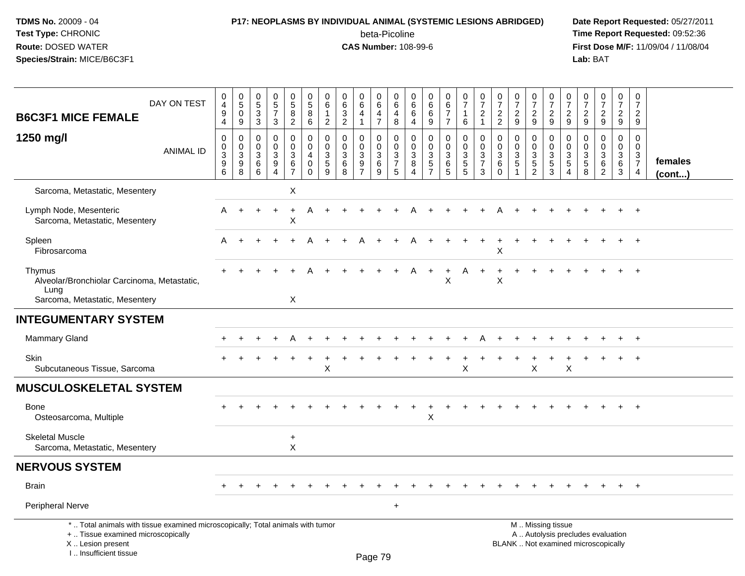**P17: NEOPLASMS BY INDIVIDUAL ANIMAL (SYSTEMIC LESIONS ABRIDGED)**

beta-Picoline

**CAS Number:** 108-99-6

| B6C3F1 MICE FEMALE 1250 mg/l | | | | | | | | | | | | | | | | | | | | | | | | | | |
|---|---|---|---|---|---|---|---|---|---|---|---|---|---|---|---|---|---|---|---|---|---|---|---|---|---|---|
| DAY ON TEST | 0494 | 0509 | 0533 | 0573 | 0582 | 0586 | 0612 | 0632 | 0641 | 0647 | 0648 | 0664 | 0669 | 0677 | 0716 | 0721 | 0722 | 0729 | 0729 | 0729 | 0729 | 0729 | 0729 | 0729 | 0729 | |
| ANIMAL ID | 00396 | 00398 | 00366 | 00394 | 00367 | 00400 | 00359 | 00368 | 00397 | 00369 | 00375 | 00384 | 00357 | 00365 | 00355 | 00373 | 00360 | 00351 | 00352 | 00353 | 00354 | 00358 | 00362 | 00363 | 00374 | females (cont...) |
| Sarcoma, Metastatic, Mesentery | | | | | X | | | | | | | | | | | | | | | | | | | | | |
| Lymph Node, Mesenteric | A | + | + | + | + | A | + | + | + | + | + | A | + | + | + | + | A | + | + | + | + | + | + | + | + | |
| Sarcoma, Metastatic, Mesentery | | | | | X | | | | | | | | | | | | | | | | | | | | | |
| Spleen | A | + | + | + | + | A | + | + | A | + | + | A | + | + | + | + | + | + | + | + | + | + | + | + | + | |
| Fibrosarcoma | | | | | | | | | | | | | | | | | X | | | | | | | | | |
| Thymus | + | + | + | + | + | A | + | + | + | + | + | A | + | + | A | + | + | + | + | + | + | + | + | + | + | |
| Alveolar/Bronchiolar Carcinoma, Metastatic, Lung | | | | | | | | | | | | | | X | | | X | | | | | | | | | |
| Sarcoma, Metastatic, Mesentery | | | | | X | | | | | | | | | | | | | | | | | | | | | |
| **INTEGUMENTARY SYSTEM** | | | | | | | | | | | | | | | | | | | | | | | | | | |
| Mammary Gland | + | + | + | + | A | + | + | + | + | + | + | + | + | + | + | A | + | + | + | + | + | + | + | + | + | |
| Skin | + | + | + | + | + | + | + | + | + | + | + | + | + | + | + | + | + | + | + | + | + | + | + | + | + | |
| Subcutaneous Tissue, Sarcoma | | | | | | | X | | | | | | | | X | | | | X | | X | | | | | |
| **MUSCULOSKELETAL SYSTEM** | | | | | | | | | | | | | | | | | | | | | | | | | | |
| Bone | + | + | + | + | + | + | + | + | + | + | + | + | + | + | + | + | + | + | + | + | + | + | + | + | + | |
| Osteosarcoma, Multiple | | | | | | | | | | | | | X | | | | | | | | | | | | | |
| Skeletal Muscle | | | | | + | | | | | | | | | | | | | | | | | | | | | |
| Sarcoma, Metastatic, Mesentery | | | | | X | | | | | | | | | | | | | | | | | | | | | |
| **NERVOUS SYSTEM** | | | | | | | | | | | | | | | | | | | | | | | | | | |
| Brain | + | + | + | + | + | + | + | + | + | + | + | + | + | + | + | + | + | + | + | + | + | + | + | + | + | |
| Peripheral Nerve | | | | | | | | | | | + | | | | | | | | | | | | | | | |

\* .. Total animals with tissue examined microscopically; Total animals with tumor
+ .. Tissue examined microscopically
X .. Lesion present
I .. Insufficient tissue

M .. Missing tissue
A .. Autolysis precludes evaluation
BLANK .. Not examined microscopically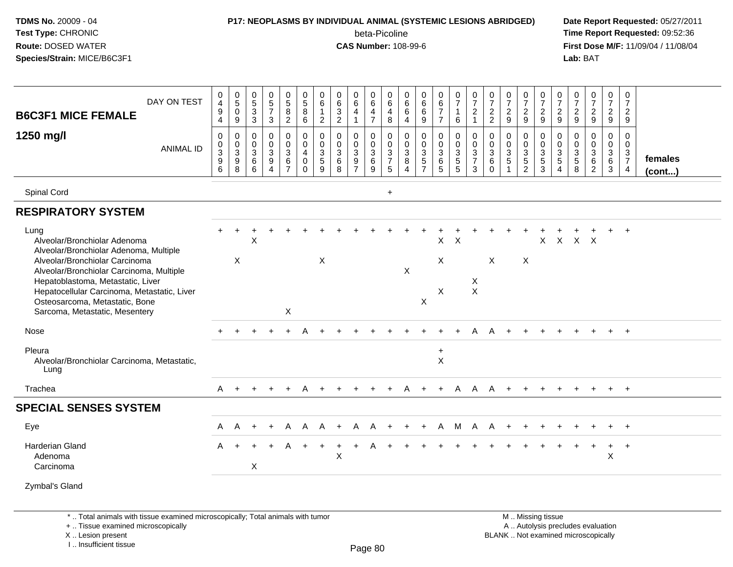**TDMS No.** 20009 - 04
**Test Type:** CHRONIC
**Route:** DOSED WATER
**Species/Strain:** MICE/B6C3F1

**P17: NEOPLASMS BY INDIVIDUAL ANIMAL (SYSTEMIC LESIONS ABRIDGED)**
beta-Picoline
**CAS Number:** 108-99-6

**Date Report Requested:** 05/27/2011
**Time Report Requested:** 09:52:36
**First Dose M/F:** 11/09/04 / 11/08/04
**Lab:** BAT

| B6C3F1 MICE FEMALE 1250 mg/l | | | | | | | | | | | | | | | | | | | | | | | | | | |
|---|---|---|---|---|---|---|---|---|---|---|---|---|---|---|---|---|---|---|---|---|---|---|---|---|---|---|
| DAY ON TEST | 0494 | 0509 | 0533 | 0573 | 0582 | 0586 | 0612 | 0632 | 0641 | 0647 | 0648 | 0664 | 0669 | 0677 | 0716 | 0721 | 0722 | 0729 | 0729 | 0729 | 0729 | 0729 | 0729 | 0729 | 0729 | |
| ANIMAL ID | 00396 | 00398 | 00366 | 00394 | 00367 | 00400 | 00359 | 00368 | 00397 | 00369 | 00375 | 00384 | 00357 | 00365 | 00355 | 00373 | 00360 | 00351 | 00352 | 00353 | 00354 | 00358 | 00362 | 00363 | 00374 | females (cont...) |
| Spinal Cord | | | | | | | | | | | + | | | | | | | | | | | | | | | |
| **RESPIRATORY SYSTEM** | | | | | | | | | | | | | | | | | | | | | | | | | | |
| Lung | + | + | + | + | + | + | + | + | + | + | + | + | + | + | + | + | + | + | + | + | + | + | + | + | + | |
| Alveolar/Bronchiolar Adenoma | | | X | | | | | | | | | | | X | X | | | | | X | X | X | X | | | |
| Alveolar/Bronchiolar Adenoma, Multiple | | | | | | | | | | | | | | | | | | | | | | | | | | |
| Alveolar/Bronchiolar Carcinoma | | X | | | | | X | | | | | | | X | | | X | | X | | | | | | | |
| Alveolar/Bronchiolar Carcinoma, Multiple | | | | | | | | | | | | X | | | | | | | | | | | | | | |
| Hepatoblastoma, Metastatic, Liver | | | | | | | | | | | | | | | | X | | | | | | | | | | |
| Hepatocellular Carcinoma, Metastatic, Liver | | | | | | | | | | | | | | X | | X | | | | | | | | | | |
| Osteosarcoma, Metastatic, Bone | | | | | | | | | | | | | X | | | | | | | | | | | | | |
| Sarcoma, Metastatic, Mesentery | | | | | X | | | | | | | | | | | | | | | | | | | | | |
| Nose | + | + | + | + | + | A | + | + | + | + | + | + | + | + | + | A | A | + | + | + | + | + | + | + | + | |
| Pleura | | | | | | | | | | | | | | + | | | | | | | | | | | | |
| Alveolar/Bronchiolar Carcinoma, Metastatic, Lung | | | | | | | | | | | | | | X | | | | | | | | | | | | |
| Trachea | A | + | + | + | + | A | + | + | + | + | + | A | + | + | A | A | A | + | + | + | + | + | + | + | + | |
| **SPECIAL SENSES SYSTEM** | | | | | | | | | | | | | | | | | | | | | | | | | | |
| Eye | A | A | + | + | A | A | A | + | A | A | + | + | + | A | M | A | A | + | + | + | + | + | + | + | + | |
| Harderian Gland | A | + | + | + | A | + | + | + | + | A | + | + | + | + | + | + | + | + | + | + | + | + | + | + | + | |
| Adenoma | | | | | | | | X | | | | | | | | | | | | | | | | X | | |
| Carcinoma | | | X | | | | | | | | | | | | | | | | | | | | | | | |
| Zymbal's Gland | | | | | | | | | | | | | | | | | | | | | | | | | | |

\* .. Total animals with tissue examined microscopically; Total animals with tumor
\+ .. Tissue examined microscopically
X .. Lesion present
I .. Insufficient tissue

M .. Missing tissue
A .. Autolysis precludes evaluation
BLANK .. Not examined microscopically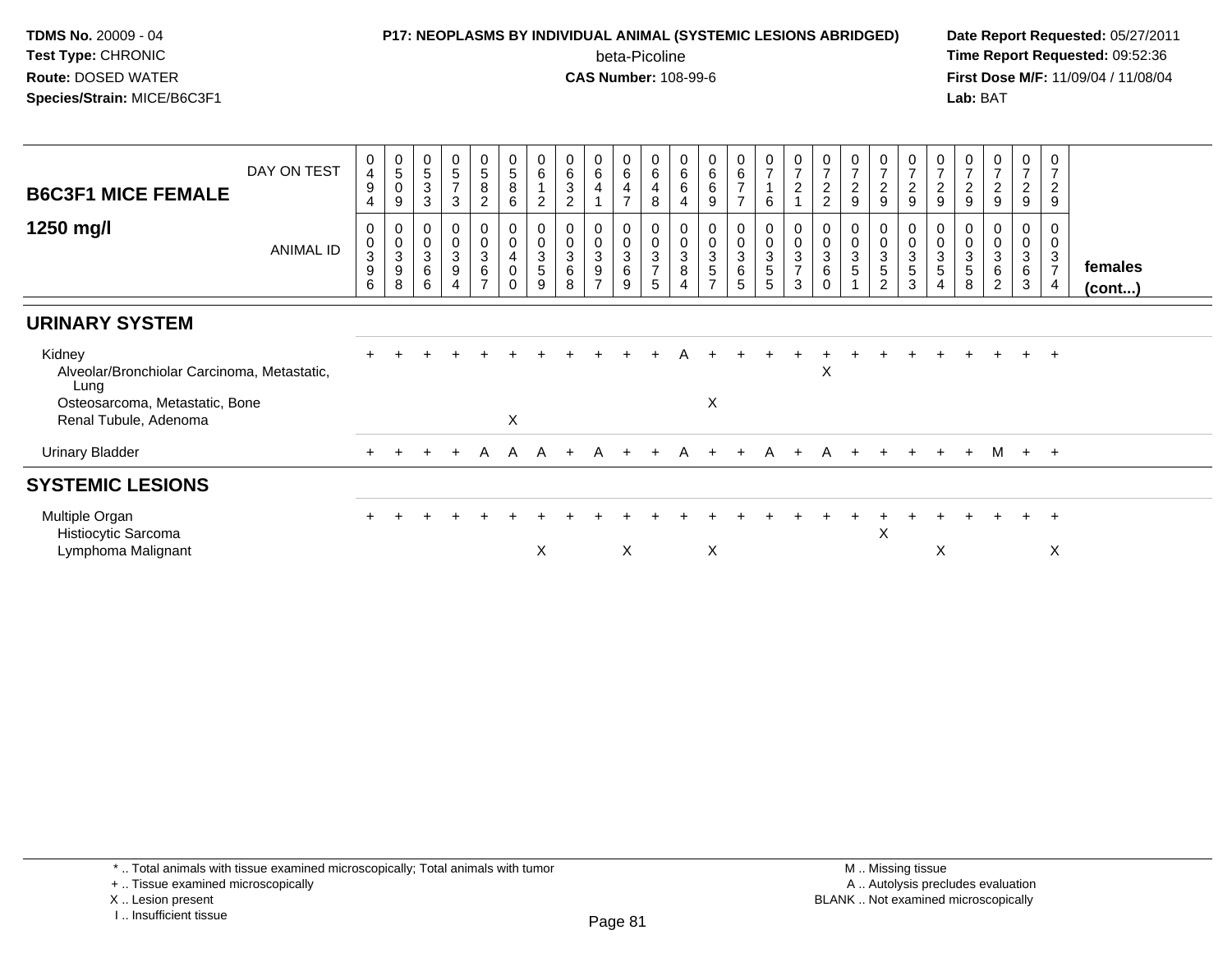**TDMS No.** 20009 - 04
**Test Type:** CHRONIC
**Route:** DOSED WATER
**Species/Strain:** MICE/B6C3F1

**P17: NEOPLASMS BY INDIVIDUAL ANIMAL (SYSTEMIC LESIONS ABRIDGED)**
beta-Picoline
**CAS Number:** 108-99-6

**Date Report Requested:** 05/27/2011
**Time Report Requested:** 09:52:36
**First Dose M/F:** 11/09/04 / 11/08/04
**Lab:** BAT

## B6C3F1 MICE FEMALE 1250 mg/l

| DAY ON TEST | 0494 | 0509 | 0533 | 0573 | 0582 | 0586 | 0612 | 0632 | 0641 | 0647 | 0648 | 0664 | 0669 | 0677 | 0716 | 0721 | 0722 | 0729 | 0729 | 0729 | 0729 | 0729 | 0729 | 0729 | 0729 | |
|---|---|---|---|---|---|---|---|---|---|---|---|---|---|---|---|---|---|---|---|---|---|---|---|---|---|---|
| **ANIMAL ID** | 00396 | 00398 | 00366 | 00394 | 00367 | 00400 | 00359 | 00368 | 00397 | 00369 | 00375 | 00384 | 00357 | 00365 | 00355 | 00373 | 00360 | 00351 | 00352 | 00353 | 00354 | 00358 | 00362 | 00363 | 00374 | **females (cont...)** |
| **URINARY SYSTEM** | | | | | | | | | | | | | | | | | | | | | | | | | | |
| Kidney | + | + | + | + | + | + | + | + | + | + | + | A | + | + | + | + | + | + | + | + | + | + | + | + | + | |
| Alveolar/Bronchiolar Carcinoma, Metastatic, Lung | | | | | | | | | | | | | | | | | X | | | | | | | | | |
| Osteosarcoma, Metastatic, Bone | | | | | | | | | | | | | X | | | | | | | | | | | | | |
| Renal Tubule, Adenoma | | | | | | X | | | | | | | | | | | | | | | | | | | | |
| Urinary Bladder | + | + | + | + | A | A | A | + | A | + | + | A | + | + | A | + | A | + | + | + | + | + | M | + | + | |
| **SYSTEMIC LESIONS** | | | | | | | | | | | | | | | | | | | | | | | | | | |
| Multiple Organ | + | + | + | + | + | + | + | + | + | + | + | + | + | + | + | + | + | + | + | + | + | + | + | + | + | |
| Histiocytic Sarcoma | | | | | | | | | | | | | | | | | | | X | | | | | | | |
| Lymphoma Malignant | | | | | | | X | | | X | | | X | | | | | | | | X | | | | X | |

\* .. Total animals with tissue examined microscopically; Total animals with tumor
\+ .. Tissue examined microscopically
X .. Lesion present
I .. Insufficient tissue

M .. Missing tissue
A .. Autolysis precludes evaluation
BLANK .. Not examined microscopically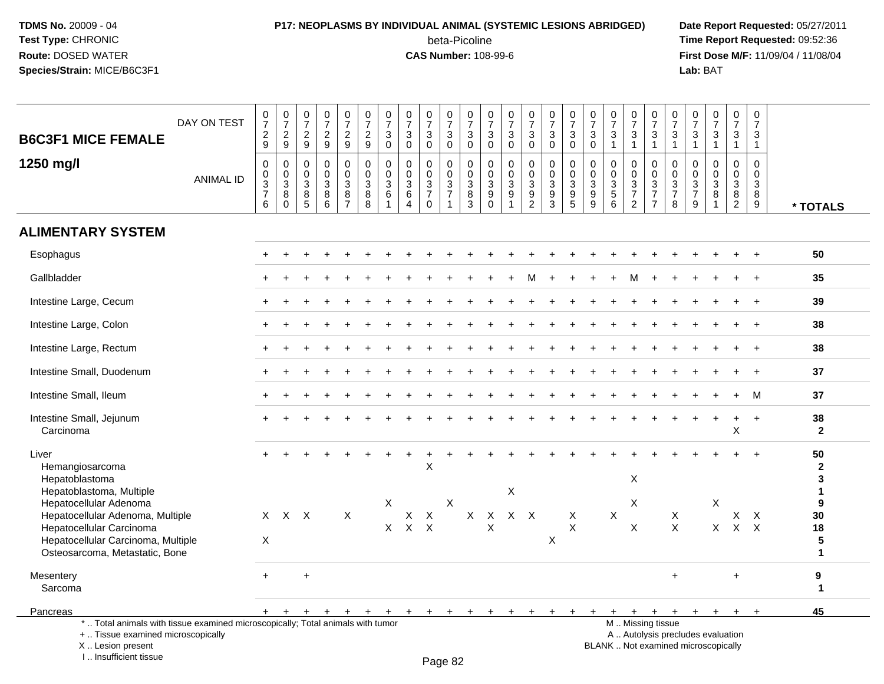**TDMS No.** 20009 - 04
**Test Type:** CHRONIC
**Route:** DOSED WATER
**Species/Strain:** MICE/B6C3F1

**P17: NEOPLASMS BY INDIVIDUAL ANIMAL (SYSTEMIC LESIONS ABRIDGED)**
beta-Picoline
**CAS Number:** 108-99-6

**Date Report Requested:** 05/27/2011
**Time Report Requested:** 09:52:36
**First Dose M/F:** 11/09/04 / 11/08/04
**Lab:** BAT

## B6C3F1 MICE FEMALE 1250 mg/l

| DAY ON TEST | 0729 | 0729 | 0729 | 0729 | 0729 | 0729 | 0730 | 0730 | 0730 | 0730 | 0730 | 0730 | 0730 | 0730 | 0730 | 0730 | 0730 | 0731 | 0731 | 0731 | 0731 | 0731 | 0731 | 0731 | 0731 | |
|---|---|---|---|---|---|---|---|---|---|---|---|---|---|---|---|---|---|---|---|---|---|---|---|---|---|---|
| **ANIMAL ID** | 0376 | 0380 | 0385 | 0386 | 0387 | 0388 | 0361 | 0364 | 0370 | 0371 | 0383 | 0390 | 0391 | 0392 | 0393 | 0395 | 0399 | 0356 | 0372 | 0377 | 0378 | 0379 | 0381 | 0382 | 0389 | *** TOTALS** |
| **ALIMENTARY SYSTEM** | | | | | | | | | | | | | | | | | | | | | | | | | | |
| Esophagus | + | + | + | + | + | + | + | + | + | + | + | + | + | + | + | + | + | + | + | + | + | + | + | + | + | **50** |
| Gallbladder | + | + | + | + | + | + | + | + | + | + | + | + | + | M | + | + | + | + | M | + | + | + | + | + | + | **35** |
| Intestine Large, Cecum | + | + | + | + | + | + | + | + | + | + | + | + | + | + | + | + | + | + | + | + | + | + | + | + | + | **39** |
| Intestine Large, Colon | + | + | + | + | + | + | + | + | + | + | + | + | + | + | + | + | + | + | + | + | + | + | + | + | + | **38** |
| Intestine Large, Rectum | + | + | + | + | + | + | + | + | + | + | + | + | + | + | + | + | + | + | + | + | + | + | + | + | + | **38** |
| Intestine Small, Duodenum | + | + | + | + | + | + | + | + | + | + | + | + | + | + | + | + | + | + | + | + | + | + | + | + | + | **37** |
| Intestine Small, Ileum | + | + | + | + | + | + | + | + | + | + | + | + | + | + | + | + | + | + | + | + | + | + | + | + | M | **37** |
| Intestine Small, Jejunum | + | + | + | + | + | + | + | + | + | + | + | + | + | + | + | + | + | + | + | + | + | + | + | + | + | **38** |
| Carcinoma | | | | | | | | | | | | | | | | | | | | | | | | X | | **2** |
| Liver | + | + | + | + | + | + | + | + | + | + | + | + | + | + | + | + | + | + | + | + | + | + | + | + | + | **50** |
| Hemangiosarcoma | | | | | | | | | X | | | | | | | | | | | | | | | | | **2** |
| Hepatoblastoma | | | | | | | | | | | | | | | | | | | X | | | | | | | **3** |
| Hepatoblastoma, Multiple | | | | | | | | | | | | | X | | | | | | | | | | | | | **1** |
| Hepatocellular Adenoma | | | | | | | X | | | X | | | | | | | | | X | | | | X | | | **9** |
| Hepatocellular Adenoma, Multiple | X | X | X | | X | | | X | X | | X | X | X | X | | X | | X | | | X | | | X | X | **30** |
| Hepatocellular Carcinoma | | | | | | | X | X | X | | | X | | | | X | | | X | | X | | X | X | X | **18** |
| Hepatocellular Carcinoma, Multiple | X | | | | | | | | | | | | | | X | | | | | | | | | | | **5** |
| Osteosarcoma, Metastatic, Bone | | | | | | | | | | | | | | | | | | | | | | | | | | **1** |
| Mesentery | + | | + | | | | | | | | | | | | | | | | | | + | | | + | | **9** |
| Sarcoma | | | | | | | | | | | | | | | | | | | | | | | | | | **1** |
| Pancreas | + | + | + | + | + | + | + | + | + | + | + | + | + | + | + | + | + | + | + | + | + | + | + | + | + | **45** |

\* .. Total animals with tissue examined microscopically; Total animals with tumor
\+ .. Tissue examined microscopically
X .. Lesion present
I .. Insufficient tissue

M .. Missing tissue
A .. Autolysis precludes evaluation
BLANK .. Not examined microscopically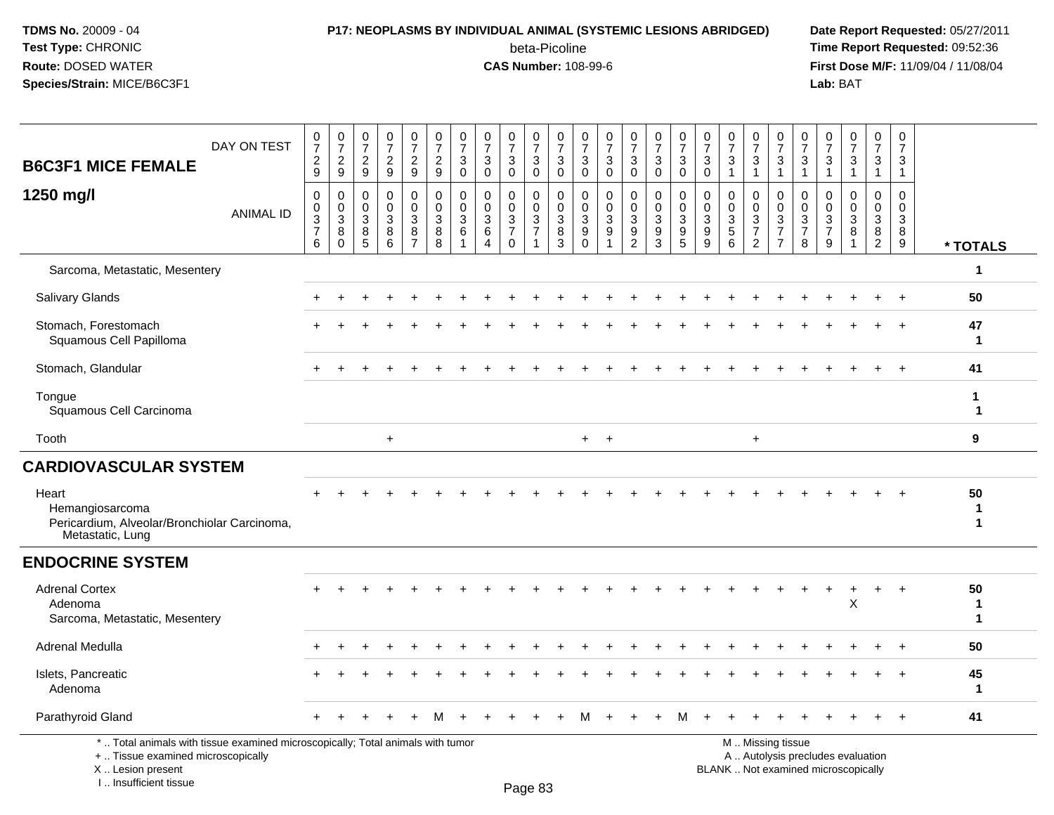**TDMS No.** 20009 - 04
**Test Type:** CHRONIC
**Route:** DOSED WATER
**Species/Strain:** MICE/B6C3F1

**P17: NEOPLASMS BY INDIVIDUAL ANIMAL (SYSTEMIC LESIONS ABRIDGED)**
beta-Picoline
**CAS Number:** 108-99-6

**Date Report Requested:** 05/27/2011
**Time Report Requested:** 09:52:36
**First Dose M/F:** 11/09/04 / 11/08/04
**Lab:** BAT

| B6C3F1 MICE FEMALE — DAY ON TEST | 0729 | 0729 | 0729 | 0729 | 0729 | 0729 | 0730 | 0730 | 0730 | 0730 | 0730 | 0730 | 0730 | 0730 | 0730 | 0730 | 0730 | 0731 | 0731 | 0731 | 0731 | 0731 | 0731 | 0731 | 0731 | |
|---|---|---|---|---|---|---|---|---|---|---|---|---|---|---|---|---|---|---|---|---|---|---|---|---|---|---|
| **1250 mg/l** — ANIMAL ID | 0376 | 0380 | 0385 | 0386 | 0387 | 0388 | 0361 | 0364 | 0370 | 0371 | 0383 | 0390 | 0391 | 0392 | 0393 | 0395 | 0399 | 0356 | 0372 | 0377 | 0378 | 0379 | 0381 | 0382 | 0389 | * TOTALS |
| Sarcoma, Metastatic, Mesentery | | | | | | | | | | | | | | | | | | | | | | | | | | 1 |
| Salivary Glands | + | + | + | + | + | + | + | + | + | + | + | + | + | + | + | + | + | + | + | + | + | + | + | + | + | 50 |
| Stomach, Forestomach | + | + | + | + | + | + | + | + | + | + | + | + | + | + | + | + | + | + | + | + | + | + | + | + | + | 47 |
| Squamous Cell Papilloma | | | | | | | | | | | | | | | | | | | | | | | | | | 1 |
| Stomach, Glandular | + | + | + | + | + | + | + | + | + | + | + | + | + | + | + | + | + | + | + | + | + | + | + | + | + | 41 |
| Tongue | | | | | | | | | | | | | | | | | | | | | | | | | | 1 |
| Squamous Cell Carcinoma | | | | | | | | | | | | | | | | | | | | | | | | | | 1 |
| Tooth | | | | + | | | | | | | | + | + | | | | | | + | | | | | | | 9 |
| **CARDIOVASCULAR SYSTEM** | | | | | | | | | | | | | | | | | | | | | | | | | | |
| Heart | + | + | + | + | + | + | + | + | + | + | + | + | + | + | + | + | + | + | + | + | + | + | + | + | + | 50 |
| Hemangiosarcoma | | | | | | | | | | | | | | | | | | | | | | | | | | 1 |
| Pericardium, Alveolar/Bronchiolar Carcinoma, Metastatic, Lung | | | | | | | | | | | | | | | | | | | | | | | | | | 1 |
| **ENDOCRINE SYSTEM** | | | | | | | | | | | | | | | | | | | | | | | | | | |
| Adrenal Cortex | + | + | + | + | + | + | + | + | + | + | + | + | + | + | + | + | + | + | + | + | + | + | + | + | + | 50 |
| Adenoma | | | | | | | | | | | | | | | | | | | | | | | X | | | 1 |
| Sarcoma, Metastatic, Mesentery | | | | | | | | | | | | | | | | | | | | | | | | | | 1 |
| Adrenal Medulla | + | + | + | + | + | + | + | + | + | + | + | + | + | + | + | + | + | + | + | + | + | + | + | + | + | 50 |
| Islets, Pancreatic | + | + | + | + | + | + | + | + | + | + | + | + | + | + | + | + | + | + | + | + | + | + | + | + | + | 45 |
| Adenoma | | | | | | | | | | | | | | | | | | | | | | | | | | 1 |
| Parathyroid Gland | + | + | + | + | + | M | + | + | + | + | + | M | + | + | + | M | + | + | + | + | + | + | + | + | + | 41 |

\* .. Total animals with tissue examined microscopically; Total animals with tumor
\+ .. Tissue examined microscopically
X .. Lesion present
I .. Insufficient tissue

M .. Missing tissue
A .. Autolysis precludes evaluation
BLANK .. Not examined microscopically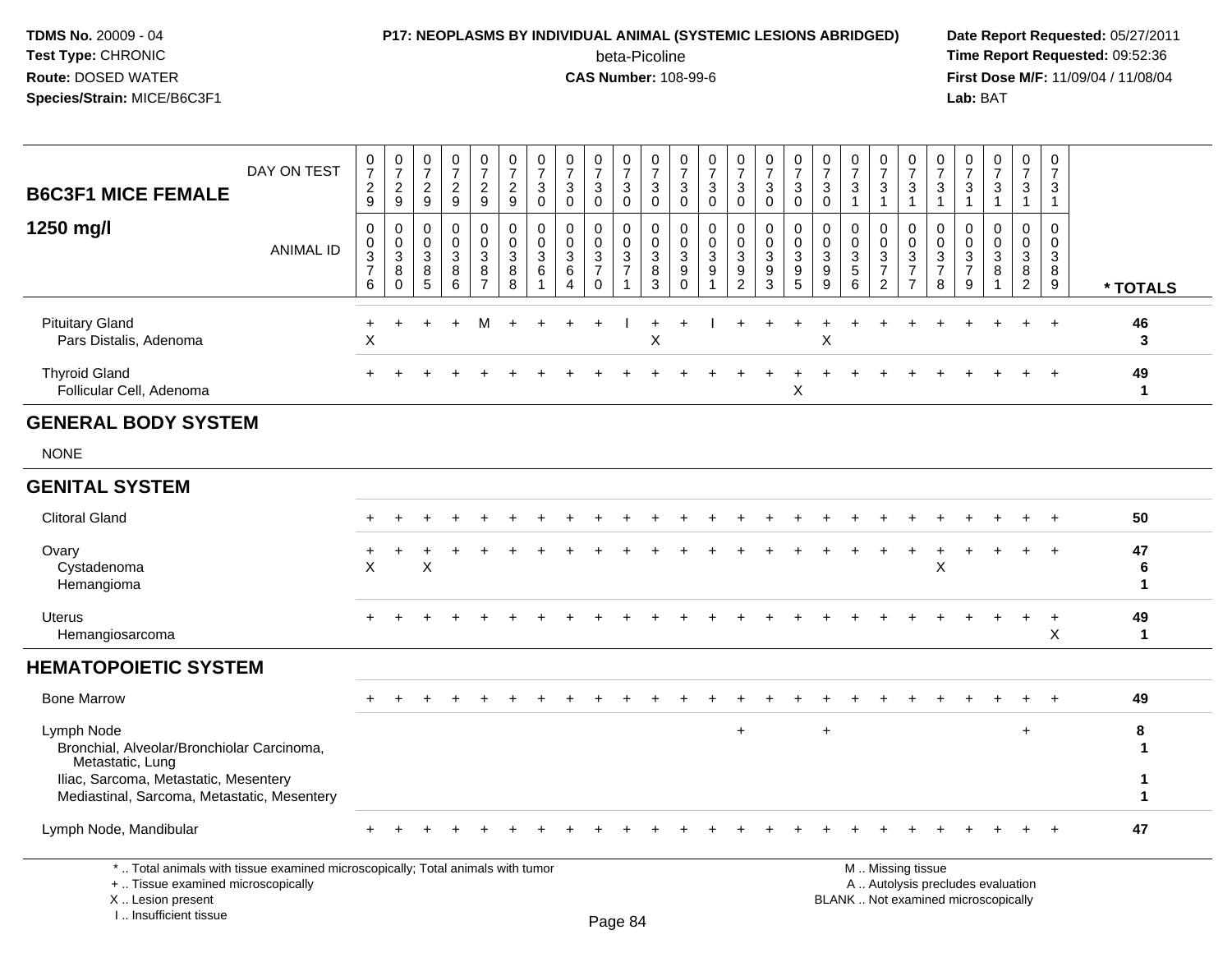**TDMS No.** 20009 - 04
**Test Type:** CHRONIC
**Route:** DOSED WATER
**Species/Strain:** MICE/B6C3F1

**P17: NEOPLASMS BY INDIVIDUAL ANIMAL (SYSTEMIC LESIONS ABRIDGED)**
beta-Picoline
**CAS Number:** 108-99-6

**Date Report Requested:** 05/27/2011
**Time Report Requested:** 09:52:36
**First Dose M/F:** 11/09/04 / 11/08/04
**Lab:** BAT

## B6C3F1 MICE FEMALE 1250 mg/l

| DAY ON TEST | 0729 | 0729 | 0729 | 0729 | 0729 | 0729 | 0730 | 0730 | 0730 | 0730 | 0730 | 0730 | 0730 | 0730 | 0730 | 0730 | 0730 | 0731 | 0731 | 0731 | 0731 | 0731 | 0731 | 0731 | 0731 | |
|---|---|---|---|---|---|---|---|---|---|---|---|---|---|---|---|---|---|---|---|---|---|---|---|---|---|---|
| **ANIMAL ID** | 0376 | 0380 | 0385 | 0386 | 0387 | 0388 | 0361 | 0364 | 0370 | 0371 | 0383 | 0390 | 0391 | 0392 | 0393 | 0395 | 0399 | 0356 | 0372 | 0377 | 0378 | 0379 | 0381 | 0382 | 0389 | *** TOTALS** |
| Pituitary Gland | + | + | + | + | M | + | + | + | + | I | + | + | I | + | + | + | + | + | + | + | + | + | + | + | + | 46 |
| Pars Distalis, Adenoma | X | | | | | | | | | | X | | | | | | X | | | | | | | | | 3 |
| Thyroid Gland | + | + | + | + | + | + | + | + | + | + | + | + | + | + | + | + | + | + | + | + | + | + | + | + | + | 49 |
| Follicular Cell, Adenoma | | | | | | | | | | | | | | | | X | | | | | | | | | | 1 |
| **GENERAL BODY SYSTEM** | | | | | | | | | | | | | | | | | | | | | | | | | | |
| NONE | | | | | | | | | | | | | | | | | | | | | | | | | | |
| **GENITAL SYSTEM** | | | | | | | | | | | | | | | | | | | | | | | | | | |
| Clitoral Gland | + | + | + | + | + | + | + | + | + | + | + | + | + | + | + | + | + | + | + | + | + | + | + | + | + | 50 |
| Ovary | + | + | + | + | + | + | + | + | + | + | + | + | + | + | + | + | + | + | + | + | + | + | + | + | + | 47 |
| Cystadenoma | X | | X | | | | | | | | | | | | | | | | | | X | | | | | 6 |
| Hemangioma | | | | | | | | | | | | | | | | | | | | | | | | | | 1 |
| Uterus | + | + | + | + | + | + | + | + | + | + | + | + | + | + | + | + | + | + | + | + | + | + | + | + | + | 49 |
| Hemangiosarcoma | | | | | | | | | | | | | | | | | | | | | | | | | X | 1 |
| **HEMATOPOIETIC SYSTEM** | | | | | | | | | | | | | | | | | | | | | | | | | | |
| Bone Marrow | + | + | + | + | + | + | + | + | + | + | + | + | + | + | + | + | + | + | + | + | + | + | + | + | + | 49 |
| Lymph Node | | | | | | | | | | | | | | + | | | + | | | | | | | + | | 8 |
| Bronchial, Alveolar/Bronchiolar Carcinoma, Metastatic, Lung | | | | | | | | | | | | | | | | | | | | | | | | | | 1 |
| Iliac, Sarcoma, Metastatic, Mesentery | | | | | | | | | | | | | | | | | | | | | | | | | | 1 |
| Mediastinal, Sarcoma, Metastatic, Mesentery | | | | | | | | | | | | | | | | | | | | | | | | | | 1 |
| Lymph Node, Mandibular | + | + | + | + | + | + | + | + | + | + | + | + | + | + | + | + | + | + | + | + | + | + | + | + | + | 47 |

\* .. Total animals with tissue examined microscopically; Total animals with tumor
\+ .. Tissue examined microscopically
X .. Lesion present
I .. Insufficient tissue

M .. Missing tissue
A .. Autolysis precludes evaluation
BLANK .. Not examined microscopically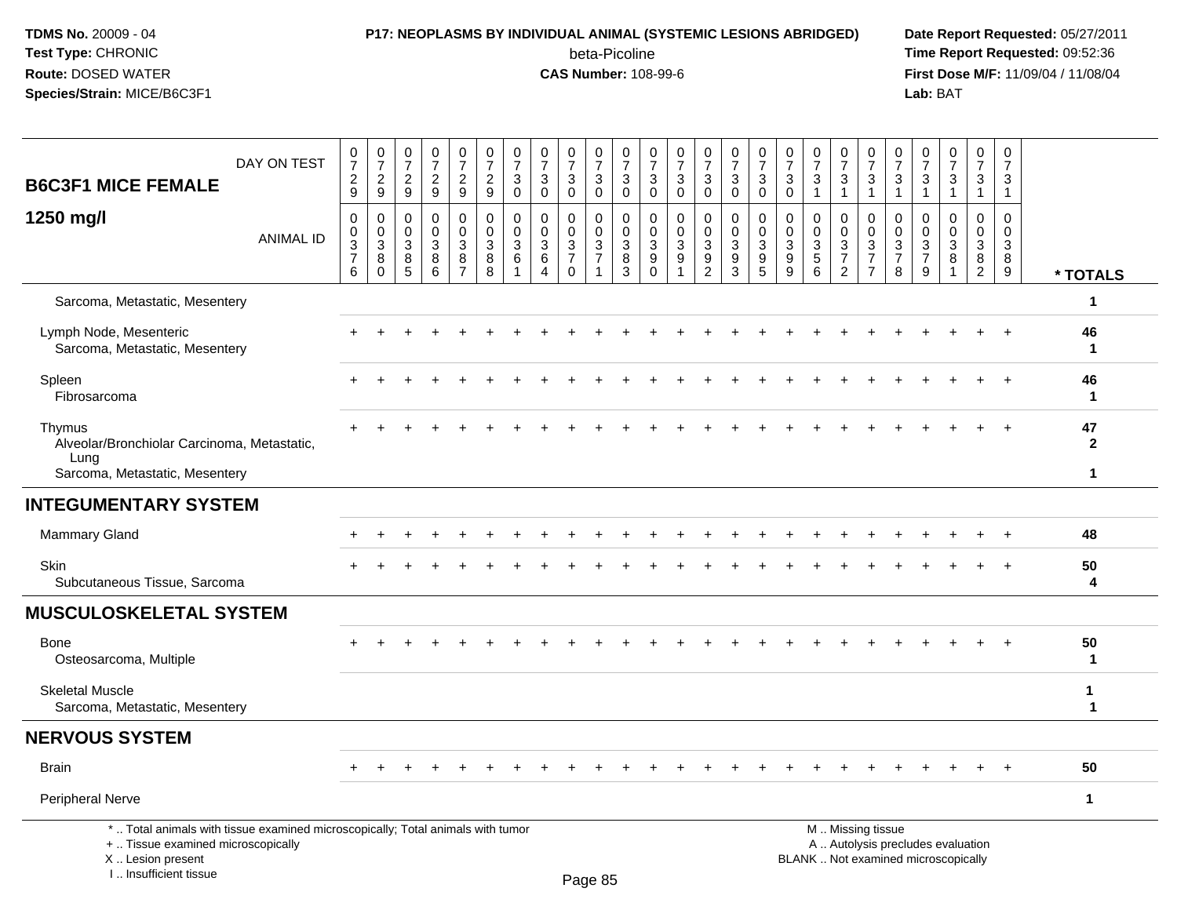**TDMS No.** 20009 - 04
**Test Type:** CHRONIC
**Route:** DOSED WATER
**Species/Strain:** MICE/B6C3F1

**P17: NEOPLASMS BY INDIVIDUAL ANIMAL (SYSTEMIC LESIONS ABRIDGED)**
beta-Picoline
**CAS Number:** 108-99-6

**Date Report Requested:** 05/27/2011
**Time Report Requested:** 09:52:36
**First Dose M/F:** 11/09/04 / 11/08/04
**Lab:** BAT

| B6C3F1 MICE FEMALE 1250 mg/l — DAY ON TEST | 0729 | 0729 | 0729 | 0729 | 0729 | 0729 | 0730 | 0730 | 0730 | 0730 | 0730 | 0730 | 0730 | 0730 | 0730 | 0730 | 0730 | 0731 | 0731 | 0731 | 0731 | 0731 | 0731 | 0731 | 0731 | |
|---|---|---|---|---|---|---|---|---|---|---|---|---|---|---|---|---|---|---|---|---|---|---|---|---|---|---|
| **ANIMAL ID** | 00376 | 00380 | 00385 | 00386 | 00387 | 00388 | 00361 | 00364 | 00370 | 00371 | 00383 | 00390 | 00391 | 00392 | 00393 | 00395 | 00399 | 00356 | 00372 | 00377 | 00378 | 00379 | 00381 | 00382 | 00389 | *** TOTALS** |
| Sarcoma, Metastatic, Mesentery | | | | | | | | | | | | | | | | | | | | | | | | | | 1 |
| Lymph Node, Mesenteric | + | + | + | + | + | + | + | + | + | + | + | + | + | + | + | + | + | + | + | + | + | + | + | + | + | 46 |
| Sarcoma, Metastatic, Mesentery | | | | | | | | | | | | | | | | | | | | | | | | | | 1 |
| Spleen | + | + | + | + | + | + | + | + | + | + | + | + | + | + | + | + | + | + | + | + | + | + | + | + | + | 46 |
| Fibrosarcoma | | | | | | | | | | | | | | | | | | | | | | | | | | 1 |
| Thymus | + | + | + | + | + | + | + | + | + | + | + | + | + | + | + | + | + | + | + | + | + | + | + | + | + | 47 |
| Alveolar/Bronchiolar Carcinoma, Metastatic, Lung | | | | | | | | | | | | | | | | | | | | | | | | | | 2 |
| Sarcoma, Metastatic, Mesentery | | | | | | | | | | | | | | | | | | | | | | | | | | 1 |
| **INTEGUMENTARY SYSTEM** | | | | | | | | | | | | | | | | | | | | | | | | | | |
| Mammary Gland | + | + | + | + | + | + | + | + | + | + | + | + | + | + | + | + | + | + | + | + | + | + | + | + | + | 48 |
| Skin | + | + | + | + | + | + | + | + | + | + | + | + | + | + | + | + | + | + | + | + | + | + | + | + | + | 50 |
| Subcutaneous Tissue, Sarcoma | | | | | | | | | | | | | | | | | | | | | | | | | | 4 |
| **MUSCULOSKELETAL SYSTEM** | | | | | | | | | | | | | | | | | | | | | | | | | | |
| Bone | + | + | + | + | + | + | + | + | + | + | + | + | + | + | + | + | + | + | + | + | + | + | + | + | + | 50 |
| Osteosarcoma, Multiple | | | | | | | | | | | | | | | | | | | | | | | | | | 1 |
| Skeletal Muscle | | | | | | | | | | | | | | | | | | | | | | | | | | 1 |
| Sarcoma, Metastatic, Mesentery | | | | | | | | | | | | | | | | | | | | | | | | | | 1 |
| **NERVOUS SYSTEM** | | | | | | | | | | | | | | | | | | | | | | | | | | |
| Brain | + | + | + | + | + | + | + | + | + | + | + | + | + | + | + | + | + | + | + | + | + | + | + | + | + | 50 |
| Peripheral Nerve | | | | | | | | | | | | | | | | | | | | | | | | | | 1 |

\* .. Total animals with tissue examined microscopically; Total animals with tumor
\+ .. Tissue examined microscopically
X .. Lesion present
I .. Insufficient tissue

M .. Missing tissue
A .. Autolysis precludes evaluation
BLANK .. Not examined microscopically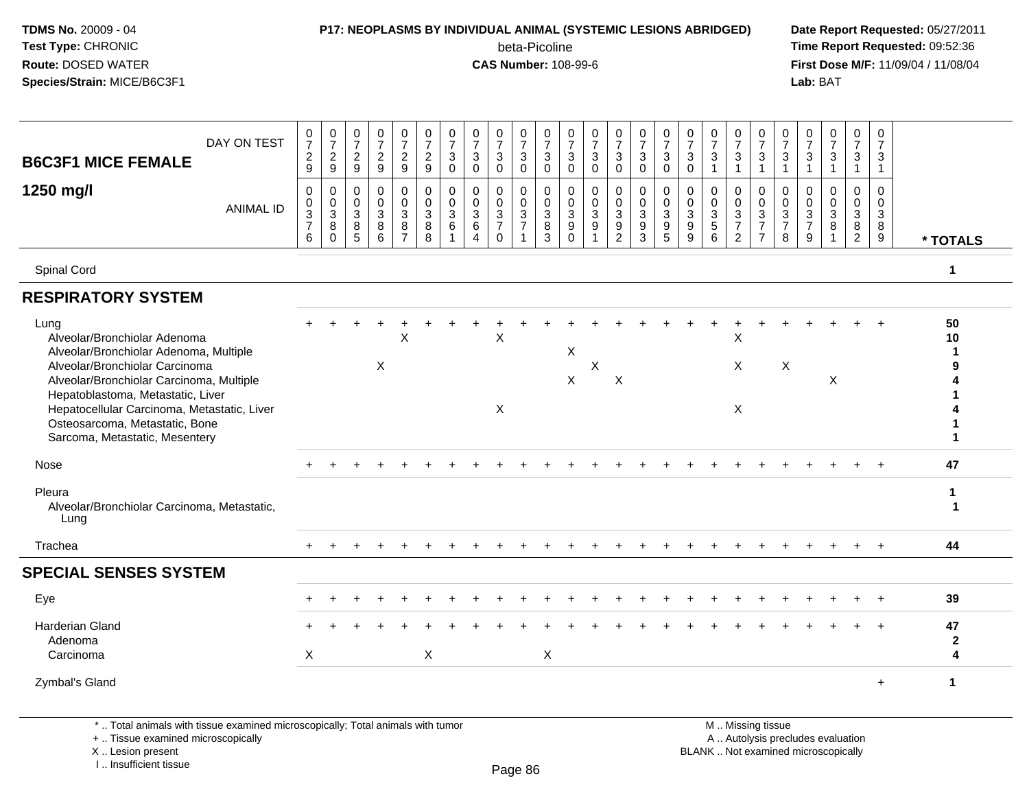**TDMS No.** 20009 - 04
**Test Type:** CHRONIC
**Route:** DOSED WATER
**Species/Strain:** MICE/B6C3F1

**P17: NEOPLASMS BY INDIVIDUAL ANIMAL (SYSTEMIC LESIONS ABRIDGED)**
beta-Picoline
**CAS Number:** 108-99-6

**Date Report Requested:** 05/27/2011
**Time Report Requested:** 09:52:36
**First Dose M/F:** 11/09/04 / 11/08/04
**Lab:** BAT

## B6C3F1 MICE FEMALE 1250 mg/l

| DAY ON TEST | 0729 | 0729 | 0729 | 0729 | 0729 | 0729 | 0730 | 0730 | 0730 | 0730 | 0730 | 0730 | 0730 | 0730 | 0730 | 0730 | 0730 | 0731 | 0731 | 0731 | 0731 | 0731 | 0731 | 0731 | 0731 | |
|---|---|---|---|---|---|---|---|---|---|---|---|---|---|---|---|---|---|---|---|---|---|---|---|---|---|---|
| **ANIMAL ID** | 0376 | 0380 | 0385 | 0386 | 0387 | 0388 | 0361 | 0364 | 0370 | 0371 | 0383 | 0390 | 0391 | 0392 | 0393 | 0395 | 0399 | 0356 | 0372 | 0377 | 0378 | 0379 | 0381 | 0382 | 0389 | *** TOTALS** |
| Spinal Cord | | | | | | | | | | | | | | | | | | | | | | | | | | 1 |
| **RESPIRATORY SYSTEM** | | | | | | | | | | | | | | | | | | | | | | | | | | |
| Lung | + | + | + | + | + | + | + | + | + | + | + | + | + | + | + | + | + | + | + | + | + | + | + | + | + | 50 |
| Alveolar/Bronchiolar Adenoma | | | | | X | | | | X | | | | | | | | | | X | | | | | | | 10 |
| Alveolar/Bronchiolar Adenoma, Multiple | | | | | | | | | | | | X | | | | | | | | | | | | | | 1 |
| Alveolar/Bronchiolar Carcinoma | | | | X | | | | | | | | | X | | | | | | X | | X | | | | | 9 |
| Alveolar/Bronchiolar Carcinoma, Multiple | | | | | | | | | | | | X | | X | | | | | | | | | X | | | 4 |
| Hepatoblastoma, Metastatic, Liver | | | | | | | | | | | | | | | | | | | | | | | | | | 1 |
| Hepatocellular Carcinoma, Metastatic, Liver | | | | | | | | | X | | | | | | | | | | X | | | | | | | 4 |
| Osteosarcoma, Metastatic, Bone | | | | | | | | | | | | | | | | | | | | | | | | | | 1 |
| Sarcoma, Metastatic, Mesentery | | | | | | | | | | | | | | | | | | | | | | | | | | 1 |
| Nose | + | + | + | + | + | + | + | + | + | + | + | + | + | + | + | + | + | + | + | + | + | + | + | + | + | 47 |
| Pleura | | | | | | | | | | | | | | | | | | | | | | | | | | 1 |
| Alveolar/Bronchiolar Carcinoma, Metastatic, Lung | | | | | | | | | | | | | | | | | | | | | | | | | | 1 |
| Trachea | + | + | + | + | + | + | + | + | + | + | + | + | + | + | + | + | + | + | + | + | + | + | + | + | + | 44 |
| **SPECIAL SENSES SYSTEM** | | | | | | | | | | | | | | | | | | | | | | | | | | |
| Eye | + | + | + | + | + | + | + | + | + | + | + | + | + | + | + | + | + | + | + | + | + | + | + | + | + | 39 |
| Harderian Gland | + | + | + | + | + | + | + | + | + | + | + | + | + | + | + | + | + | + | + | + | + | + | + | + | + | 47 |
| Adenoma | | | | | | | | | | | | | | | | | | | | | | | | | | 2 |
| Carcinoma | X | | | | | X | | | | | X | | | | | | | | | | | | | | | 4 |
| Zymbal's Gland | | | | | | | | | | | | | | | | | | | | | | | | | + | 1 |

\* .. Total animals with tissue examined microscopically; Total animals with tumor
\+ .. Tissue examined microscopically
X .. Lesion present
I .. Insufficient tissue

M .. Missing tissue
A .. Autolysis precludes evaluation
BLANK .. Not examined microscopically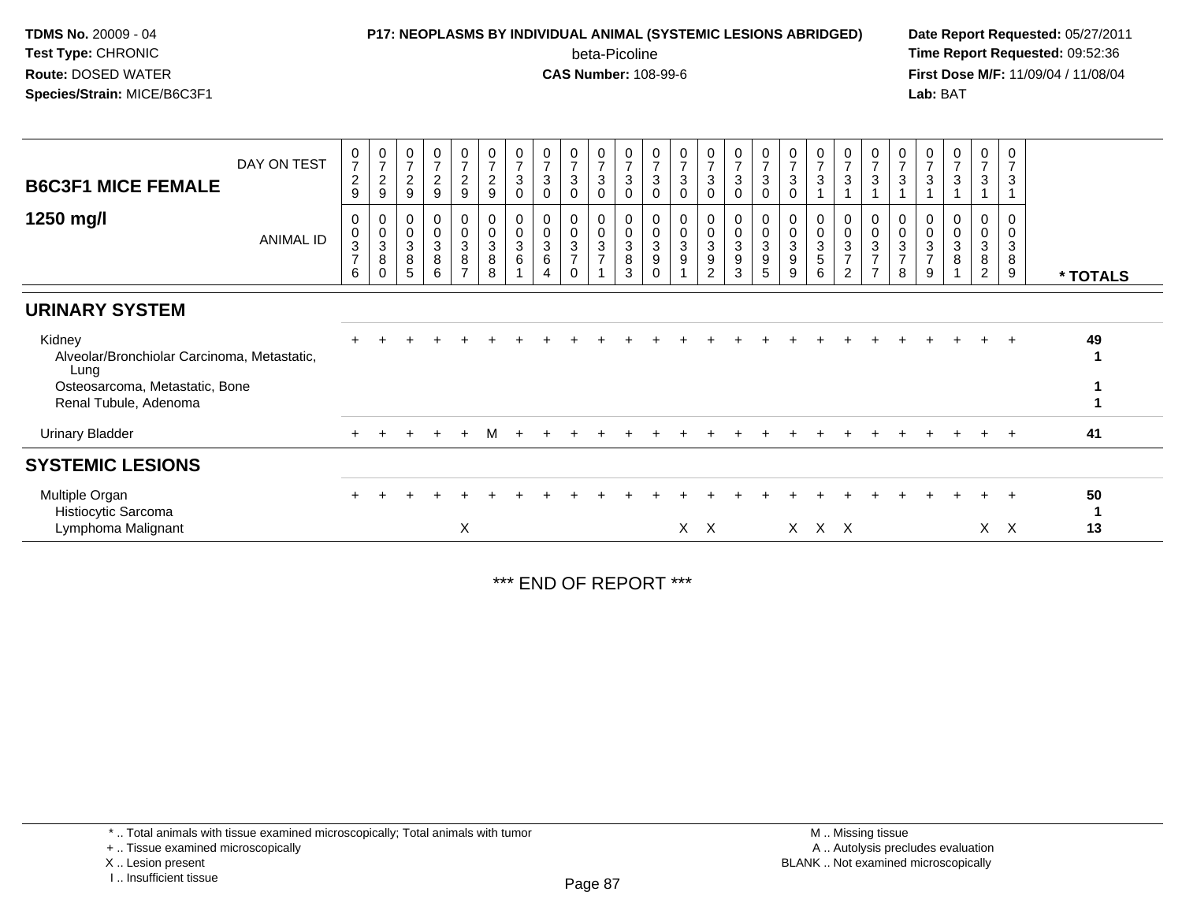**TDMS No.** 20009 - 04
**Test Type:** CHRONIC
**Route:** DOSED WATER
**Species/Strain:** MICE/B6C3F1

**P17: NEOPLASMS BY INDIVIDUAL ANIMAL (SYSTEMIC LESIONS ABRIDGED)**
beta-Picoline
**CAS Number:** 108-99-6

**Date Report Requested:** 05/27/2011
**Time Report Requested:** 09:52:36
**First Dose M/F:** 11/09/04 / 11/08/04
**Lab:** BAT

## B6C3F1 MICE FEMALE 1250 mg/l

| DAY ON TEST | 0729 | 0729 | 0729 | 0729 | 0729 | 0729 | 0730 | 0730 | 0730 | 0730 | 0730 | 0730 | 0730 | 0730 | 0730 | 0730 | 0730 | 0731 | 0731 | 0731 | 0731 | 0731 | 0731 | 0731 | 0731 | |
|---|---|---|---|---|---|---|---|---|---|---|---|---|---|---|---|---|---|---|---|---|---|---|---|---|---|---|
| ANIMAL ID | 00376 | 00380 | 00385 | 00386 | 00387 | 00388 | 00361 | 00364 | 00370 | 00371 | 00383 | 00390 | 00391 | 00392 | 00393 | 00395 | 00399 | 00356 | 00372 | 00377 | 00378 | 00379 | 00381 | 00382 | 00389 | * TOTALS |
| **URINARY SYSTEM** | | | | | | | | | | | | | | | | | | | | | | | | | | |
| Kidney | + | + | + | + | + | + | + | + | + | + | + | + | + | + | + | + | + | + | + | + | + | + | + | + | + | 49 |
| Alveolar/Bronchiolar Carcinoma, Metastatic, Lung | | | | | | | | | | | | | | | | | | | | | | | | | | 1 |
| Osteosarcoma, Metastatic, Bone | | | | | | | | | | | | | | | | | | | | | | | | | | 1 |
| Renal Tubule, Adenoma | | | | | | | | | | | | | | | | | | | | | | | | | | 1 |
| Urinary Bladder | + | + | + | + | + | M | + | + | + | + | + | + | + | + | + | + | + | + | + | + | + | + | + | + | + | 41 |
| **SYSTEMIC LESIONS** | | | | | | | | | | | | | | | | | | | | | | | | | | |
| Multiple Organ | + | + | + | + | + | + | + | + | + | + | + | + | + | + | + | + | + | + | + | + | + | + | + | + | + | 50 |
| Histiocytic Sarcoma | | | | | | | | | | | | | | | | | | | | | | | | | | 1 |
| Lymphoma Malignant | | | | | X | | | | | | | | X | X | | | X | X | X | | | | | X | X | 13 |

*** END OF REPORT ***

* .. Total animals with tissue examined microscopically; Total animals with tumor
+ .. Tissue examined microscopically
X .. Lesion present
I .. Insufficient tissue

M .. Missing tissue
A .. Autolysis precludes evaluation
BLANK .. Not examined microscopically